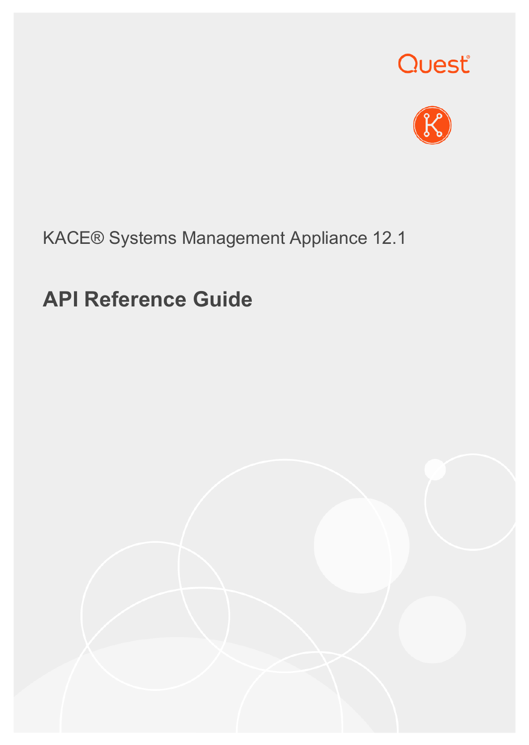Quest

KACE® Systems Management Appliance 12.1

# API Reference Guide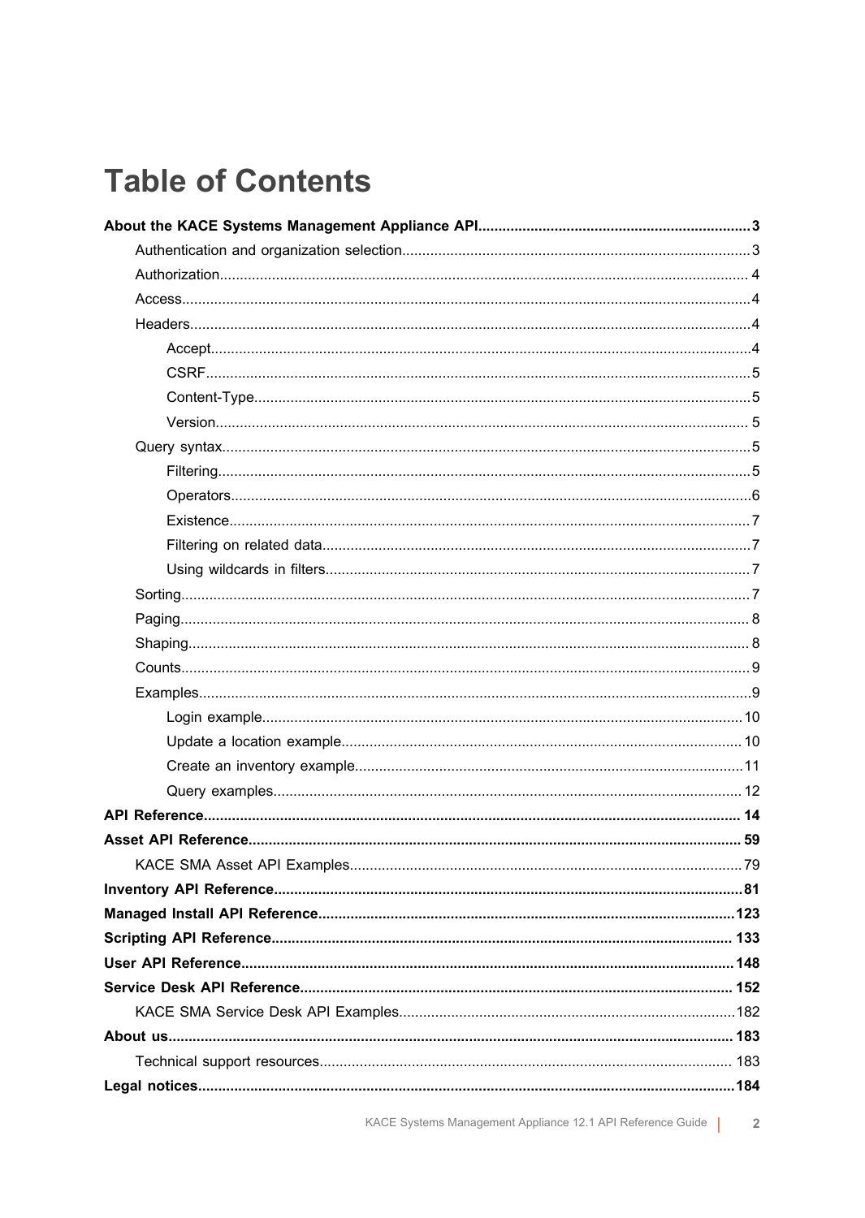# Table of Contents

**About the KACE Systems Management Appliance API** ... 3

- Authentication and organization selection ... 3
- Authorization ... 4
- Access ... 4
- Headers ... 4
  - Accept ... 4
  - CSRF ... 5
  - Content-Type ... 5
  - Version ... 5
- Query syntax ... 5
  - Filtering ... 5
  - Operators ... 6
  - Existence ... 7
  - Filtering on related data ... 7
  - Using wildcards in filters ... 7
- Sorting ... 7
- Paging ... 8
- Shaping ... 8
- Counts ... 9
- Examples ... 9
  - Login example ... 10
  - Update a location example ... 10
  - Create an inventory example ... 11
  - Query examples ... 12

**API Reference** ... 14

**Asset API Reference** ... 59

- KACE SMA Asset API Examples ... 79

**Inventory API Reference** ... 81

**Managed Install API Reference** ... 123

**Scripting API Reference** ... 133

**User API Reference** ... 148

**Service Desk API Reference** ... 152

- KACE SMA Service Desk API Examples ... 182

**About us** ... 183

- Technical support resources ... 183

**Legal notices** ... 184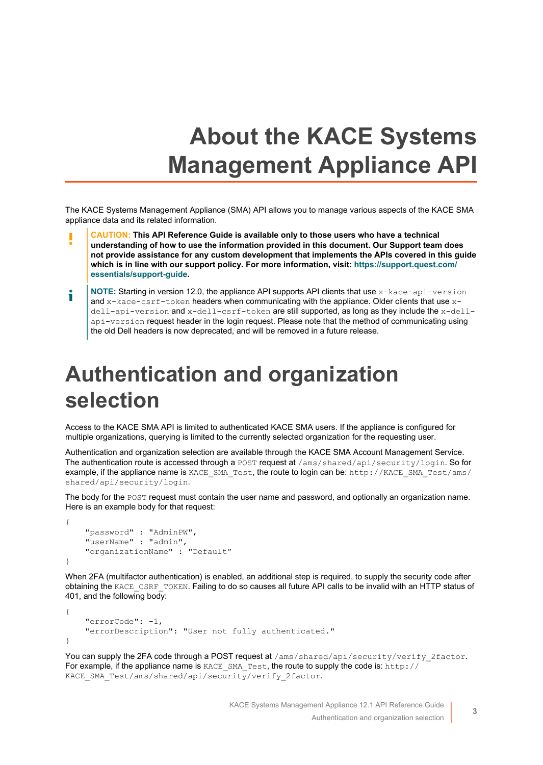# About the KACE Systems Management Appliance API

The KACE Systems Management Appliance (SMA) API allows you to manage various aspects of the KACE SMA appliance data and its related information.

> **CAUTION: This API Reference Guide is available only to those users who have a technical understanding of how to use the information provided in this document. Our Support team does not provide assistance for any custom development that implements the APIs covered in this guide which is in line with our support policy. For more information, visit: https://support.quest.com/essentials/support-guide.**

> **NOTE:** Starting in version 12.0, the appliance API supports API clients that use `x-kace-api-version` and `x-kace-csrf-token` headers when communicating with the appliance. Older clients that use `x-dell-api-version` and `x-dell-csrf-token` are still supported, as long as they include the `x-dell-api-version` request header in the login request. Please note that the method of communicating using the old Dell headers is now deprecated, and will be removed in a future release.

# Authentication and organization selection

Access to the KACE SMA API is limited to authenticated KACE SMA users. If the appliance is configured for multiple organizations, querying is limited to the currently selected organization for the requesting user.

Authentication and organization selection are available through the KACE SMA Account Management Service. The authentication route is accessed through a `POST` request at `/ams/shared/api/security/login`. So for example, if the appliance name is `KACE_SMA_Test`, the route to login can be: `http://KACE_SMA_Test/ams/shared/api/security/login`.

The body for the `POST` request must contain the user name and password, and optionally an organization name. Here is an example body for that request:

```
{
    "password" : "AdminPW",
    "userName" : "admin",
    "organizationName" : "Default"
}
```

When 2FA (multifactor authentication) is enabled, an additional step is required, to supply the security code after obtaining the `KACE_CSRF_TOKEN`. Failing to do so causes all future API calls to be invalid with an HTTP status of 401, and the following body:

```
{
    "errorCode": -1,
    "errorDescription": "User not fully authenticated."
}
```

You can supply the 2FA code through a POST request at `/ams/shared/api/security/verify_2factor`. For example, if the appliance name is `KACE_SMA_Test`, the route to supply the code is: `http://KACE_SMA_Test/ams/shared/api/security/verify_2factor`.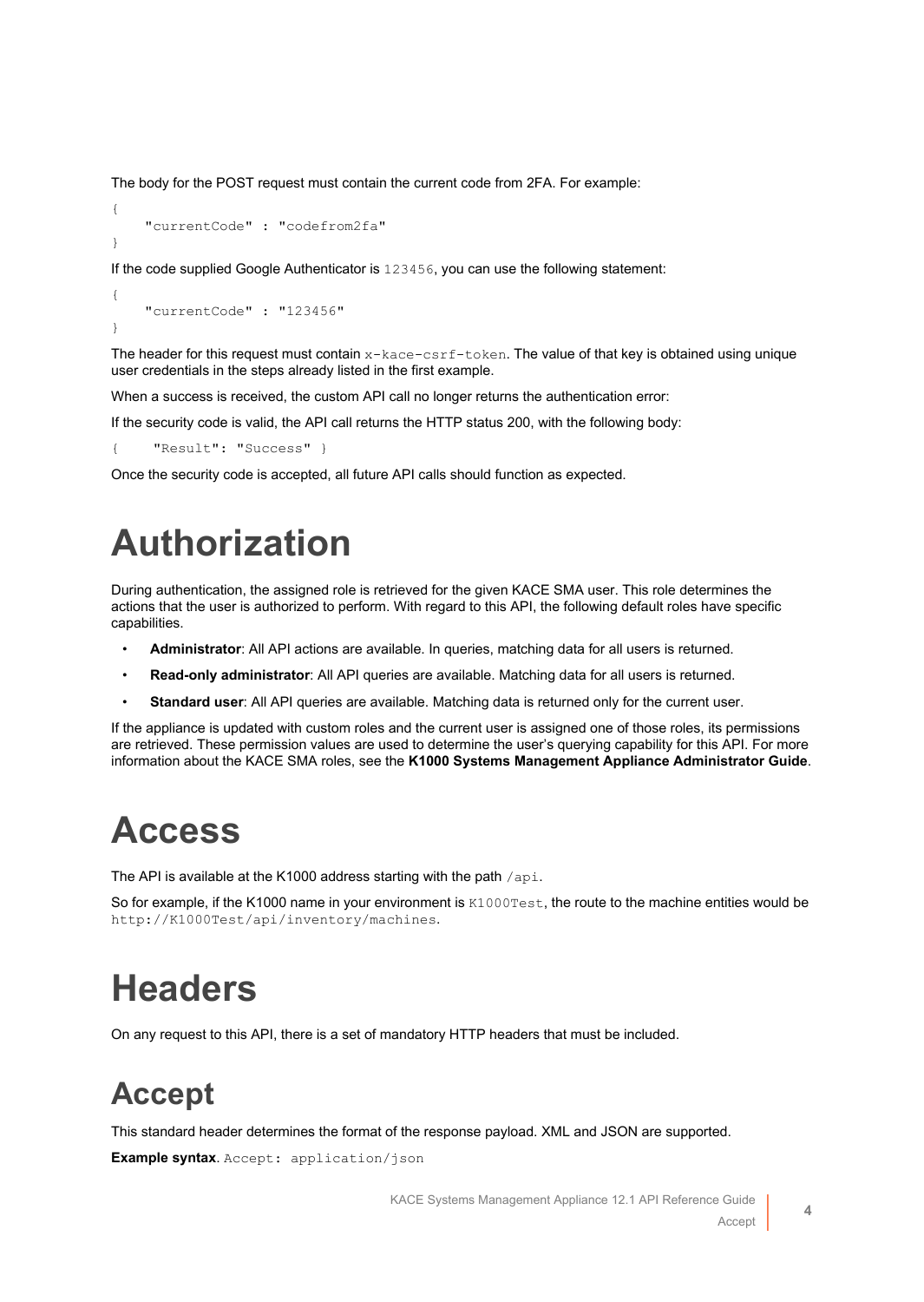The body for the POST request must contain the current code from 2FA. For example:

```
{
    "currentCode" : "codefrom2fa"
}
```

If the code supplied Google Authenticator is `123456`, you can use the following statement:

```
{
    "currentCode" : "123456"
}
```

The header for this request must contain `x-kace-csrf-token`. The value of that key is obtained using unique user credentials in the steps already listed in the first example.

When a success is received, the custom API call no longer returns the authentication error:

If the security code is valid, the API call returns the HTTP status 200, with the following body:

```
{    "Result": "Success" }
```

Once the security code is accepted, all future API calls should function as expected.

# Authorization

During authentication, the assigned role is retrieved for the given KACE SMA user. This role determines the actions that the user is authorized to perform. With regard to this API, the following default roles have specific capabilities.

- **Administrator**: All API actions are available. In queries, matching data for all users is returned.
- **Read-only administrator**: All API queries are available. Matching data for all users is returned.
- **Standard user**: All API queries are available. Matching data is returned only for the current user.

If the appliance is updated with custom roles and the current user is assigned one of those roles, its permissions are retrieved. These permission values are used to determine the user's querying capability for this API. For more information about the KACE SMA roles, see the **K1000 Systems Management Appliance Administrator Guide**.

# Access

The API is available at the K1000 address starting with the path `/api`.

So for example, if the K1000 name in your environment is `K1000Test`, the route to the machine entities would be `http://K1000Test/api/inventory/machines`.

# Headers

On any request to this API, there is a set of mandatory HTTP headers that must be included.

## Accept

This standard header determines the format of the response payload. XML and JSON are supported.

**Example syntax**. `Accept: application/json`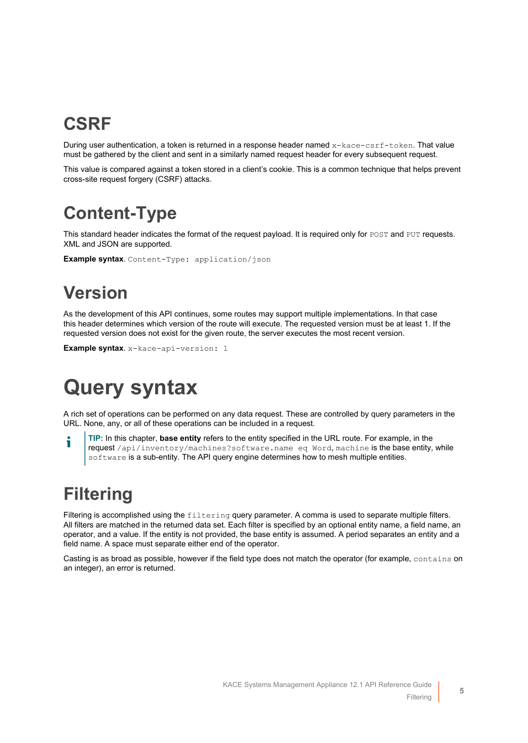## CSRF

During user authentication, a token is returned in a response header named `x-kace-csrf-token`. That value must be gathered by the client and sent in a similarly named request header for every subsequent request.

This value is compared against a token stored in a client's cookie. This is a common technique that helps prevent cross-site request forgery (CSRF) attacks.

## Content-Type

This standard header indicates the format of the request payload. It is required only for `POST` and `PUT` requests. XML and JSON are supported.

**Example syntax**. `Content-Type: application/json`

## Version

As the development of this API continues, some routes may support multiple implementations. In that case this header determines which version of the route will execute. The requested version must be at least 1. If the requested version does not exist for the given route, the server executes the most recent version.

**Example syntax**. `x-kace-api-version: 1`

# Query syntax

A rich set of operations can be performed on any data request. These are controlled by query parameters in the URL. None, any, or all of these operations can be included in a request.

> **TIP:** In this chapter, **base entity** refers to the entity specified in the URL route. For example, in the request `/api/inventory/machines?software.name eq Word`, `machine` is the base entity, while `software` is a sub-entity. The API query engine determines how to mesh multiple entities.

## Filtering

Filtering is accomplished using the `filtering` query parameter. A comma is used to separate multiple filters. All filters are matched in the returned data set. Each filter is specified by an optional entity name, a field name, an operator, and a value. If the entity is not provided, the base entity is assumed. A period separates an entity and a field name. A space must separate either end of the operator.

Casting is as broad as possible, however if the field type does not match the operator (for example, `contains` on an integer), an error is returned.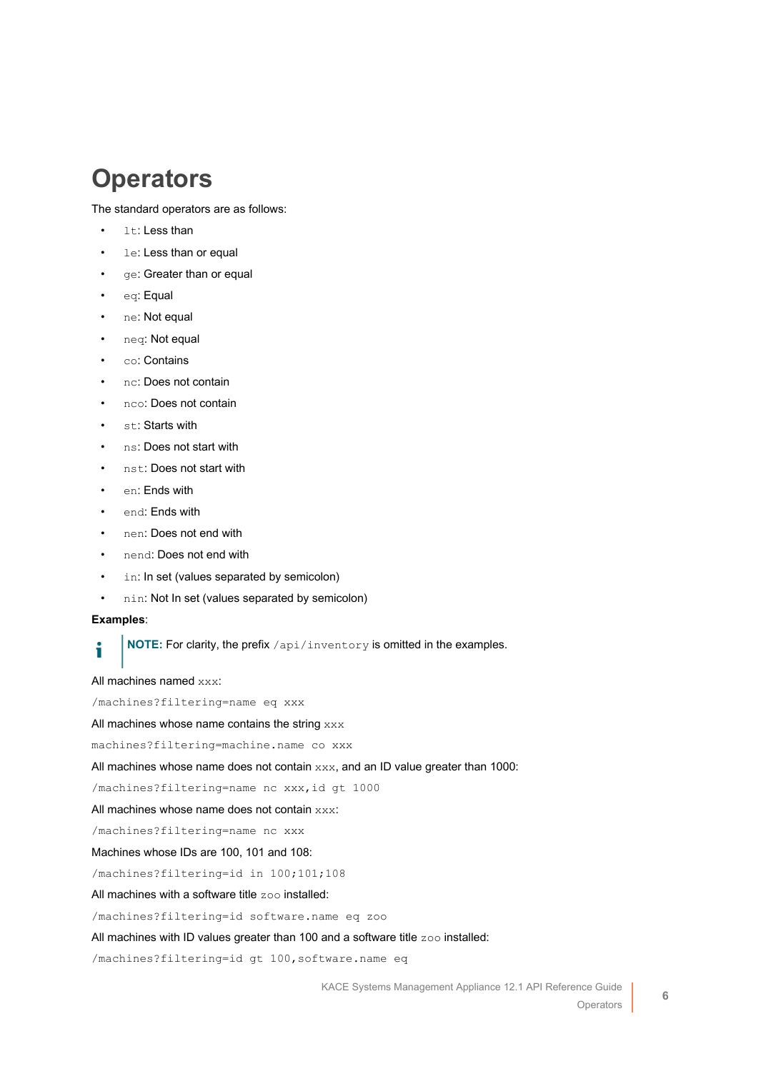# Operators

The standard operators are as follows:

- `lt`: Less than
- `le`: Less than or equal
- `ge`: Greater than or equal
- `eq`: Equal
- `ne`: Not equal
- `neq`: Not equal
- `co`: Contains
- `nc`: Does not contain
- `nco`: Does not contain
- `st`: Starts with
- `ns`: Does not start with
- `nst`: Does not start with
- `en`: Ends with
- `end`: Ends with
- `nen`: Does not end with
- `nend`: Does not end with
- `in`: In set (values separated by semicolon)
- `nin`: Not In set (values separated by semicolon)

**Examples**:

**NOTE:** For clarity, the prefix `/api/inventory` is omitted in the examples.

All machines named `xxx`:

```
/machines?filtering=name eq xxx
```

All machines whose name contains the string `xxx`

```
machines?filtering=machine.name co xxx
```

All machines whose name does not contain `xxx`, and an ID value greater than 1000:

```
/machines?filtering=name nc xxx,id gt 1000
```

All machines whose name does not contain `xxx`:

```
/machines?filtering=name nc xxx
```

Machines whose IDs are 100, 101 and 108:

```
/machines?filtering=id in 100;101;108
```

All machines with a software title `zoo` installed:

```
/machines?filtering=id software.name eq zoo
```

All machines with ID values greater than 100 and a software title `zoo` installed:

```
/machines?filtering=id gt 100,software.name eq
```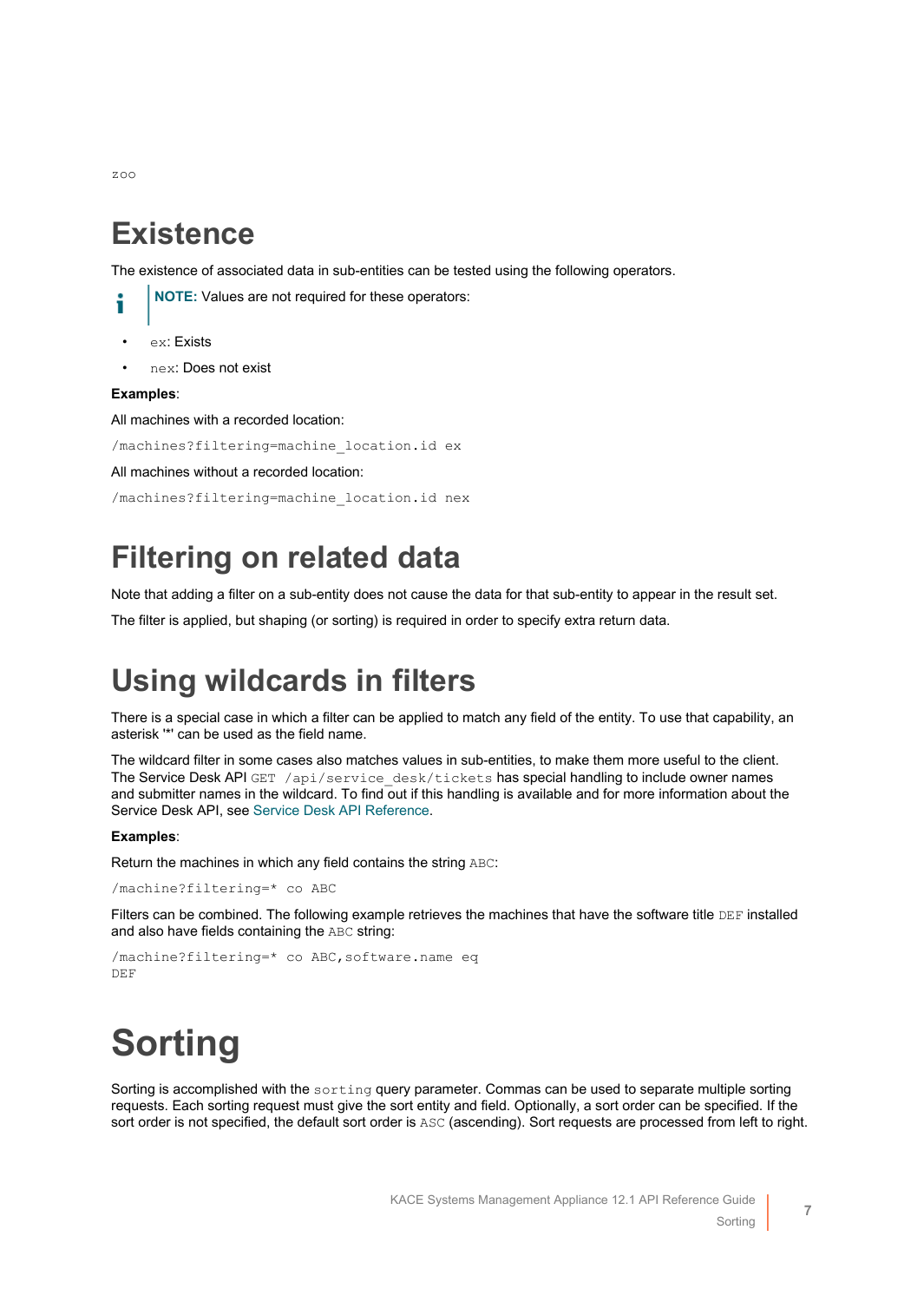```
zoo
```

# Existence

The existence of associated data in sub-entities can be tested using the following operators.

**NOTE:** Values are not required for these operators:

- `ex`: Exists
- `nex`: Does not exist

**Examples**:

All machines with a recorded location:

```
/machines?filtering=machine_location.id ex
```

All machines without a recorded location:

```
/machines?filtering=machine_location.id nex
```

# Filtering on related data

Note that adding a filter on a sub-entity does not cause the data for that sub-entity to appear in the result set.

The filter is applied, but shaping (or sorting) is required in order to specify extra return data.

# Using wildcards in filters

There is a special case in which a filter can be applied to match any field of the entity. To use that capability, an asterisk '*' can be used as the field name.

The wildcard filter in some cases also matches values in sub-entities, to make them more useful to the client. The Service Desk API `GET /api/service_desk/tickets` has special handling to include owner names and submitter names in the wildcard. To find out if this handling is available and for more information about the Service Desk API, see Service Desk API Reference.

**Examples**:

Return the machines in which any field contains the string `ABC`:

```
/machine?filtering=* co ABC
```

Filters can be combined. The following example retrieves the machines that have the software title `DEF` installed and also have fields containing the `ABC` string:

```
/machine?filtering=* co ABC,software.name eq
DEF
```

# Sorting

Sorting is accomplished with the `sorting` query parameter. Commas can be used to separate multiple sorting requests. Each sorting request must give the sort entity and field. Optionally, a sort order can be specified. If the sort order is not specified, the default sort order is `ASC` (ascending). Sort requests are processed from left to right.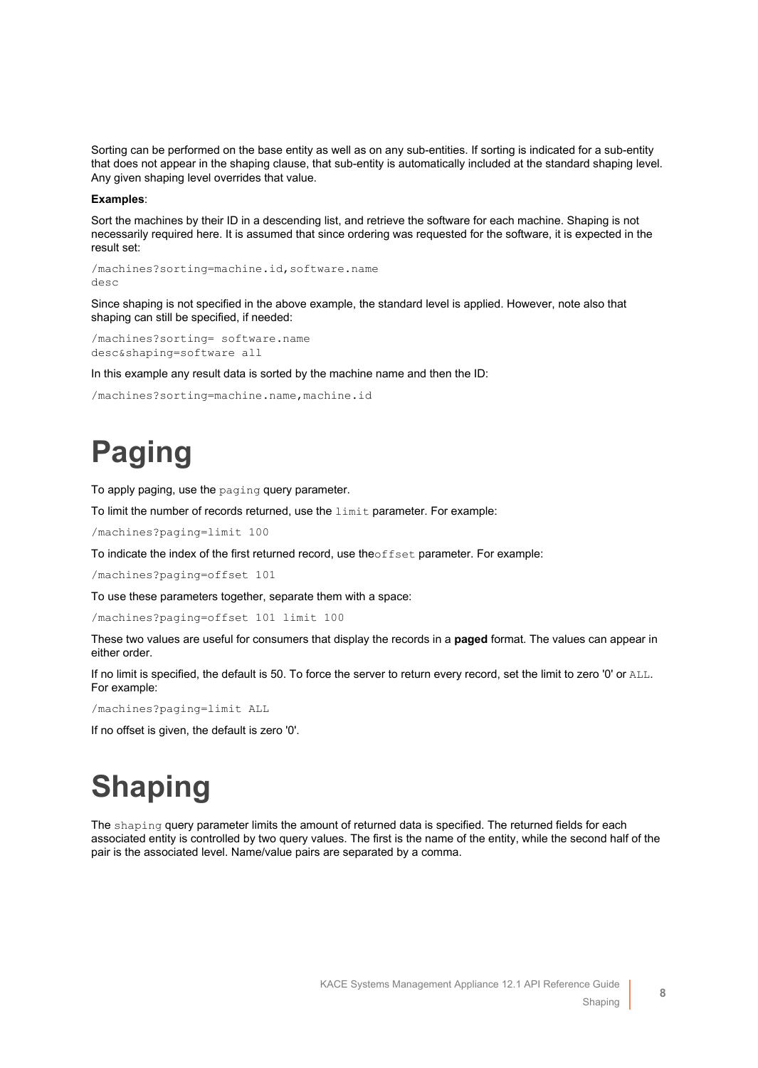Sorting can be performed on the base entity as well as on any sub-entities. If sorting is indicated for a sub-entity that does not appear in the shaping clause, that sub-entity is automatically included at the standard shaping level. Any given shaping level overrides that value.

**Examples**:

Sort the machines by their ID in a descending list, and retrieve the software for each machine. Shaping is not necessarily required here. It is assumed that since ordering was requested for the software, it is expected in the result set:

```
/machines?sorting=machine.id,software.name
desc
```

Since shaping is not specified in the above example, the standard level is applied. However, note also that shaping can still be specified, if needed:

```
/machines?sorting= software.name
desc&shaping=software all
```

In this example any result data is sorted by the machine name and then the ID:

```
/machines?sorting=machine.name,machine.id
```

# Paging

To apply paging, use the `paging` query parameter.

To limit the number of records returned, use the `limit` parameter. For example:

```
/machines?paging=limit 100
```

To indicate the index of the first returned record, use the`offset` parameter. For example:

```
/machines?paging=offset 101
```

To use these parameters together, separate them with a space:

```
/machines?paging=offset 101 limit 100
```

These two values are useful for consumers that display the records in a **paged** format. The values can appear in either order.

If no limit is specified, the default is 50. To force the server to return every record, set the limit to zero '0' or `ALL`. For example:

```
/machines?paging=limit ALL
```

If no offset is given, the default is zero '0'.

# Shaping

The `shaping` query parameter limits the amount of returned data is specified. The returned fields for each associated entity is controlled by two query values. The first is the name of the entity, while the second half of the pair is the associated level. Name/value pairs are separated by a comma.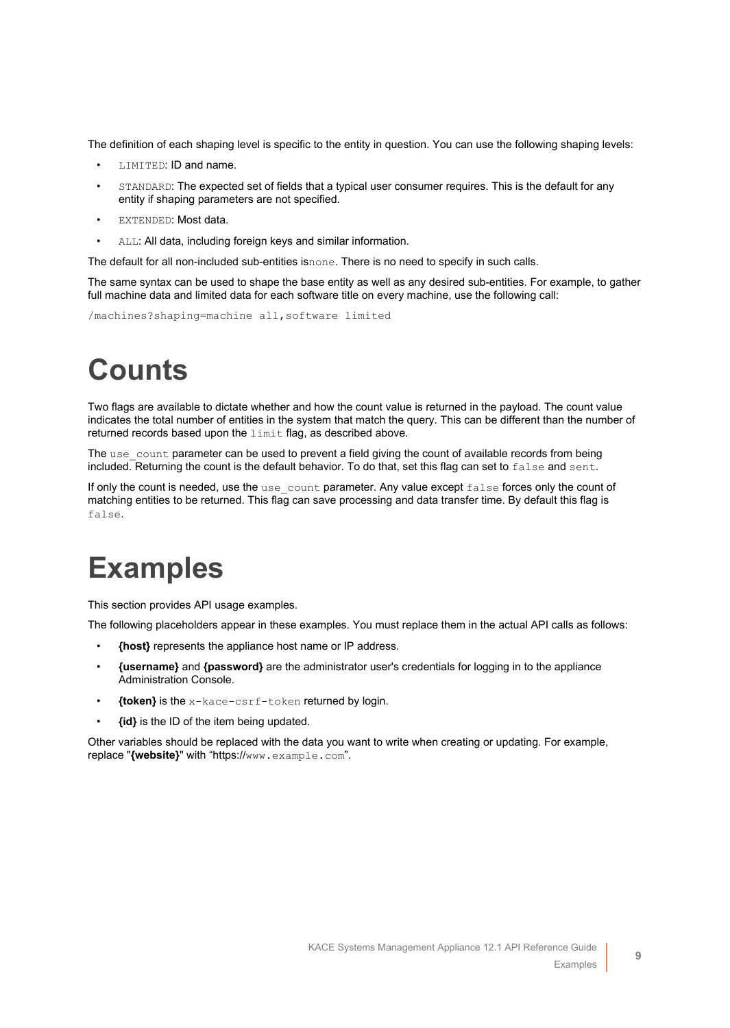The definition of each shaping level is specific to the entity in question. You can use the following shaping levels:

- `LIMITED`: ID and name.
- `STANDARD`: The expected set of fields that a typical user consumer requires. This is the default for any entity if shaping parameters are not specified.
- `EXTENDED`: Most data.
- `ALL`: All data, including foreign keys and similar information.

The default for all non-included sub-entities is`none`. There is no need to specify in such calls.

The same syntax can be used to shape the base entity as well as any desired sub-entities. For example, to gather full machine data and limited data for each software title on every machine, use the following call:

```
/machines?shaping=machine all,software limited
```

# Counts

Two flags are available to dictate whether and how the count value is returned in the payload. The count value indicates the total number of entities in the system that match the query. This can be different than the number of returned records based upon the `limit` flag, as described above.

The `use_count` parameter can be used to prevent a field giving the count of available records from being included. Returning the count is the default behavior. To do that, set this flag can set to `false` and `sent`.

If only the count is needed, use the `use_count` parameter. Any value except `false` forces only the count of matching entities to be returned. This flag can save processing and data transfer time. By default this flag is `false`.

# Examples

This section provides API usage examples.

The following placeholders appear in these examples. You must replace them in the actual API calls as follows:

- **{host}** represents the appliance host name or IP address.
- **{username}** and **{password}** are the administrator user's credentials for logging in to the appliance Administration Console.
- **{token}** is the `x-kace-csrf-token` returned by login.
- **{id}** is the ID of the item being updated.

Other variables should be replaced with the data you want to write when creating or updating. For example, replace "**{website}**" with "https://`www.example.com`".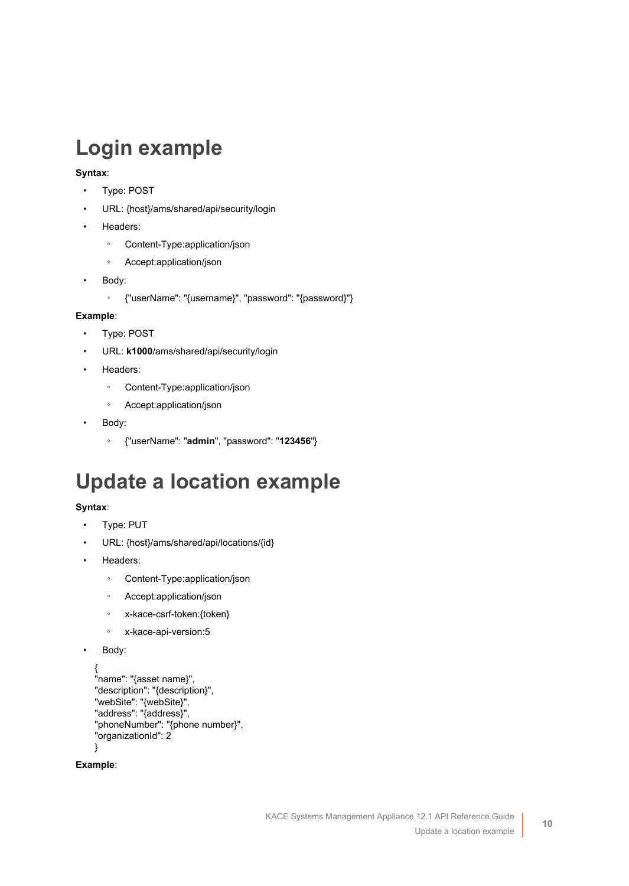# Login example

**Syntax**:

- Type: POST
- URL: {host}/ams/shared/api/security/login
- Headers:
  - Content-Type:application/json
  - Accept:application/json
- Body:
  - {"userName": "{username}", "password": "{password}"}

**Example**:

- Type: POST
- URL: **k1000**/ams/shared/api/security/login
- Headers:
  - Content-Type:application/json
  - Accept:application/json
- Body:
  - {"userName": "**admin**", "password": "**123456**"}

# Update a location example

**Syntax**:

- Type: PUT
- URL: {host}/ams/shared/api/locations/{id}
- Headers:
  - Content-Type:application/json
  - Accept:application/json
  - x-kace-csrf-token:{token}
  - x-kace-api-version:5
- Body:

```
{
"name": "{asset name}",
"description": "{description}",
"webSite": "{webSite}",
"address": "{address}",
"phoneNumber": "{phone number}",
"organizationId": 2
}
```

**Example**: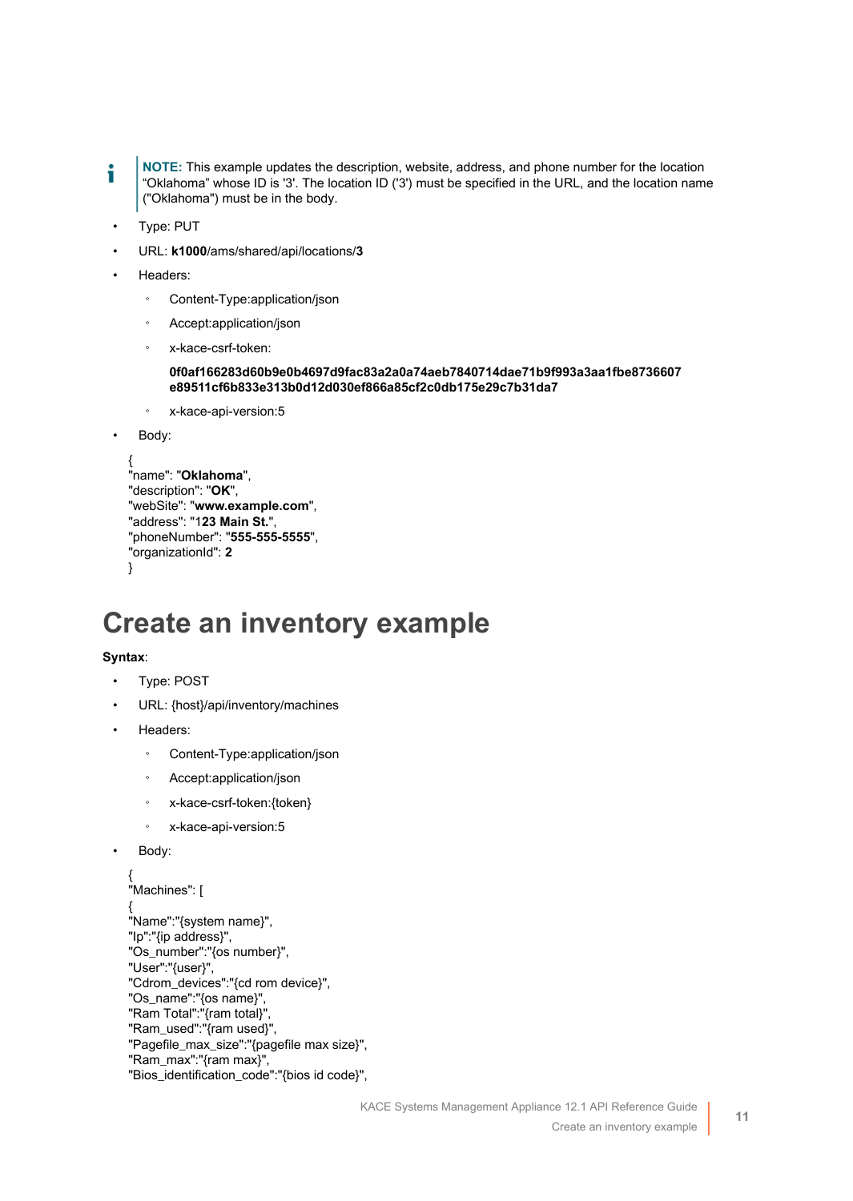**NOTE:** This example updates the description, website, address, and phone number for the location “Oklahoma” whose ID is '3'. The location ID ('3') must be specified in the URL, and the location name ("Oklahoma") must be in the body.

- Type: PUT
- URL: **k1000**/ams/shared/api/locations/**3**
- Headers:
  - Content-Type:application/json
  - Accept:application/json
  - x-kace-csrf-token:

    **0f0af166283d60b9e0b4697d9fac83a2a0a74aeb7840714dae71b9f993a3aa1fbe8736607e89511cf6b833e313b0d12d030ef866a85cf2c0db175e29c7b31da7**
  - x-kace-api-version:5
- Body:

```
{
"name": "Oklahoma",
"description": "OK",
"webSite": "www.example.com",
"address": "123 Main St.",
"phoneNumber": "555-555-5555",
"organizationId": 2
}
```

# Create an inventory example

**Syntax**:

- Type: POST
- URL: {host}/api/inventory/machines
- Headers:
  - Content-Type:application/json
  - Accept:application/json
  - x-kace-csrf-token:{token}
  - x-kace-api-version:5
- Body:

```
{
"Machines": [
{
"Name":"{system name}",
"Ip":"{ip address}",
"Os_number":"{os number}",
"User":"{user}",
"Cdrom_devices":"{cd rom device}",
"Os_name":"{os name}",
"Ram Total":"{ram total}",
"Ram_used":"{ram used}",
"Pagefile_max_size":"{pagefile max size}",
"Ram_max":"{ram max}",
"Bios_identification_code":"{bios id code}",
```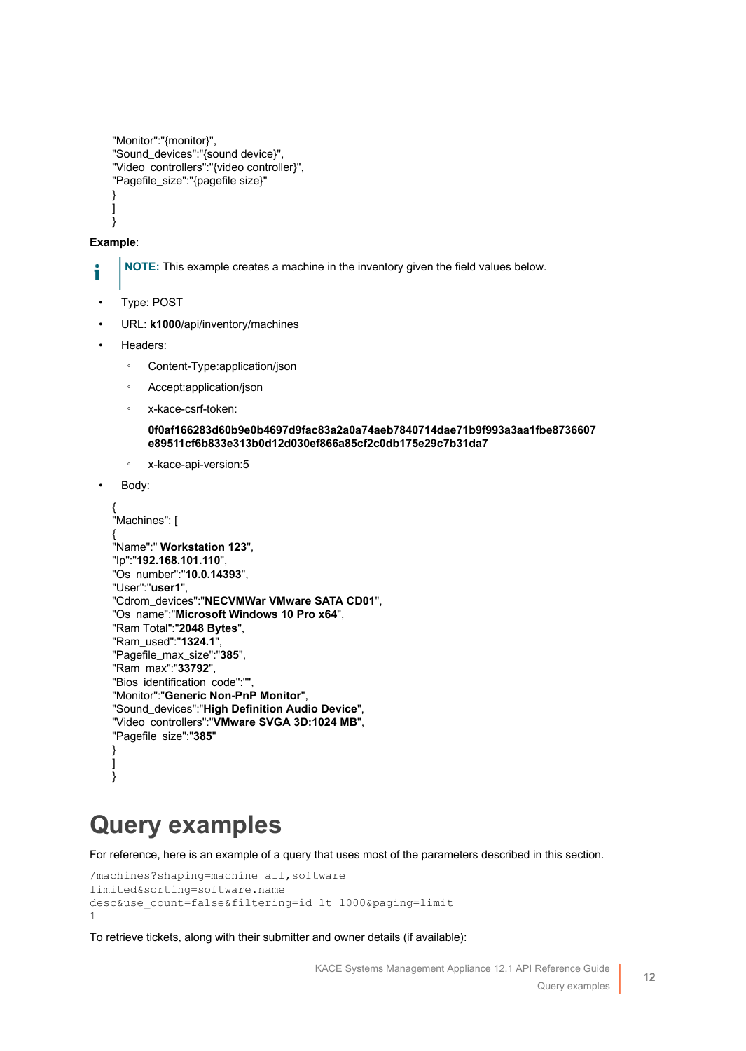```
"Monitor":"{monitor}",
"Sound_devices":"{sound device}",
"Video_controllers":"{video controller}",
"Pagefile_size":"{pagefile size}"
}
]
}
```

**Example**:

**NOTE:** This example creates a machine in the inventory given the field values below.

- Type: POST
- URL: **k1000**/api/inventory/machines
- Headers:
  - Content-Type:application/json
  - Accept:application/json
  - x-kace-csrf-token:

    **0f0af166283d60b9e0b4697d9fac83a2a0a74aeb7840714dae71b9f993a3aa1fbe8736607e89511cf6b833e313b0d12d030ef866a85cf2c0db175e29c7b31da7**
  - x-kace-api-version:5
- Body:

```
{
"Machines": [
{
"Name":" Workstation 123",
"Ip":"192.168.101.110",
"Os_number":"10.0.14393",
"User":"user1",
"Cdrom_devices":"NECVMWar VMware SATA CD01",
"Os_name":"Microsoft Windows 10 Pro x64",
"Ram Total":"2048 Bytes",
"Ram_used":"1324.1",
"Pagefile_max_size":"385",
"Ram_max":"33792",
"Bios_identification_code":"",
"Monitor":"Generic Non-PnP Monitor",
"Sound_devices":"High Definition Audio Device",
"Video_controllers":"VMware SVGA 3D:1024 MB",
"Pagefile_size":"385"
}
]
}
```

# Query examples

For reference, here is an example of a query that uses most of the parameters described in this section.

```
/machines?shaping=machine all,software
limited&sorting=software.name
desc&use_count=false&filtering=id lt 1000&paging=limit
1
```

To retrieve tickets, along with their submitter and owner details (if available):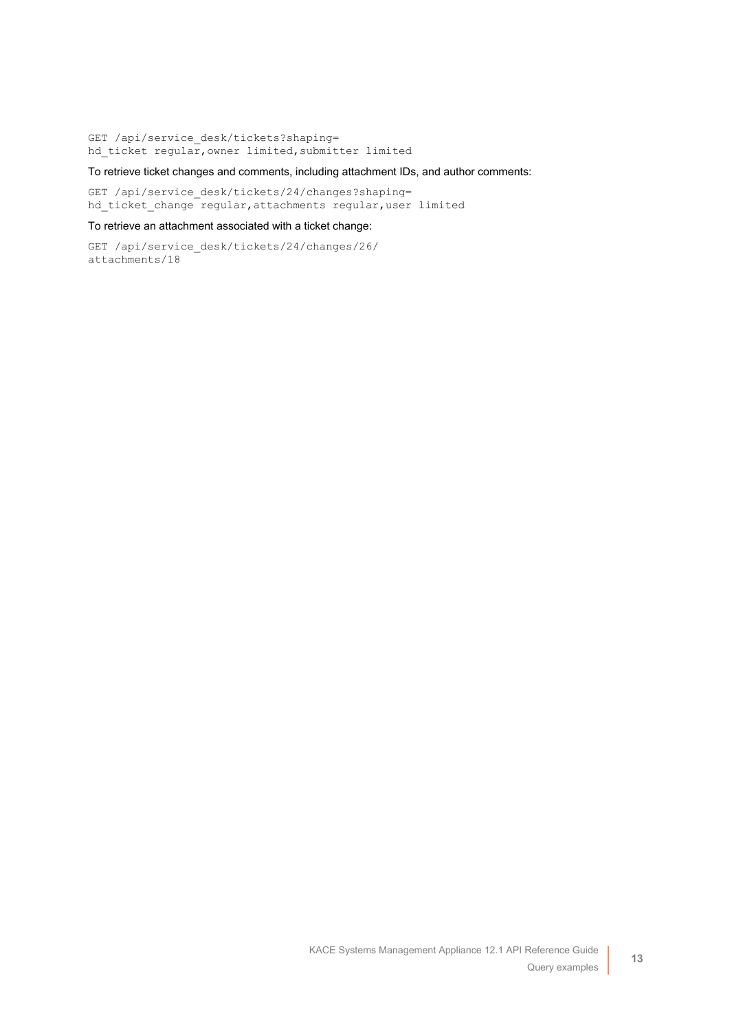```
GET /api/service_desk/tickets?shaping=
hd_ticket regular,owner limited,submitter limited
```

To retrieve ticket changes and comments, including attachment IDs, and author comments:

```
GET /api/service_desk/tickets/24/changes?shaping=
hd_ticket_change regular,attachments regular,user limited
```

To retrieve an attachment associated with a ticket change:

```
GET /api/service_desk/tickets/24/changes/26/
attachments/18
```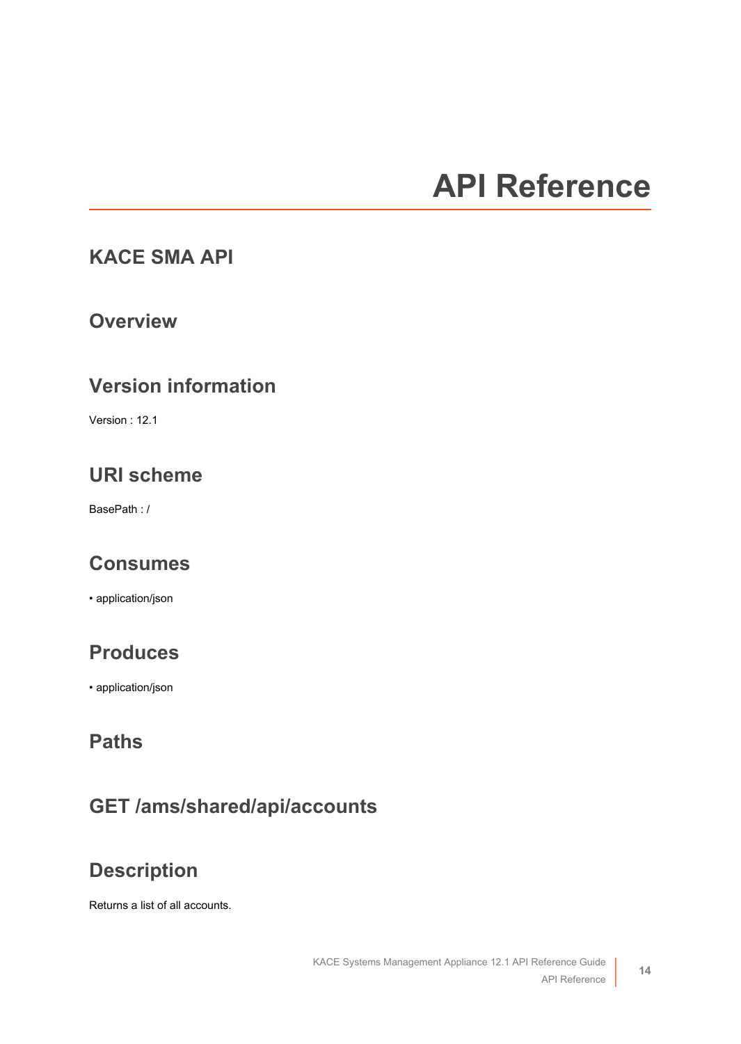# API Reference

## KACE SMA API

### Overview

### Version information

Version : 12.1

### URI scheme

BasePath : /

### Consumes

- application/json

### Produces

- application/json

### Paths

### GET /ams/shared/api/accounts

### Description

Returns a list of all accounts.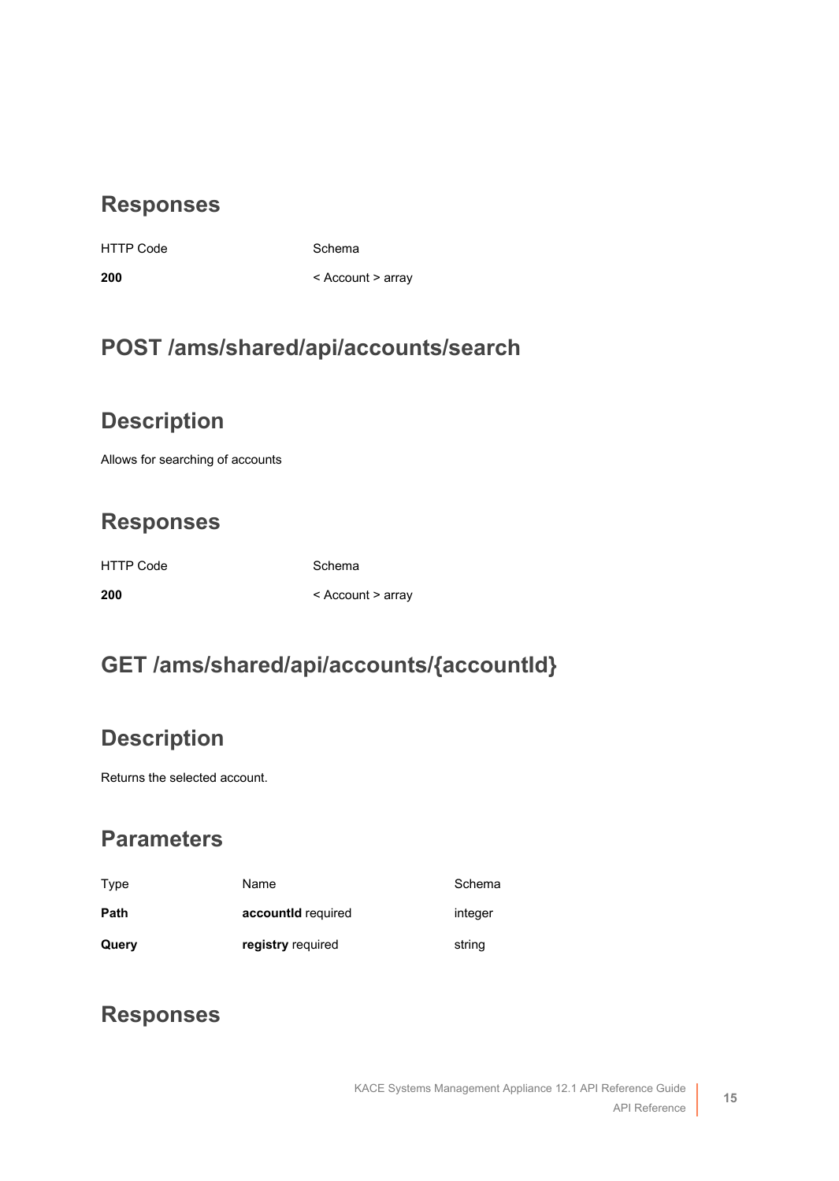## Responses

| HTTP Code | Schema |
| --- | --- |
| **200** | < Account > array |

## POST /ams/shared/api/accounts/search

## Description

Allows for searching of accounts

## Responses

| HTTP Code | Schema |
| --- | --- |
| **200** | < Account > array |

## GET /ams/shared/api/accounts/{accountId}

## Description

Returns the selected account.

## Parameters

| Type | Name | Schema |
| --- | --- | --- |
| **Path** | **accountId** required | integer |
| **Query** | **registry** required | string |

## Responses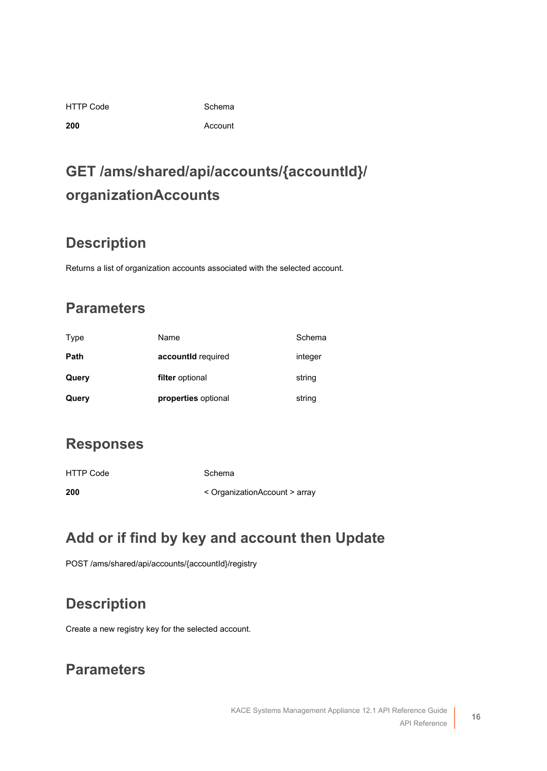| HTTP Code | Schema |
| --- | --- |
| **200** | Account |

# GET /ams/shared/api/accounts/{accountId}/organizationAccounts

## Description

Returns a list of organization accounts associated with the selected account.

## Parameters

| Type | Name | Schema |
| --- | --- | --- |
| **Path** | **accountId** required | integer |
| **Query** | **filter** optional | string |
| **Query** | **properties** optional | string |

## Responses

| HTTP Code | Schema |
| --- | --- |
| **200** | < OrganizationAccount > array |

## Add or if find by key and account then Update

POST /ams/shared/api/accounts/{accountId}/registry

## Description

Create a new registry key for the selected account.

## Parameters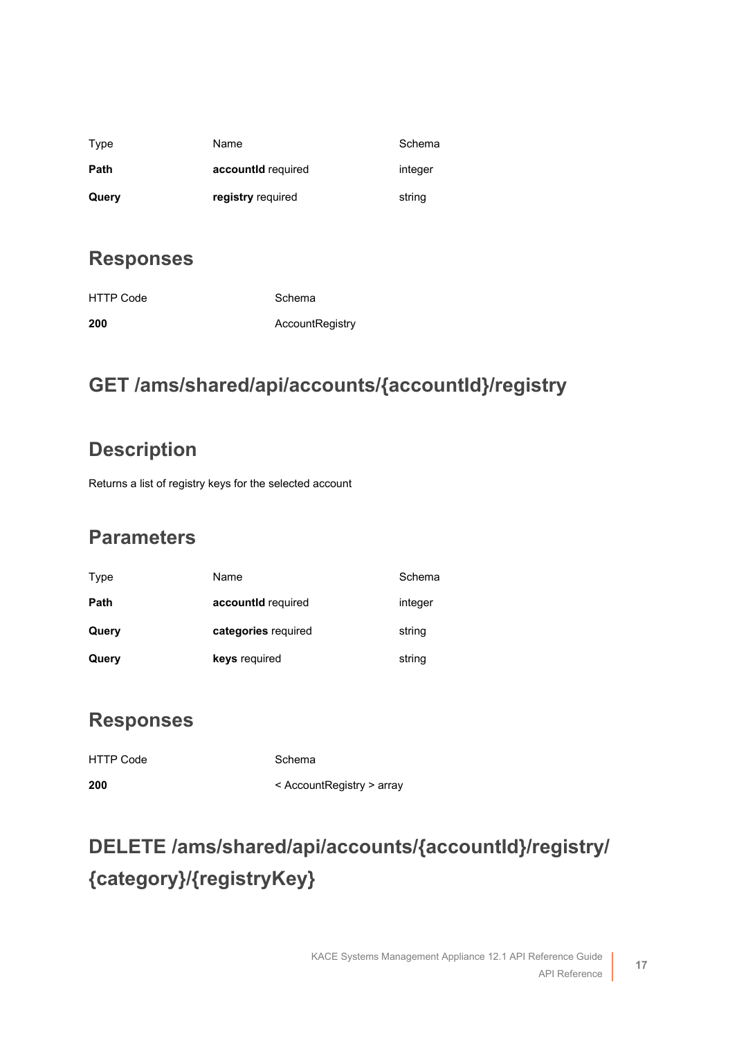| Type | Name | Schema |
| --- | --- | --- |
| **Path** | **accountId** required | integer |
| **Query** | **registry** required | string |

## Responses

| HTTP Code | Schema |
| --- | --- |
| **200** | AccountRegistry |

# GET /ams/shared/api/accounts/{accountId}/registry

## Description

Returns a list of registry keys for the selected account

## Parameters

| Type | Name | Schema |
| --- | --- | --- |
| **Path** | **accountId** required | integer |
| **Query** | **categories** required | string |
| **Query** | **keys** required | string |

## Responses

| HTTP Code | Schema |
| --- | --- |
| **200** | < AccountRegistry > array |

# DELETE /ams/shared/api/accounts/{accountId}/registry/{category}/{registryKey}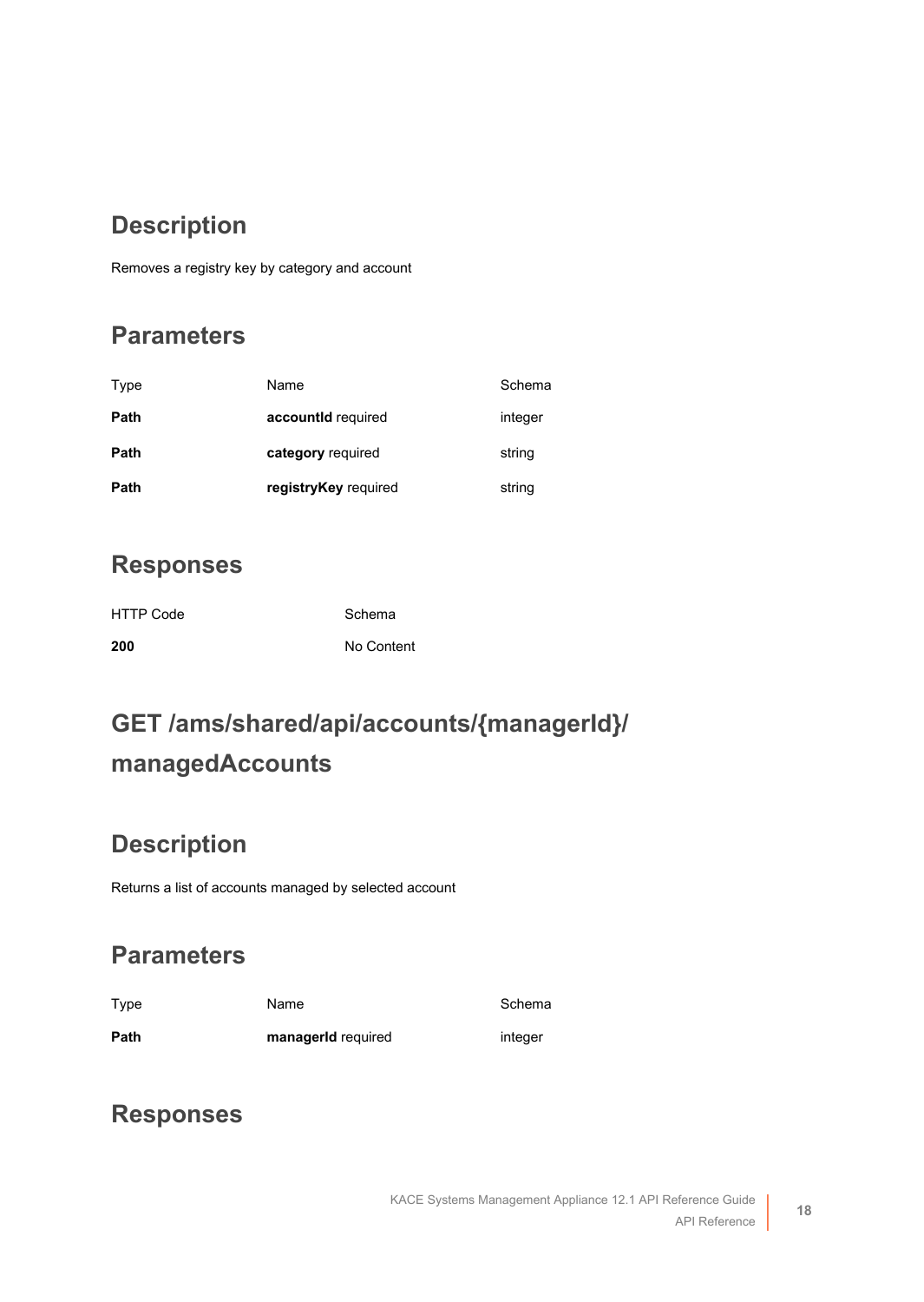## Description

Removes a registry key by category and account

## Parameters

| Type | Name | Schema |
| --- | --- | --- |
| **Path** | **accountId** required | integer |
| **Path** | **category** required | string |
| **Path** | **registryKey** required | string |

## Responses

| HTTP Code | Schema |
| --- | --- |
| **200** | No Content |

# GET /ams/shared/api/accounts/{managerId}/managedAccounts

## Description

Returns a list of accounts managed by selected account

## Parameters

| Type | Name | Schema |
| --- | --- | --- |
| **Path** | **managerId** required | integer |

## Responses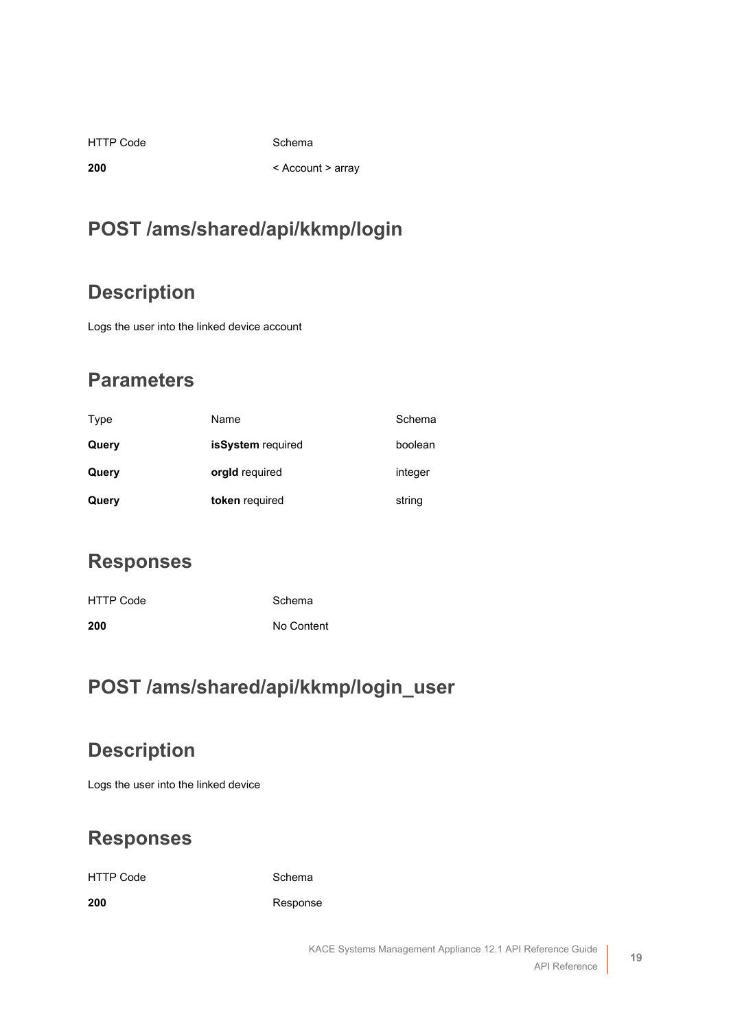| HTTP Code | Schema |
| --- | --- |
| **200** | < Account > array |

## POST /ams/shared/api/kkmp/login

## Description

Logs the user into the linked device account

## Parameters

| Type | Name | Schema |
| --- | --- | --- |
| **Query** | **isSystem** required | boolean |
| **Query** | **orgId** required | integer |
| **Query** | **token** required | string |

## Responses

| HTTP Code | Schema |
| --- | --- |
| **200** | No Content |

## POST /ams/shared/api/kkmp/login_user

## Description

Logs the user into the linked device

## Responses

| HTTP Code | Schema |
| --- | --- |
| **200** | Response |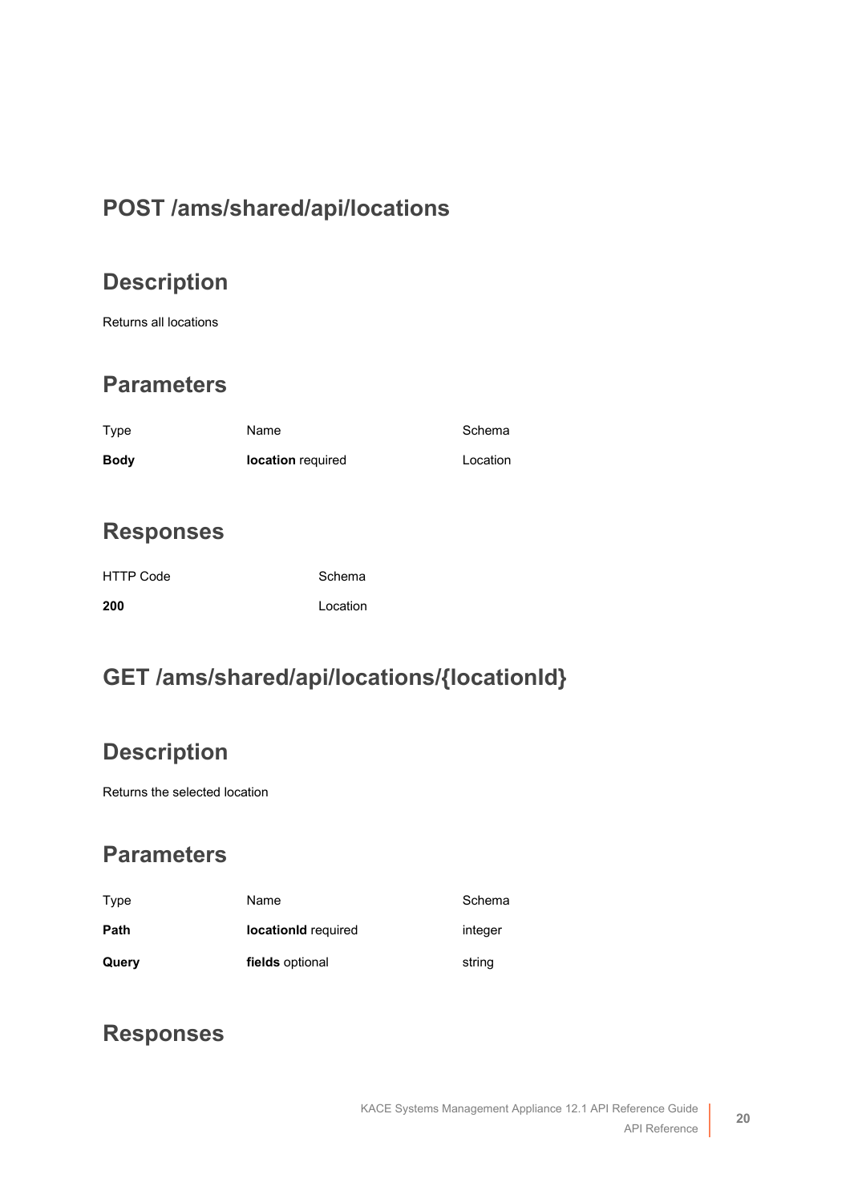## POST /ams/shared/api/locations

### Description

Returns all locations

### Parameters

| Type | Name | Schema |
|---|---|---|
| **Body** | **location** required | Location |

### Responses

| HTTP Code | Schema |
|---|---|
| **200** | Location |

## GET /ams/shared/api/locations/{locationId}

### Description

Returns the selected location

### Parameters

| Type | Name | Schema |
|---|---|---|
| **Path** | **locationId** required | integer |
| **Query** | **fields** optional | string |

### Responses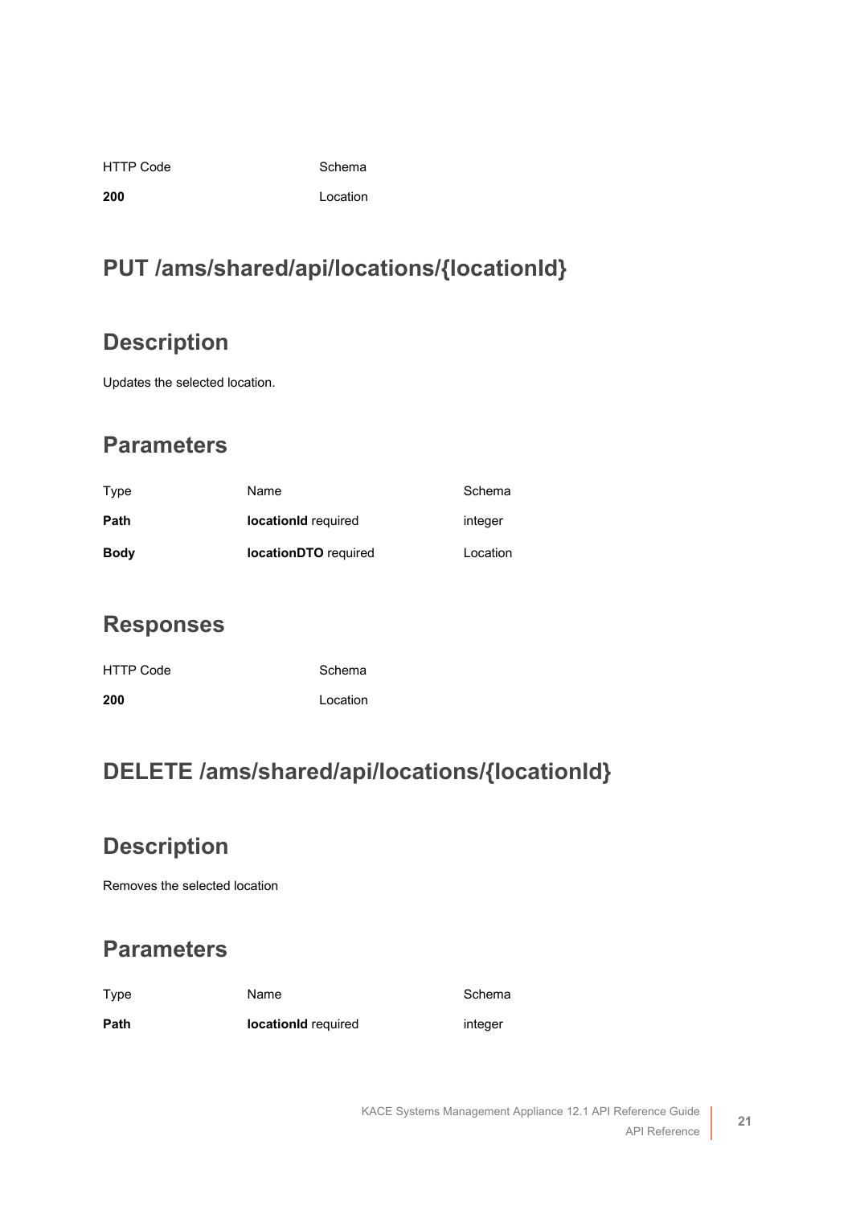| HTTP Code | Schema |
| --- | --- |
| **200** | Location |

## PUT /ams/shared/api/locations/{locationId}

## Description

Updates the selected location.

## Parameters

| Type | Name | Schema |
| --- | --- | --- |
| **Path** | **locationId** required | integer |
| **Body** | **locationDTO** required | Location |

## Responses

| HTTP Code | Schema |
| --- | --- |
| **200** | Location |

## DELETE /ams/shared/api/locations/{locationId}

## Description

Removes the selected location

## Parameters

| Type | Name | Schema |
| --- | --- | --- |
| **Path** | **locationId** required | integer |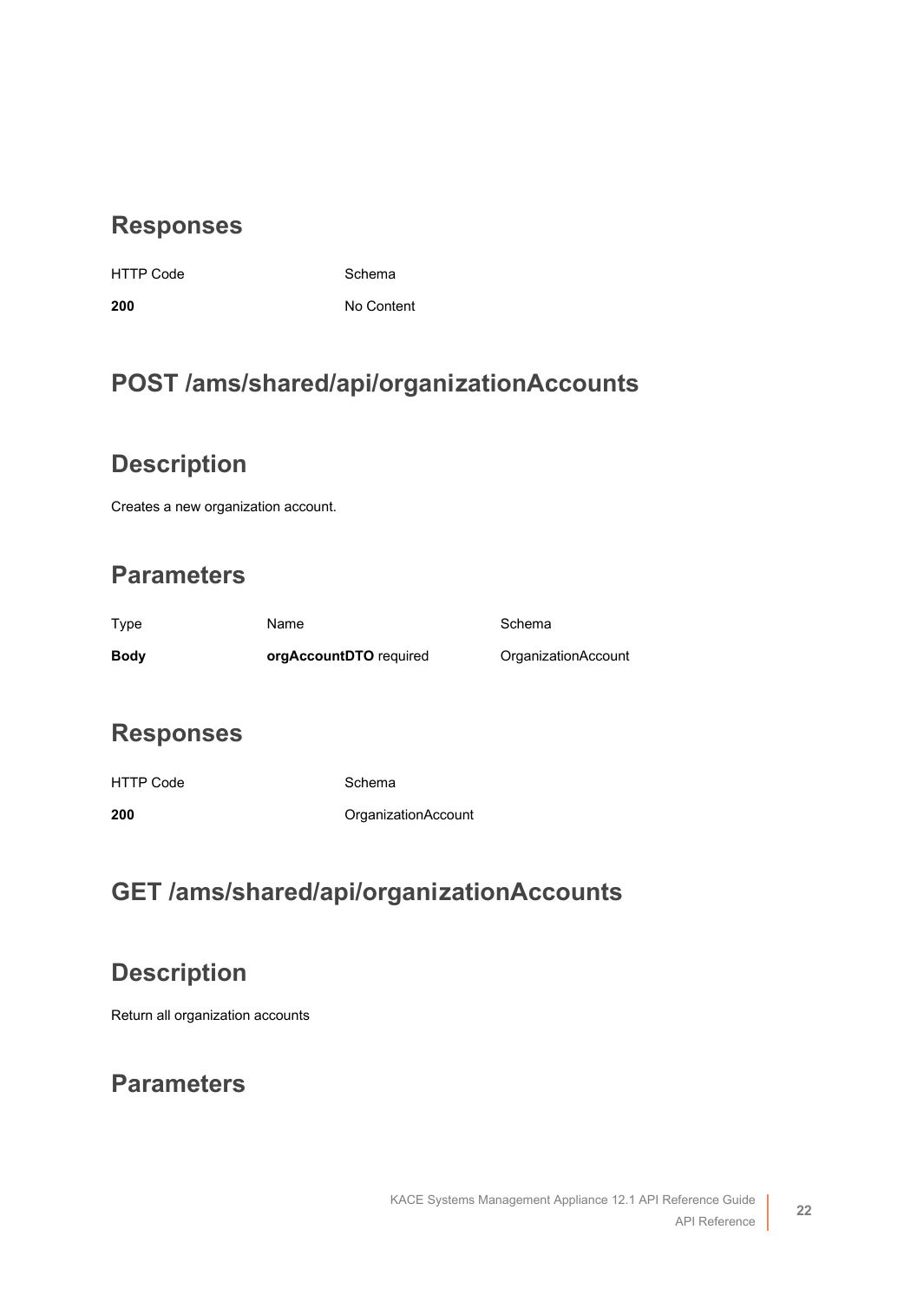## Responses

| HTTP Code | Schema |
| --- | --- |
| **200** | No Content |

## POST /ams/shared/api/organizationAccounts

## Description

Creates a new organization account.

## Parameters

| Type | Name | Schema |
| --- | --- | --- |
| **Body** | **orgAccountDTO** required | OrganizationAccount |

## Responses

| HTTP Code | Schema |
| --- | --- |
| **200** | OrganizationAccount |

## GET /ams/shared/api/organizationAccounts

## Description

Return all organization accounts

## Parameters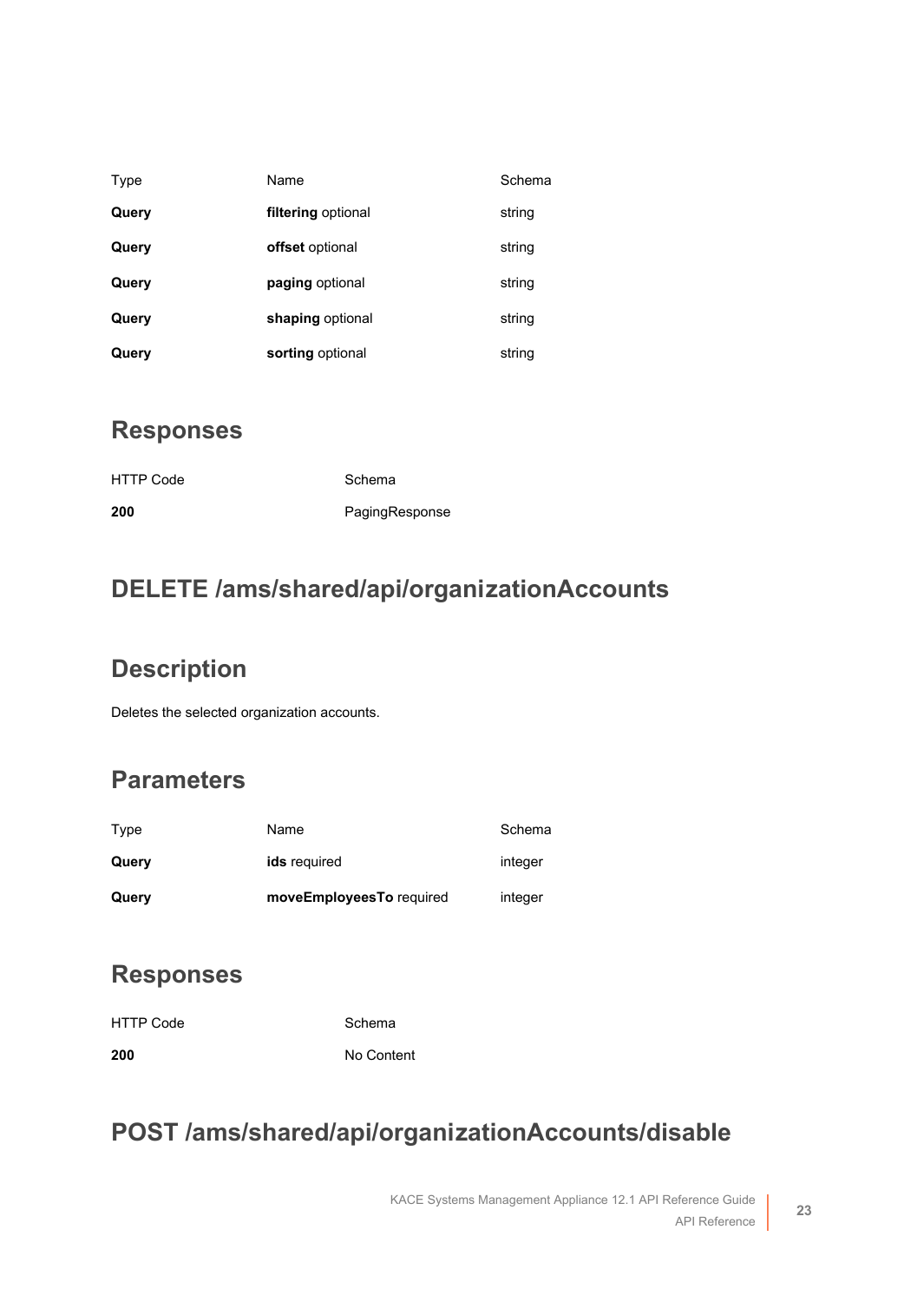| Type | Name | Schema |
| --- | --- | --- |
| **Query** | **filtering** optional | string |
| **Query** | **offset** optional | string |
| **Query** | **paging** optional | string |
| **Query** | **shaping** optional | string |
| **Query** | **sorting** optional | string |

## Responses

| HTTP Code | Schema |
| --- | --- |
| **200** | PagingResponse |

## DELETE /ams/shared/api/organizationAccounts

## Description

Deletes the selected organization accounts.

## Parameters

| Type | Name | Schema |
| --- | --- | --- |
| **Query** | **ids** required | integer |
| **Query** | **moveEmployeesTo** required | integer |

## Responses

| HTTP Code | Schema |
| --- | --- |
| **200** | No Content |

## POST /ams/shared/api/organizationAccounts/disable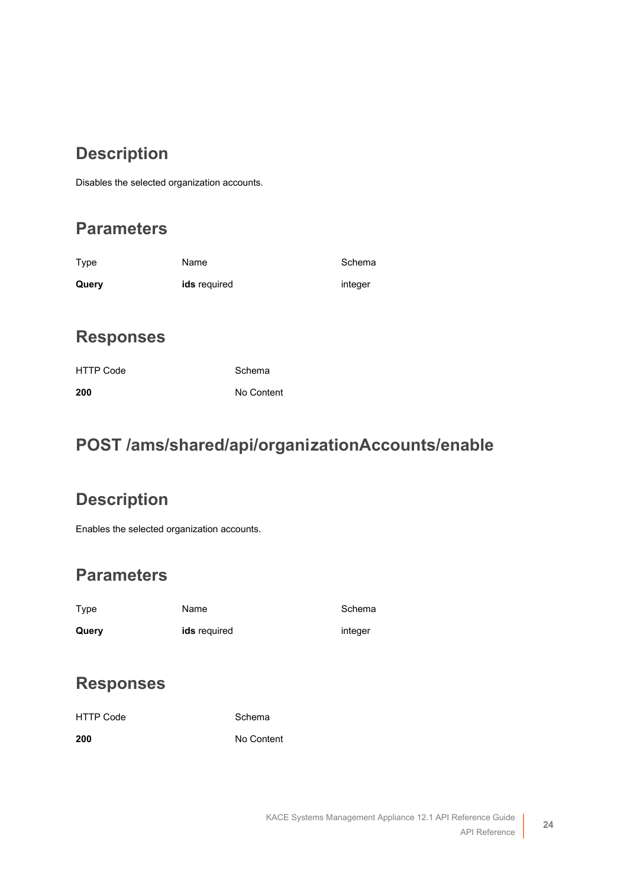## Description

Disables the selected organization accounts.

## Parameters

| Type | Name | Schema |
| --- | --- | --- |
| **Query** | **ids** required | integer |

## Responses

| HTTP Code | Schema |
| --- | --- |
| **200** | No Content |

# POST /ams/shared/api/organizationAccounts/enable

## Description

Enables the selected organization accounts.

## Parameters

| Type | Name | Schema |
| --- | --- | --- |
| **Query** | **ids** required | integer |

## Responses

| HTTP Code | Schema |
| --- | --- |
| **200** | No Content |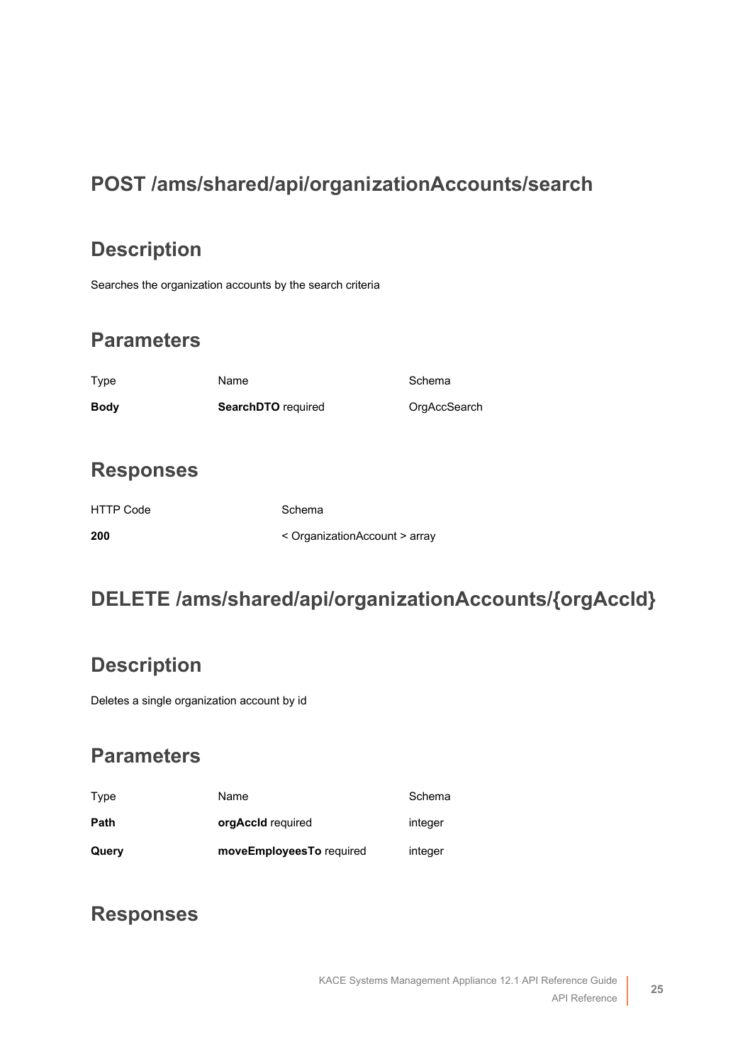## POST /ams/shared/api/organizationAccounts/search

### Description

Searches the organization accounts by the search criteria

### Parameters

| Type | Name | Schema |
| --- | --- | --- |
| **Body** | **SearchDTO** required | OrgAccSearch |

### Responses

| HTTP Code | Schema |
| --- | --- |
| **200** | < OrganizationAccount > array |

## DELETE /ams/shared/api/organizationAccounts/{orgAccId}

### Description

Deletes a single organization account by id

### Parameters

| Type | Name | Schema |
| --- | --- | --- |
| **Path** | **orgAccId** required | integer |
| **Query** | **moveEmployeesTo** required | integer |

### Responses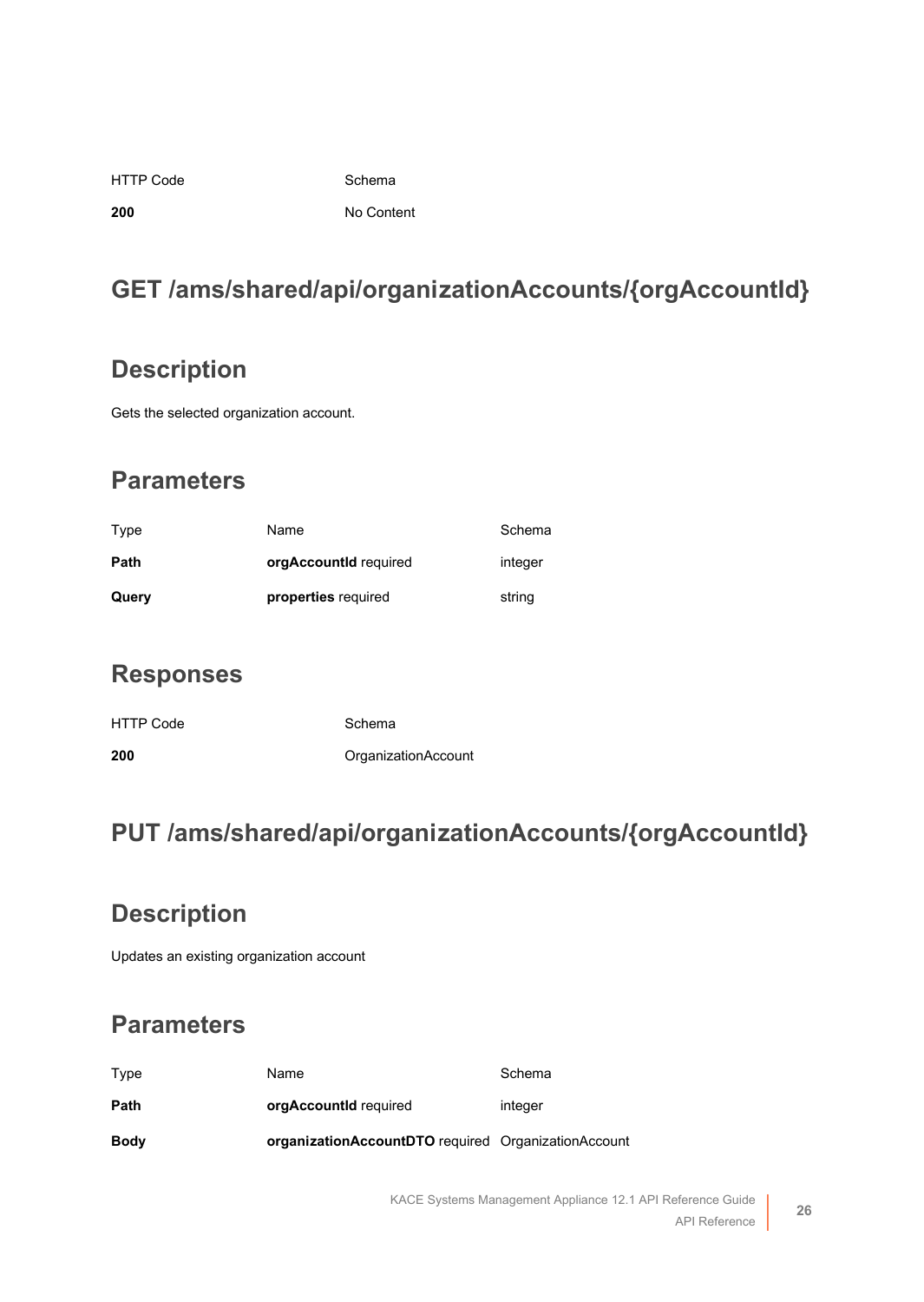| HTTP Code | Schema |
| --- | --- |
| **200** | No Content |

## GET /ams/shared/api/organizationAccounts/{orgAccountId}

### Description

Gets the selected organization account.

### Parameters

| Type | Name | Schema |
| --- | --- | --- |
| **Path** | **orgAccountId** required | integer |
| **Query** | **properties** required | string |

### Responses

| HTTP Code | Schema |
| --- | --- |
| **200** | OrganizationAccount |

## PUT /ams/shared/api/organizationAccounts/{orgAccountId}

### Description

Updates an existing organization account

### Parameters

| Type | Name | Schema |
| --- | --- | --- |
| **Path** | **orgAccountId** required | integer |
| **Body** | **organizationAccountDTO** required | OrganizationAccount |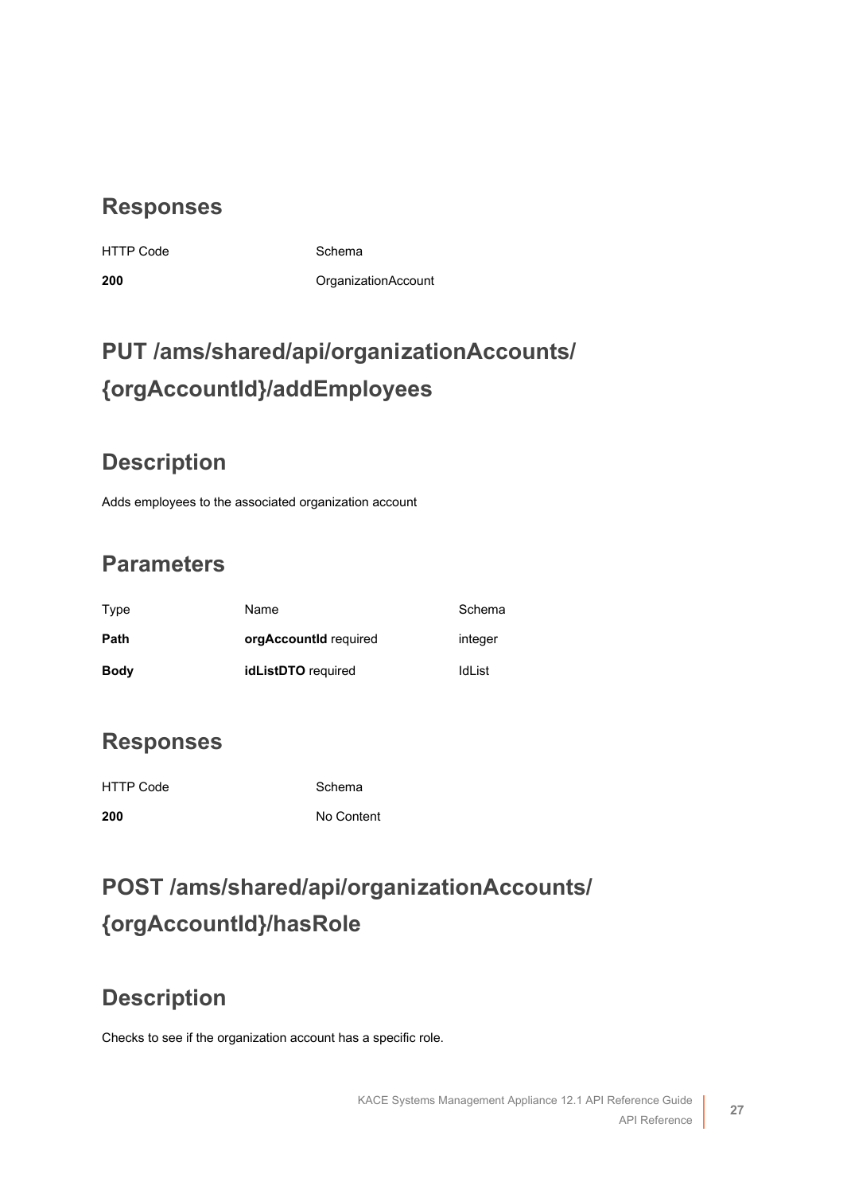## Responses

| HTTP Code | Schema |
| --- | --- |
| **200** | OrganizationAccount |

# PUT /ams/shared/api/organizationAccounts/{orgAccountId}/addEmployees

## Description

Adds employees to the associated organization account

## Parameters

| Type | Name | Schema |
| --- | --- | --- |
| **Path** | **orgAccountId** required | integer |
| **Body** | **idListDTO** required | IdList |

## Responses

| HTTP Code | Schema |
| --- | --- |
| **200** | No Content |

# POST /ams/shared/api/organizationAccounts/{orgAccountId}/hasRole

## Description

Checks to see if the organization account has a specific role.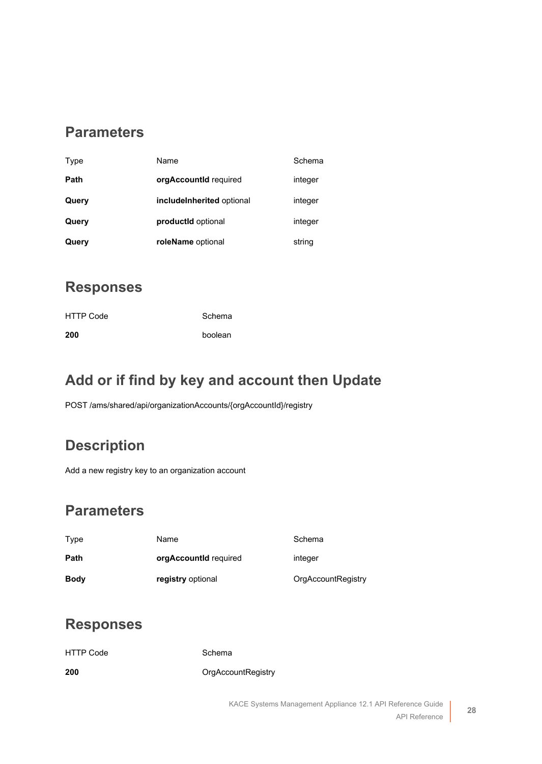## Parameters

| Type | Name | Schema |
| --- | --- | --- |
| **Path** | **orgAccountId** required | integer |
| **Query** | **includeInherited** optional | integer |
| **Query** | **productId** optional | integer |
| **Query** | **roleName** optional | string |

## Responses

| HTTP Code | Schema |
| --- | --- |
| **200** | boolean |

## Add or if find by key and account then Update

POST /ams/shared/api/organizationAccounts/{orgAccountId}/registry

## Description

Add a new registry key to an organization account

## Parameters

| Type | Name | Schema |
| --- | --- | --- |
| **Path** | **orgAccountId** required | integer |
| **Body** | **registry** optional | OrgAccountRegistry |

## Responses

| HTTP Code | Schema |
| --- | --- |
| **200** | OrgAccountRegistry |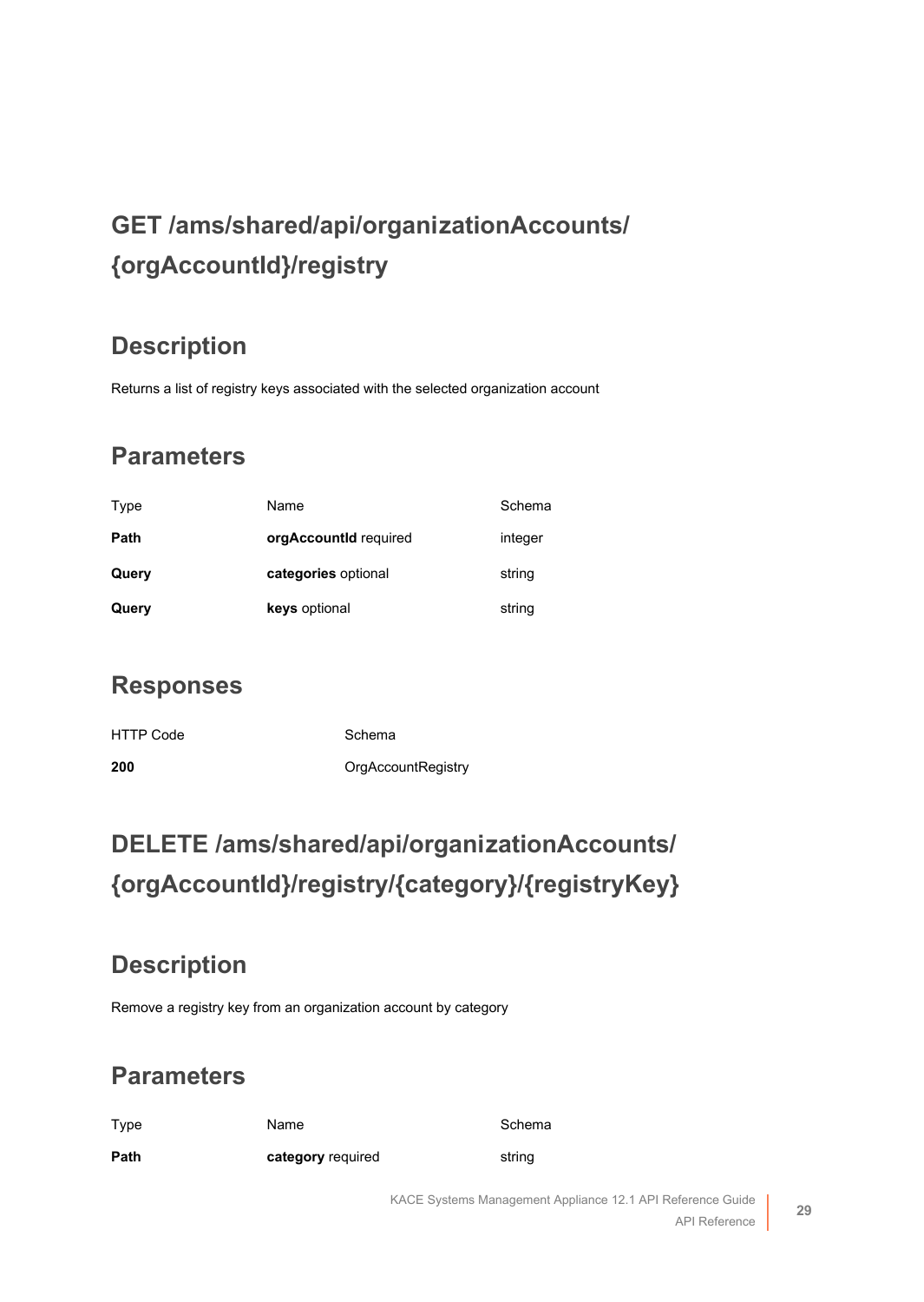# GET /ams/shared/api/organizationAccounts/{orgAccountId}/registry

## Description

Returns a list of registry keys associated with the selected organization account

## Parameters

| Type | Name | Schema |
|---|---|---|
| **Path** | **orgAccountId** required | integer |
| **Query** | **categories** optional | string |
| **Query** | **keys** optional | string |

## Responses

| HTTP Code | Schema |
|---|---|
| **200** | OrgAccountRegistry |

# DELETE /ams/shared/api/organizationAccounts/{orgAccountId}/registry/{category}/{registryKey}

## Description

Remove a registry key from an organization account by category

## Parameters

| Type | Name | Schema |
|---|---|---|
| **Path** | **category** required | string |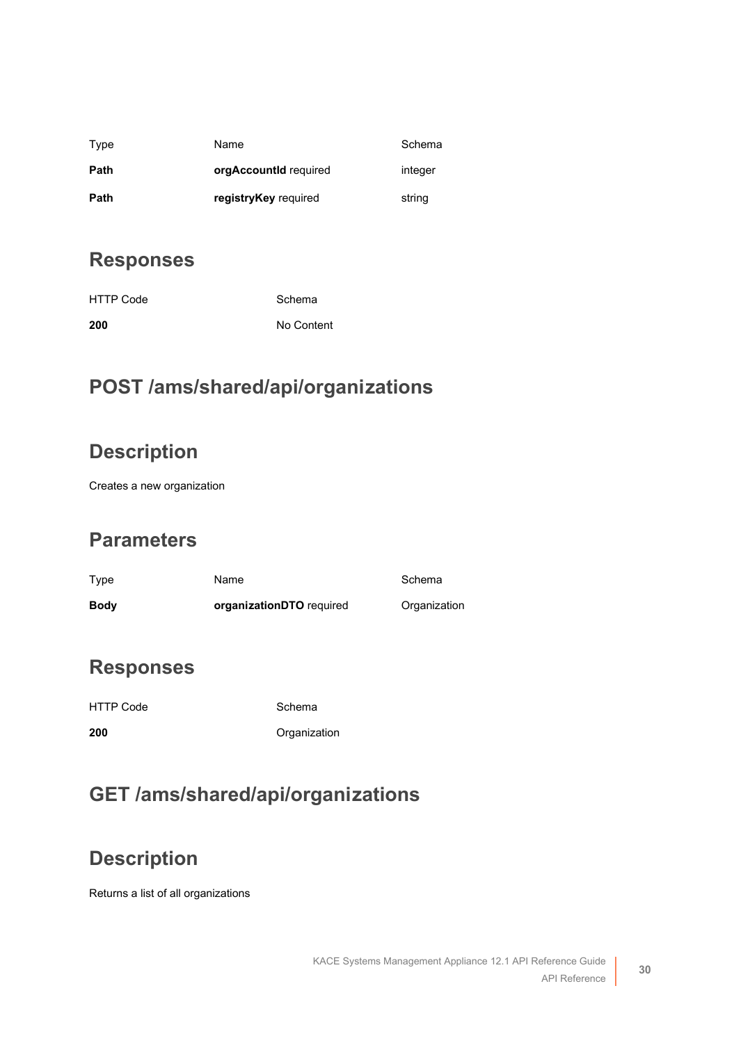| Type | Name | Schema |
| --- | --- | --- |
| **Path** | **orgAccountId** required | integer |
| **Path** | **registryKey** required | string |

## Responses

| HTTP Code | Schema |
| --- | --- |
| **200** | No Content |

## POST /ams/shared/api/organizations

## Description

Creates a new organization

## Parameters

| Type | Name | Schema |
| --- | --- | --- |
| **Body** | **organizationDTO** required | Organization |

## Responses

| HTTP Code | Schema |
| --- | --- |
| **200** | Organization |

## GET /ams/shared/api/organizations

## Description

Returns a list of all organizations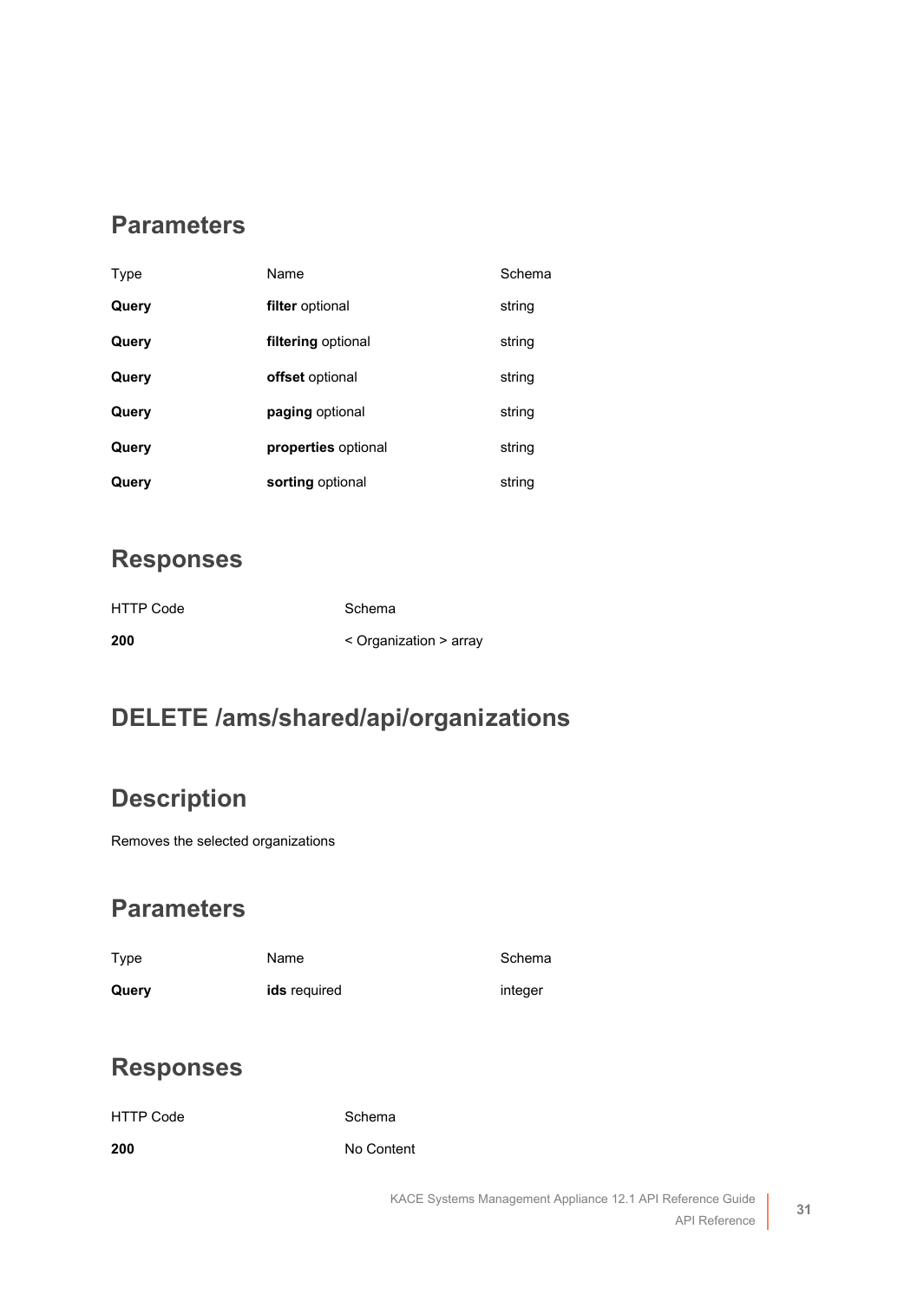## Parameters

| Type | Name | Schema |
|---|---|---|
| **Query** | **filter** optional | string |
| **Query** | **filtering** optional | string |
| **Query** | **offset** optional | string |
| **Query** | **paging** optional | string |
| **Query** | **properties** optional | string |
| **Query** | **sorting** optional | string |

## Responses

| HTTP Code | Schema |
|---|---|
| **200** | < Organization > array |

## DELETE /ams/shared/api/organizations

## Description

Removes the selected organizations

## Parameters

| Type | Name | Schema |
|---|---|---|
| **Query** | **ids** required | integer |

## Responses

| HTTP Code | Schema |
|---|---|
| **200** | No Content |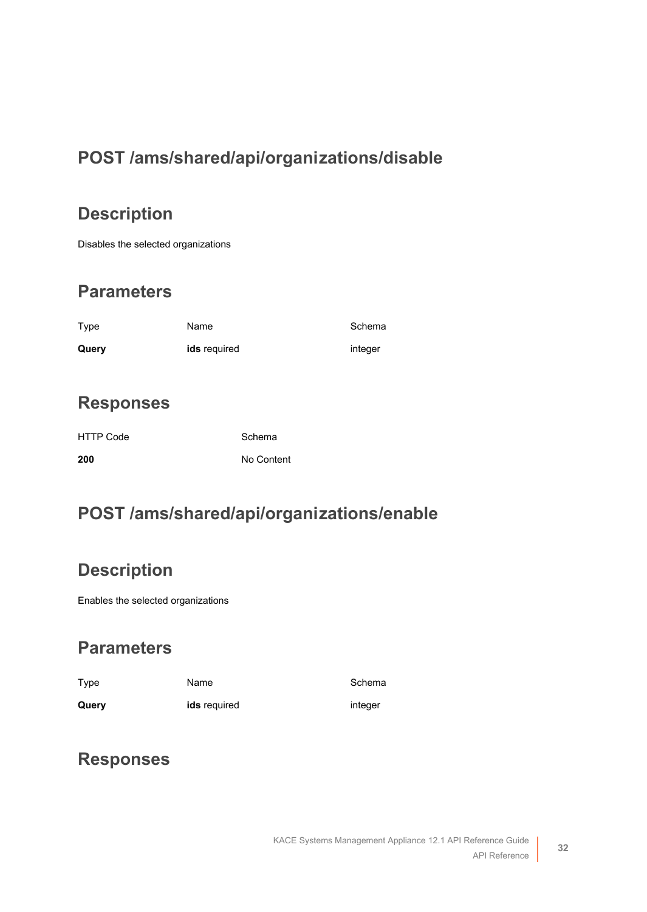## POST /ams/shared/api/organizations/disable

### Description

Disables the selected organizations

### Parameters

| Type | Name | Schema |
|---|---|---|
| **Query** | **ids** required | integer |

### Responses

| HTTP Code | Schema |
|---|---|
| **200** | No Content |

## POST /ams/shared/api/organizations/enable

### Description

Enables the selected organizations

### Parameters

| Type | Name | Schema |
|---|---|---|
| **Query** | **ids** required | integer |

### Responses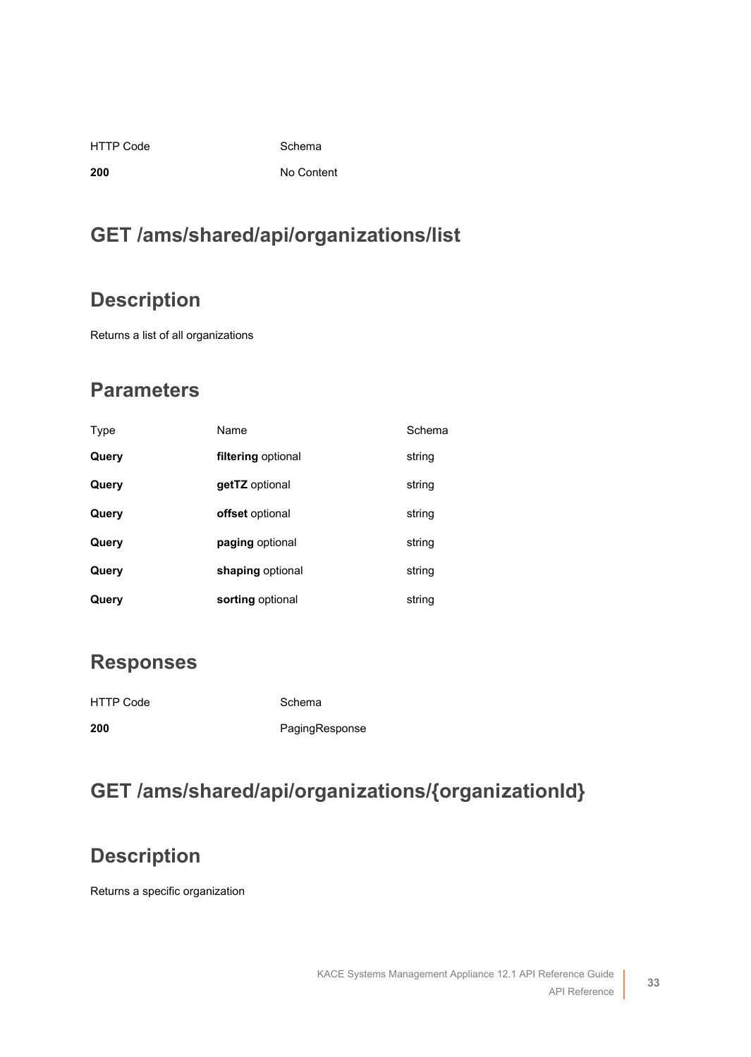| HTTP Code | Schema |
| --- | --- |
| **200** | No Content |

## GET /ams/shared/api/organizations/list

## Description

Returns a list of all organizations

## Parameters

| Type | Name | Schema |
| --- | --- | --- |
| **Query** | **filtering** optional | string |
| **Query** | **getTZ** optional | string |
| **Query** | **offset** optional | string |
| **Query** | **paging** optional | string |
| **Query** | **shaping** optional | string |
| **Query** | **sorting** optional | string |

## Responses

| HTTP Code | Schema |
| --- | --- |
| **200** | PagingResponse |

## GET /ams/shared/api/organizations/{organizationId}

## Description

Returns a specific organization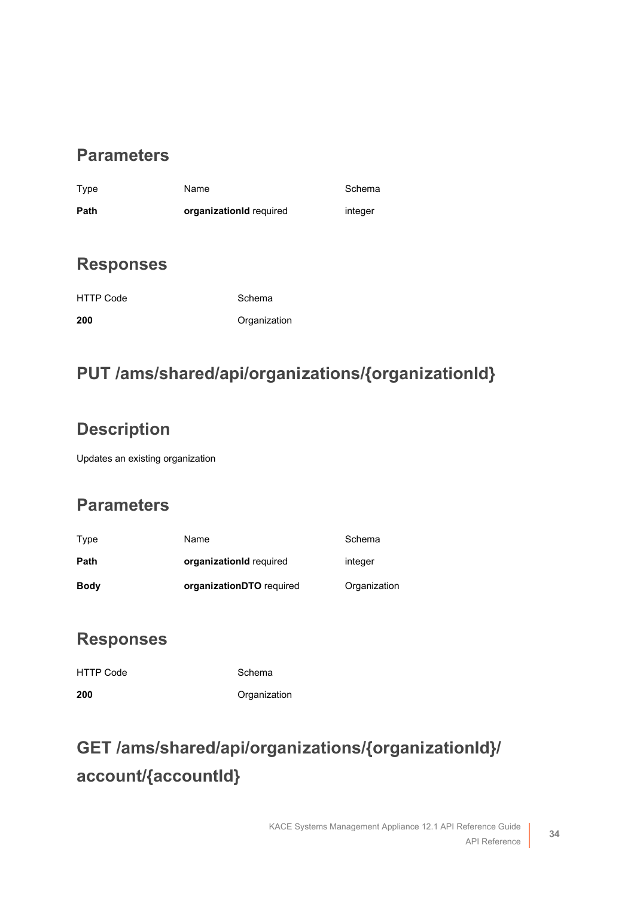## Parameters

| Type | Name | Schema |
| --- | --- | --- |
| **Path** | **organizationId** required | integer |

## Responses

| HTTP Code | Schema |
| --- | --- |
| **200** | Organization |

# PUT /ams/shared/api/organizations/{organizationId}

## Description

Updates an existing organization

## Parameters

| Type | Name | Schema |
| --- | --- | --- |
| **Path** | **organizationId** required | integer |
| **Body** | **organizationDTO** required | Organization |

## Responses

| HTTP Code | Schema |
| --- | --- |
| **200** | Organization |

# GET /ams/shared/api/organizations/{organizationId}/account/{accountId}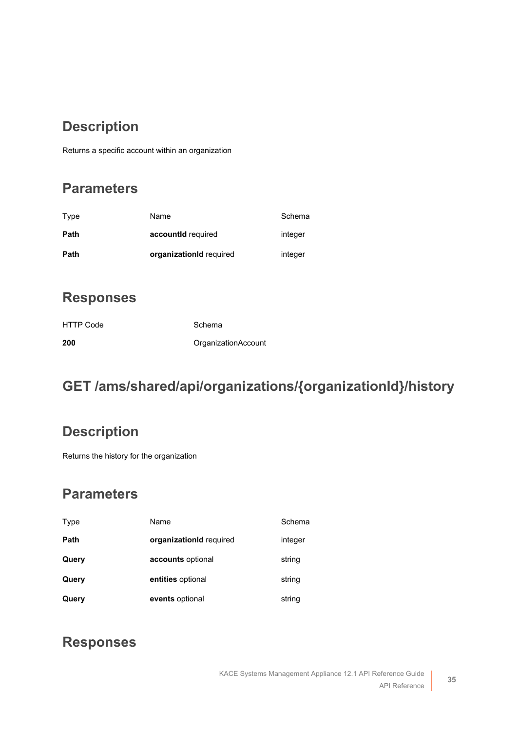## Description

Returns a specific account within an organization

## Parameters

| Type | Name | Schema |
| --- | --- | --- |
| **Path** | **accountId** required | integer |
| **Path** | **organizationId** required | integer |

## Responses

| HTTP Code | Schema |
| --- | --- |
| **200** | OrganizationAccount |

## GET /ams/shared/api/organizations/{organizationId}/history

## Description

Returns the history for the organization

## Parameters

| Type | Name | Schema |
| --- | --- | --- |
| **Path** | **organizationId** required | integer |
| **Query** | **accounts** optional | string |
| **Query** | **entities** optional | string |
| **Query** | **events** optional | string |

## Responses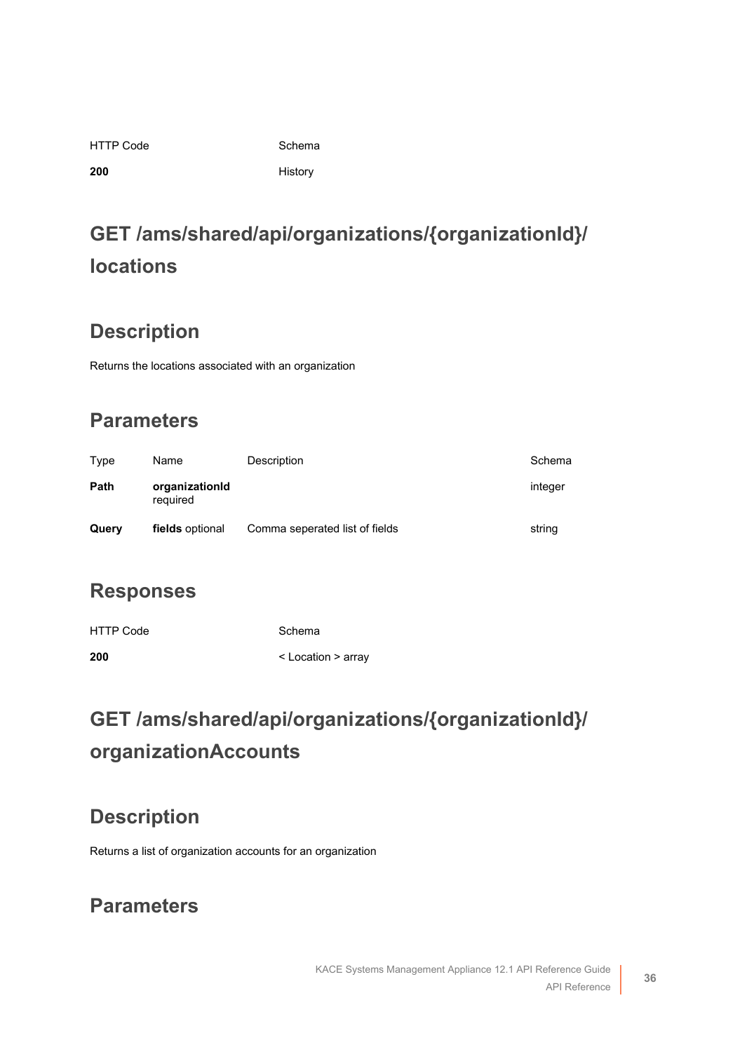| HTTP Code | Schema |
| --- | --- |
| **200** | History |

# GET /ams/shared/api/organizations/{organizationId}/locations

## Description

Returns the locations associated with an organization

## Parameters

| Type | Name | Description | Schema |
| --- | --- | --- | --- |
| **Path** | **organizationId** required | | integer |
| **Query** | **fields** optional | Comma seperated list of fields | string |

## Responses

| HTTP Code | Schema |
| --- | --- |
| **200** | < Location > array |

# GET /ams/shared/api/organizations/{organizationId}/organizationAccounts

## Description

Returns a list of organization accounts for an organization

## Parameters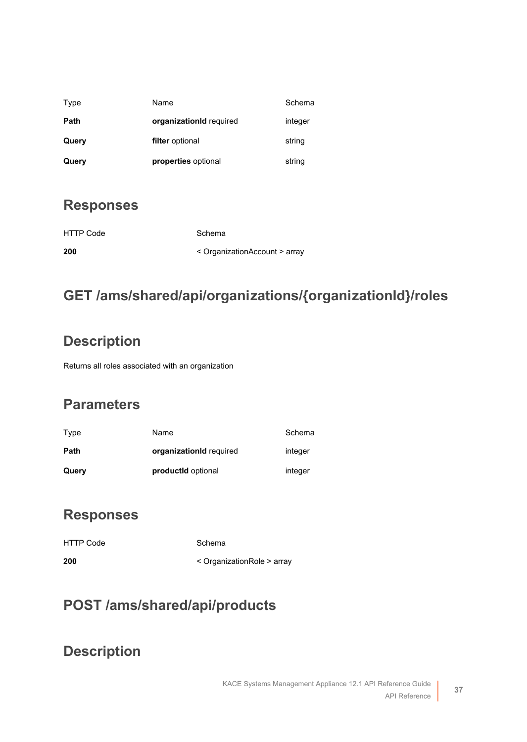| Type | Name | Schema |
| --- | --- | --- |
| **Path** | **organizationId** required | integer |
| **Query** | **filter** optional | string |
| **Query** | **properties** optional | string |

## Responses

| HTTP Code | Schema |
| --- | --- |
| **200** | < OrganizationAccount > array |

## GET /ams/shared/api/organizations/{organizationId}/roles

## Description

Returns all roles associated with an organization

## Parameters

| Type | Name | Schema |
| --- | --- | --- |
| **Path** | **organizationId** required | integer |
| **Query** | **productId** optional | integer |

## Responses

| HTTP Code | Schema |
| --- | --- |
| **200** | < OrganizationRole > array |

## POST /ams/shared/api/products

## Description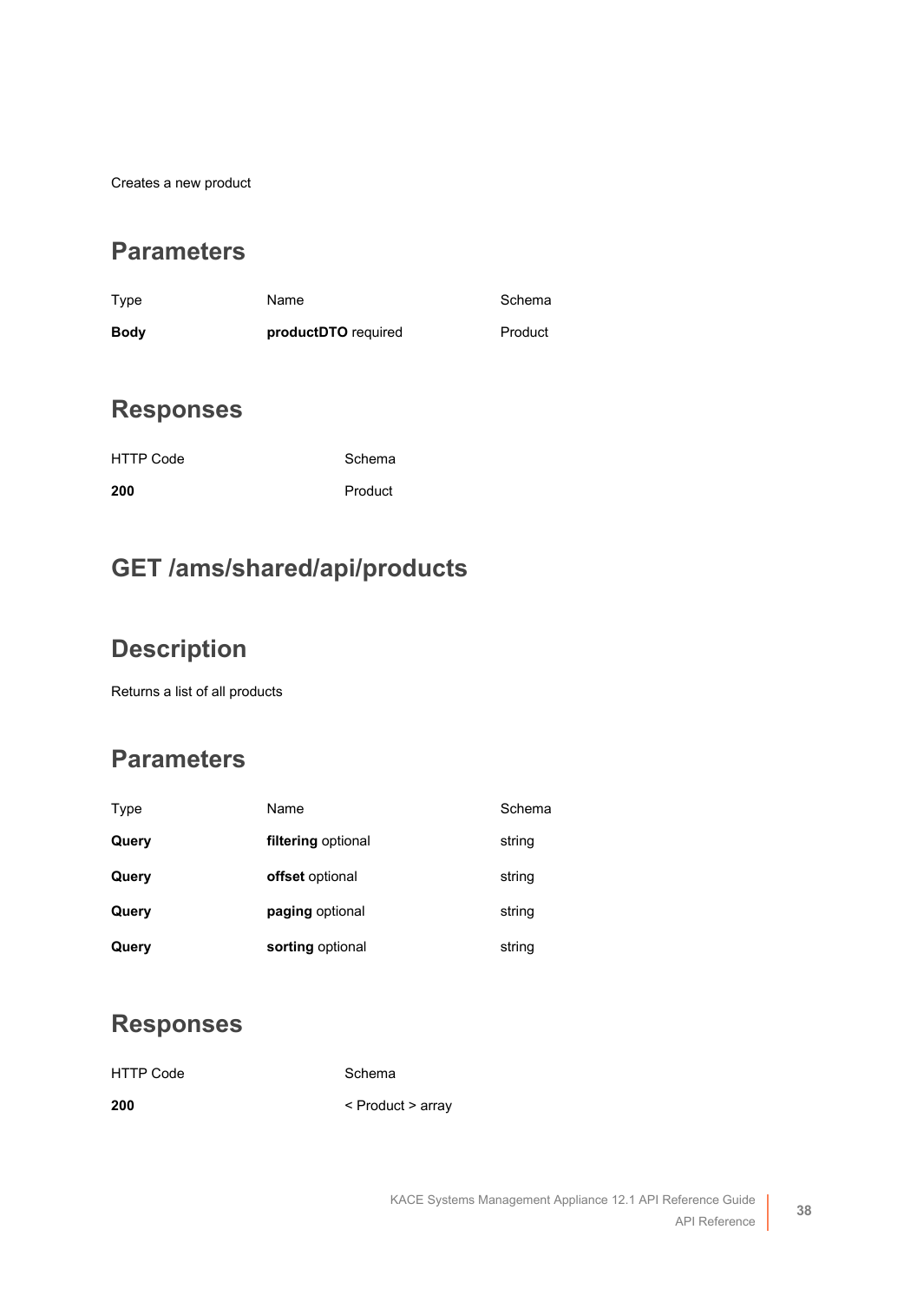Creates a new product

## Parameters

| Type | Name | Schema |
| --- | --- | --- |
| **Body** | **productDTO** required | Product |

## Responses

| HTTP Code | Schema |
| --- | --- |
| **200** | Product |

# GET /ams/shared/api/products

## Description

Returns a list of all products

## Parameters

| Type | Name | Schema |
| --- | --- | --- |
| **Query** | **filtering** optional | string |
| **Query** | **offset** optional | string |
| **Query** | **paging** optional | string |
| **Query** | **sorting** optional | string |

## Responses

| HTTP Code | Schema |
| --- | --- |
| **200** | < Product > array |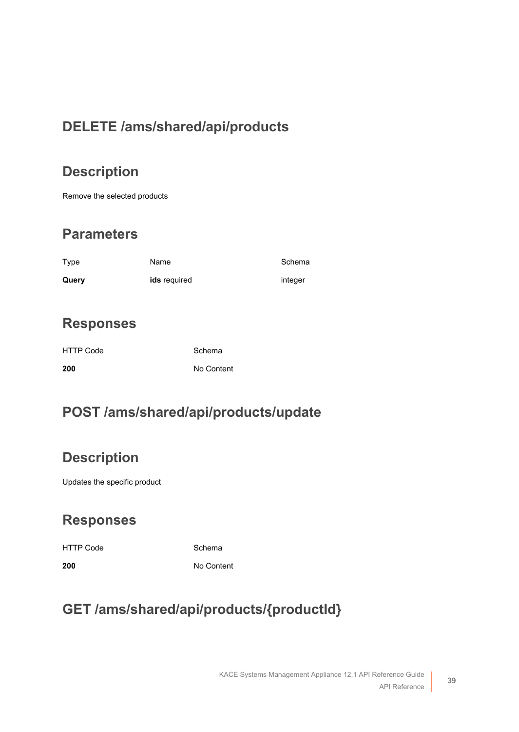## DELETE /ams/shared/api/products

### Description

Remove the selected products

### Parameters

| Type | Name | Schema |
| --- | --- | --- |
| **Query** | **ids** required | integer |

### Responses

| HTTP Code | Schema |
| --- | --- |
| **200** | No Content |

## POST /ams/shared/api/products/update

### Description

Updates the specific product

### Responses

| HTTP Code | Schema |
| --- | --- |
| **200** | No Content |

## GET /ams/shared/api/products/{productId}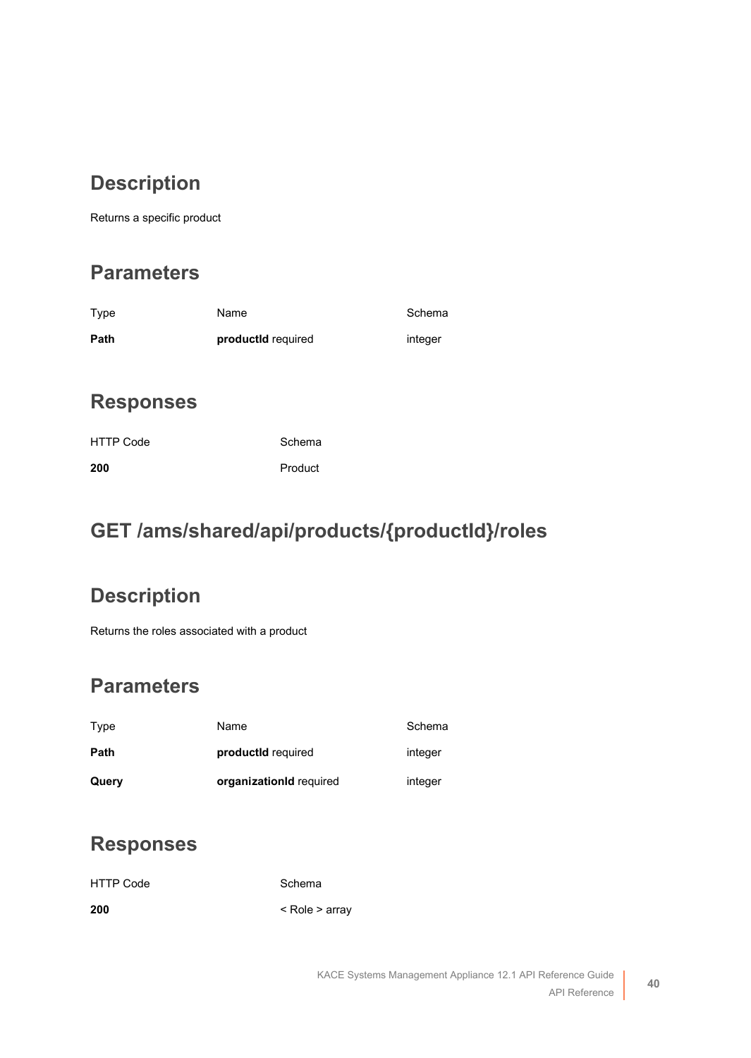## Description

Returns a specific product

## Parameters

| Type | Name | Schema |
| --- | --- | --- |
| **Path** | **productId** required | integer |

## Responses

| HTTP Code | Schema |
| --- | --- |
| **200** | Product |

# GET /ams/shared/api/products/{productId}/roles

## Description

Returns the roles associated with a product

## Parameters

| Type | Name | Schema |
| --- | --- | --- |
| **Path** | **productId** required | integer |
| **Query** | **organizationId** required | integer |

## Responses

| HTTP Code | Schema |
| --- | --- |
| **200** | < Role > array |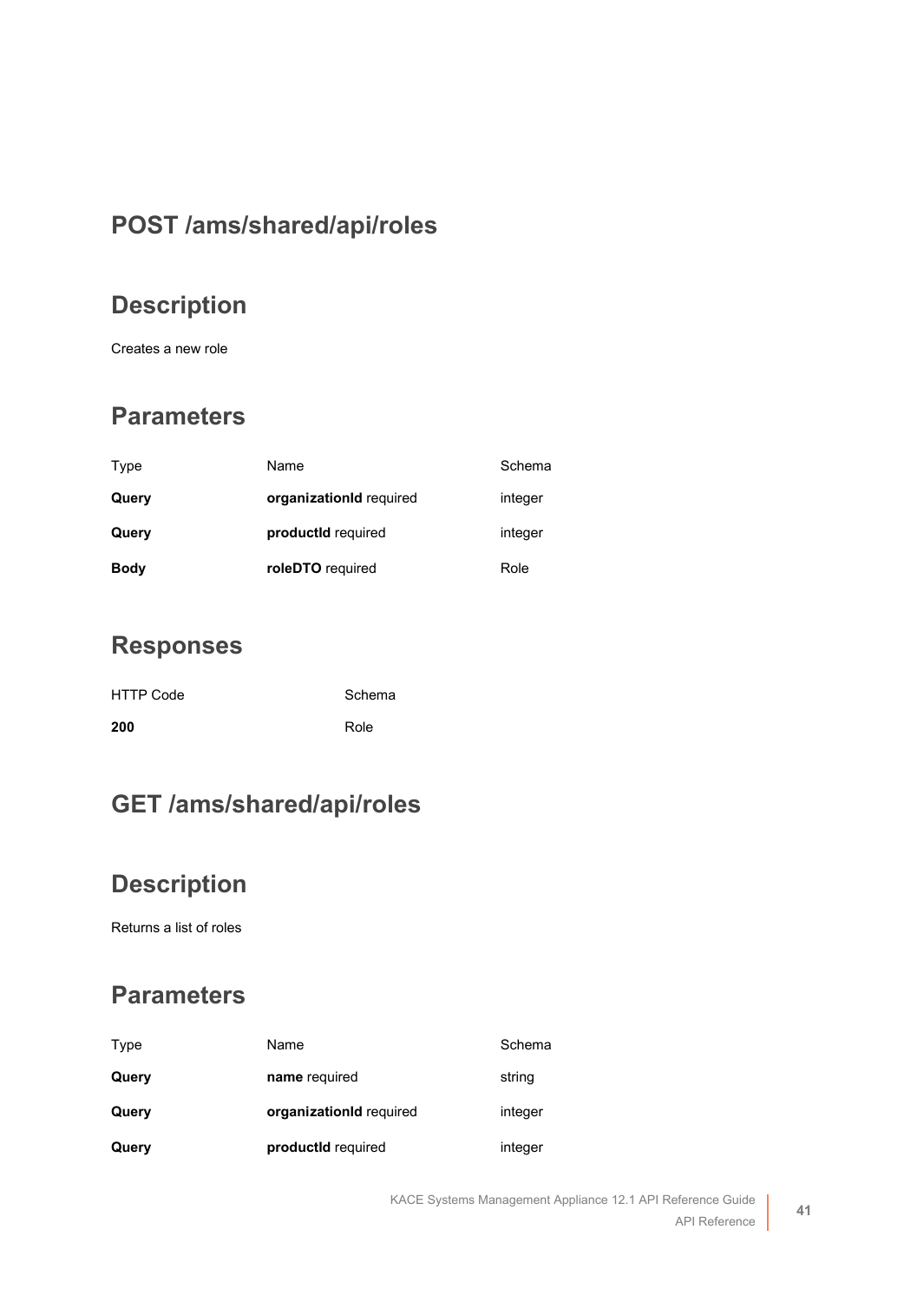## POST /ams/shared/api/roles

## Description

Creates a new role

## Parameters

| Type | Name | Schema |
|---|---|---|
| **Query** | **organizationId** required | integer |
| **Query** | **productId** required | integer |
| **Body** | **roleDTO** required | Role |

## Responses

| HTTP Code | Schema |
|---|---|
| **200** | Role |

## GET /ams/shared/api/roles

## Description

Returns a list of roles

## Parameters

| Type | Name | Schema |
|---|---|---|
| **Query** | **name** required | string |
| **Query** | **organizationId** required | integer |
| **Query** | **productId** required | integer |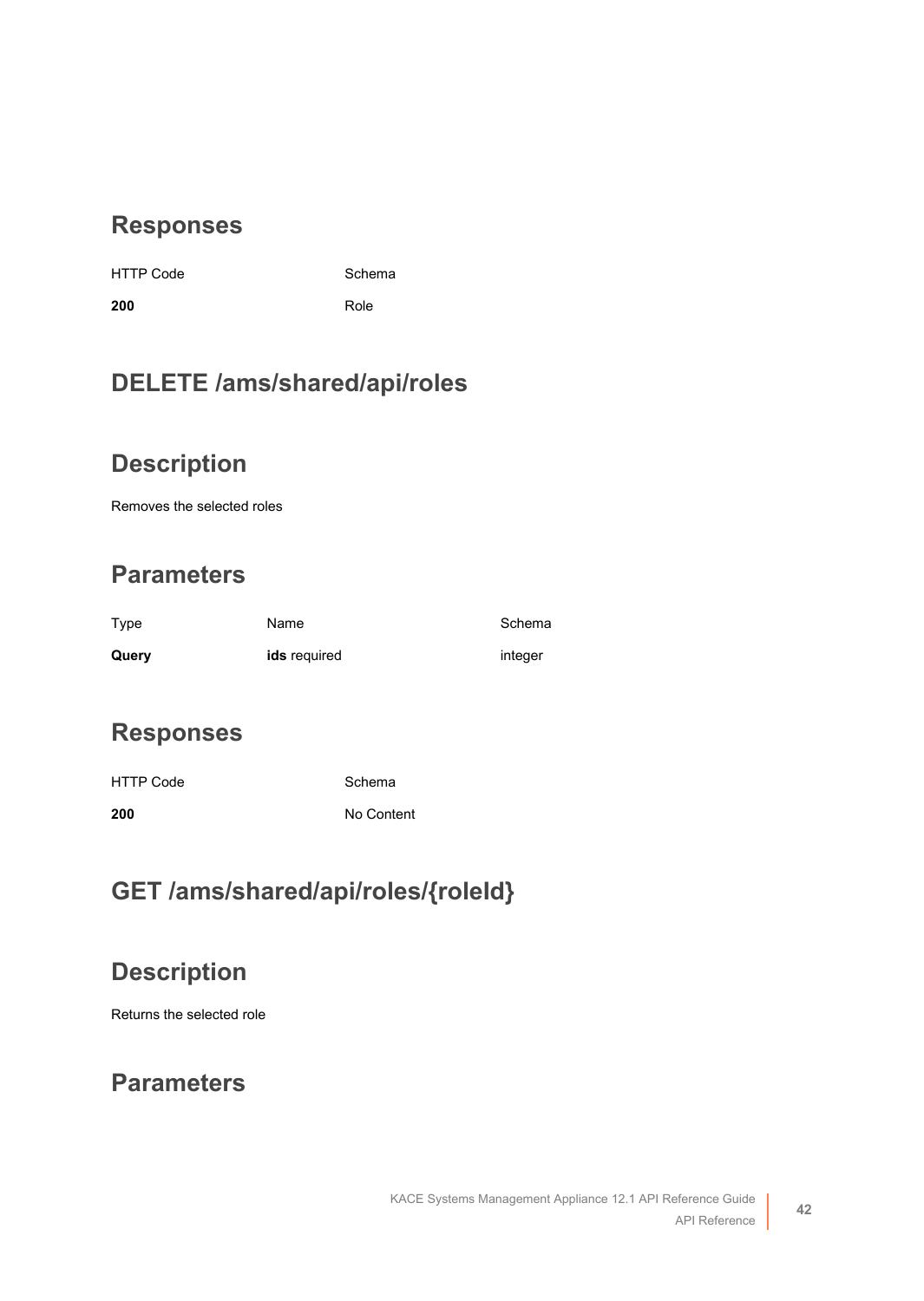## Responses

| HTTP Code | Schema |
|---|---|
| **200** | Role |

## DELETE /ams/shared/api/roles

## Description

Removes the selected roles

## Parameters

| Type | Name | Schema |
|---|---|---|
| **Query** | **ids** required | integer |

## Responses

| HTTP Code | Schema |
|---|---|
| **200** | No Content |

## GET /ams/shared/api/roles/{roleId}

## Description

Returns the selected role

## Parameters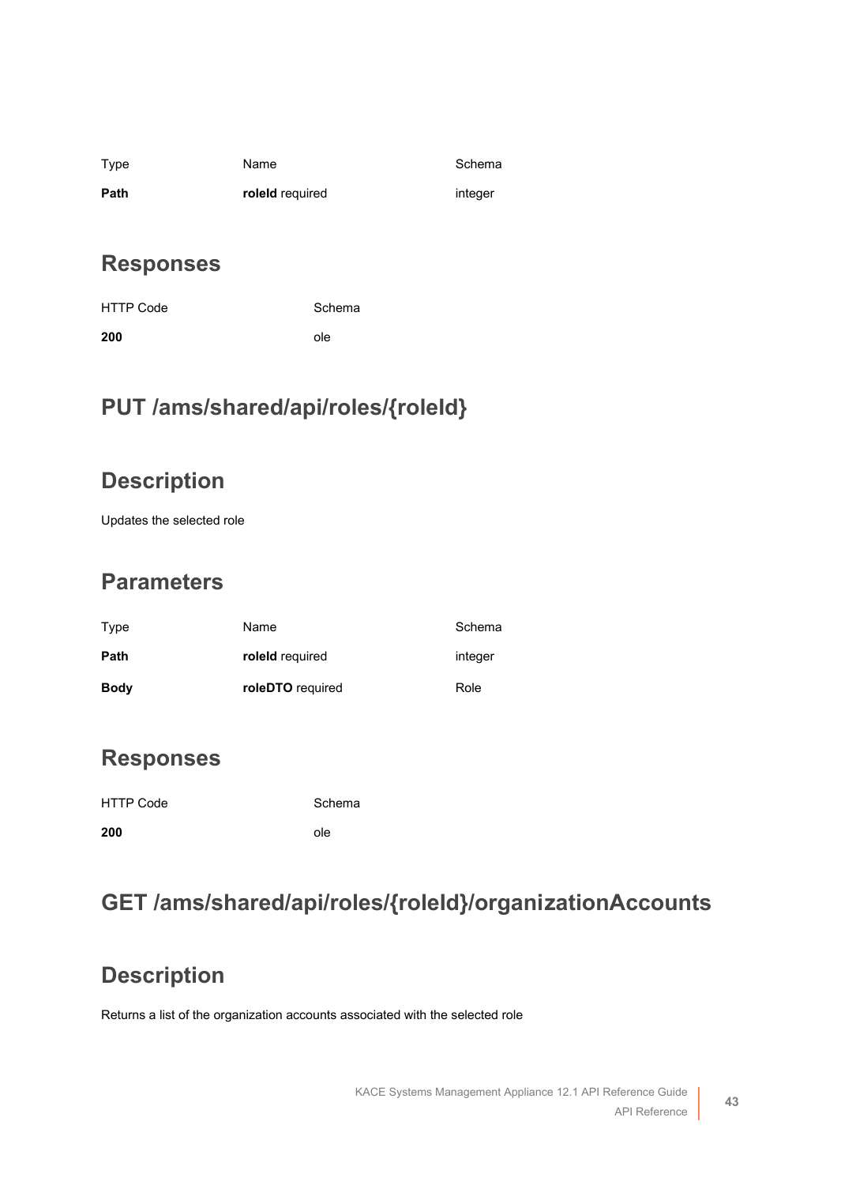| Type | Name | Schema |
| --- | --- | --- |
| **Path** | **roleId** required | integer |

## Responses

| HTTP Code | Schema |
| --- | --- |
| **200** | ole |

## PUT /ams/shared/api/roles/{roleId}

## Description

Updates the selected role

## Parameters

| Type | Name | Schema |
| --- | --- | --- |
| **Path** | **roleId** required | integer |
| **Body** | **roleDTO** required | Role |

## Responses

| HTTP Code | Schema |
| --- | --- |
| **200** | ole |

## GET /ams/shared/api/roles/{roleId}/organizationAccounts

## Description

Returns a list of the organization accounts associated with the selected role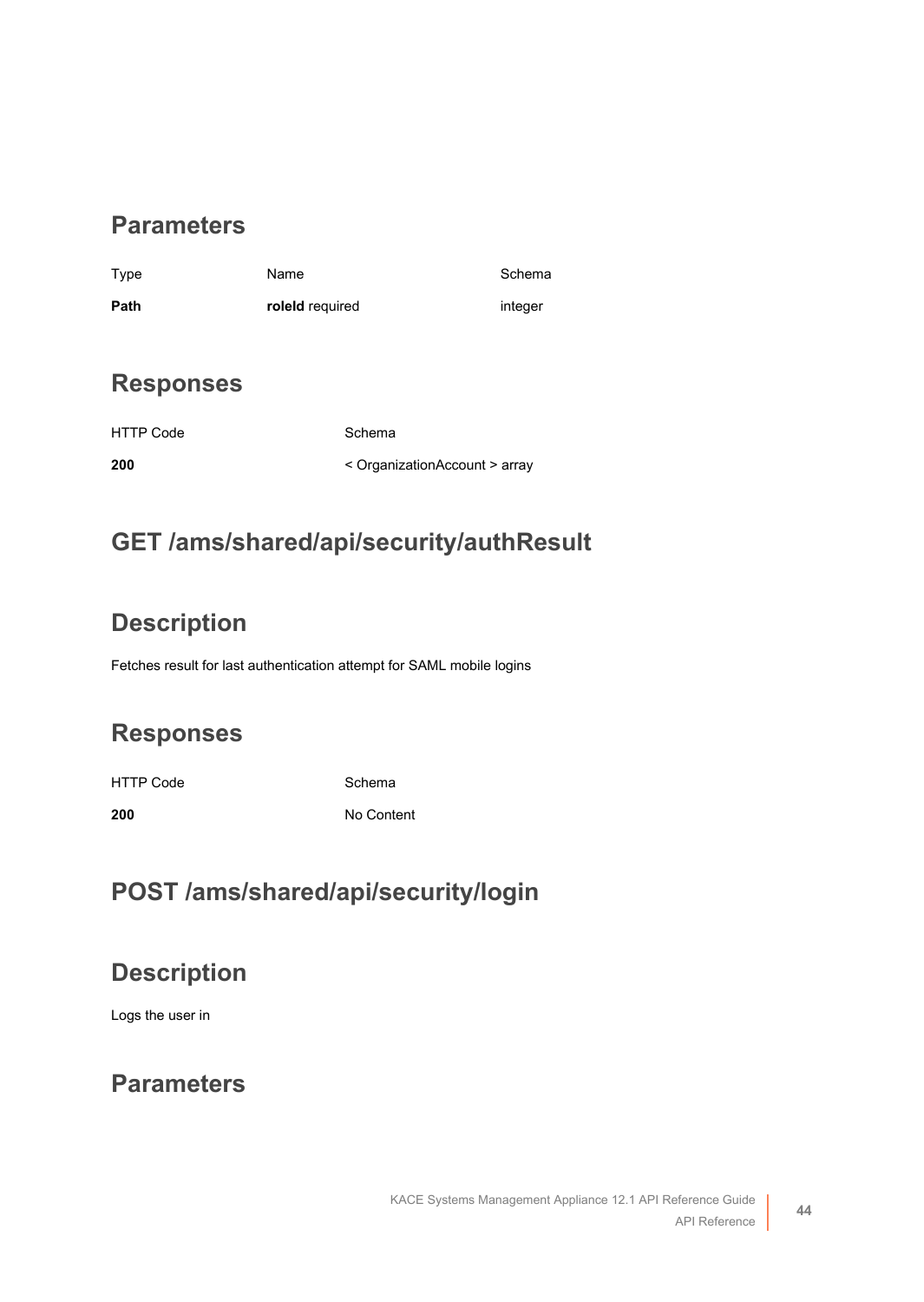## Parameters

| Type | Name | Schema |
|---|---|---|
| **Path** | **roleId** required | integer |

## Responses

| HTTP Code | Schema |
|---|---|
| **200** | < OrganizationAccount > array |

## GET /ams/shared/api/security/authResult

## Description

Fetches result for last authentication attempt for SAML mobile logins

## Responses

| HTTP Code | Schema |
|---|---|
| **200** | No Content |

## POST /ams/shared/api/security/login

## Description

Logs the user in

## Parameters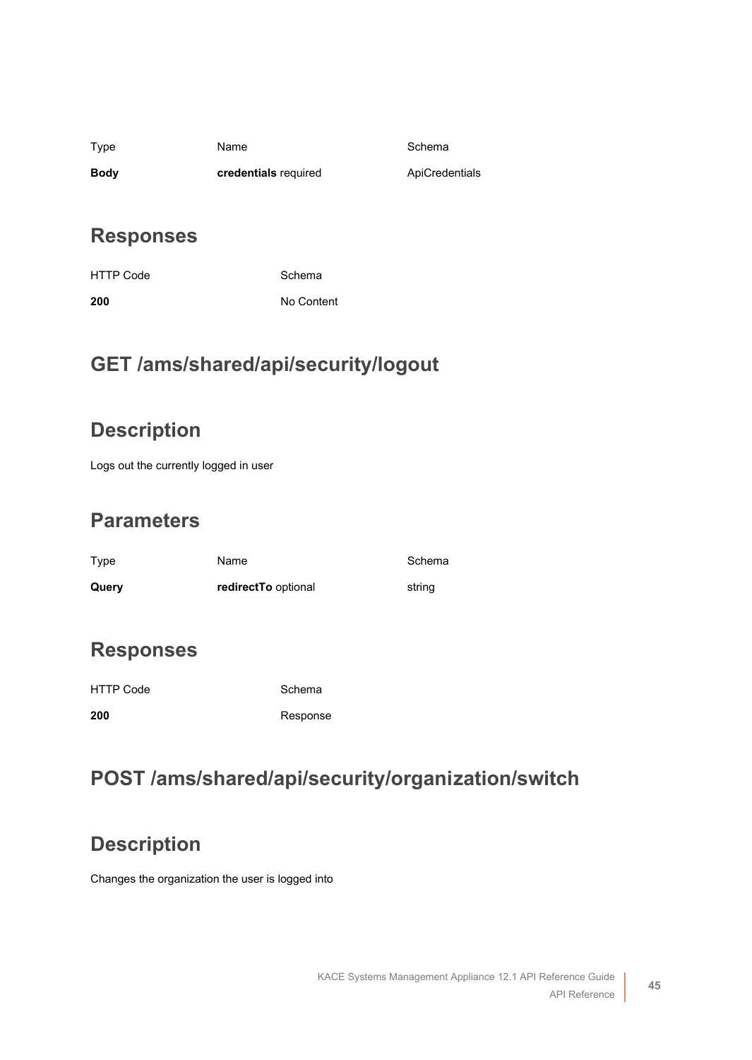| Type | Name | Schema |
| --- | --- | --- |
| **Body** | **credentials** required | ApiCredentials |

## Responses

| HTTP Code | Schema |
| --- | --- |
| **200** | No Content |

## GET /ams/shared/api/security/logout

## Description

Logs out the currently logged in user

## Parameters

| Type | Name | Schema |
| --- | --- | --- |
| **Query** | **redirectTo** optional | string |

## Responses

| HTTP Code | Schema |
| --- | --- |
| **200** | Response |

## POST /ams/shared/api/security/organization/switch

## Description

Changes the organization the user is logged into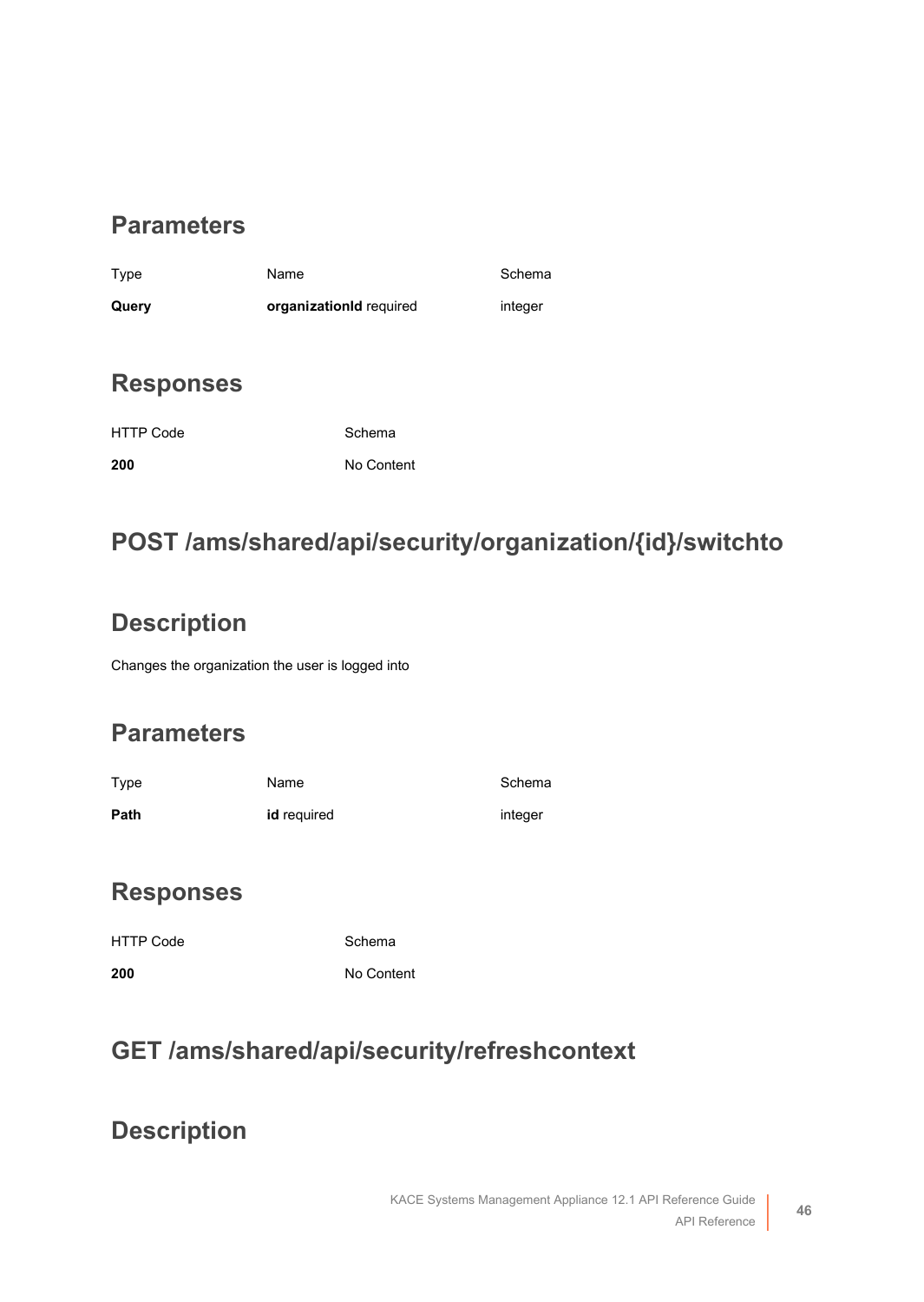## Parameters

| Type | Name | Schema |
| --- | --- | --- |
| **Query** | **organizationId** required | integer |

## Responses

| HTTP Code | Schema |
| --- | --- |
| **200** | No Content |

# POST /ams/shared/api/security/organization/{id}/switchto

## Description

Changes the organization the user is logged into

## Parameters

| Type | Name | Schema |
| --- | --- | --- |
| **Path** | **id** required | integer |

## Responses

| HTTP Code | Schema |
| --- | --- |
| **200** | No Content |

# GET /ams/shared/api/security/refreshcontext

## Description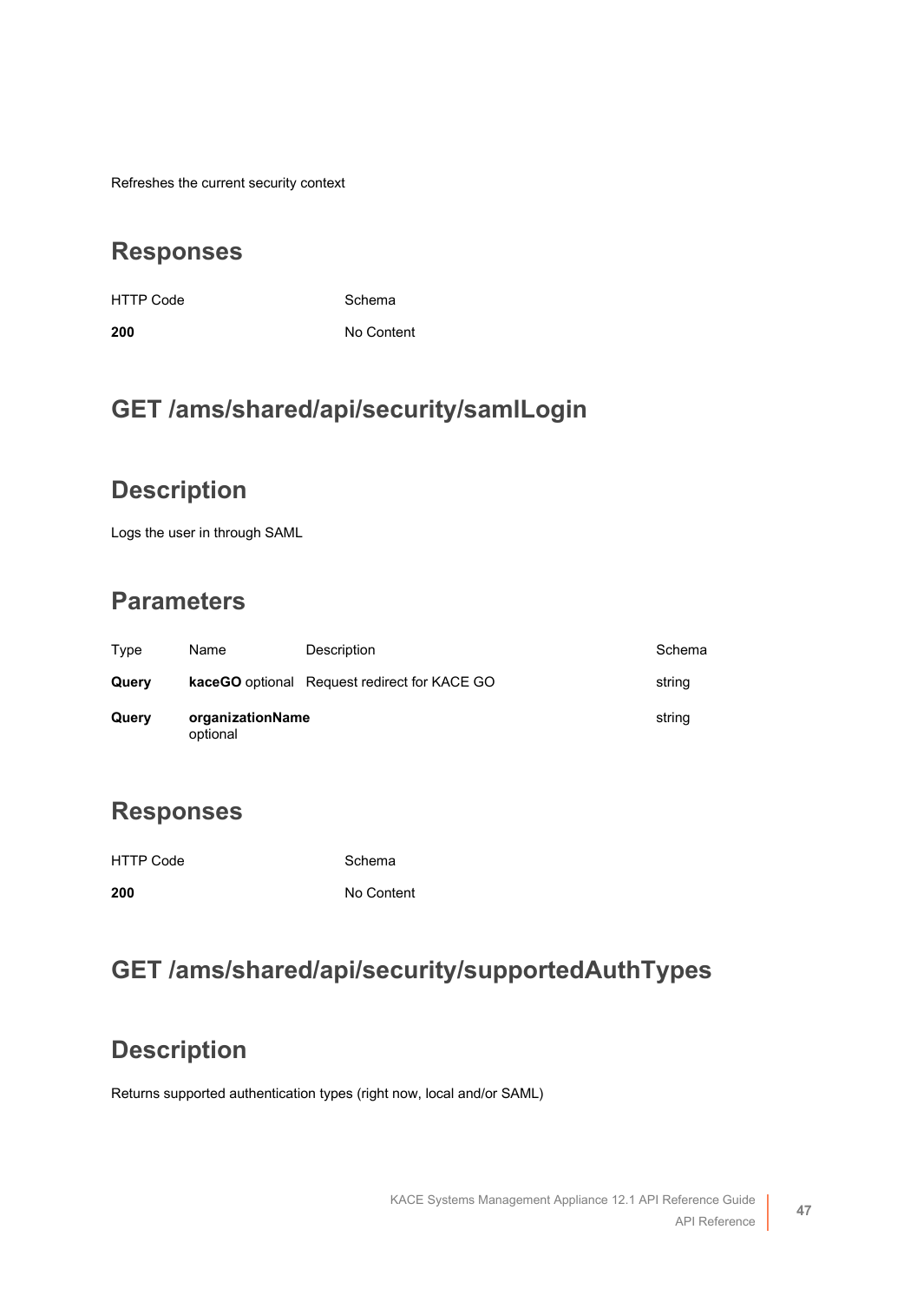Refreshes the current security context

## Responses

| HTTP Code | Schema |
| --- | --- |
| **200** | No Content |

## GET /ams/shared/api/security/samlLogin

## Description

Logs the user in through SAML

## Parameters

| Type | Name | Description | Schema |
| --- | --- | --- | --- |
| **Query** | **kaceGO** optional | Request redirect for KACE GO | string |
| **Query** | **organizationName** optional | | string |

## Responses

| HTTP Code | Schema |
| --- | --- |
| **200** | No Content |

## GET /ams/shared/api/security/supportedAuthTypes

## Description

Returns supported authentication types (right now, local and/or SAML)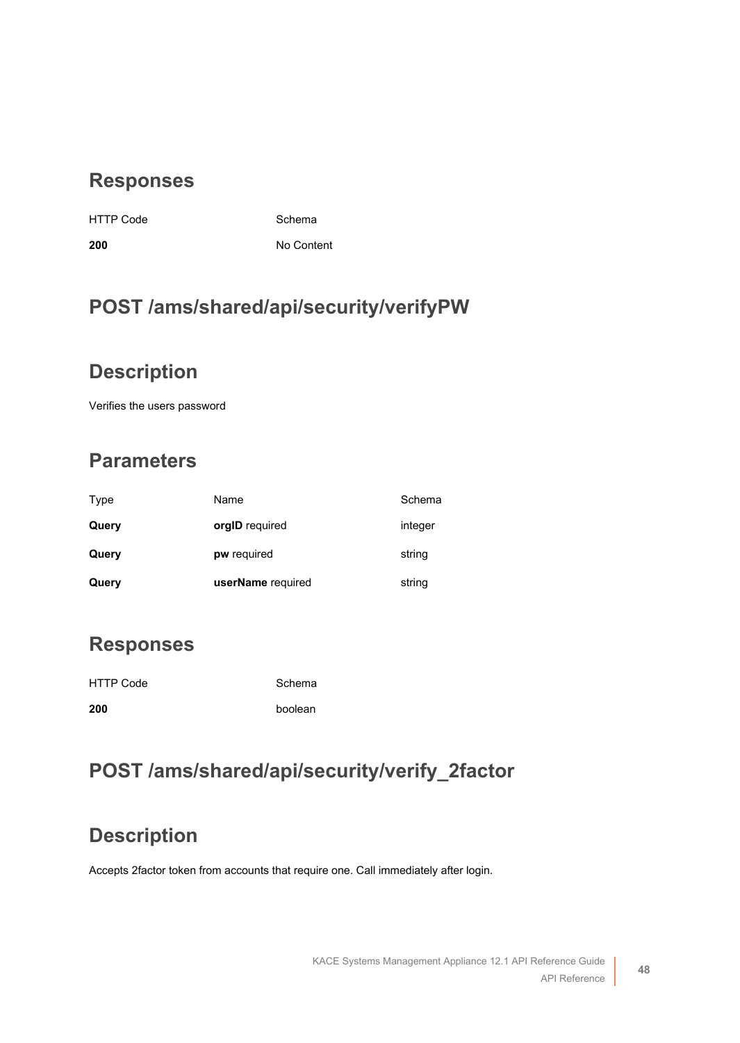## Responses

| HTTP Code | Schema |
| --- | --- |
| **200** | No Content |

## POST /ams/shared/api/security/verifyPW

## Description

Verifies the users password

## Parameters

| Type | Name | Schema |
| --- | --- | --- |
| **Query** | **orgID** required | integer |
| **Query** | **pw** required | string |
| **Query** | **userName** required | string |

## Responses

| HTTP Code | Schema |
| --- | --- |
| **200** | boolean |

## POST /ams/shared/api/security/verify_2factor

## Description

Accepts 2factor token from accounts that require one. Call immediately after login.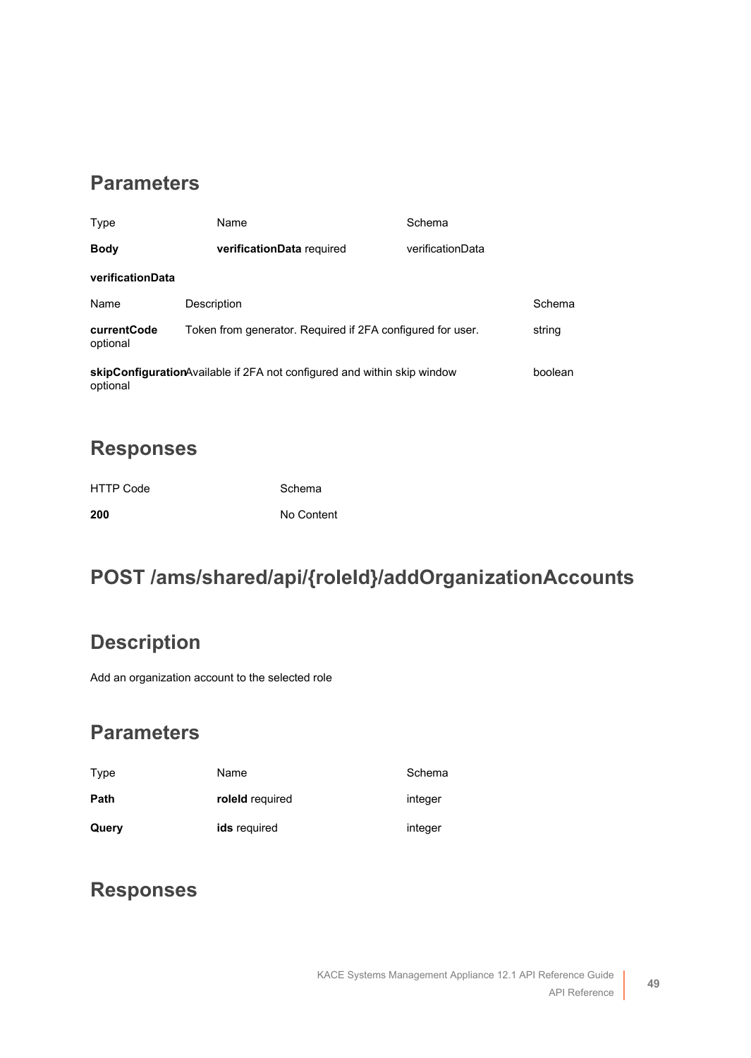## Parameters

| Type | Name | Schema |
|---|---|---|
| **Body** | **verificationData** required | verificationData |

**verificationData**

| Name | Description | Schema |
|---|---|---|
| **currentCode** optional | Token from generator. Required if 2FA configured for user. | string |
| **skipConfiguration** optional | Available if 2FA not configured and within skip window | boolean |

## Responses

| HTTP Code | Schema |
|---|---|
| **200** | No Content |

# POST /ams/shared/api/{roleId}/addOrganizationAccounts

## Description

Add an organization account to the selected role

## Parameters

| Type | Name | Schema |
|---|---|---|
| **Path** | **roleId** required | integer |
| **Query** | **ids** required | integer |

## Responses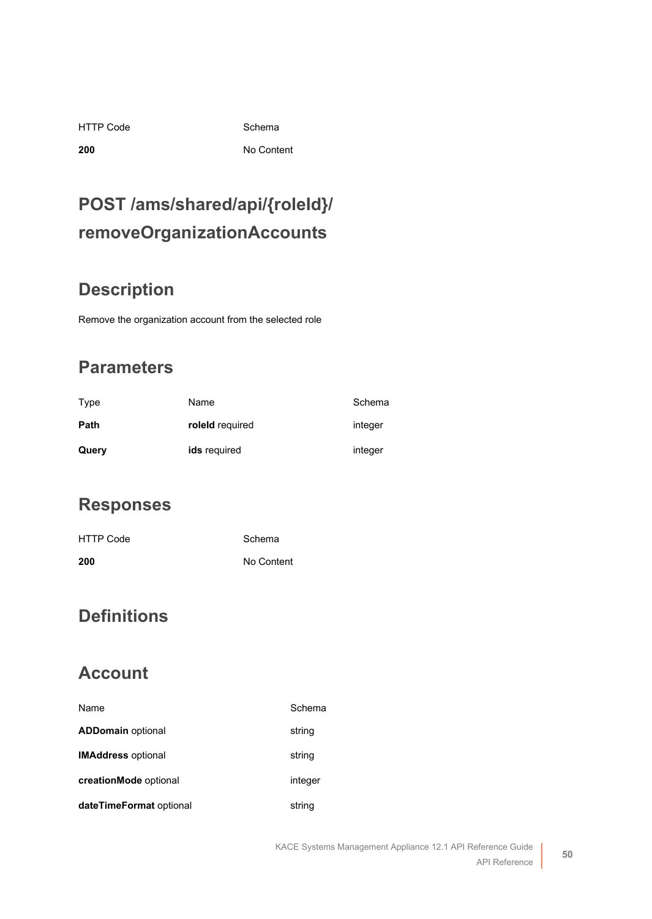| HTTP Code | Schema |
| --- | --- |
| **200** | No Content |

## POST /ams/shared/api/{roleId}/removeOrganizationAccounts

### Description

Remove the organization account from the selected role

### Parameters

| Type | Name | Schema |
| --- | --- | --- |
| **Path** | **roleId** required | integer |
| **Query** | **ids** required | integer |

### Responses

| HTTP Code | Schema |
| --- | --- |
| **200** | No Content |

## Definitions

### Account

| Name | Schema |
| --- | --- |
| **ADDomain** optional | string |
| **IMAddress** optional | string |
| **creationMode** optional | integer |
| **dateTimeFormat** optional | string |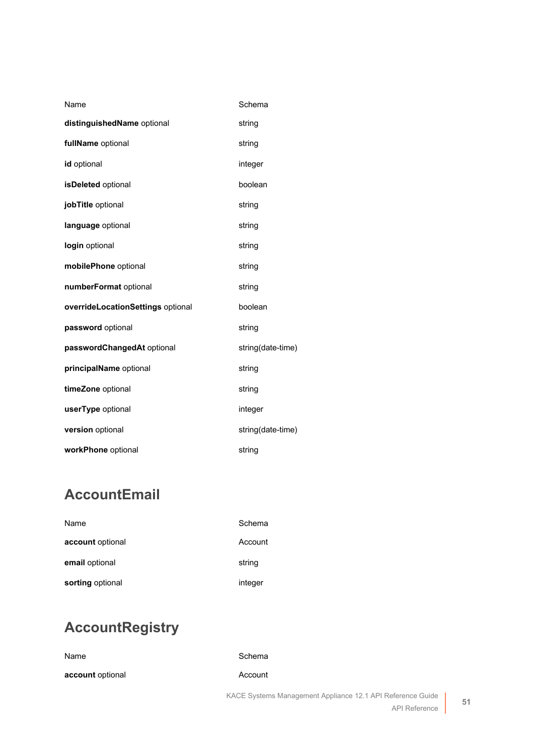| Name | Schema |
| --- | --- |
| **distinguishedName** optional | string |
| **fullName** optional | string |
| **id** optional | integer |
| **isDeleted** optional | boolean |
| **jobTitle** optional | string |
| **language** optional | string |
| **login** optional | string |
| **mobilePhone** optional | string |
| **numberFormat** optional | string |
| **overrideLocationSettings** optional | boolean |
| **password** optional | string |
| **passwordChangedAt** optional | string(date-time) |
| **principalName** optional | string |
| **timeZone** optional | string |
| **userType** optional | integer |
| **version** optional | string(date-time) |
| **workPhone** optional | string |

## AccountEmail

| Name | Schema |
| --- | --- |
| **account** optional | Account |
| **email** optional | string |
| **sorting** optional | integer |

## AccountRegistry

| Name | Schema |
| --- | --- |
| **account** optional | Account |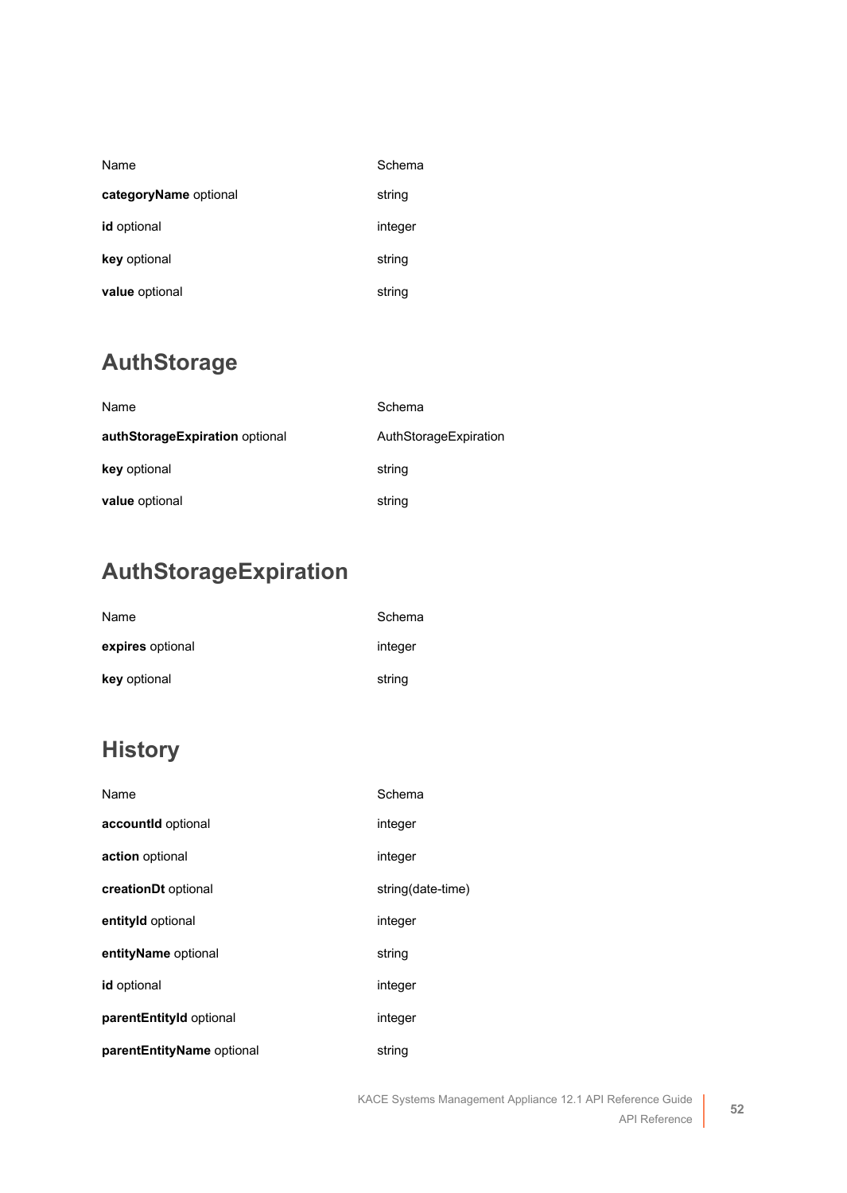| Name | Schema |
| --- | --- |
| **categoryName** optional | string |
| **id** optional | integer |
| **key** optional | string |
| **value** optional | string |

## AuthStorage

| Name | Schema |
| --- | --- |
| **authStorageExpiration** optional | AuthStorageExpiration |
| **key** optional | string |
| **value** optional | string |

## AuthStorageExpiration

| Name | Schema |
| --- | --- |
| **expires** optional | integer |
| **key** optional | string |

## History

| Name | Schema |
| --- | --- |
| **accountId** optional | integer |
| **action** optional | integer |
| **creationDt** optional | string(date-time) |
| **entityId** optional | integer |
| **entityName** optional | string |
| **id** optional | integer |
| **parentEntityId** optional | integer |
| **parentEntityName** optional | string |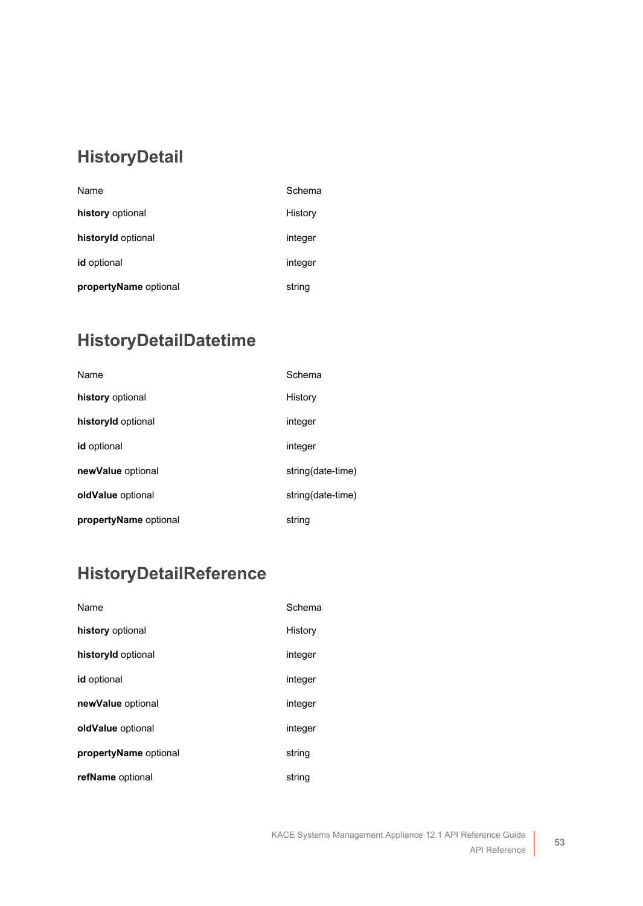## HistoryDetail

| Name | Schema |
| --- | --- |
| **history** optional | History |
| **historyId** optional | integer |
| **id** optional | integer |
| **propertyName** optional | string |

## HistoryDetailDatetime

| Name | Schema |
| --- | --- |
| **history** optional | History |
| **historyId** optional | integer |
| **id** optional | integer |
| **newValue** optional | string(date-time) |
| **oldValue** optional | string(date-time) |
| **propertyName** optional | string |

## HistoryDetailReference

| Name | Schema |
| --- | --- |
| **history** optional | History |
| **historyId** optional | integer |
| **id** optional | integer |
| **newValue** optional | integer |
| **oldValue** optional | integer |
| **propertyName** optional | string |
| **refName** optional | string |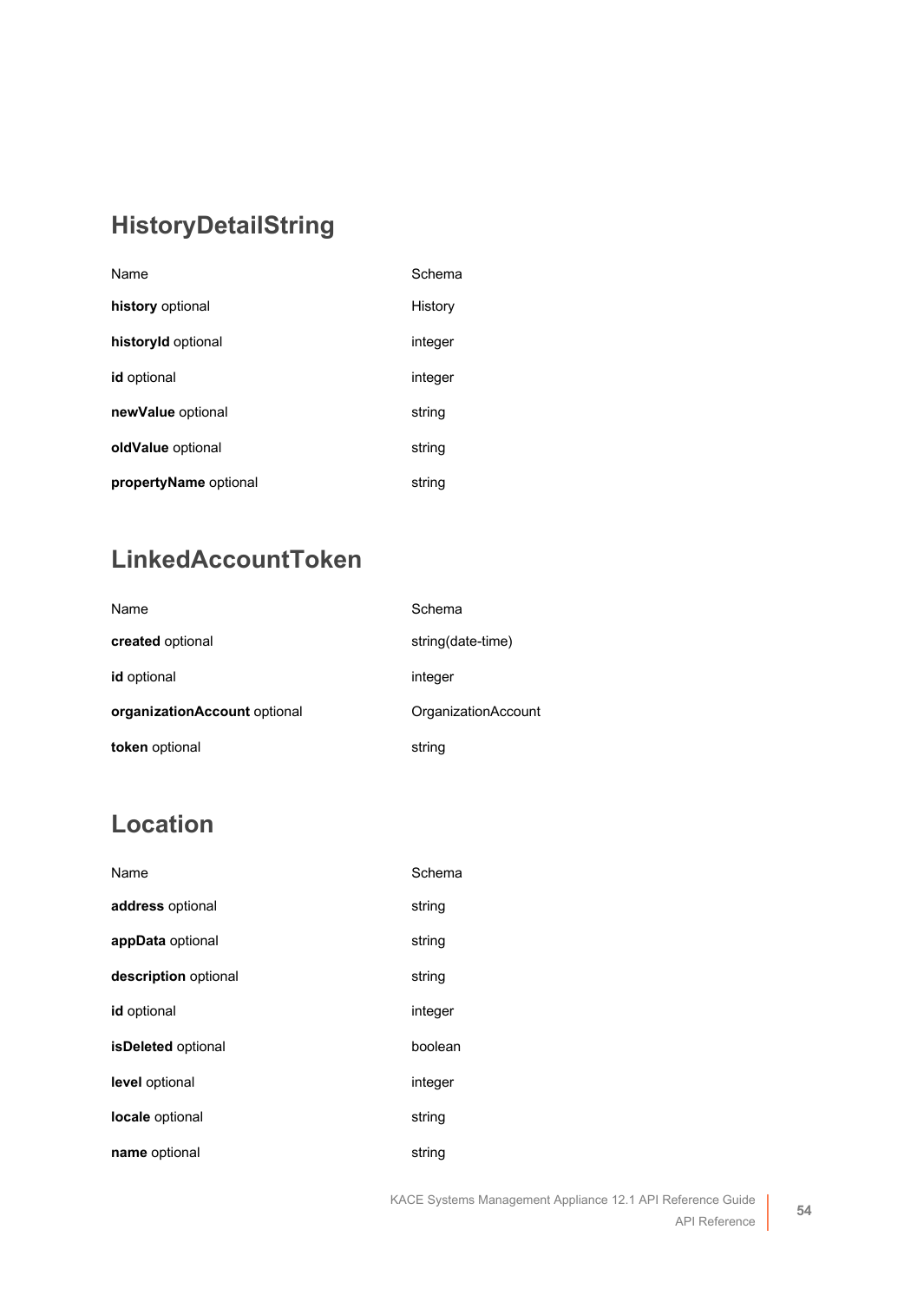## HistoryDetailString

| Name | Schema |
| --- | --- |
| **history** optional | History |
| **historyId** optional | integer |
| **id** optional | integer |
| **newValue** optional | string |
| **oldValue** optional | string |
| **propertyName** optional | string |

## LinkedAccountToken

| Name | Schema |
| --- | --- |
| **created** optional | string(date-time) |
| **id** optional | integer |
| **organizationAccount** optional | OrganizationAccount |
| **token** optional | string |

## Location

| Name | Schema |
| --- | --- |
| **address** optional | string |
| **appData** optional | string |
| **description** optional | string |
| **id** optional | integer |
| **isDeleted** optional | boolean |
| **level** optional | integer |
| **locale** optional | string |
| **name** optional | string |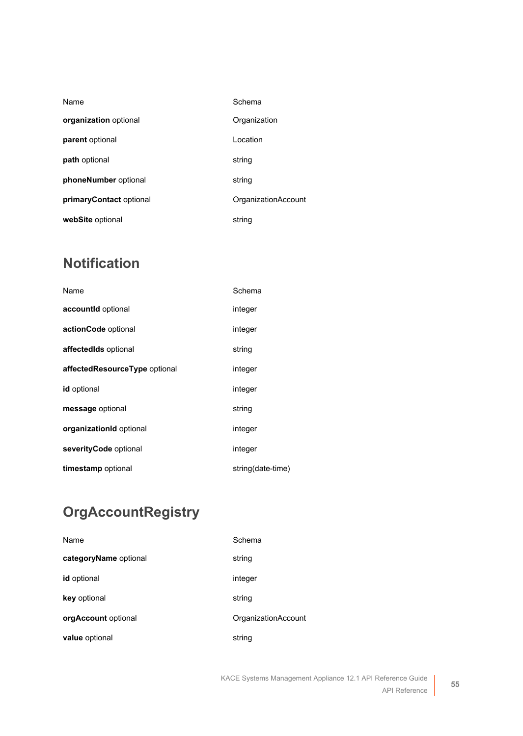| Name | Schema |
| --- | --- |
| **organization** optional | Organization |
| **parent** optional | Location |
| **path** optional | string |
| **phoneNumber** optional | string |
| **primaryContact** optional | OrganizationAccount |
| **webSite** optional | string |

## Notification

| Name | Schema |
| --- | --- |
| **accountId** optional | integer |
| **actionCode** optional | integer |
| **affectedIds** optional | string |
| **affectedResourceType** optional | integer |
| **id** optional | integer |
| **message** optional | string |
| **organizationId** optional | integer |
| **severityCode** optional | integer |
| **timestamp** optional | string(date-time) |

## OrgAccountRegistry

| Name | Schema |
| --- | --- |
| **categoryName** optional | string |
| **id** optional | integer |
| **key** optional | string |
| **orgAccount** optional | OrganizationAccount |
| **value** optional | string |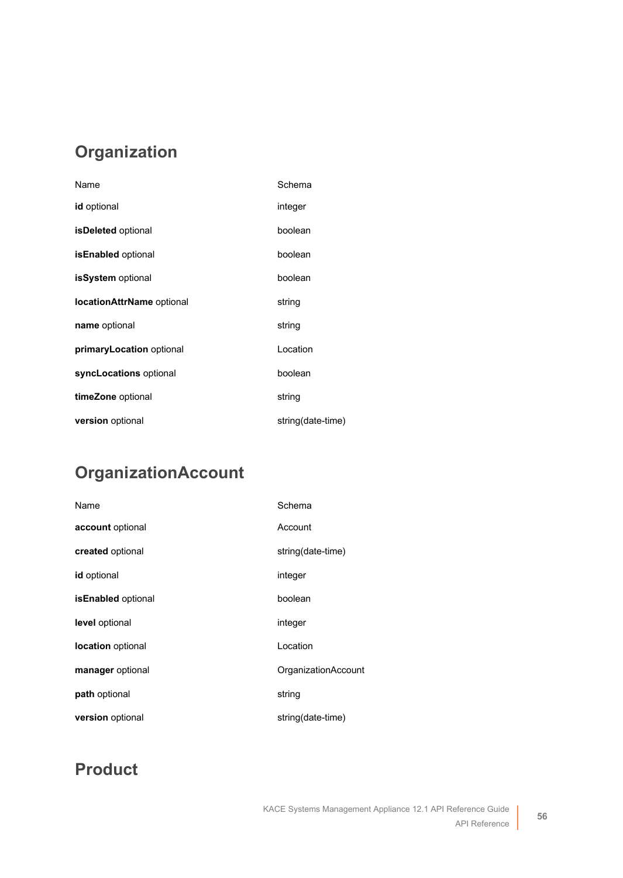## Organization

| Name | Schema |
| --- | --- |
| **id** optional | integer |
| **isDeleted** optional | boolean |
| **isEnabled** optional | boolean |
| **isSystem** optional | boolean |
| **locationAttrName** optional | string |
| **name** optional | string |
| **primaryLocation** optional | Location |
| **syncLocations** optional | boolean |
| **timeZone** optional | string |
| **version** optional | string(date-time) |

## OrganizationAccount

| Name | Schema |
| --- | --- |
| **account** optional | Account |
| **created** optional | string(date-time) |
| **id** optional | integer |
| **isEnabled** optional | boolean |
| **level** optional | integer |
| **location** optional | Location |
| **manager** optional | OrganizationAccount |
| **path** optional | string |
| **version** optional | string(date-time) |

## Product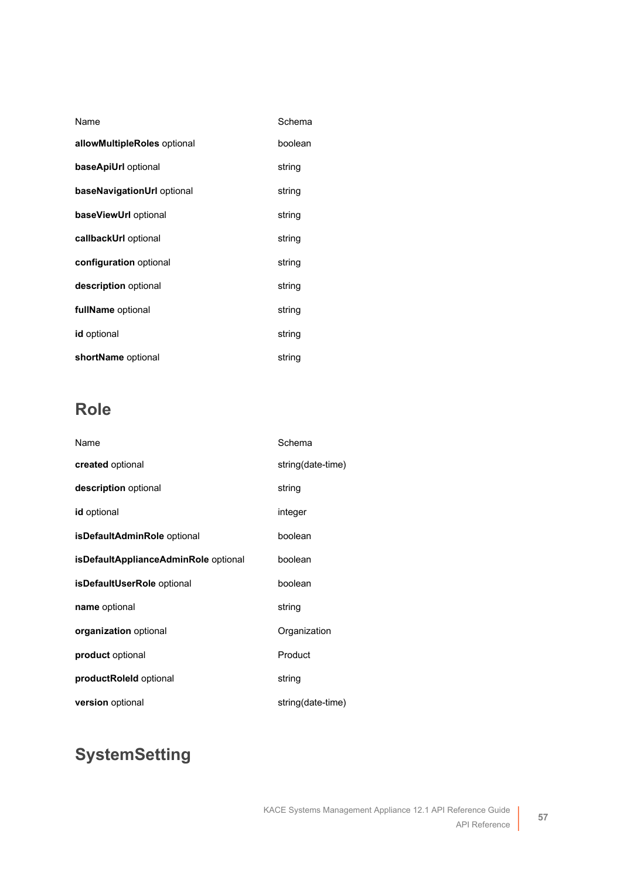| Name | Schema |
| --- | --- |
| **allowMultipleRoles** optional | boolean |
| **baseApiUrl** optional | string |
| **baseNavigationUrl** optional | string |
| **baseViewUrl** optional | string |
| **callbackUrl** optional | string |
| **configuration** optional | string |
| **description** optional | string |
| **fullName** optional | string |
| **id** optional | string |
| **shortName** optional | string |

## Role

| Name | Schema |
| --- | --- |
| **created** optional | string(date-time) |
| **description** optional | string |
| **id** optional | integer |
| **isDefaultAdminRole** optional | boolean |
| **isDefaultApplianceAdminRole** optional | boolean |
| **isDefaultUserRole** optional | boolean |
| **name** optional | string |
| **organization** optional | Organization |
| **product** optional | Product |
| **productRoleId** optional | string |
| **version** optional | string(date-time) |

## SystemSetting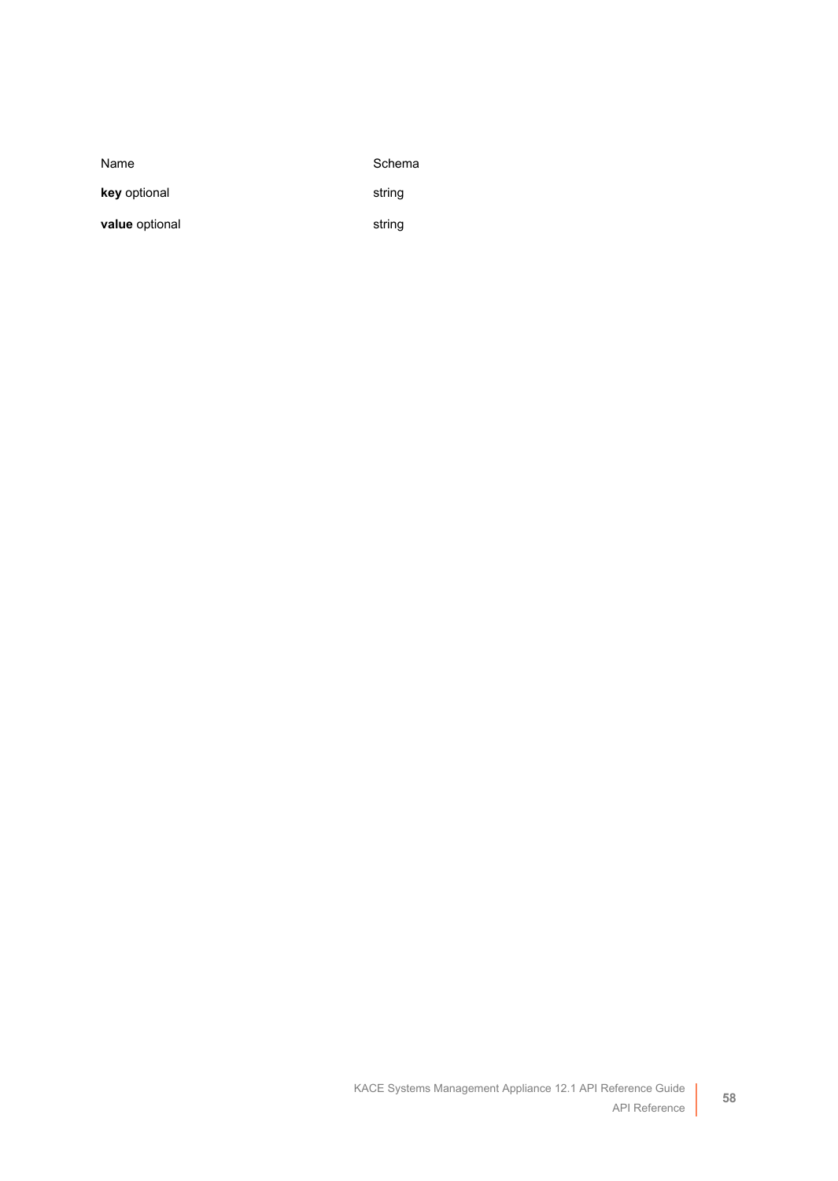| Name | Schema |
| --- | --- |
| **key** optional | string |
| **value** optional | string |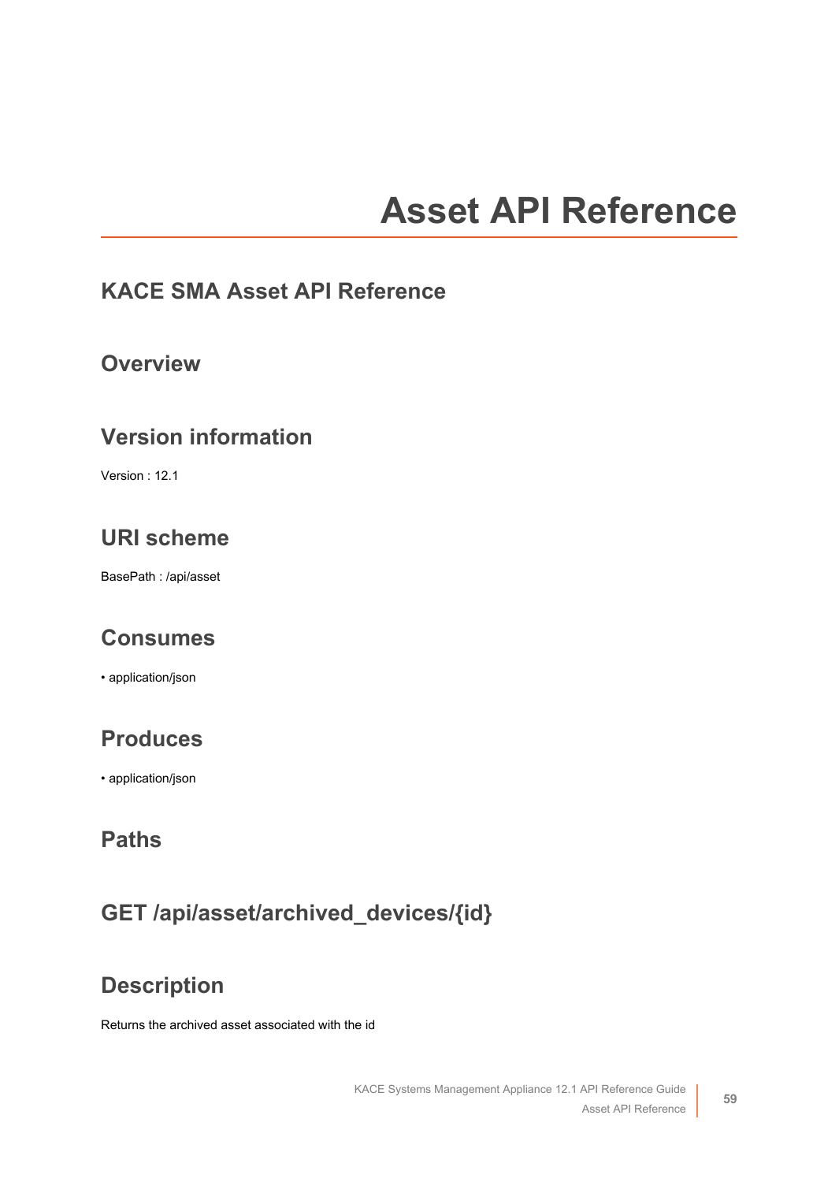# Asset API Reference

## KACE SMA Asset API Reference

## Overview

## Version information

Version : 12.1

## URI scheme

BasePath : /api/asset

## Consumes

- application/json

## Produces

- application/json

## Paths

## GET /api/asset/archived_devices/{id}

## Description

Returns the archived asset associated with the id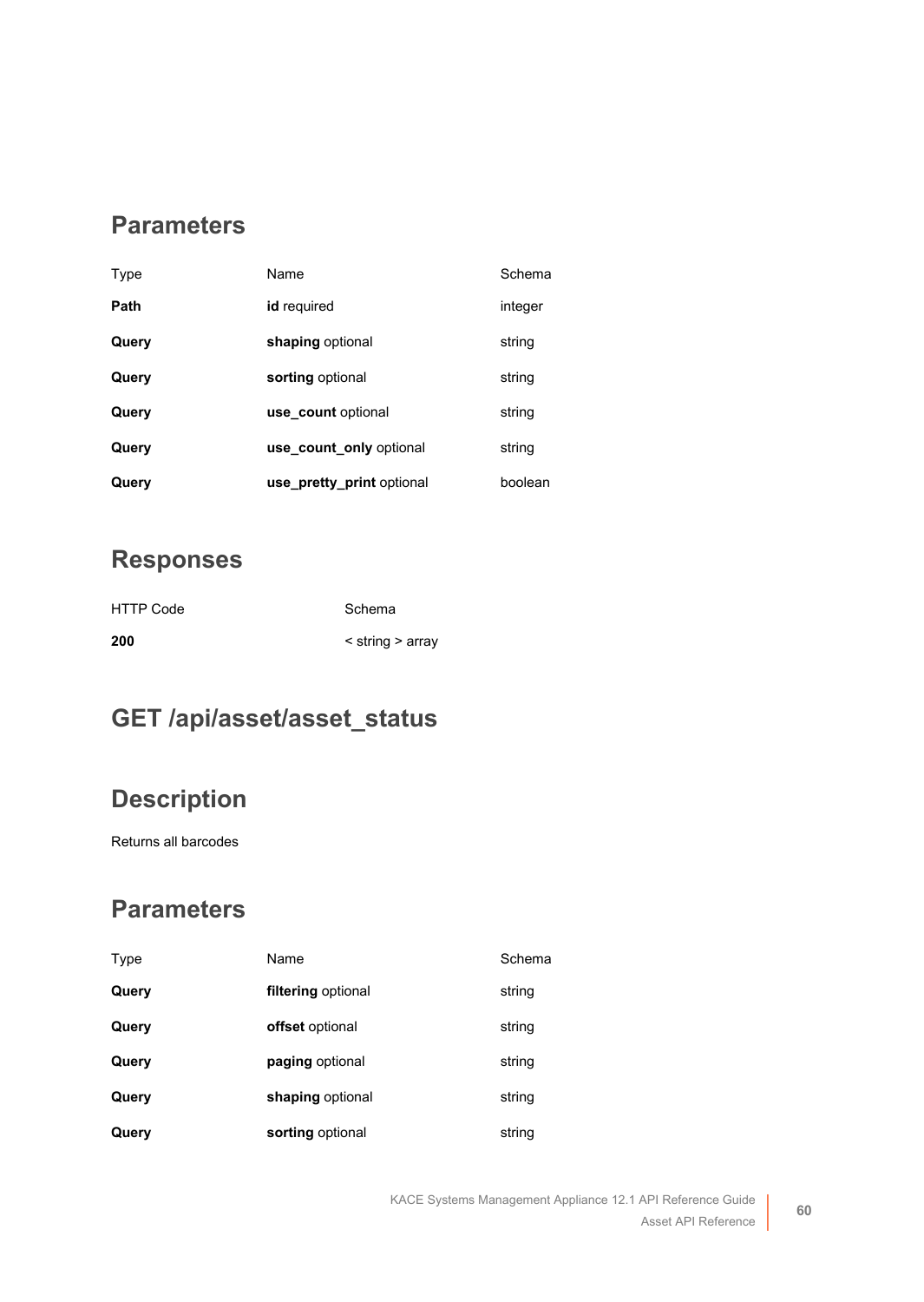## Parameters

| Type | Name | Schema |
|---|---|---|
| **Path** | **id** required | integer |
| **Query** | **shaping** optional | string |
| **Query** | **sorting** optional | string |
| **Query** | **use_count** optional | string |
| **Query** | **use_count_only** optional | string |
| **Query** | **use_pretty_print** optional | boolean |

## Responses

| HTTP Code | Schema |
|---|---|
| **200** | < string > array |

## GET /api/asset/asset_status

## Description

Returns all barcodes

## Parameters

| Type | Name | Schema |
|---|---|---|
| **Query** | **filtering** optional | string |
| **Query** | **offset** optional | string |
| **Query** | **paging** optional | string |
| **Query** | **shaping** optional | string |
| **Query** | **sorting** optional | string |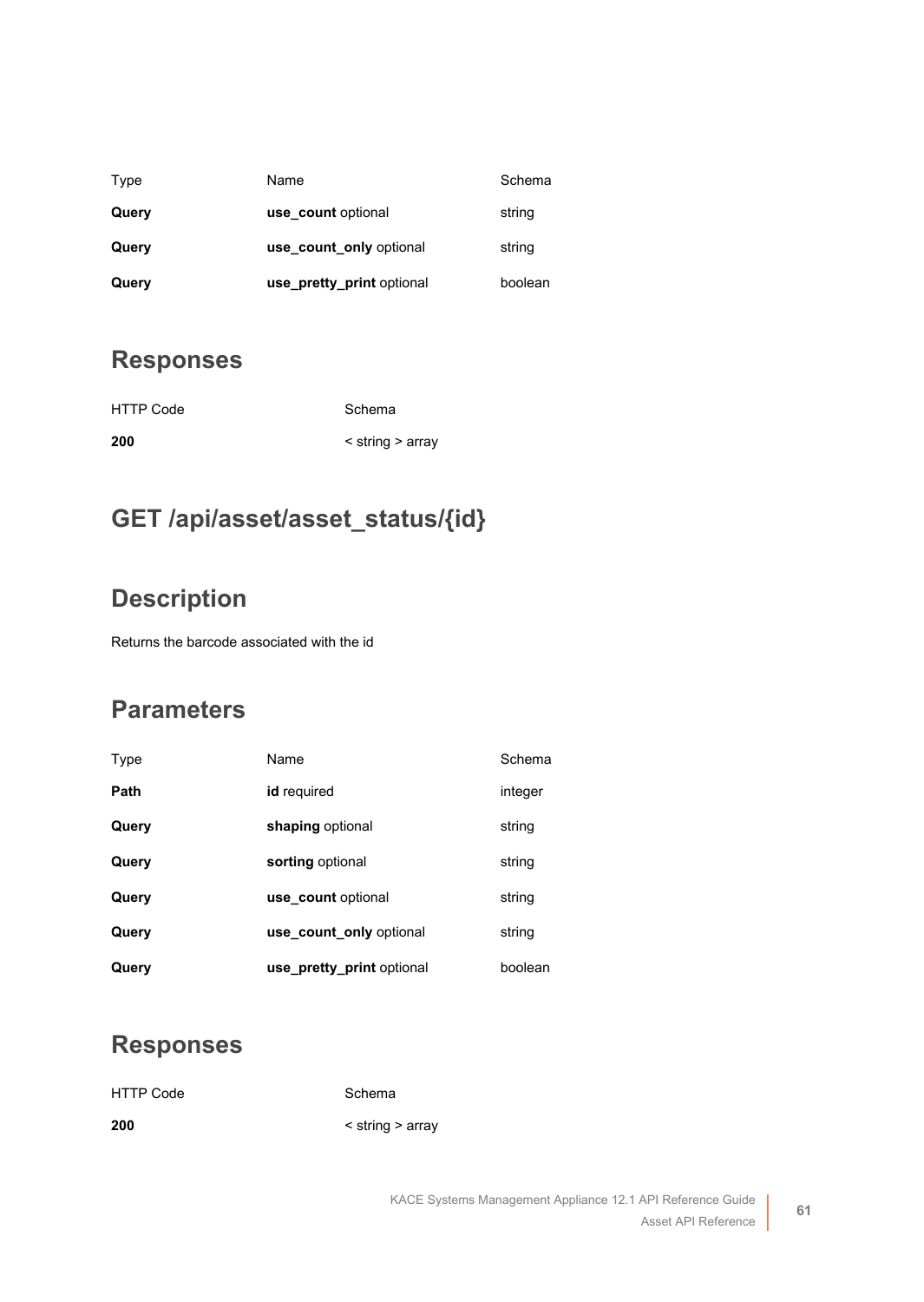| Type | Name | Schema |
| --- | --- | --- |
| **Query** | **use_count** optional | string |
| **Query** | **use_count_only** optional | string |
| **Query** | **use_pretty_print** optional | boolean |

## Responses

| HTTP Code | Schema |
| --- | --- |
| **200** | < string > array |

# GET /api/asset/asset_status/{id}

## Description

Returns the barcode associated with the id

## Parameters

| Type | Name | Schema |
| --- | --- | --- |
| **Path** | **id** required | integer |
| **Query** | **shaping** optional | string |
| **Query** | **sorting** optional | string |
| **Query** | **use_count** optional | string |
| **Query** | **use_count_only** optional | string |
| **Query** | **use_pretty_print** optional | boolean |

## Responses

| HTTP Code | Schema |
| --- | --- |
| **200** | < string > array |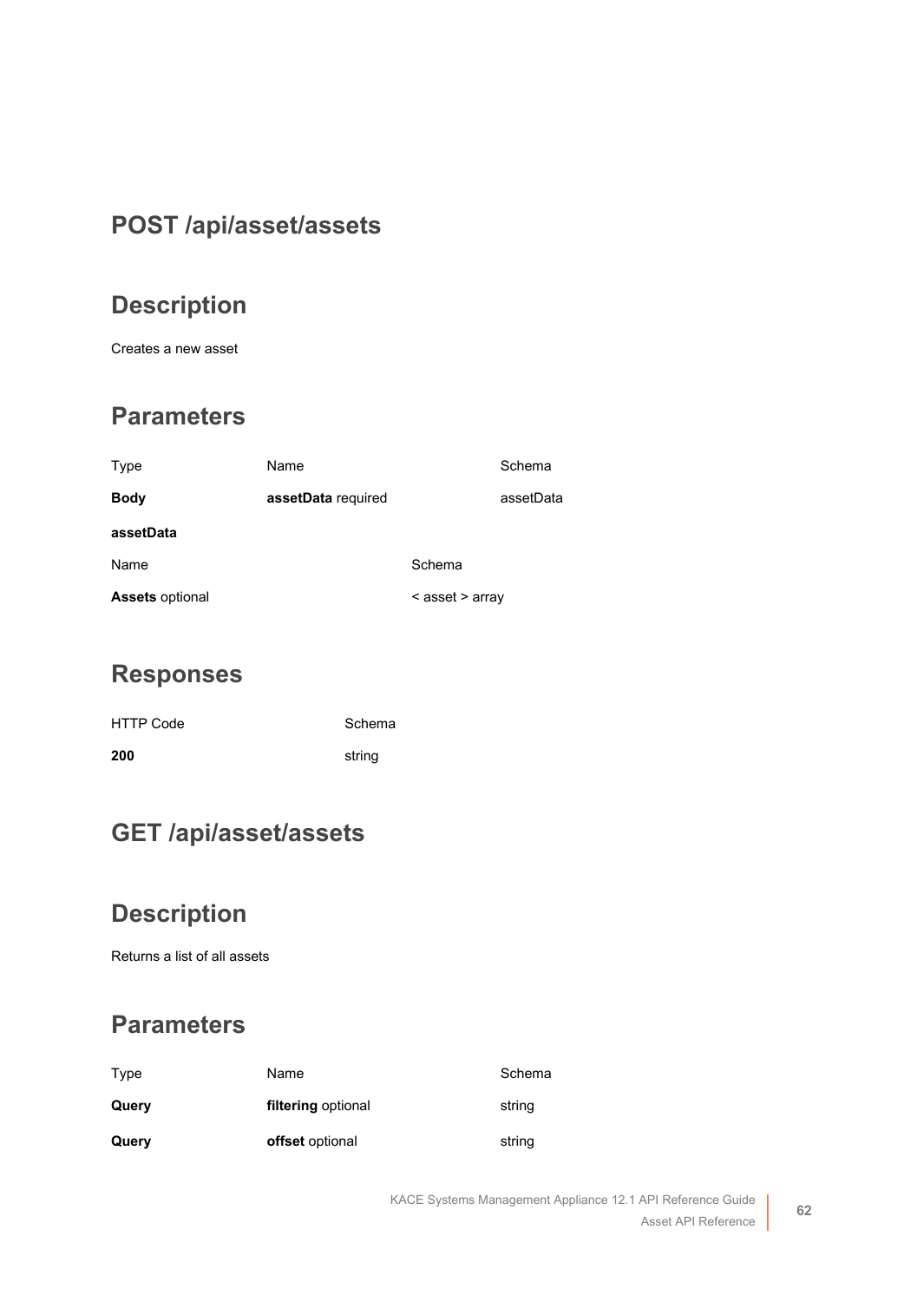## POST /api/asset/assets

### Description

Creates a new asset

### Parameters

| Type | Name | Schema |
|---|---|---|
| **Body** | **assetData** required | assetData |

**assetData**

| Name | Schema |
|---|---|
| **Assets** optional | < asset > array |

### Responses

| HTTP Code | Schema |
|---|---|
| **200** | string |

## GET /api/asset/assets

### Description

Returns a list of all assets

### Parameters

| Type | Name | Schema |
|---|---|---|
| **Query** | **filtering** optional | string |
| **Query** | **offset** optional | string |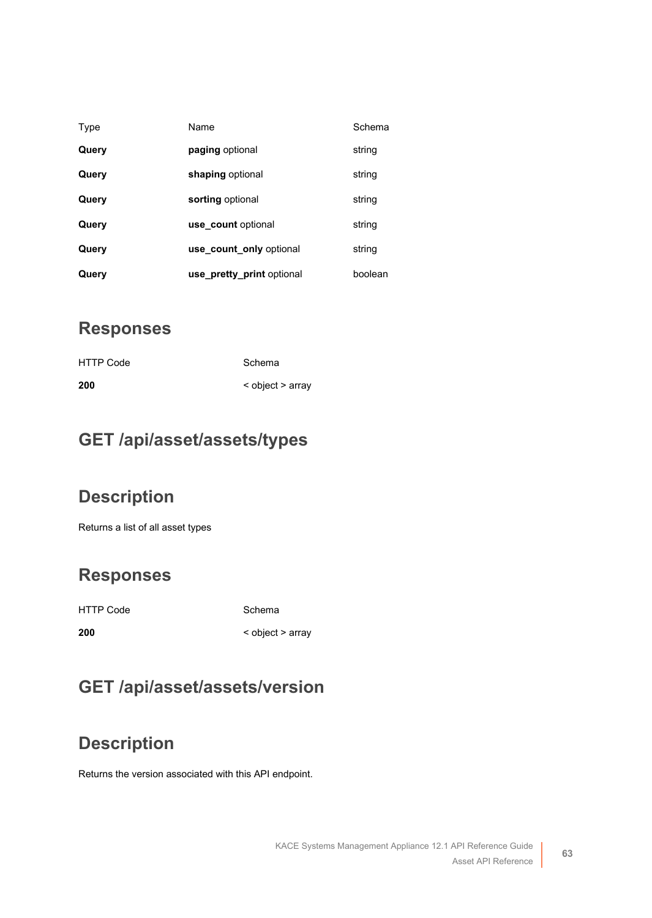| Type | Name | Schema |
| --- | --- | --- |
| **Query** | **paging** optional | string |
| **Query** | **shaping** optional | string |
| **Query** | **sorting** optional | string |
| **Query** | **use_count** optional | string |
| **Query** | **use_count_only** optional | string |
| **Query** | **use_pretty_print** optional | boolean |

## Responses

| HTTP Code | Schema |
| --- | --- |
| **200** | < object > array |

## GET /api/asset/assets/types

## Description

Returns a list of all asset types

## Responses

| HTTP Code | Schema |
| --- | --- |
| **200** | < object > array |

## GET /api/asset/assets/version

## Description

Returns the version associated with this API endpoint.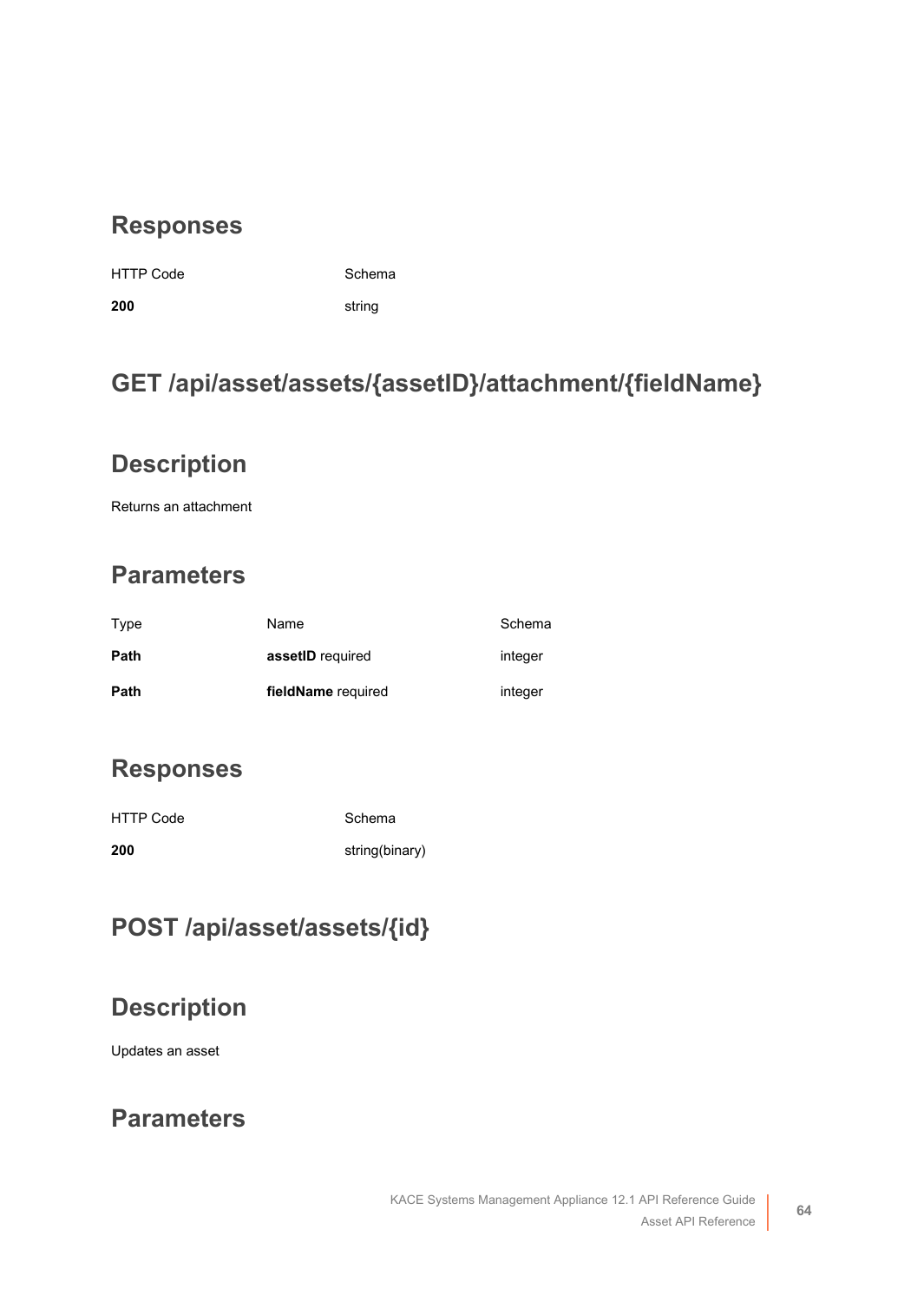## Responses

| HTTP Code | Schema |
| --- | --- |
| **200** | string |

## GET /api/asset/assets/{assetID}/attachment/{fieldName}

## Description

Returns an attachment

## Parameters

| Type | Name | Schema |
| --- | --- | --- |
| **Path** | **assetID** required | integer |
| **Path** | **fieldName** required | integer |

## Responses

| HTTP Code | Schema |
| --- | --- |
| **200** | string(binary) |

## POST /api/asset/assets/{id}

## Description

Updates an asset

## Parameters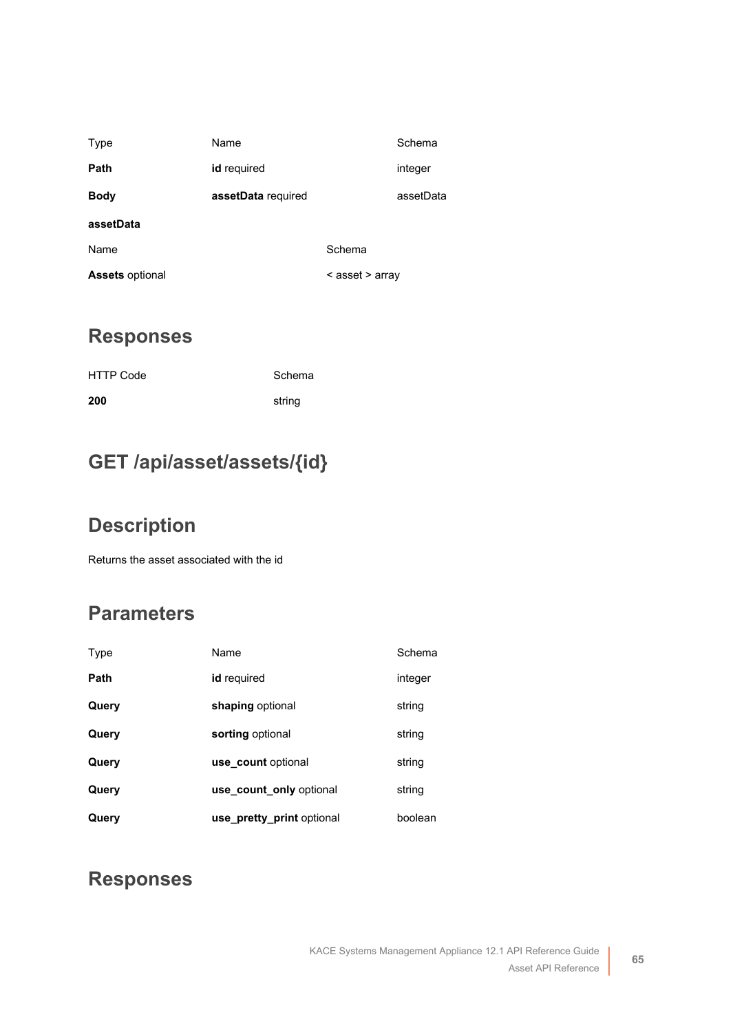| Type | Name | Schema |
| --- | --- | --- |
| **Path** | **id** required | integer |
| **Body** | **assetData** required | assetData |

**assetData**

| Name | Schema |
| --- | --- |
| **Assets** optional | < asset > array |

## Responses

| HTTP Code | Schema |
| --- | --- |
| **200** | string |

## GET /api/asset/assets/{id}

## Description

Returns the asset associated with the id

## Parameters

| Type | Name | Schema |
| --- | --- | --- |
| **Path** | **id** required | integer |
| **Query** | **shaping** optional | string |
| **Query** | **sorting** optional | string |
| **Query** | **use_count** optional | string |
| **Query** | **use_count_only** optional | string |
| **Query** | **use_pretty_print** optional | boolean |

## Responses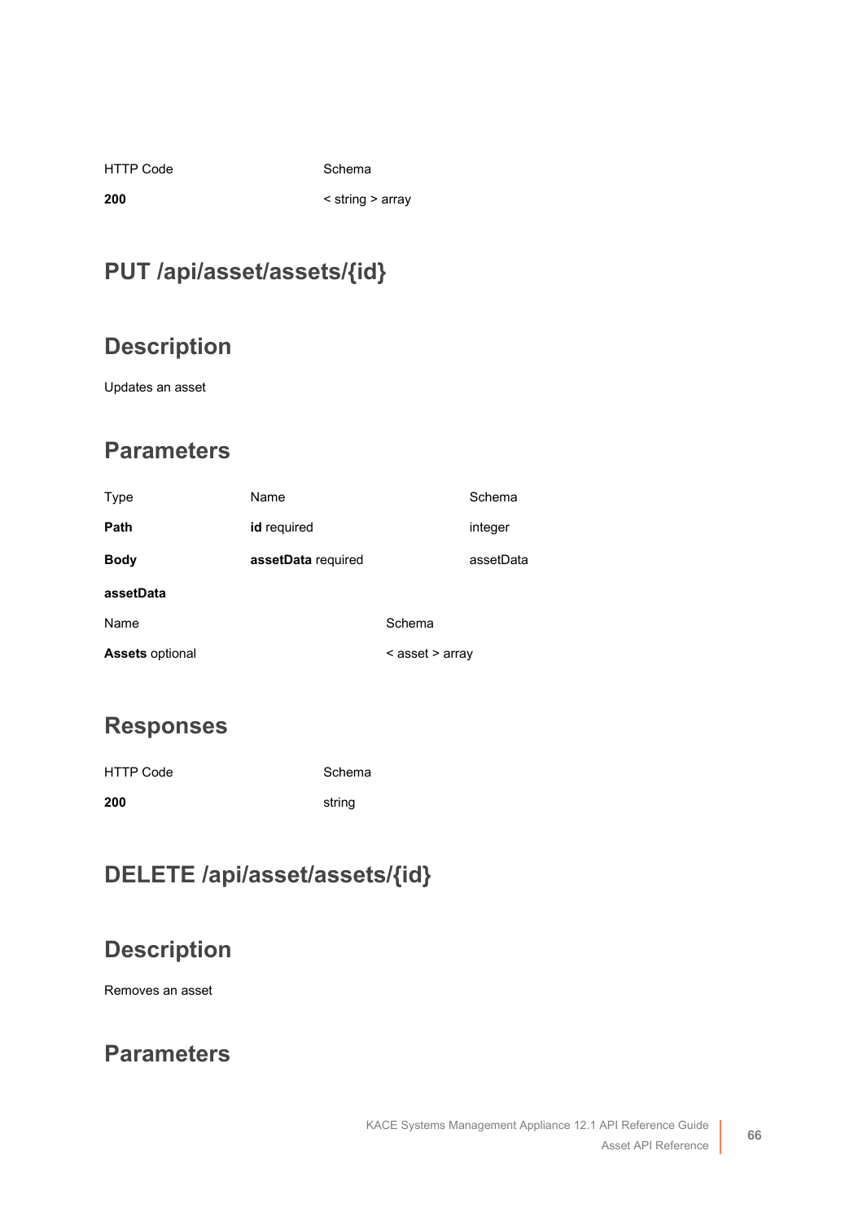| HTTP Code | Schema |
| --- | --- |
| **200** | < string > array |

## PUT /api/asset/assets/{id}

## Description

Updates an asset

## Parameters

| Type | Name | Schema |
| --- | --- | --- |
| **Path** | **id** required | integer |
| **Body** | **assetData** required | assetData |

**assetData**

| Name | Schema |
| --- | --- |
| **Assets** optional | < asset > array |

## Responses

| HTTP Code | Schema |
| --- | --- |
| **200** | string |

## DELETE /api/asset/assets/{id}

## Description

Removes an asset

## Parameters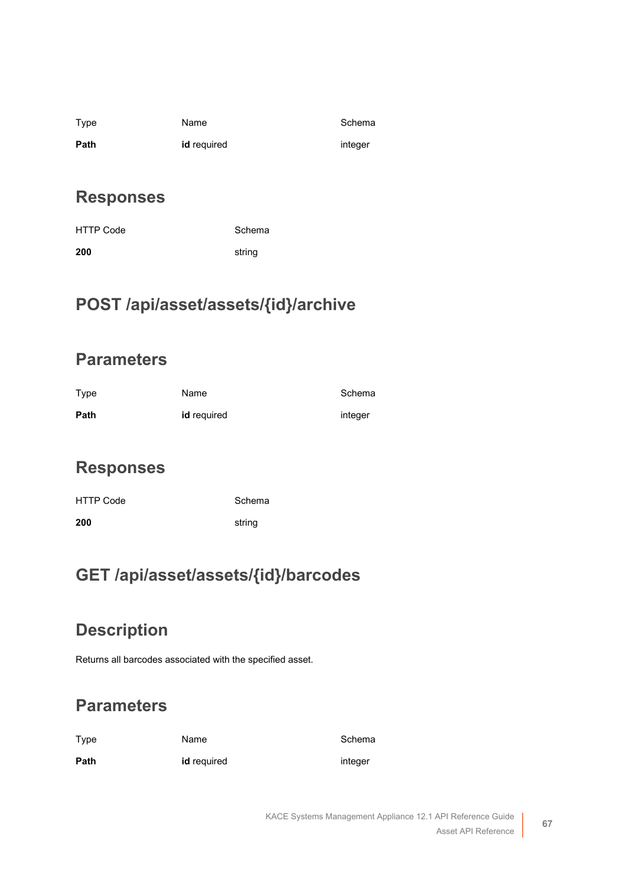| Type | Name | Schema |
| --- | --- | --- |
| **Path** | **id** required | integer |

## Responses

| HTTP Code | Schema |
| --- | --- |
| **200** | string |

# POST /api/asset/assets/{id}/archive

## Parameters

| Type | Name | Schema |
| --- | --- | --- |
| **Path** | **id** required | integer |

## Responses

| HTTP Code | Schema |
| --- | --- |
| **200** | string |

# GET /api/asset/assets/{id}/barcodes

## Description

Returns all barcodes associated with the specified asset.

## Parameters

| Type | Name | Schema |
| --- | --- | --- |
| **Path** | **id** required | integer |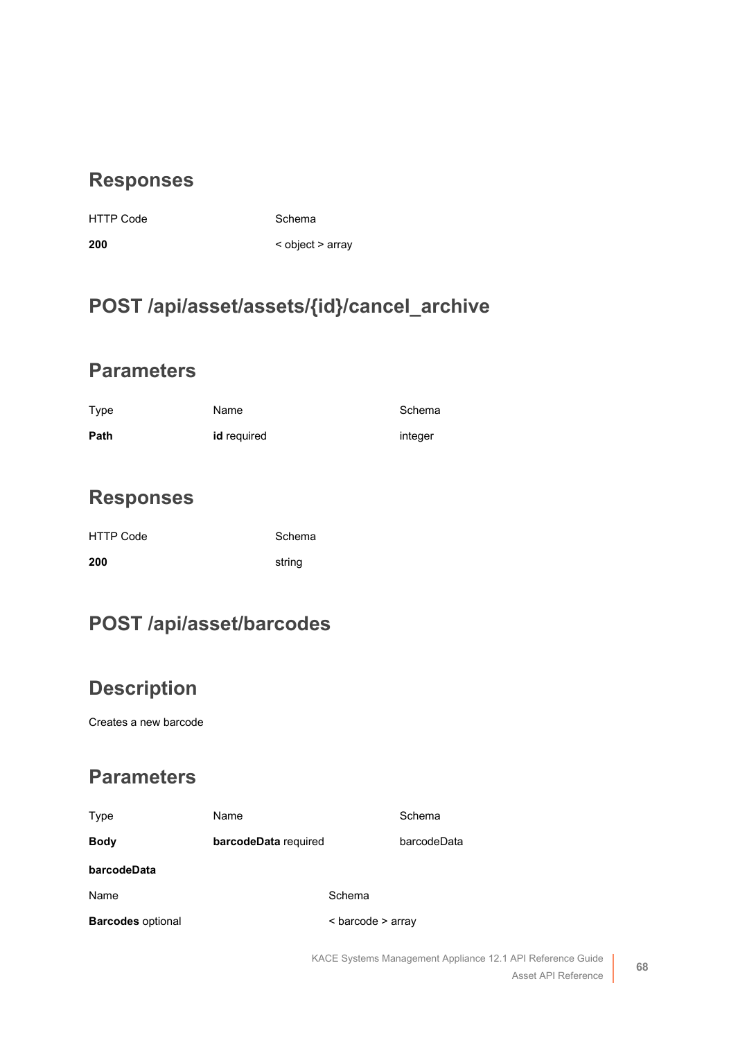## Responses

| HTTP Code | Schema |
| --- | --- |
| **200** | < object > array |

## POST /api/asset/assets/{id}/cancel_archive

## Parameters

| Type | Name | Schema |
| --- | --- | --- |
| **Path** | **id** required | integer |

## Responses

| HTTP Code | Schema |
| --- | --- |
| **200** | string |

## POST /api/asset/barcodes

## Description

Creates a new barcode

## Parameters

| Type | Name | Schema |
| --- | --- | --- |
| **Body** | **barcodeData** required | barcodeData |

**barcodeData**

| Name | Schema |
| --- | --- |
| **Barcodes** optional | < barcode > array |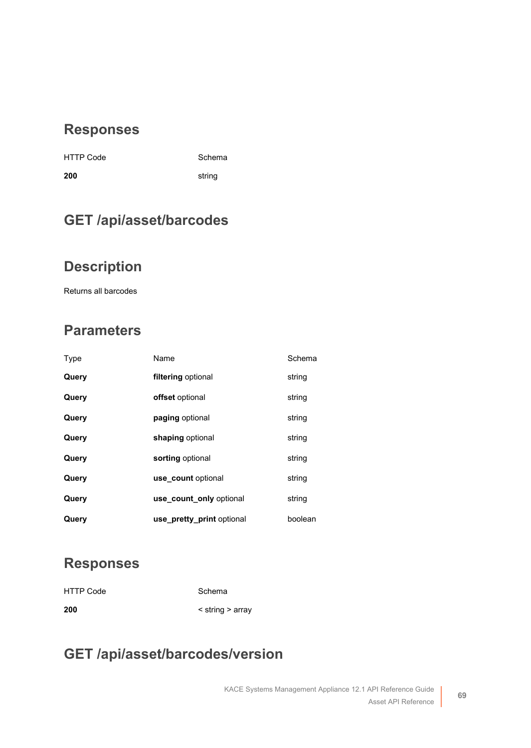## Responses

| HTTP Code | Schema |
| --- | --- |
| **200** | string |

## GET /api/asset/barcodes

## Description

Returns all barcodes

## Parameters

| Type | Name | Schema |
| --- | --- | --- |
| **Query** | **filtering** optional | string |
| **Query** | **offset** optional | string |
| **Query** | **paging** optional | string |
| **Query** | **shaping** optional | string |
| **Query** | **sorting** optional | string |
| **Query** | **use_count** optional | string |
| **Query** | **use_count_only** optional | string |
| **Query** | **use_pretty_print** optional | boolean |

## Responses

| HTTP Code | Schema |
| --- | --- |
| **200** | < string > array |

## GET /api/asset/barcodes/version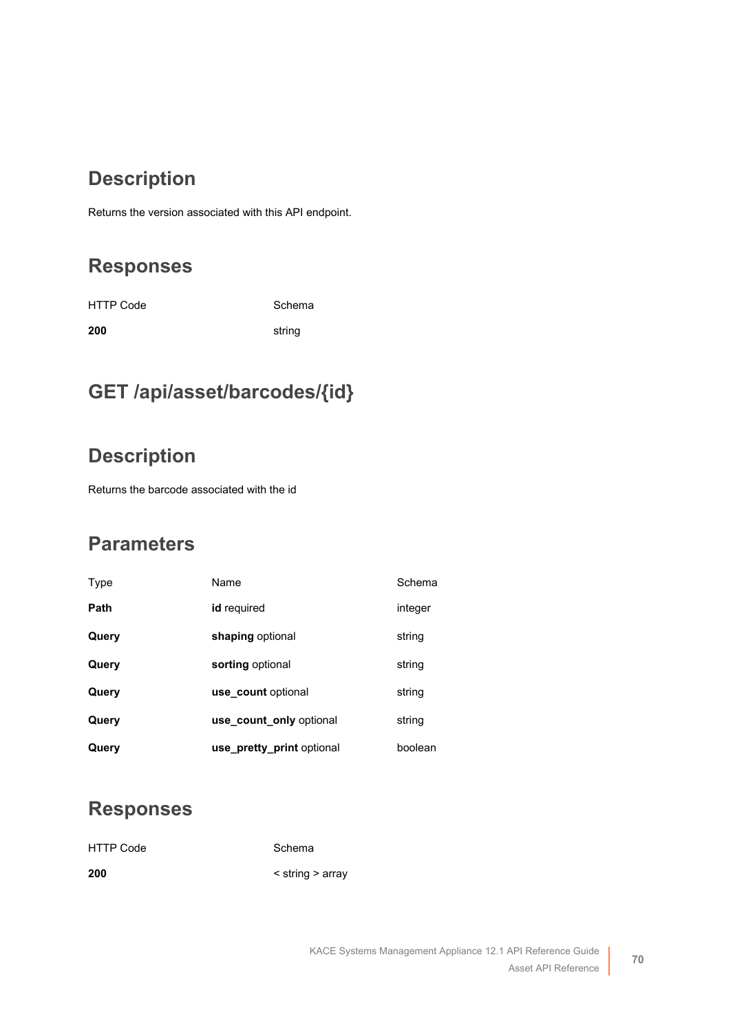## Description

Returns the version associated with this API endpoint.

## Responses

| HTTP Code | Schema |
| --- | --- |
| **200** | string |

## GET /api/asset/barcodes/{id}

## Description

Returns the barcode associated with the id

## Parameters

| Type | Name | Schema |
| --- | --- | --- |
| **Path** | **id** required | integer |
| **Query** | **shaping** optional | string |
| **Query** | **sorting** optional | string |
| **Query** | **use_count** optional | string |
| **Query** | **use_count_only** optional | string |
| **Query** | **use_pretty_print** optional | boolean |

## Responses

| HTTP Code | Schema |
| --- | --- |
| **200** | < string > array |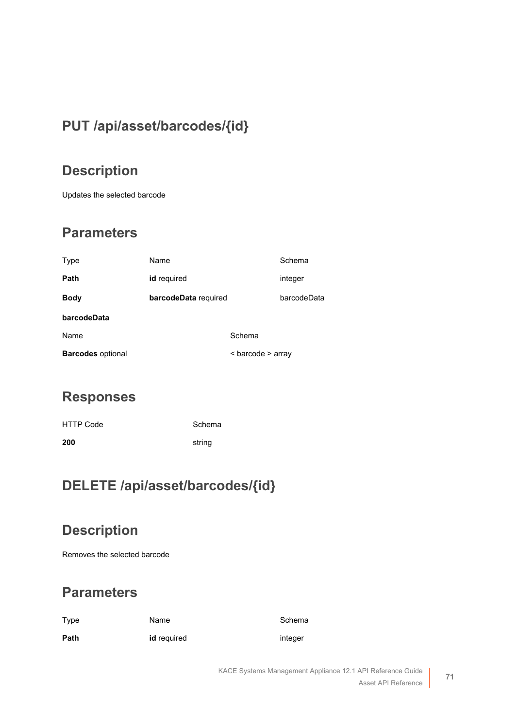## PUT /api/asset/barcodes/{id}

### Description

Updates the selected barcode

### Parameters

| Type | Name | Schema |
| --- | --- | --- |
| **Path** | **id** required | integer |
| **Body** | **barcodeData** required | barcodeData |

**barcodeData**

| Name | Schema |
| --- | --- |
| **Barcodes** optional | < barcode > array |

### Responses

| HTTP Code | Schema |
| --- | --- |
| **200** | string |

## DELETE /api/asset/barcodes/{id}

### Description

Removes the selected barcode

### Parameters

| Type | Name | Schema |
| --- | --- | --- |
| **Path** | **id** required | integer |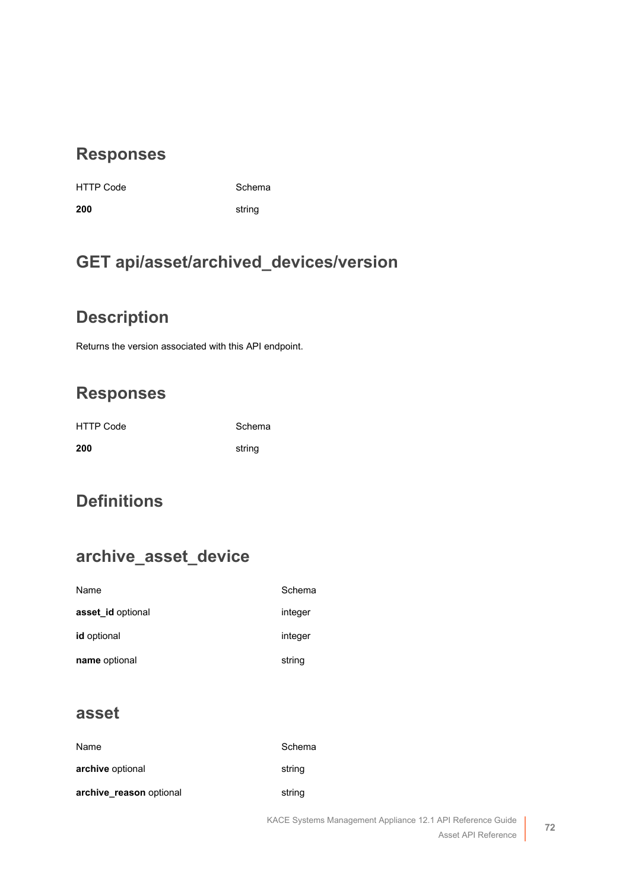## Responses

| HTTP Code | Schema |
| --- | --- |
| **200** | string |

# GET api/asset/archived_devices/version

## Description

Returns the version associated with this API endpoint.

## Responses

| HTTP Code | Schema |
| --- | --- |
| **200** | string |

# Definitions

## archive_asset_device

| Name | Schema |
| --- | --- |
| **asset_id** optional | integer |
| **id** optional | integer |
| **name** optional | string |

## asset

| Name | Schema |
| --- | --- |
| **archive** optional | string |
| **archive_reason** optional | string |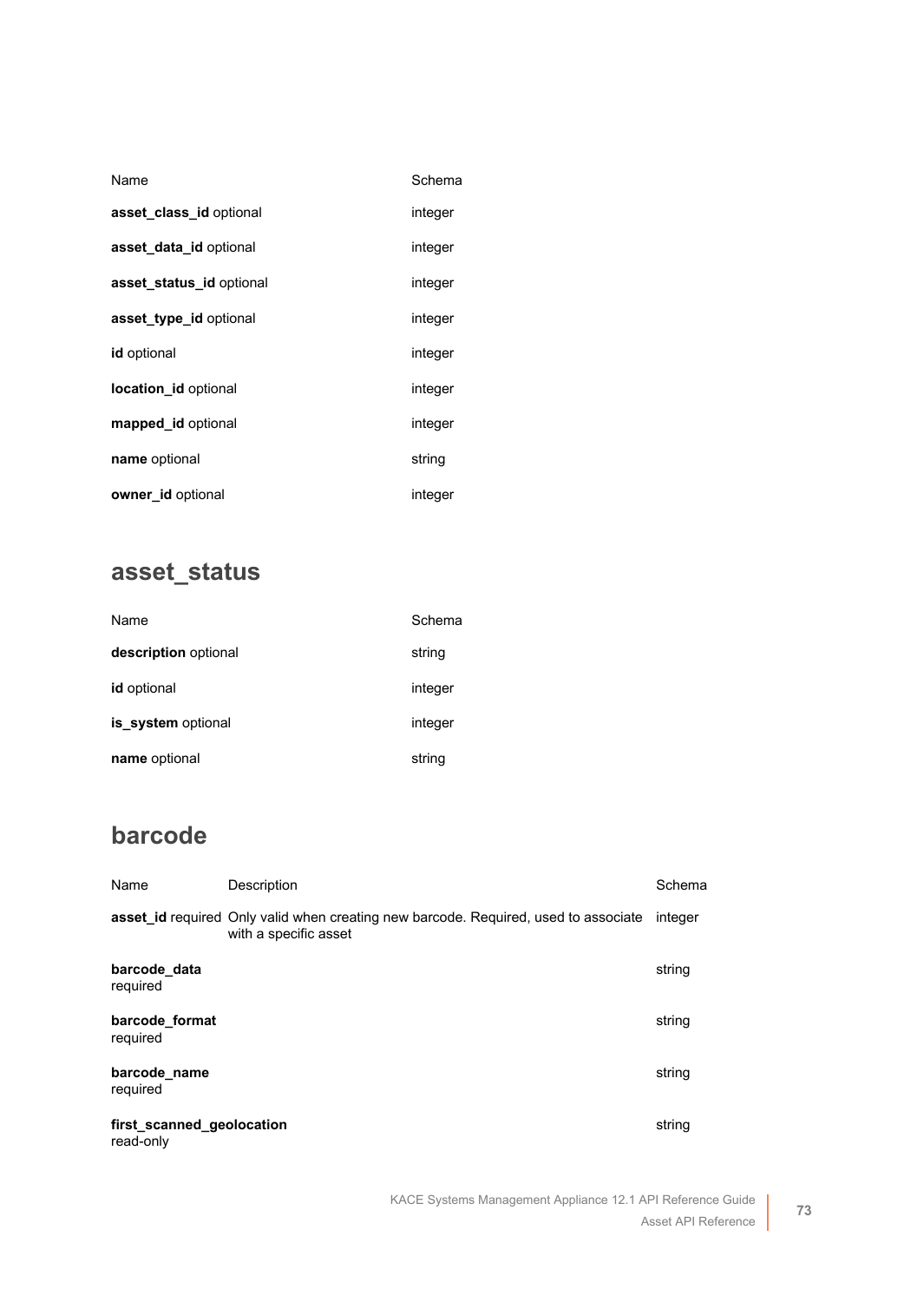| Name | Schema |
|---|---|
| **asset_class_id** optional | integer |
| **asset_data_id** optional | integer |
| **asset_status_id** optional | integer |
| **asset_type_id** optional | integer |
| **id** optional | integer |
| **location_id** optional | integer |
| **mapped_id** optional | integer |
| **name** optional | string |
| **owner_id** optional | integer |

## asset_status

| Name | Schema |
|---|---|
| **description** optional | string |
| **id** optional | integer |
| **is_system** optional | integer |
| **name** optional | string |

## barcode

| Name | Description | Schema |
|---|---|---|
| **asset_id** required | Only valid when creating new barcode. Required, used to associate with a specific asset | integer |
| **barcode_data** required | | string |
| **barcode_format** required | | string |
| **barcode_name** required | | string |
| **first_scanned_geolocation** read-only | | string |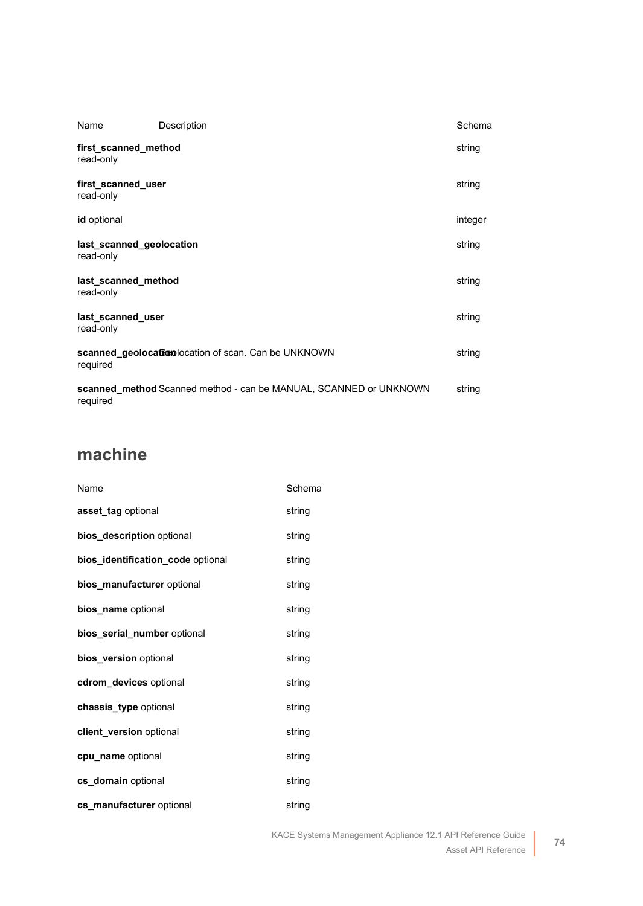| Name | Description | Schema |
| --- | --- | --- |
| **first_scanned_method** read-only | | string |
| **first_scanned_user** read-only | | string |
| **id** optional | | integer |
| **last_scanned_geolocation** read-only | | string |
| **last_scanned_method** read-only | | string |
| **last_scanned_user** read-only | | string |
| **scanned_geolocation** required | Geolocation of scan. Can be UNKNOWN | string |
| **scanned_method** required | Scanned method - can be MANUAL, SCANNED or UNKNOWN | string |

## machine

| Name | Schema |
| --- | --- |
| **asset_tag** optional | string |
| **bios_description** optional | string |
| **bios_identification_code** optional | string |
| **bios_manufacturer** optional | string |
| **bios_name** optional | string |
| **bios_serial_number** optional | string |
| **bios_version** optional | string |
| **cdrom_devices** optional | string |
| **chassis_type** optional | string |
| **client_version** optional | string |
| **cpu_name** optional | string |
| **cs_domain** optional | string |
| **cs_manufacturer** optional | string |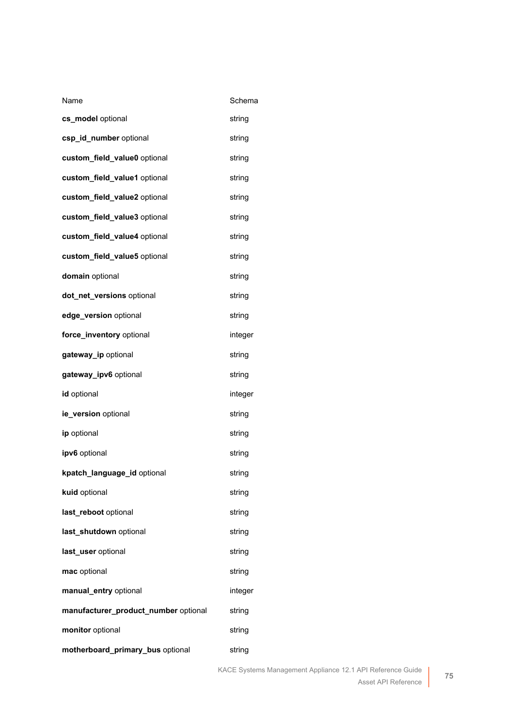| Name | Schema |
| --- | --- |
| **cs_model** optional | string |
| **csp_id_number** optional | string |
| **custom_field_value0** optional | string |
| **custom_field_value1** optional | string |
| **custom_field_value2** optional | string |
| **custom_field_value3** optional | string |
| **custom_field_value4** optional | string |
| **custom_field_value5** optional | string |
| **domain** optional | string |
| **dot_net_versions** optional | string |
| **edge_version** optional | string |
| **force_inventory** optional | integer |
| **gateway_ip** optional | string |
| **gateway_ipv6** optional | string |
| **id** optional | integer |
| **ie_version** optional | string |
| **ip** optional | string |
| **ipv6** optional | string |
| **kpatch_language_id** optional | string |
| **kuid** optional | string |
| **last_reboot** optional | string |
| **last_shutdown** optional | string |
| **last_user** optional | string |
| **mac** optional | string |
| **manual_entry** optional | integer |
| **manufacturer_product_number** optional | string |
| **monitor** optional | string |
| **motherboard_primary_bus** optional | string |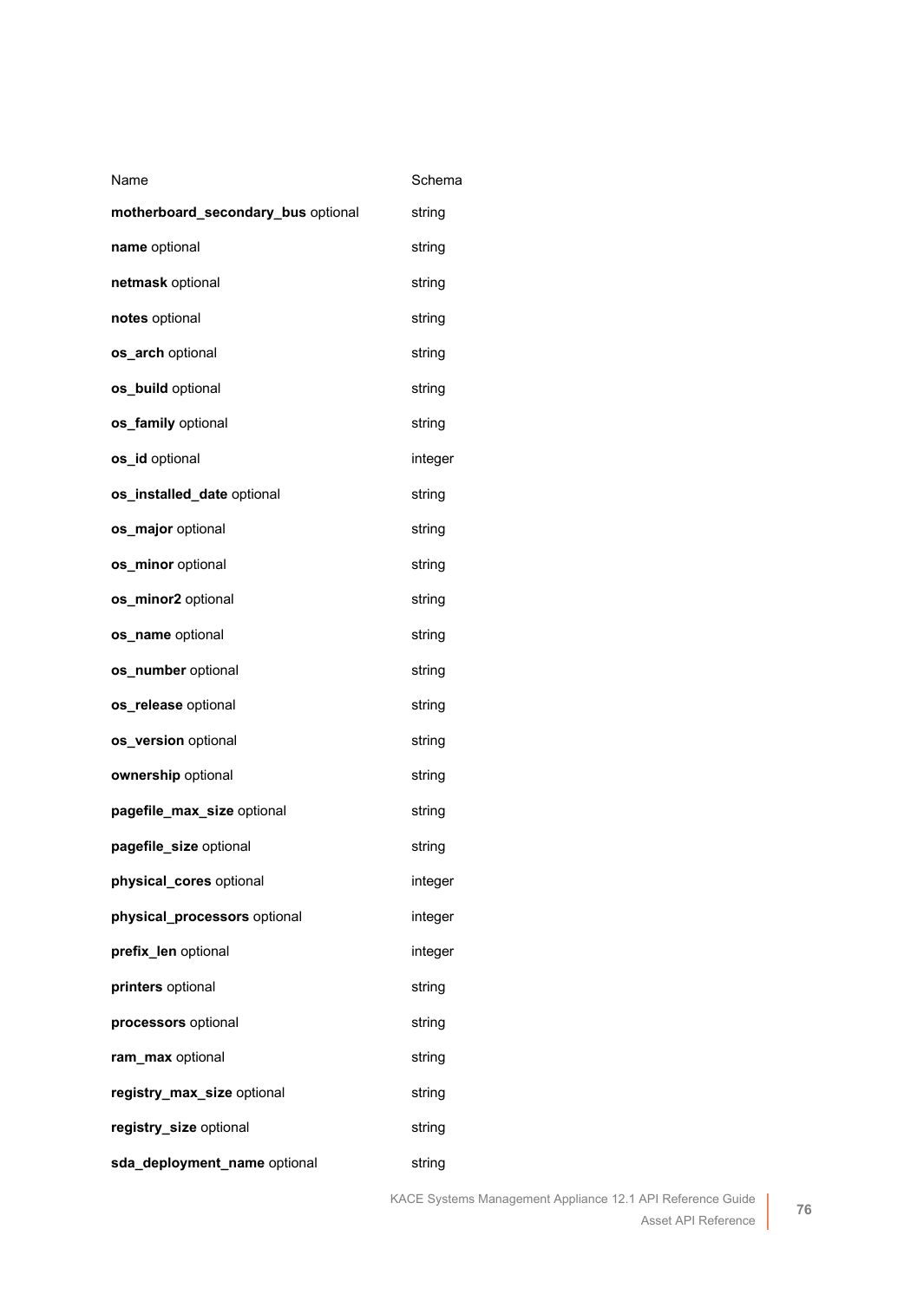| Name | Schema |
| --- | --- |
| **motherboard_secondary_bus** optional | string |
| **name** optional | string |
| **netmask** optional | string |
| **notes** optional | string |
| **os_arch** optional | string |
| **os_build** optional | string |
| **os_family** optional | string |
| **os_id** optional | integer |
| **os_installed_date** optional | string |
| **os_major** optional | string |
| **os_minor** optional | string |
| **os_minor2** optional | string |
| **os_name** optional | string |
| **os_number** optional | string |
| **os_release** optional | string |
| **os_version** optional | string |
| **ownership** optional | string |
| **pagefile_max_size** optional | string |
| **pagefile_size** optional | string |
| **physical_cores** optional | integer |
| **physical_processors** optional | integer |
| **prefix_len** optional | integer |
| **printers** optional | string |
| **processors** optional | string |
| **ram_max** optional | string |
| **registry_max_size** optional | string |
| **registry_size** optional | string |
| **sda_deployment_name** optional | string |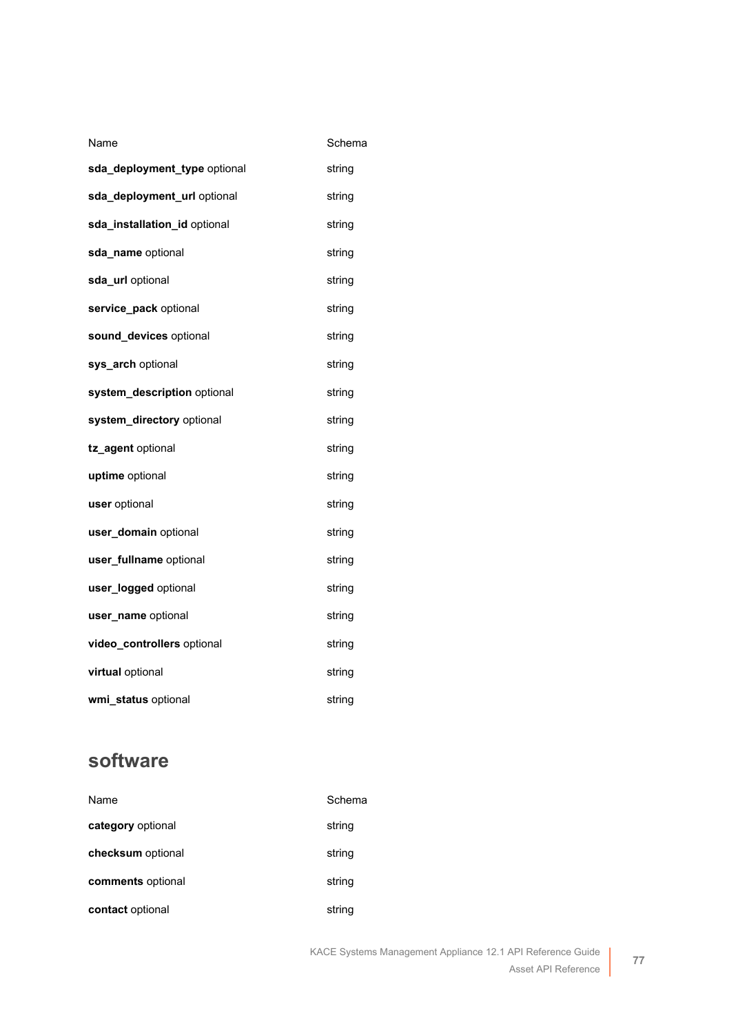| Name | Schema |
|---|---|
| **sda_deployment_type** optional | string |
| **sda_deployment_url** optional | string |
| **sda_installation_id** optional | string |
| **sda_name** optional | string |
| **sda_url** optional | string |
| **service_pack** optional | string |
| **sound_devices** optional | string |
| **sys_arch** optional | string |
| **system_description** optional | string |
| **system_directory** optional | string |
| **tz_agent** optional | string |
| **uptime** optional | string |
| **user** optional | string |
| **user_domain** optional | string |
| **user_fullname** optional | string |
| **user_logged** optional | string |
| **user_name** optional | string |
| **video_controllers** optional | string |
| **virtual** optional | string |
| **wmi_status** optional | string |

## software

| Name | Schema |
|---|---|
| **category** optional | string |
| **checksum** optional | string |
| **comments** optional | string |
| **contact** optional | string |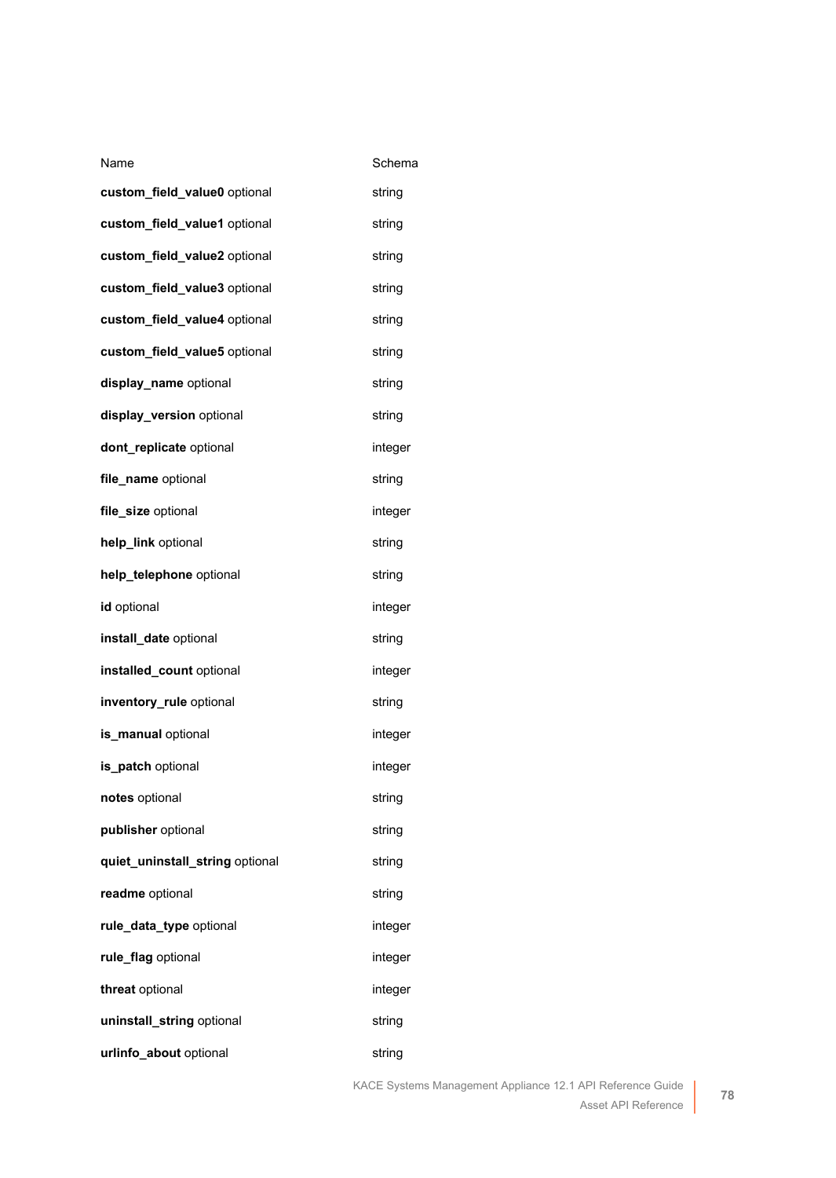| Name | Schema |
| --- | --- |
| **custom_field_value0** optional | string |
| **custom_field_value1** optional | string |
| **custom_field_value2** optional | string |
| **custom_field_value3** optional | string |
| **custom_field_value4** optional | string |
| **custom_field_value5** optional | string |
| **display_name** optional | string |
| **display_version** optional | string |
| **dont_replicate** optional | integer |
| **file_name** optional | string |
| **file_size** optional | integer |
| **help_link** optional | string |
| **help_telephone** optional | string |
| **id** optional | integer |
| **install_date** optional | string |
| **installed_count** optional | integer |
| **inventory_rule** optional | string |
| **is_manual** optional | integer |
| **is_patch** optional | integer |
| **notes** optional | string |
| **publisher** optional | string |
| **quiet_uninstall_string** optional | string |
| **readme** optional | string |
| **rule_data_type** optional | integer |
| **rule_flag** optional | integer |
| **threat** optional | integer |
| **uninstall_string** optional | string |
| **urlinfo_about** optional | string |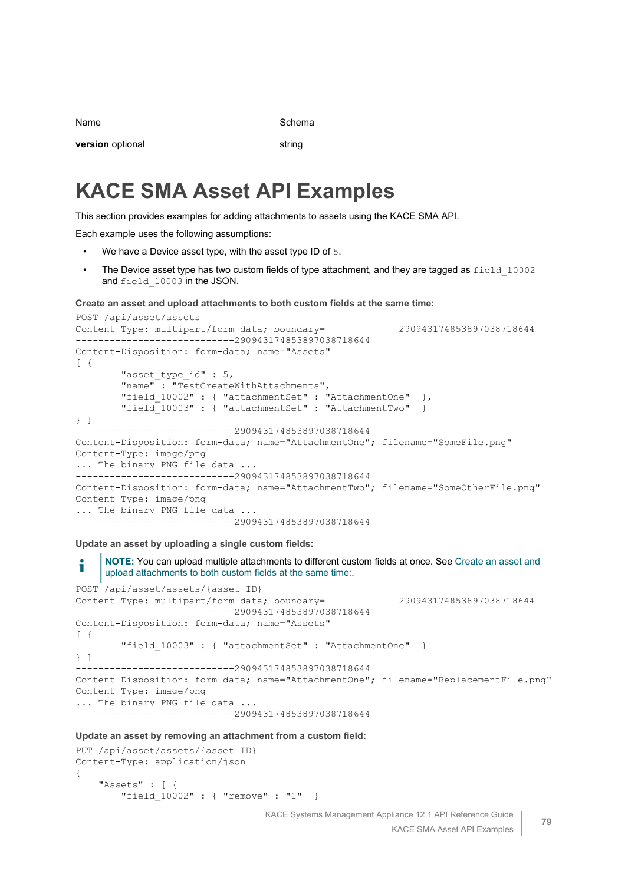| Name | Schema |
|---|---|
| **version** optional | string |

# KACE SMA Asset API Examples

This section provides examples for adding attachments to assets using the KACE SMA API.

Each example uses the following assumptions:

- We have a Device asset type, with the asset type ID of `5`.
- The Device asset type has two custom fields of type attachment, and they are tagged as `field_10002` and `field_10003` in the JSON.

**Create an asset and upload attachments to both custom fields at the same time:**

```
POST /api/asset/assets
Content-Type: multipart/form-data; boundary=————————————290943174853897038718644
----------------------------290943174853897038718644
Content-Disposition: form-data; name="Assets"
[ {
        "asset_type_id" : 5,
        "name" : "TestCreateWithAttachments",
        "field_10002" : { "attachmentSet" : "AttachmentOne"  },
        "field_10003" : { "attachmentSet" : "AttachmentTwo"   }
} ]
----------------------------290943174853897038718644
Content-Disposition: form-data; name="AttachmentOne"; filename="SomeFile.png"
Content-Type: image/png
... The binary PNG file data ...
----------------------------290943174853897038718644
Content-Disposition: form-data; name="AttachmentTwo"; filename="SomeOtherFile.png"
Content-Type: image/png
... The binary PNG file data ...
----------------------------290943174853897038718644
```

**Update an asset by uploading a single custom fields:**

> **NOTE:** You can upload multiple attachments to different custom fields at once. See Create an asset and upload attachments to both custom fields at the same time:.

```
POST /api/asset/assets/{asset ID}
Content-Type: multipart/form-data; boundary=————————————290943174853897038718644
----------------------------290943174853897038718644
Content-Disposition: form-data; name="Assets"
[ {
        "field_10003" : { "attachmentSet" : "AttachmentOne"   }
} ]
----------------------------290943174853897038718644
Content-Disposition: form-data; name="AttachmentOne"; filename="ReplacementFile.png"
Content-Type: image/png
... The binary PNG file data ...
----------------------------290943174853897038718644
```

**Update an asset by removing an attachment from a custom field:**

```
PUT /api/asset/assets/{asset ID}
Content-Type: application/json
{
    "Assets" : [ {
        "field_10002" : { "remove" : "1"  }
```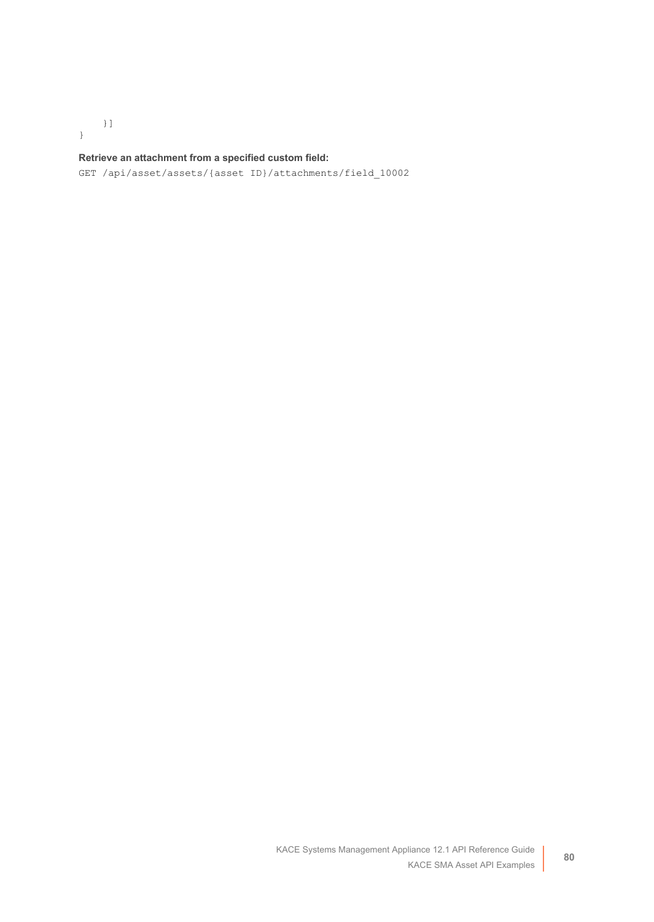```
    }]
}
```

**Retrieve an attachment from a specified custom field:**

```
GET /api/asset/assets/{asset ID}/attachments/field_10002
```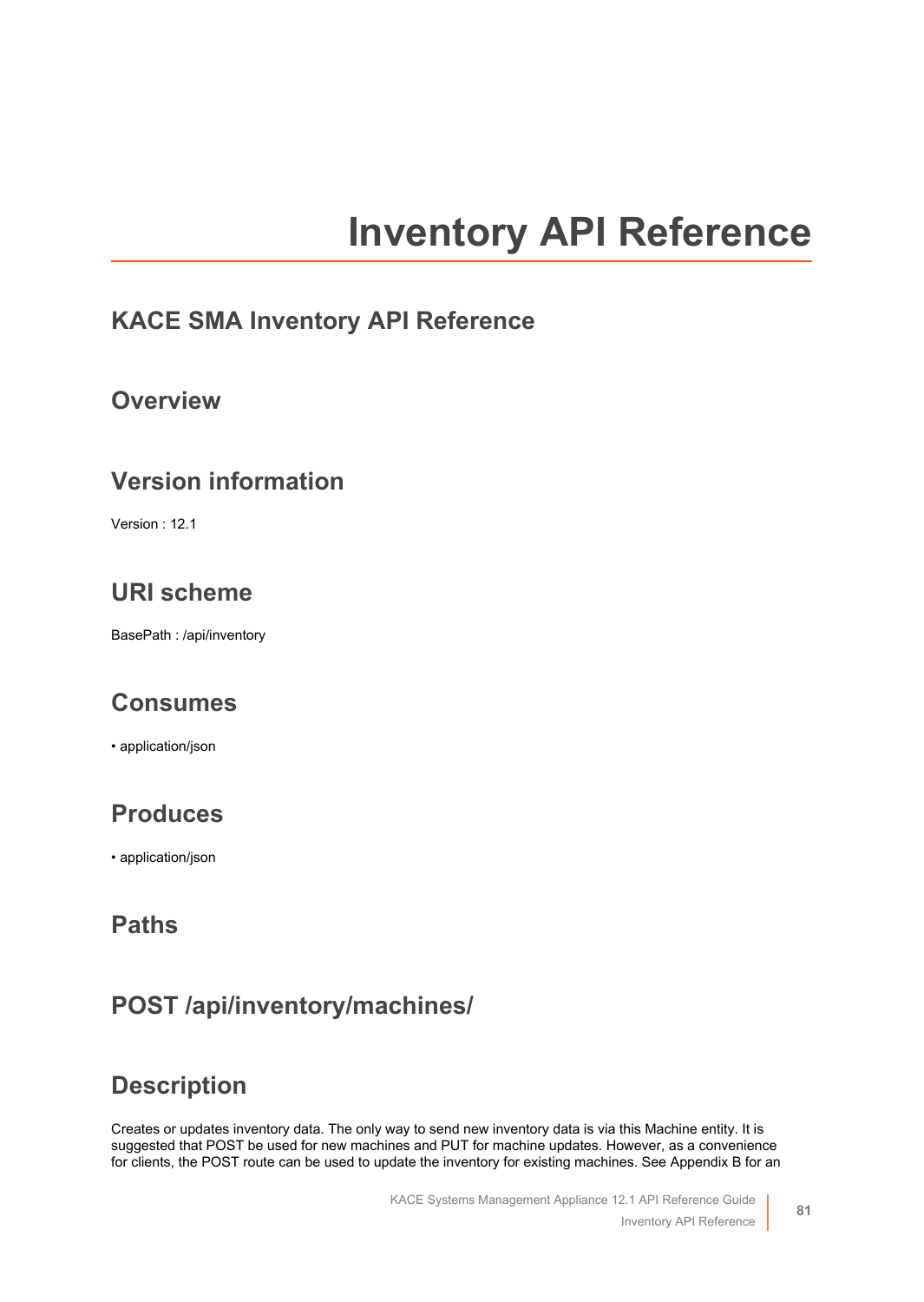# Inventory API Reference

## KACE SMA Inventory API Reference

## Overview

## Version information

Version : 12.1

## URI scheme

BasePath : /api/inventory

## Consumes

• application/json

## Produces

• application/json

## Paths

## POST /api/inventory/machines/

## Description

Creates or updates inventory data. The only way to send new inventory data is via this Machine entity. It is suggested that POST be used for new machines and PUT for machine updates. However, as a convenience for clients, the POST route can be used to update the inventory for existing machines. See Appendix B for an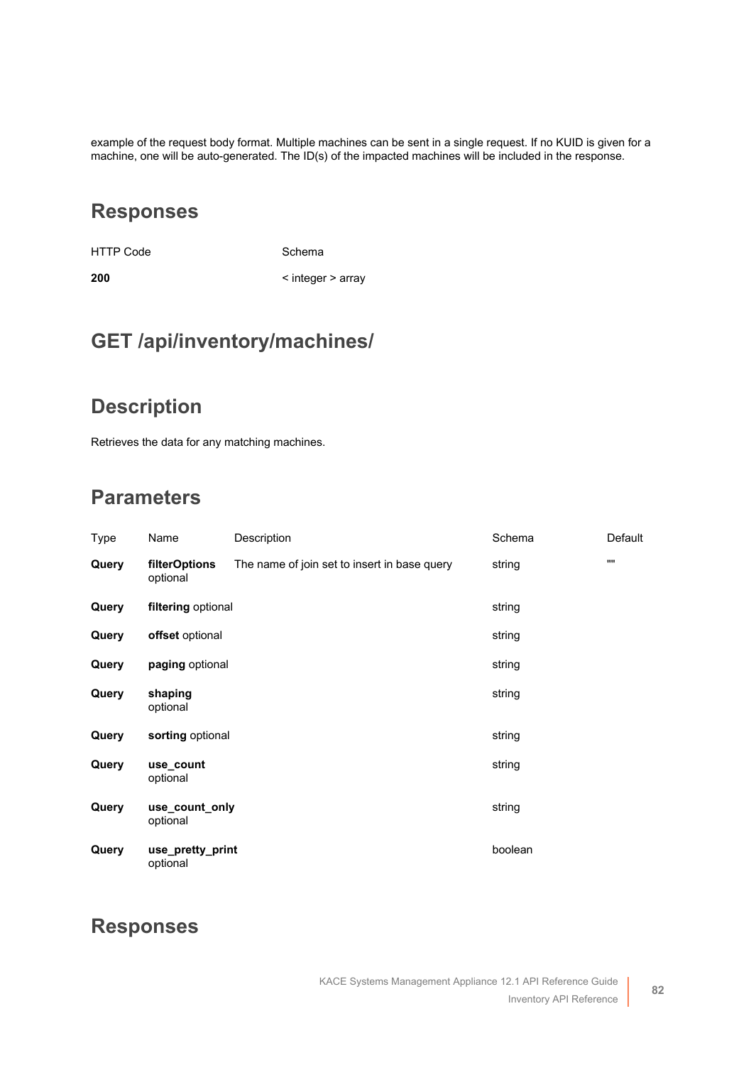example of the request body format. Multiple machines can be sent in a single request. If no KUID is given for a machine, one will be auto-generated. The ID(s) of the impacted machines will be included in the response.

## Responses

| HTTP Code | Schema |
| --- | --- |
| **200** | < integer > array |

## GET /api/inventory/machines/

## Description

Retrieves the data for any matching machines.

## Parameters

| Type | Name | Description | Schema | Default |
| --- | --- | --- | --- | --- |
| **Query** | **filterOptions** optional | The name of join set to insert in base query | string | "" |
| **Query** | **filtering** optional | | string | |
| **Query** | **offset** optional | | string | |
| **Query** | **paging** optional | | string | |
| **Query** | **shaping** optional | | string | |
| **Query** | **sorting** optional | | string | |
| **Query** | **use_count** optional | | string | |
| **Query** | **use_count_only** optional | | string | |
| **Query** | **use_pretty_print** optional | | boolean | |

## Responses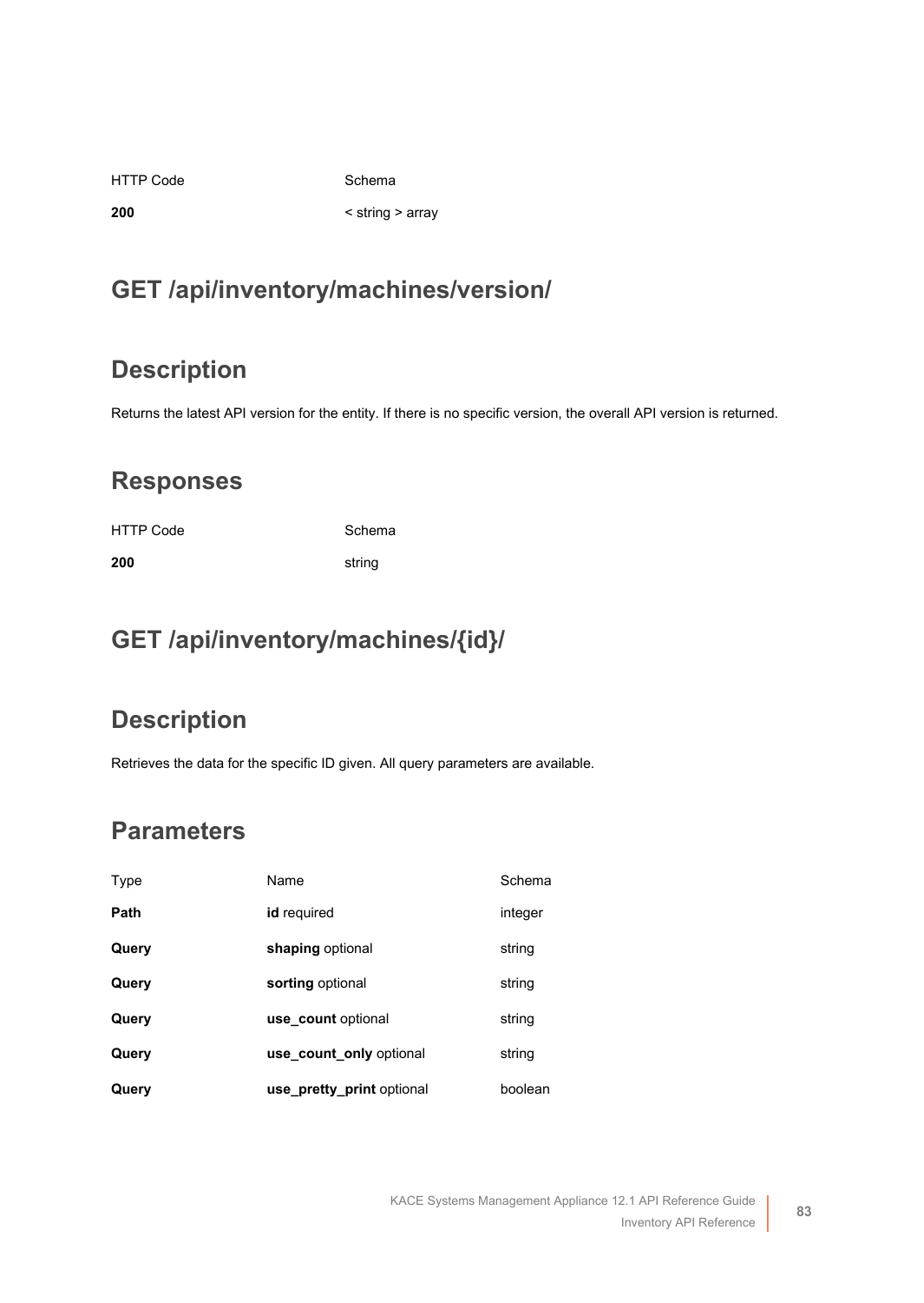| HTTP Code | Schema |
| --- | --- |
| **200** | < string > array |

## GET /api/inventory/machines/version/

## Description

Returns the latest API version for the entity. If there is no specific version, the overall API version is returned.

## Responses

| HTTP Code | Schema |
| --- | --- |
| **200** | string |

## GET /api/inventory/machines/{id}/

## Description

Retrieves the data for the specific ID given. All query parameters are available.

## Parameters

| Type | Name | Schema |
| --- | --- | --- |
| **Path** | **id** required | integer |
| **Query** | **shaping** optional | string |
| **Query** | **sorting** optional | string |
| **Query** | **use_count** optional | string |
| **Query** | **use_count_only** optional | string |
| **Query** | **use_pretty_print** optional | boolean |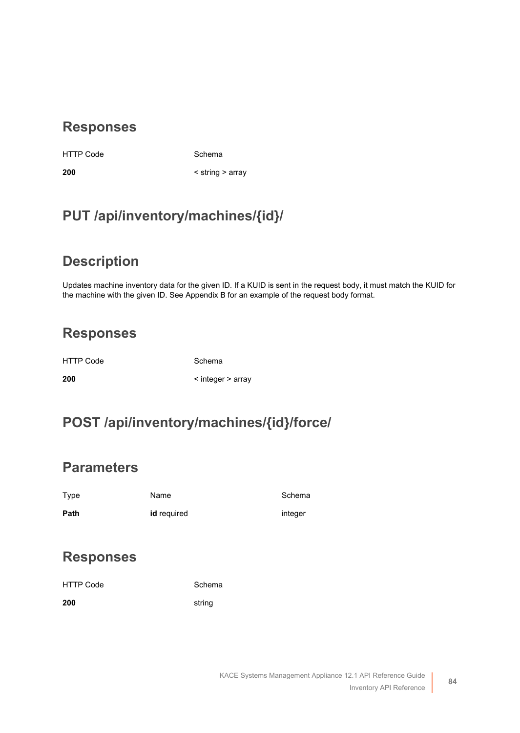## Responses

| HTTP Code | Schema |
| --- | --- |
| **200** | < string > array |

## PUT /api/inventory/machines/{id}/

## Description

Updates machine inventory data for the given ID. If a KUID is sent in the request body, it must match the KUID for the machine with the given ID. See Appendix B for an example of the request body format.

## Responses

| HTTP Code | Schema |
| --- | --- |
| **200** | < integer > array |

## POST /api/inventory/machines/{id}/force/

## Parameters

| Type | Name | Schema |
| --- | --- | --- |
| **Path** | **id** required | integer |

## Responses

| HTTP Code | Schema |
| --- | --- |
| **200** | string |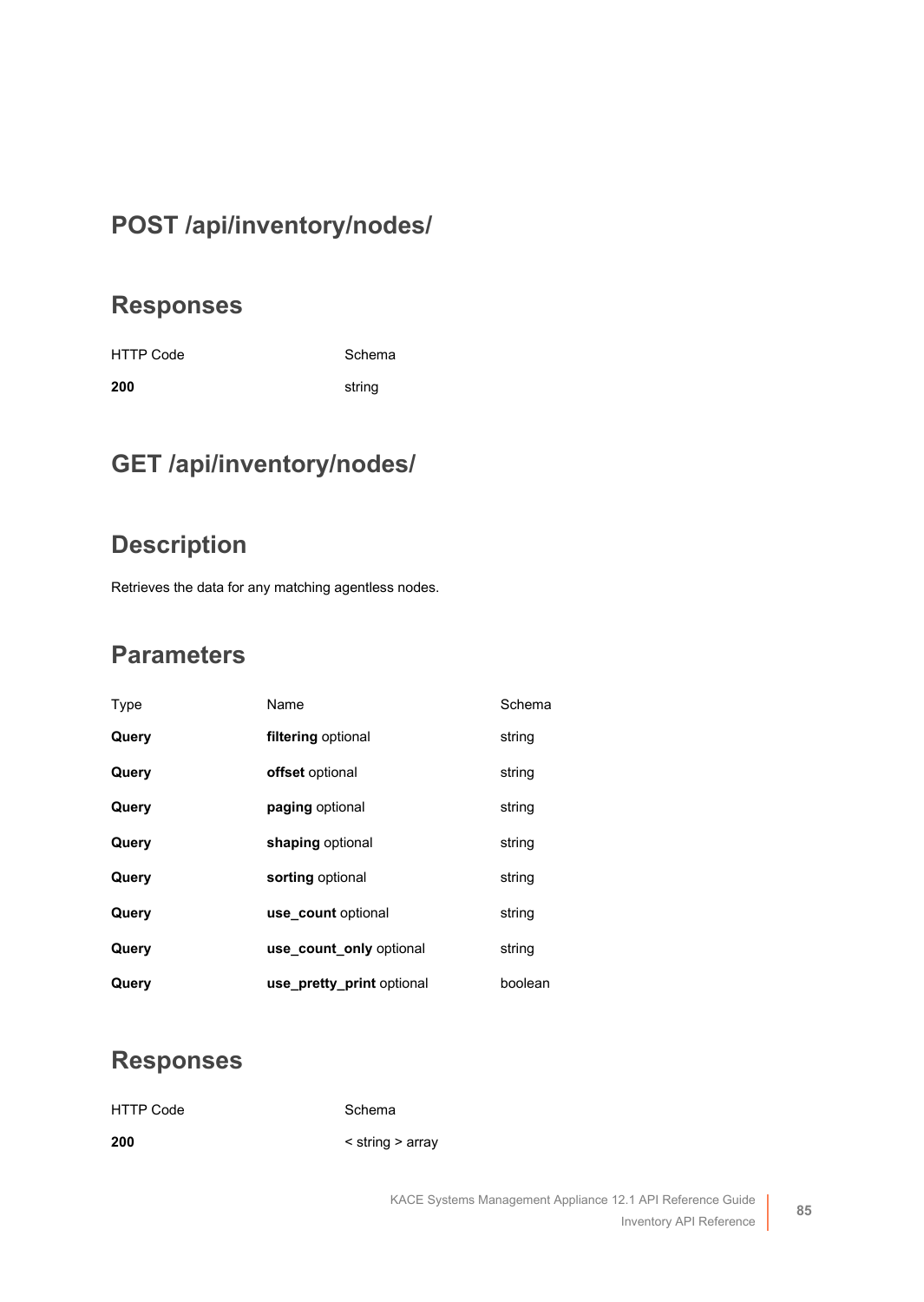## POST /api/inventory/nodes/

### Responses

| HTTP Code | Schema |
| --- | --- |
| **200** | string |

## GET /api/inventory/nodes/

### Description

Retrieves the data for any matching agentless nodes.

### Parameters

| Type | Name | Schema |
| --- | --- | --- |
| **Query** | **filtering** optional | string |
| **Query** | **offset** optional | string |
| **Query** | **paging** optional | string |
| **Query** | **shaping** optional | string |
| **Query** | **sorting** optional | string |
| **Query** | **use_count** optional | string |
| **Query** | **use_count_only** optional | string |
| **Query** | **use_pretty_print** optional | boolean |

### Responses

| HTTP Code | Schema |
| --- | --- |
| **200** | < string > array |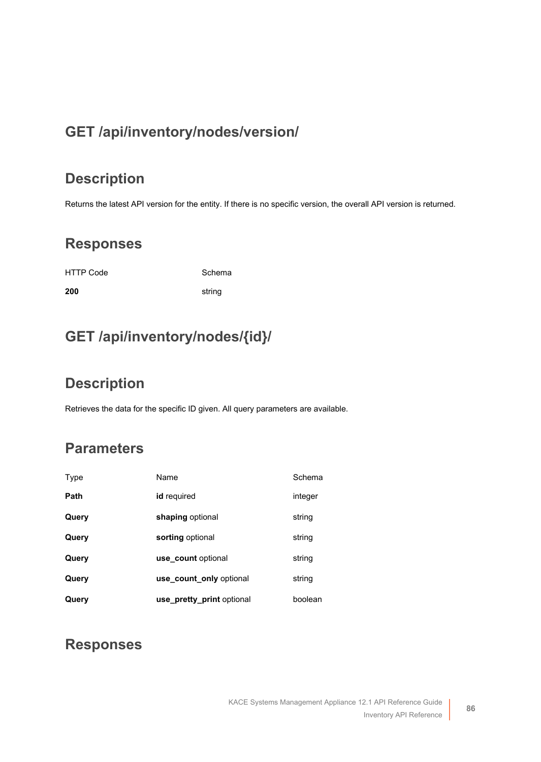## GET /api/inventory/nodes/version/

### Description

Returns the latest API version for the entity. If there is no specific version, the overall API version is returned.

### Responses

| HTTP Code | Schema |
| --- | --- |
| **200** | string |

## GET /api/inventory/nodes/{id}/

### Description

Retrieves the data for the specific ID given. All query parameters are available.

### Parameters

| Type | Name | Schema |
| --- | --- | --- |
| **Path** | **id** required | integer |
| **Query** | **shaping** optional | string |
| **Query** | **sorting** optional | string |
| **Query** | **use_count** optional | string |
| **Query** | **use_count_only** optional | string |
| **Query** | **use_pretty_print** optional | boolean |

### Responses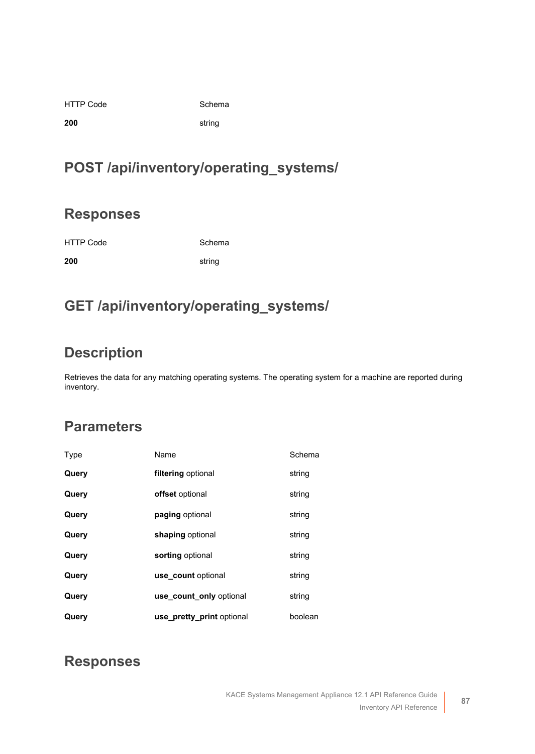| HTTP Code | Schema |
| --- | --- |
| **200** | string |

## POST /api/inventory/operating_systems/

## Responses

| HTTP Code | Schema |
| --- | --- |
| **200** | string |

## GET /api/inventory/operating_systems/

## Description

Retrieves the data for any matching operating systems. The operating system for a machine are reported during inventory.

## Parameters

| Type | Name | Schema |
| --- | --- | --- |
| **Query** | **filtering** optional | string |
| **Query** | **offset** optional | string |
| **Query** | **paging** optional | string |
| **Query** | **shaping** optional | string |
| **Query** | **sorting** optional | string |
| **Query** | **use_count** optional | string |
| **Query** | **use_count_only** optional | string |
| **Query** | **use_pretty_print** optional | boolean |

## Responses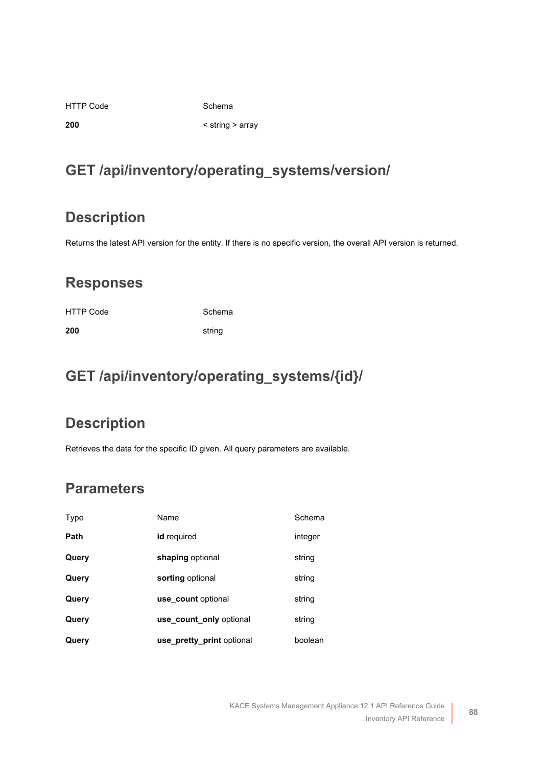| HTTP Code | Schema |
| --- | --- |
| **200** | < string > array |

## GET /api/inventory/operating_systems/version/

### Description

Returns the latest API version for the entity. If there is no specific version, the overall API version is returned.

### Responses

| HTTP Code | Schema |
| --- | --- |
| **200** | string |

## GET /api/inventory/operating_systems/{id}/

### Description

Retrieves the data for the specific ID given. All query parameters are available.

### Parameters

| Type | Name | Schema |
| --- | --- | --- |
| **Path** | **id** required | integer |
| **Query** | **shaping** optional | string |
| **Query** | **sorting** optional | string |
| **Query** | **use_count** optional | string |
| **Query** | **use_count_only** optional | string |
| **Query** | **use_pretty_print** optional | boolean |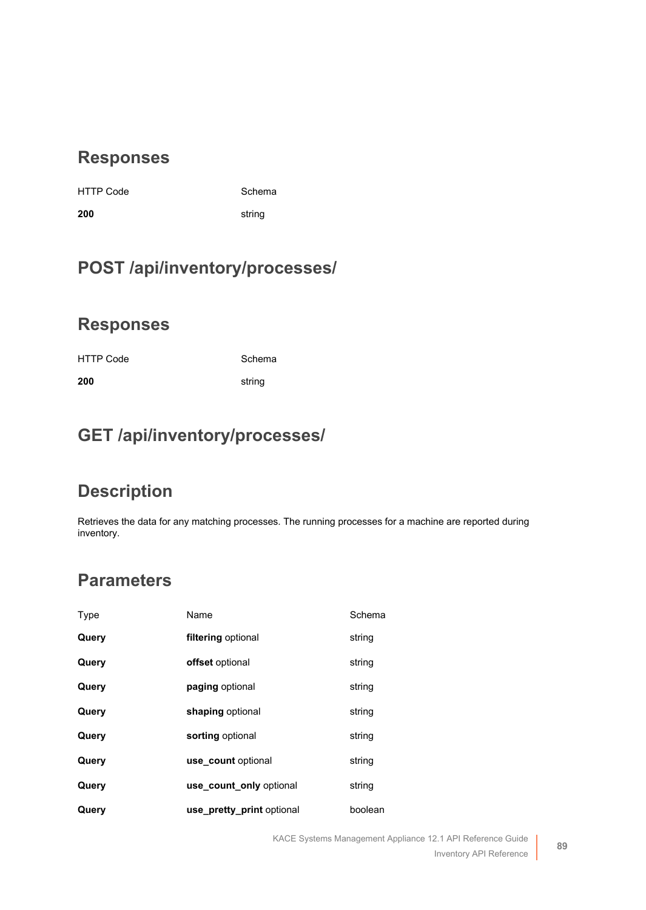## Responses

| HTTP Code | Schema |
| --- | --- |
| **200** | string |

## POST /api/inventory/processes/

## Responses

| HTTP Code | Schema |
| --- | --- |
| **200** | string |

## GET /api/inventory/processes/

## Description

Retrieves the data for any matching processes. The running processes for a machine are reported during inventory.

## Parameters

| Type | Name | Schema |
| --- | --- | --- |
| **Query** | **filtering** optional | string |
| **Query** | **offset** optional | string |
| **Query** | **paging** optional | string |
| **Query** | **shaping** optional | string |
| **Query** | **sorting** optional | string |
| **Query** | **use_count** optional | string |
| **Query** | **use_count_only** optional | string |
| **Query** | **use_pretty_print** optional | boolean |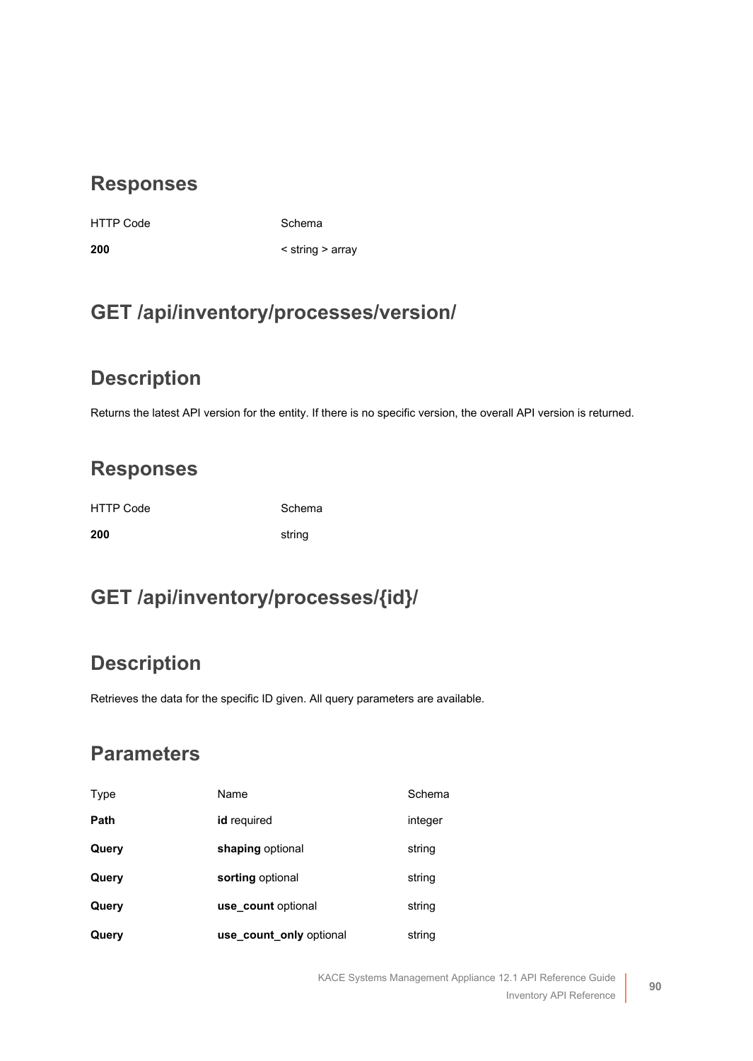## Responses

| HTTP Code | Schema |
| --- | --- |
| **200** | < string > array |

## GET /api/inventory/processes/version/

## Description

Returns the latest API version for the entity. If there is no specific version, the overall API version is returned.

## Responses

| HTTP Code | Schema |
| --- | --- |
| **200** | string |

## GET /api/inventory/processes/{id}/

## Description

Retrieves the data for the specific ID given. All query parameters are available.

## Parameters

| Type | Name | Schema |
| --- | --- | --- |
| **Path** | **id** required | integer |
| **Query** | **shaping** optional | string |
| **Query** | **sorting** optional | string |
| **Query** | **use_count** optional | string |
| **Query** | **use_count_only** optional | string |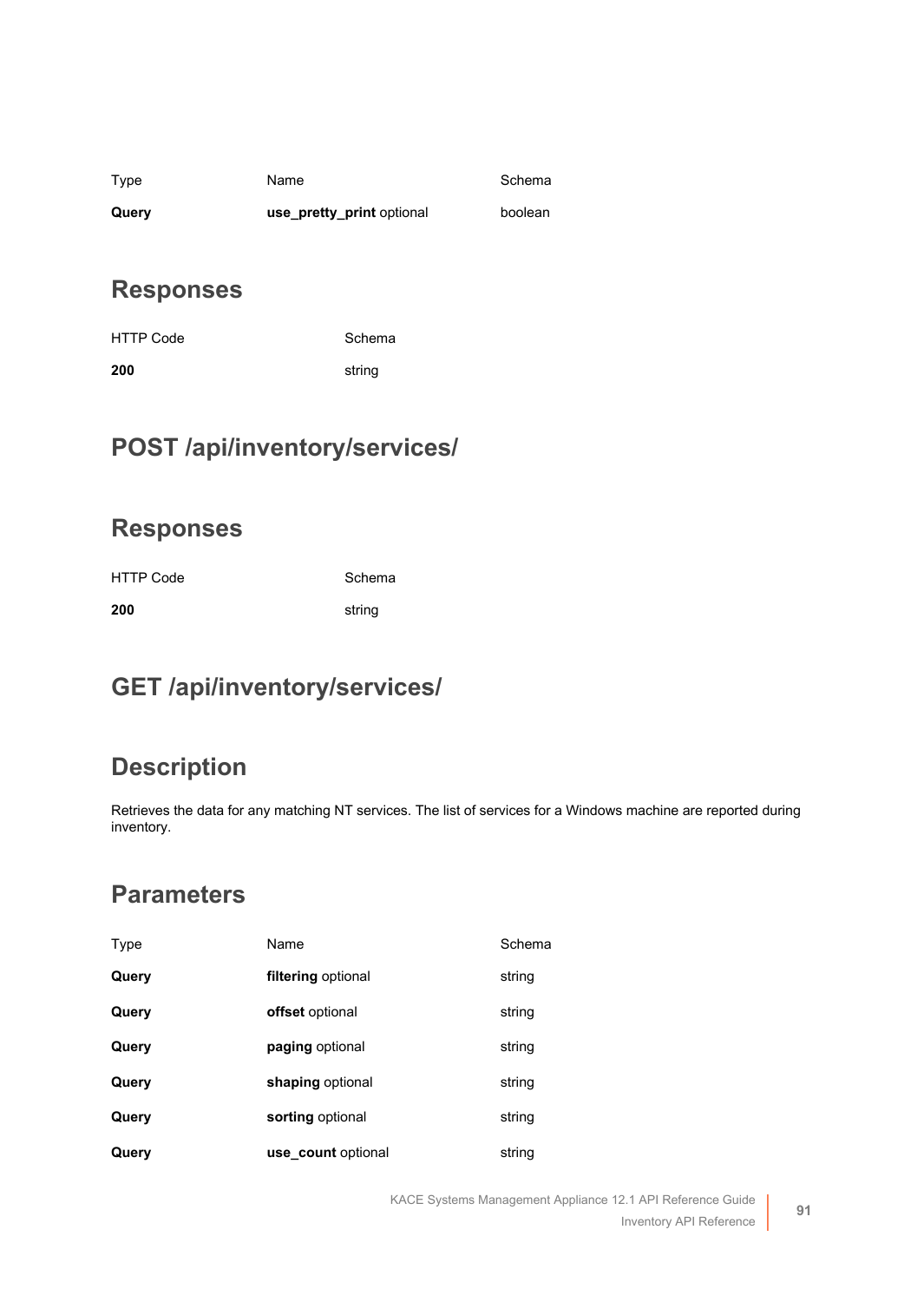| Type | Name | Schema |
| --- | --- | --- |
| **Query** | **use_pretty_print** optional | boolean |

## Responses

| HTTP Code | Schema |
| --- | --- |
| **200** | string |

# POST /api/inventory/services/

## Responses

| HTTP Code | Schema |
| --- | --- |
| **200** | string |

# GET /api/inventory/services/

## Description

Retrieves the data for any matching NT services. The list of services for a Windows machine are reported during inventory.

## Parameters

| Type | Name | Schema |
| --- | --- | --- |
| **Query** | **filtering** optional | string |
| **Query** | **offset** optional | string |
| **Query** | **paging** optional | string |
| **Query** | **shaping** optional | string |
| **Query** | **sorting** optional | string |
| **Query** | **use_count** optional | string |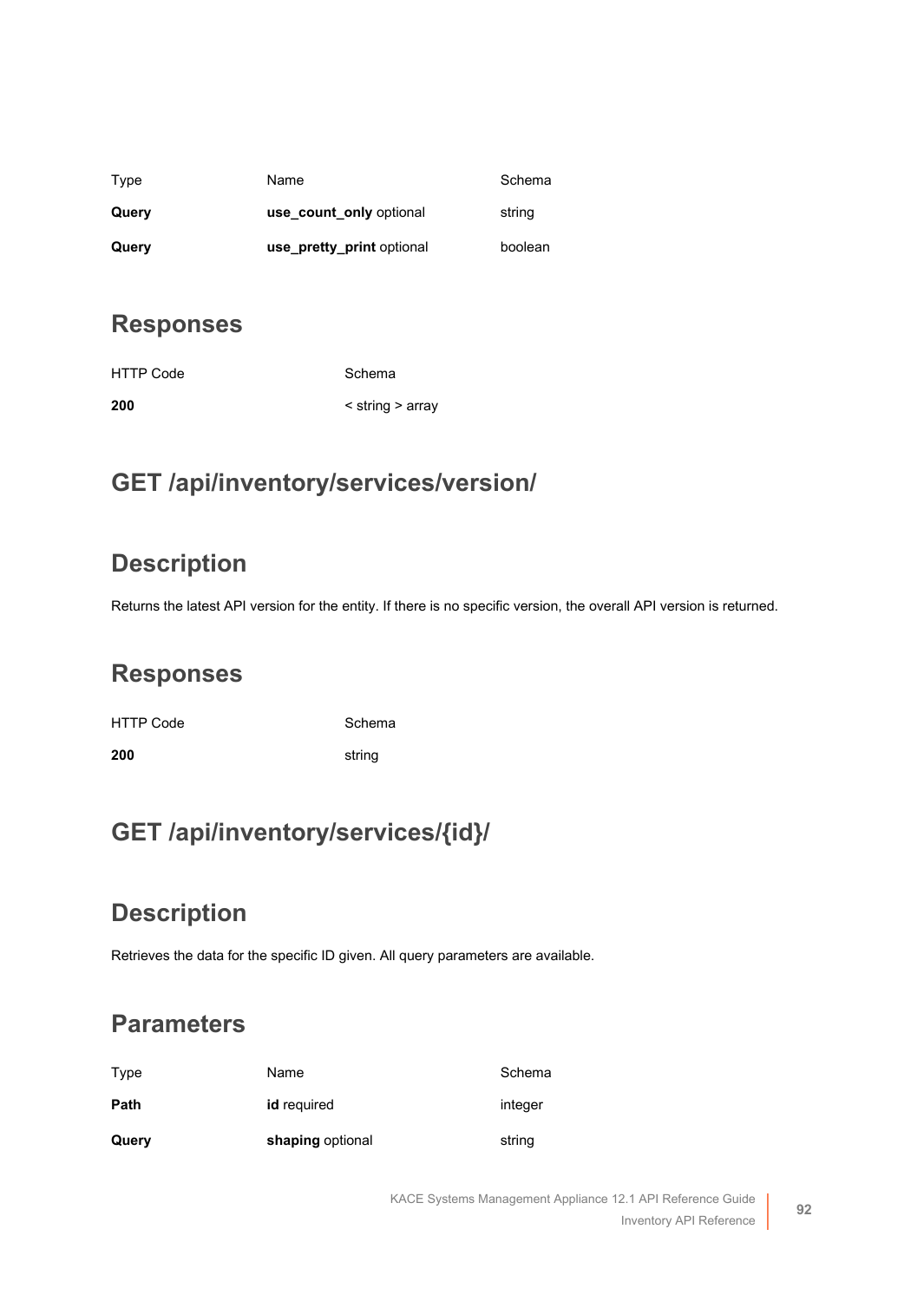| Type | Name | Schema |
| --- | --- | --- |
| **Query** | **use_count_only** optional | string |
| **Query** | **use_pretty_print** optional | boolean |

## Responses

| HTTP Code | Schema |
| --- | --- |
| **200** | < string > array |

## GET /api/inventory/services/version/

## Description

Returns the latest API version for the entity. If there is no specific version, the overall API version is returned.

## Responses

| HTTP Code | Schema |
| --- | --- |
| **200** | string |

## GET /api/inventory/services/{id}/

## Description

Retrieves the data for the specific ID given. All query parameters are available.

## Parameters

| Type | Name | Schema |
| --- | --- | --- |
| **Path** | **id** required | integer |
| **Query** | **shaping** optional | string |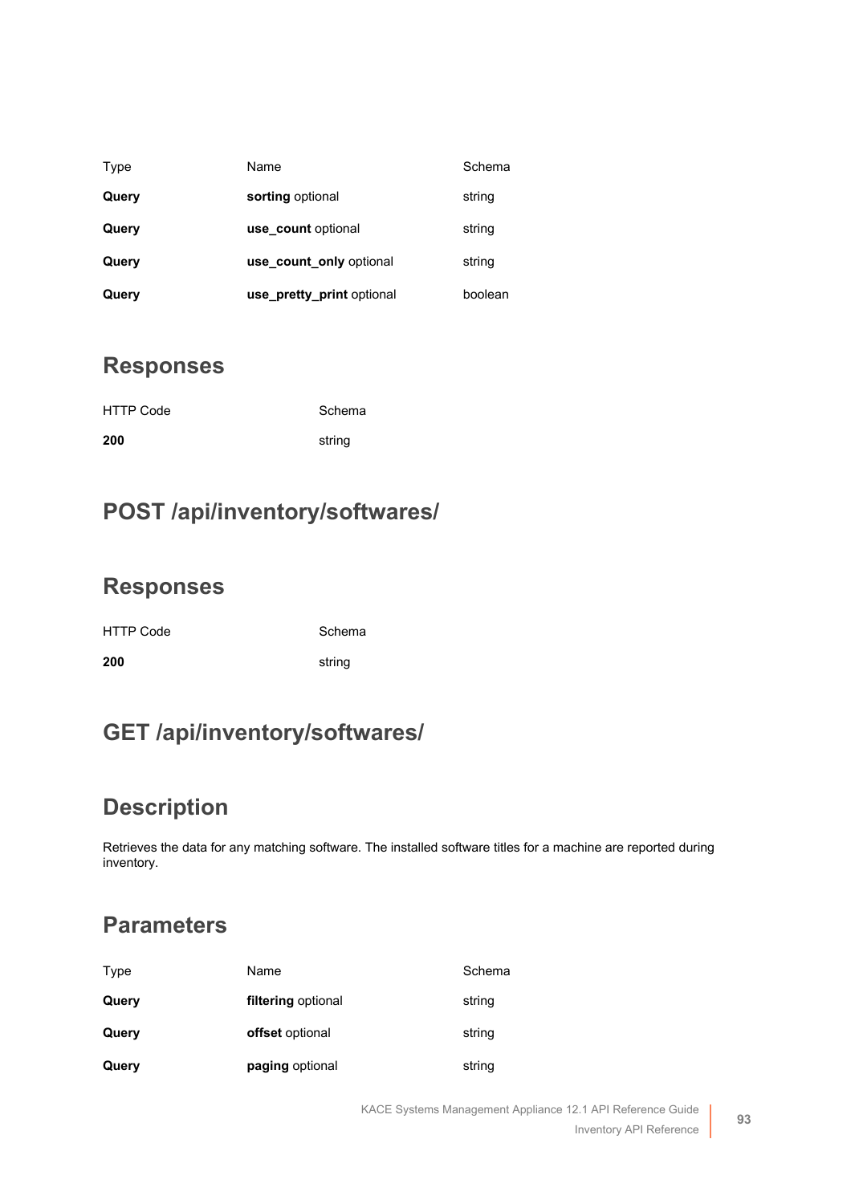| Type | Name | Schema |
|---|---|---|
| **Query** | **sorting** optional | string |
| **Query** | **use_count** optional | string |
| **Query** | **use_count_only** optional | string |
| **Query** | **use_pretty_print** optional | boolean |

## Responses

| HTTP Code | Schema |
|---|---|
| **200** | string |

## POST /api/inventory/softwares/

## Responses

| HTTP Code | Schema |
|---|---|
| **200** | string |

## GET /api/inventory/softwares/

## Description

Retrieves the data for any matching software. The installed software titles for a machine are reported during inventory.

## Parameters

| Type | Name | Schema |
|---|---|---|
| **Query** | **filtering** optional | string |
| **Query** | **offset** optional | string |
| **Query** | **paging** optional | string |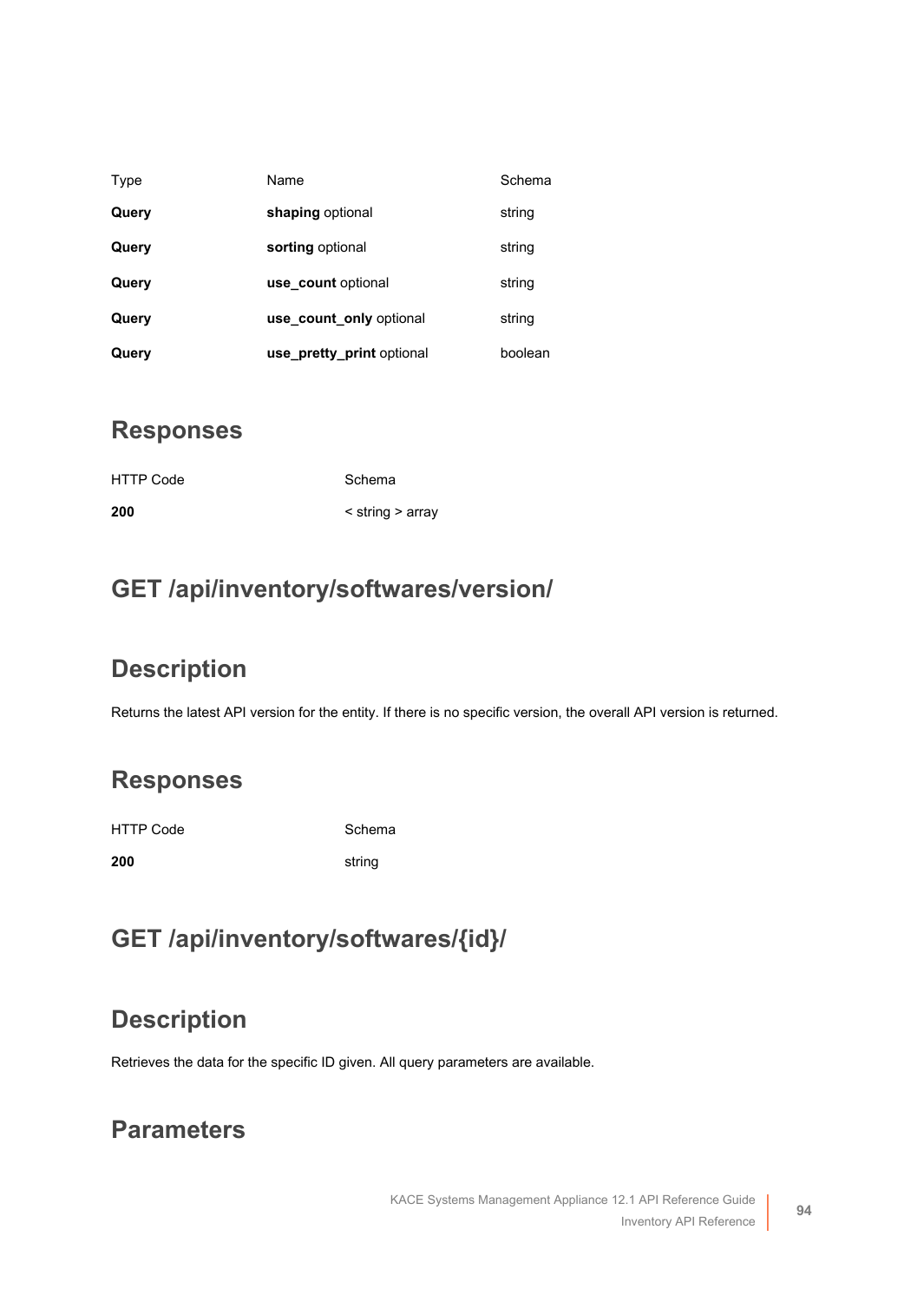| Type | Name | Schema |
| --- | --- | --- |
| **Query** | **shaping** optional | string |
| **Query** | **sorting** optional | string |
| **Query** | **use_count** optional | string |
| **Query** | **use_count_only** optional | string |
| **Query** | **use_pretty_print** optional | boolean |

## Responses

| HTTP Code | Schema |
| --- | --- |
| **200** | < string > array |

## GET /api/inventory/softwares/version/

## Description

Returns the latest API version for the entity. If there is no specific version, the overall API version is returned.

## Responses

| HTTP Code | Schema |
| --- | --- |
| **200** | string |

## GET /api/inventory/softwares/{id}/

## Description

Retrieves the data for the specific ID given. All query parameters are available.

## Parameters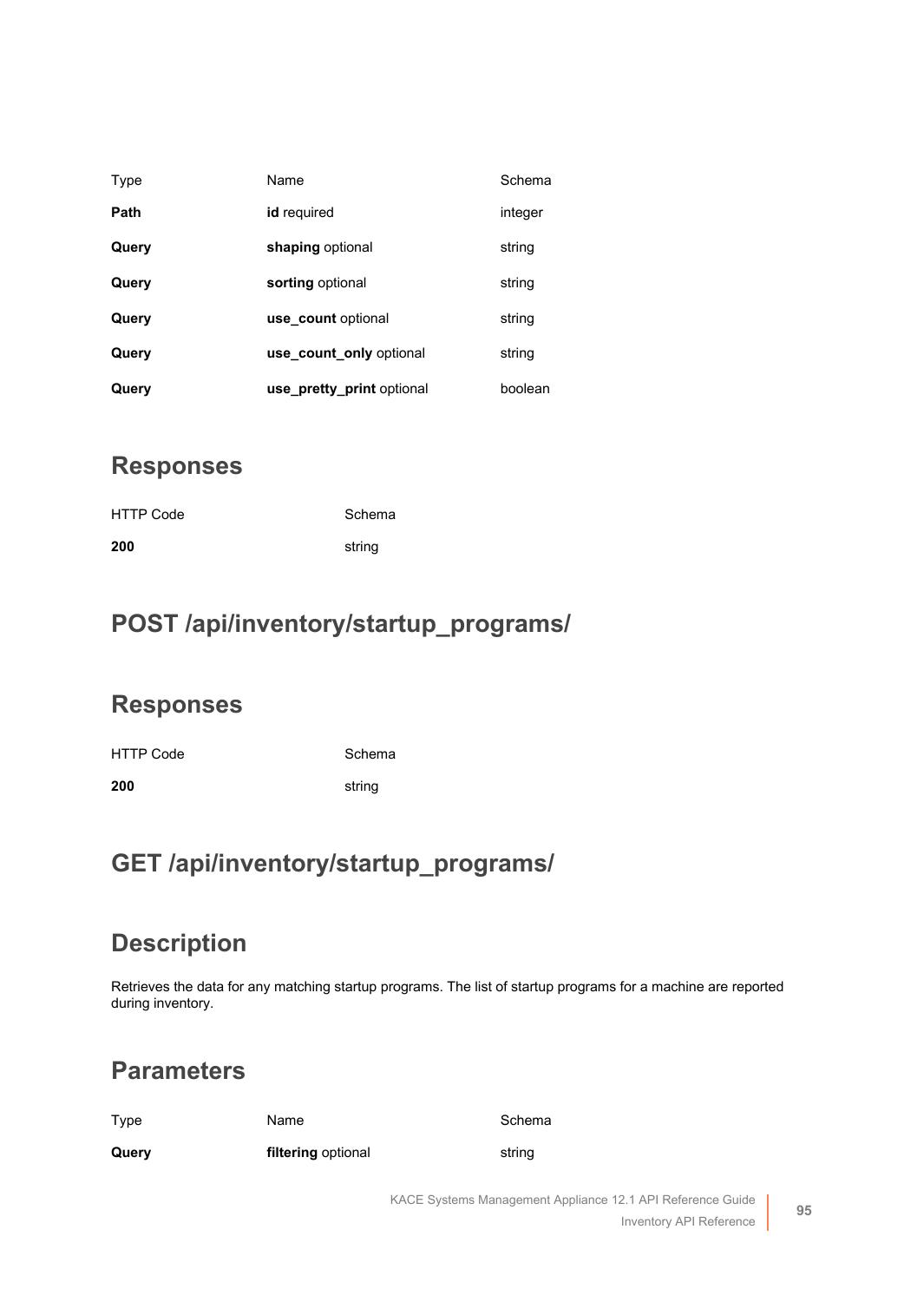| Type | Name | Schema |
| --- | --- | --- |
| **Path** | **id** required | integer |
| **Query** | **shaping** optional | string |
| **Query** | **sorting** optional | string |
| **Query** | **use_count** optional | string |
| **Query** | **use_count_only** optional | string |
| **Query** | **use_pretty_print** optional | boolean |

## Responses

| HTTP Code | Schema |
| --- | --- |
| **200** | string |

# POST /api/inventory/startup_programs/

## Responses

| HTTP Code | Schema |
| --- | --- |
| **200** | string |

# GET /api/inventory/startup_programs/

## Description

Retrieves the data for any matching startup programs. The list of startup programs for a machine are reported during inventory.

## Parameters

| Type | Name | Schema |
| --- | --- | --- |
| **Query** | **filtering** optional | string |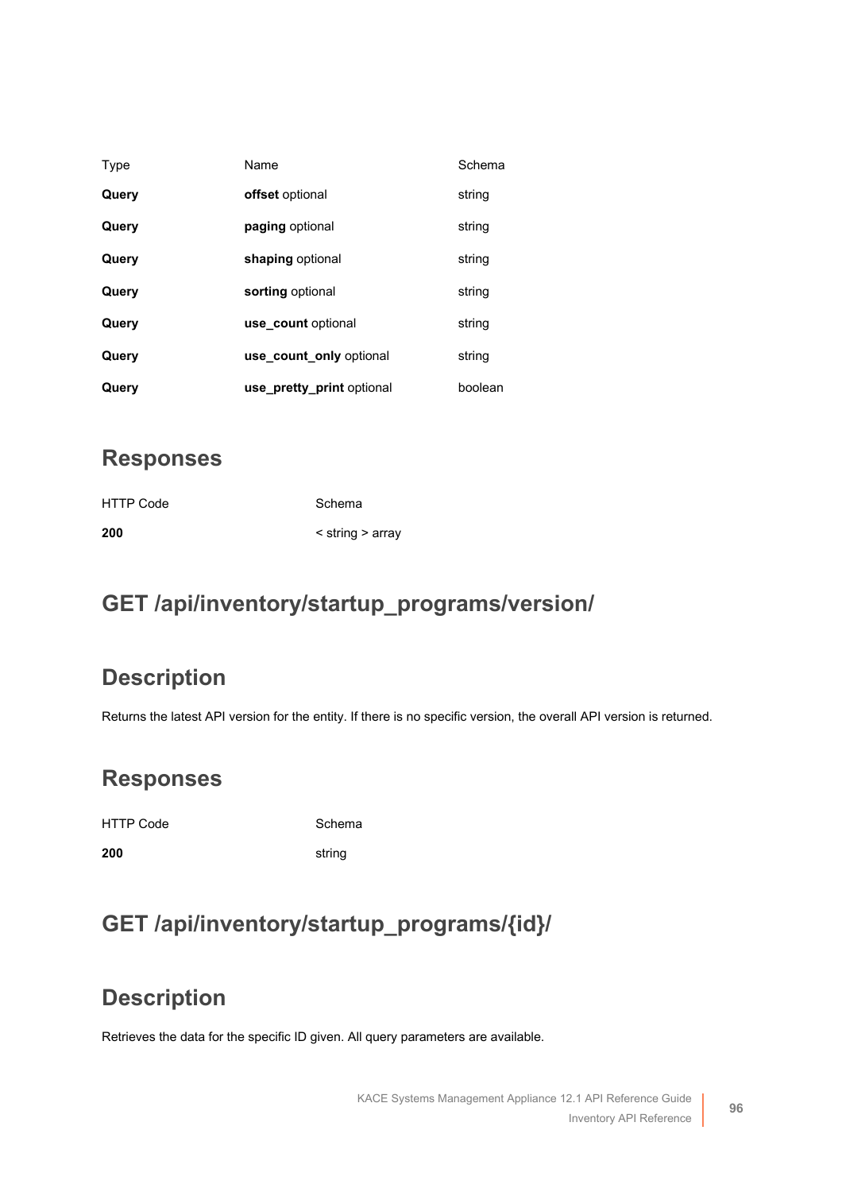| Type | Name | Schema |
| --- | --- | --- |
| **Query** | **offset** optional | string |
| **Query** | **paging** optional | string |
| **Query** | **shaping** optional | string |
| **Query** | **sorting** optional | string |
| **Query** | **use_count** optional | string |
| **Query** | **use_count_only** optional | string |
| **Query** | **use_pretty_print** optional | boolean |

## Responses

| HTTP Code | Schema |
| --- | --- |
| **200** | < string > array |

## GET /api/inventory/startup_programs/version/

## Description

Returns the latest API version for the entity. If there is no specific version, the overall API version is returned.

## Responses

| HTTP Code | Schema |
| --- | --- |
| **200** | string |

## GET /api/inventory/startup_programs/{id}/

## Description

Retrieves the data for the specific ID given. All query parameters are available.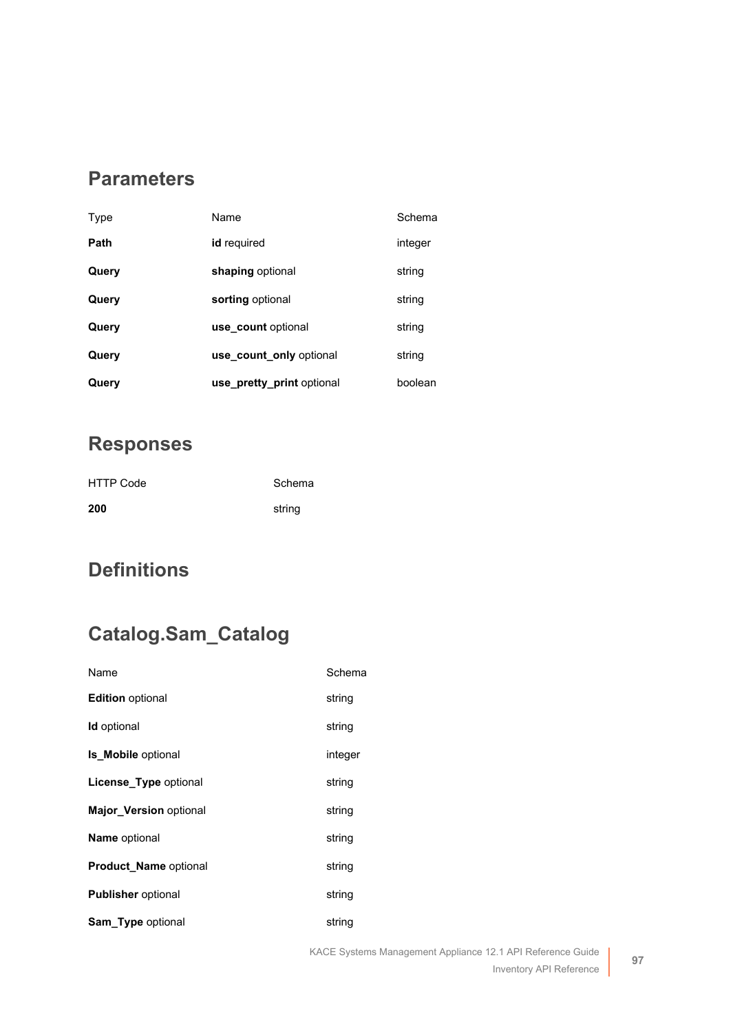## Parameters

| Type | Name | Schema |
| --- | --- | --- |
| **Path** | **id** required | integer |
| **Query** | **shaping** optional | string |
| **Query** | **sorting** optional | string |
| **Query** | **use_count** optional | string |
| **Query** | **use_count_only** optional | string |
| **Query** | **use_pretty_print** optional | boolean |

## Responses

| HTTP Code | Schema |
| --- | --- |
| **200** | string |

# Definitions

## Catalog.Sam_Catalog

| Name | Schema |
| --- | --- |
| **Edition** optional | string |
| **Id** optional | string |
| **Is_Mobile** optional | integer |
| **License_Type** optional | string |
| **Major_Version** optional | string |
| **Name** optional | string |
| **Product_Name** optional | string |
| **Publisher** optional | string |
| **Sam_Type** optional | string |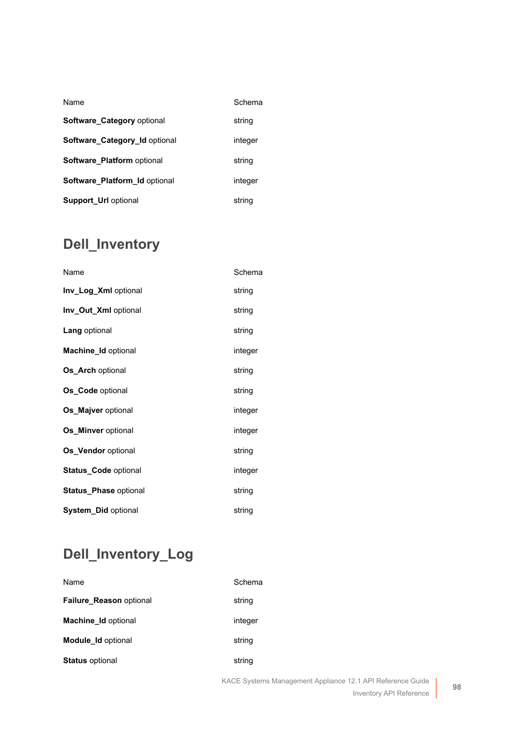| Name | Schema |
| --- | --- |
| **Software_Category** optional | string |
| **Software_Category_Id** optional | integer |
| **Software_Platform** optional | string |
| **Software_Platform_Id** optional | integer |
| **Support_Url** optional | string |

## Dell_Inventory

| Name | Schema |
| --- | --- |
| **Inv_Log_Xml** optional | string |
| **Inv_Out_Xml** optional | string |
| **Lang** optional | string |
| **Machine_Id** optional | integer |
| **Os_Arch** optional | string |
| **Os_Code** optional | string |
| **Os_Majver** optional | integer |
| **Os_Minver** optional | integer |
| **Os_Vendor** optional | string |
| **Status_Code** optional | integer |
| **Status_Phase** optional | string |
| **System_Did** optional | string |

## Dell_Inventory_Log

| Name | Schema |
| --- | --- |
| **Failure_Reason** optional | string |
| **Machine_Id** optional | integer |
| **Module_Id** optional | string |
| **Status** optional | string |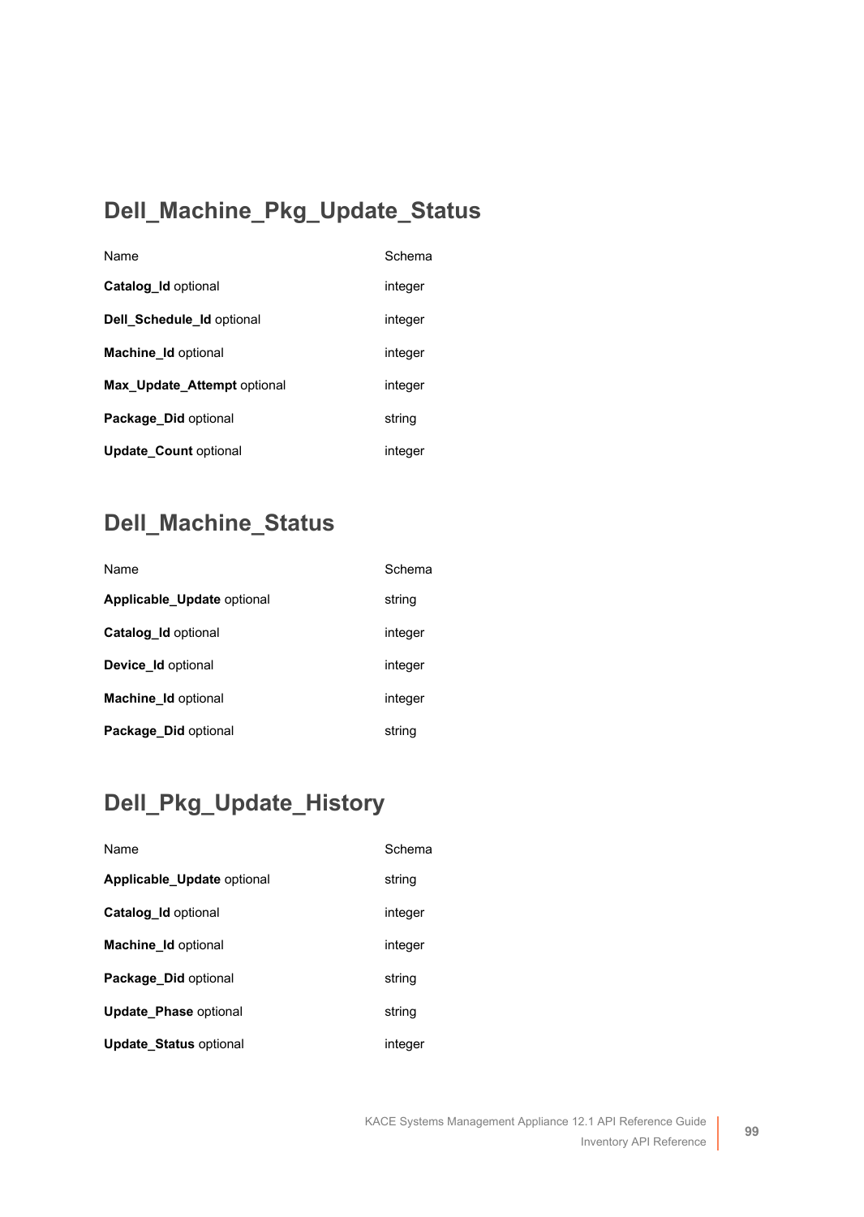## Dell_Machine_Pkg_Update_Status

| Name | Schema |
| --- | --- |
| **Catalog_Id** optional | integer |
| **Dell_Schedule_Id** optional | integer |
| **Machine_Id** optional | integer |
| **Max_Update_Attempt** optional | integer |
| **Package_Did** optional | string |
| **Update_Count** optional | integer |

## Dell_Machine_Status

| Name | Schema |
| --- | --- |
| **Applicable_Update** optional | string |
| **Catalog_Id** optional | integer |
| **Device_Id** optional | integer |
| **Machine_Id** optional | integer |
| **Package_Did** optional | string |

## Dell_Pkg_Update_History

| Name | Schema |
| --- | --- |
| **Applicable_Update** optional | string |
| **Catalog_Id** optional | integer |
| **Machine_Id** optional | integer |
| **Package_Did** optional | string |
| **Update_Phase** optional | string |
| **Update_Status** optional | integer |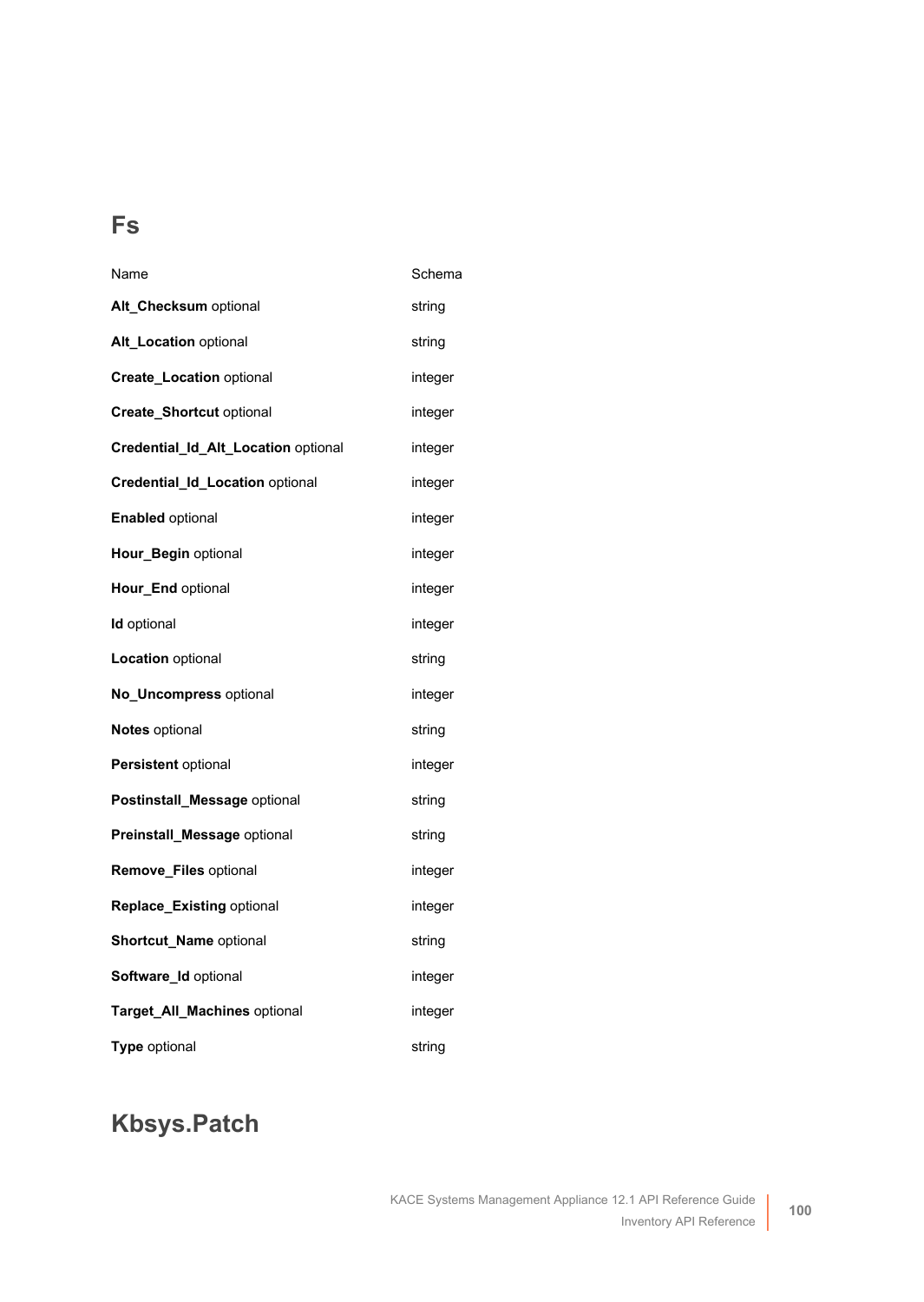## Fs

| Name | Schema |
| --- | --- |
| **Alt_Checksum** optional | string |
| **Alt_Location** optional | string |
| **Create_Location** optional | integer |
| **Create_Shortcut** optional | integer |
| **Credential_Id_Alt_Location** optional | integer |
| **Credential_Id_Location** optional | integer |
| **Enabled** optional | integer |
| **Hour_Begin** optional | integer |
| **Hour_End** optional | integer |
| **Id** optional | integer |
| **Location** optional | string |
| **No_Uncompress** optional | integer |
| **Notes** optional | string |
| **Persistent** optional | integer |
| **Postinstall_Message** optional | string |
| **Preinstall_Message** optional | string |
| **Remove_Files** optional | integer |
| **Replace_Existing** optional | integer |
| **Shortcut_Name** optional | string |
| **Software_Id** optional | integer |
| **Target_All_Machines** optional | integer |
| **Type** optional | string |

## Kbsys.Patch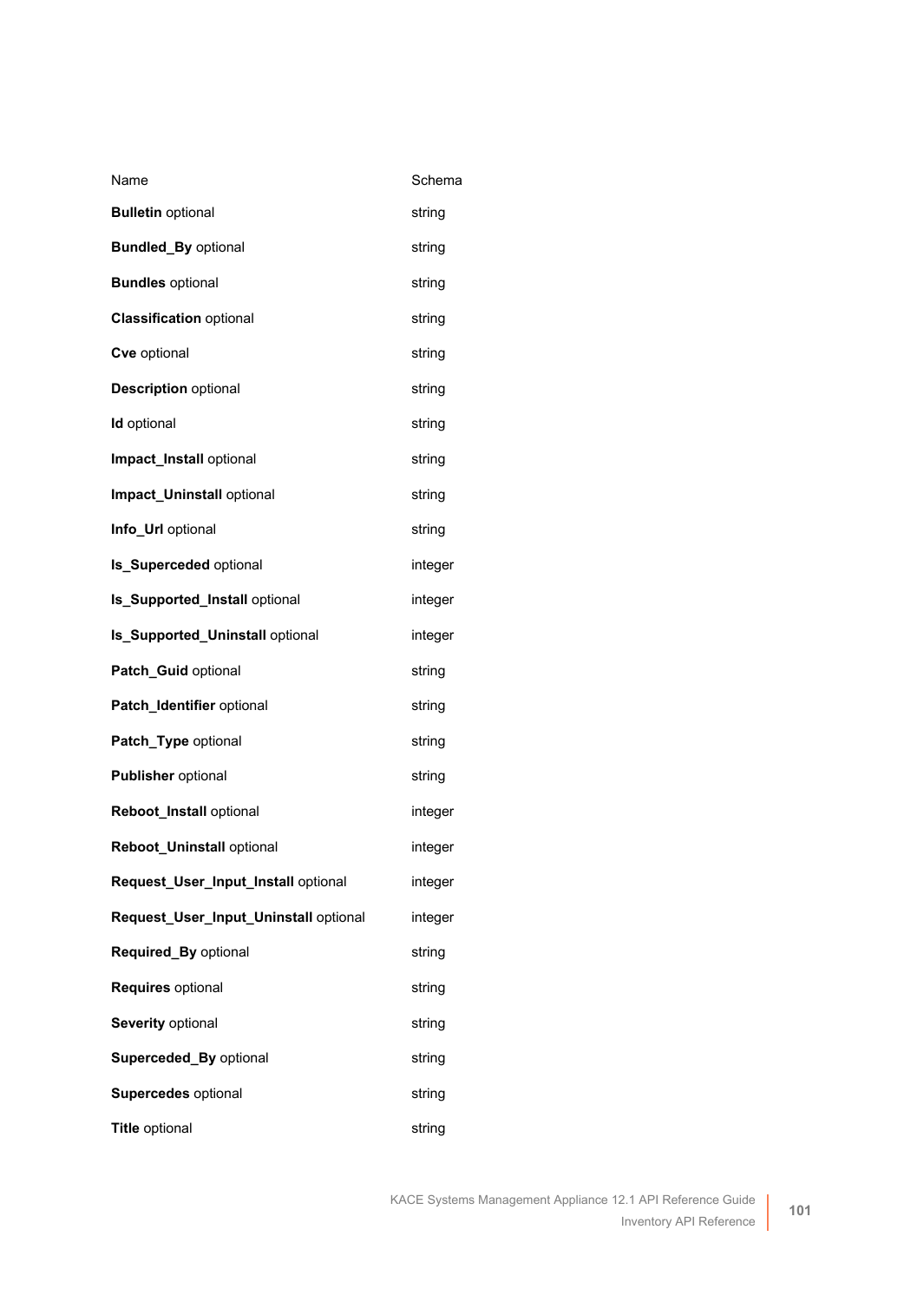| Name | Schema |
| --- | --- |
| **Bulletin** optional | string |
| **Bundled_By** optional | string |
| **Bundles** optional | string |
| **Classification** optional | string |
| **Cve** optional | string |
| **Description** optional | string |
| **Id** optional | string |
| **Impact_Install** optional | string |
| **Impact_Uninstall** optional | string |
| **Info_Url** optional | string |
| **Is_Superceded** optional | integer |
| **Is_Supported_Install** optional | integer |
| **Is_Supported_Uninstall** optional | integer |
| **Patch_Guid** optional | string |
| **Patch_Identifier** optional | string |
| **Patch_Type** optional | string |
| **Publisher** optional | string |
| **Reboot_Install** optional | integer |
| **Reboot_Uninstall** optional | integer |
| **Request_User_Input_Install** optional | integer |
| **Request_User_Input_Uninstall** optional | integer |
| **Required_By** optional | string |
| **Requires** optional | string |
| **Severity** optional | string |
| **Superceded_By** optional | string |
| **Supercedes** optional | string |
| **Title** optional | string |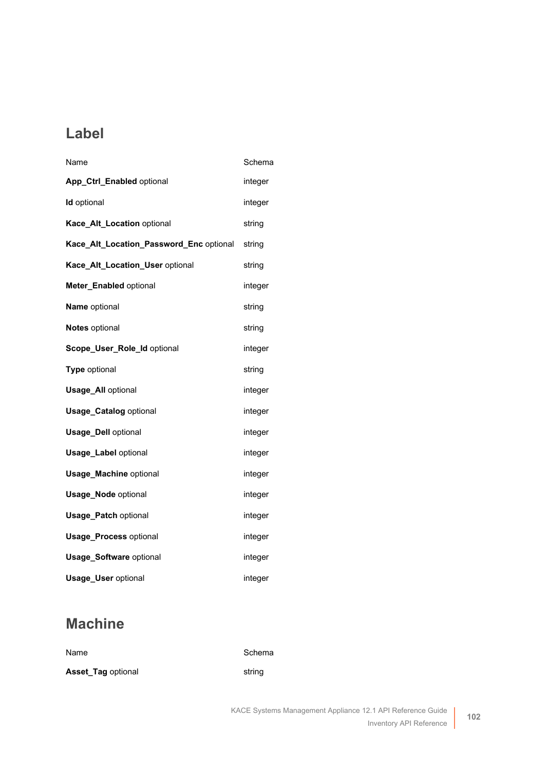## Label

| Name | Schema |
| --- | --- |
| **App_Ctrl_Enabled** optional | integer |
| **Id** optional | integer |
| **Kace_Alt_Location** optional | string |
| **Kace_Alt_Location_Password_Enc** optional | string |
| **Kace_Alt_Location_User** optional | string |
| **Meter_Enabled** optional | integer |
| **Name** optional | string |
| **Notes** optional | string |
| **Scope_User_Role_Id** optional | integer |
| **Type** optional | string |
| **Usage_All** optional | integer |
| **Usage_Catalog** optional | integer |
| **Usage_Dell** optional | integer |
| **Usage_Label** optional | integer |
| **Usage_Machine** optional | integer |
| **Usage_Node** optional | integer |
| **Usage_Patch** optional | integer |
| **Usage_Process** optional | integer |
| **Usage_Software** optional | integer |
| **Usage_User** optional | integer |

## Machine

| Name | Schema |
| --- | --- |
| **Asset_Tag** optional | string |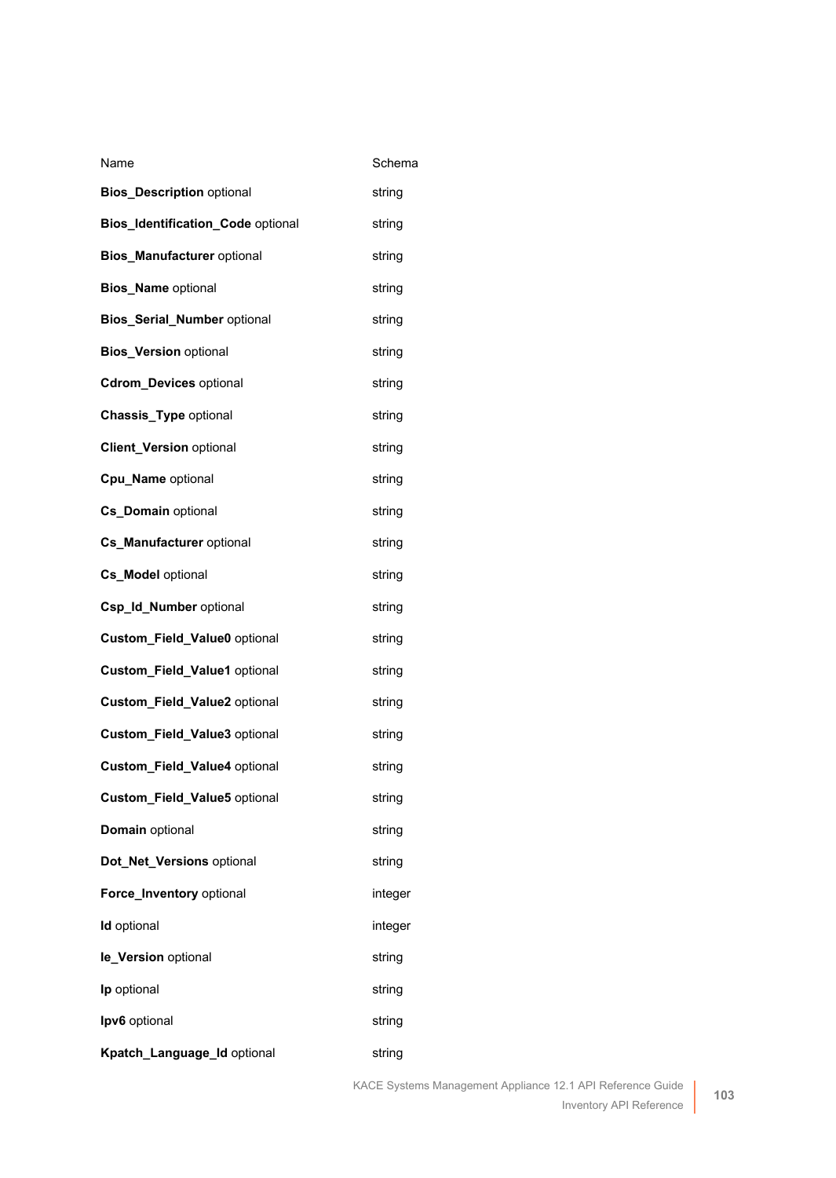| Name | Schema |
| --- | --- |
| **Bios_Description** optional | string |
| **Bios_Identification_Code** optional | string |
| **Bios_Manufacturer** optional | string |
| **Bios_Name** optional | string |
| **Bios_Serial_Number** optional | string |
| **Bios_Version** optional | string |
| **Cdrom_Devices** optional | string |
| **Chassis_Type** optional | string |
| **Client_Version** optional | string |
| **Cpu_Name** optional | string |
| **Cs_Domain** optional | string |
| **Cs_Manufacturer** optional | string |
| **Cs_Model** optional | string |
| **Csp_Id_Number** optional | string |
| **Custom_Field_Value0** optional | string |
| **Custom_Field_Value1** optional | string |
| **Custom_Field_Value2** optional | string |
| **Custom_Field_Value3** optional | string |
| **Custom_Field_Value4** optional | string |
| **Custom_Field_Value5** optional | string |
| **Domain** optional | string |
| **Dot_Net_Versions** optional | string |
| **Force_Inventory** optional | integer |
| **Id** optional | integer |
| **Ie_Version** optional | string |
| **Ip** optional | string |
| **Ipv6** optional | string |
| **Kpatch_Language_Id** optional | string |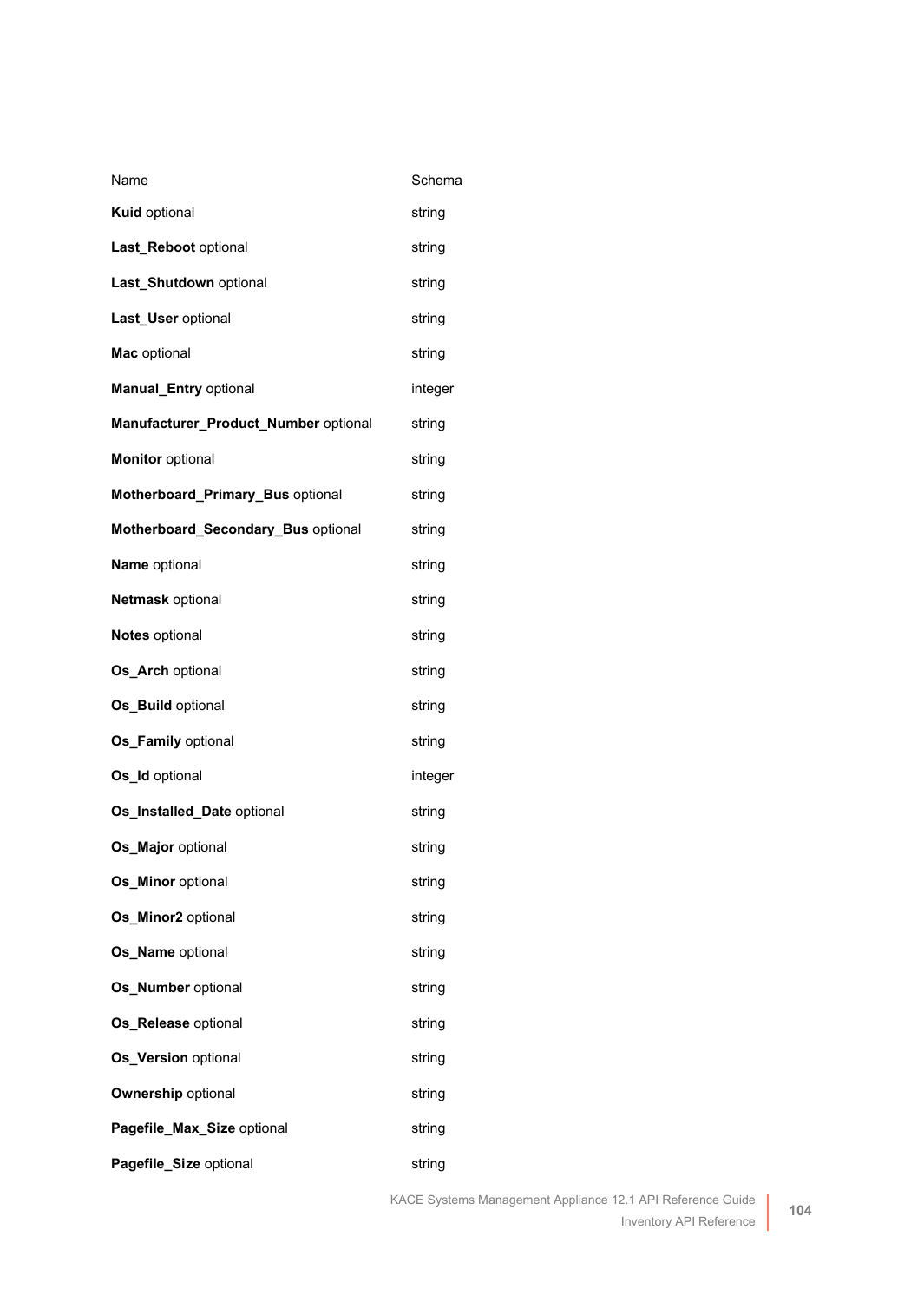| Name | Schema |
|---|---|
| **Kuid** optional | string |
| **Last_Reboot** optional | string |
| **Last_Shutdown** optional | string |
| **Last_User** optional | string |
| **Mac** optional | string |
| **Manual_Entry** optional | integer |
| **Manufacturer_Product_Number** optional | string |
| **Monitor** optional | string |
| **Motherboard_Primary_Bus** optional | string |
| **Motherboard_Secondary_Bus** optional | string |
| **Name** optional | string |
| **Netmask** optional | string |
| **Notes** optional | string |
| **Os_Arch** optional | string |
| **Os_Build** optional | string |
| **Os_Family** optional | string |
| **Os_Id** optional | integer |
| **Os_Installed_Date** optional | string |
| **Os_Major** optional | string |
| **Os_Minor** optional | string |
| **Os_Minor2** optional | string |
| **Os_Name** optional | string |
| **Os_Number** optional | string |
| **Os_Release** optional | string |
| **Os_Version** optional | string |
| **Ownership** optional | string |
| **Pagefile_Max_Size** optional | string |
| **Pagefile_Size** optional | string |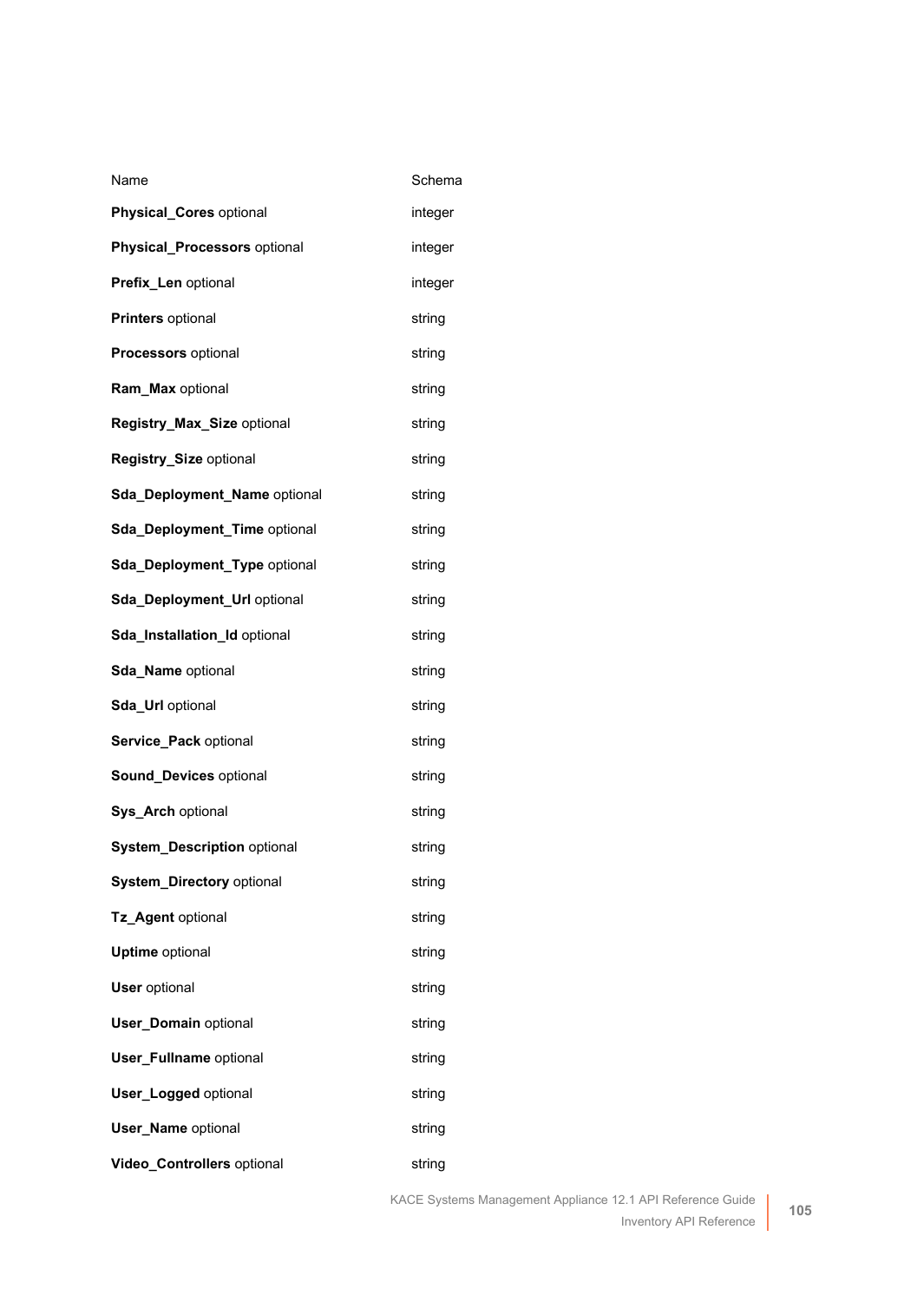| Name | Schema |
|---|---|
| **Physical_Cores** optional | integer |
| **Physical_Processors** optional | integer |
| **Prefix_Len** optional | integer |
| **Printers** optional | string |
| **Processors** optional | string |
| **Ram_Max** optional | string |
| **Registry_Max_Size** optional | string |
| **Registry_Size** optional | string |
| **Sda_Deployment_Name** optional | string |
| **Sda_Deployment_Time** optional | string |
| **Sda_Deployment_Type** optional | string |
| **Sda_Deployment_Url** optional | string |
| **Sda_Installation_Id** optional | string |
| **Sda_Name** optional | string |
| **Sda_Url** optional | string |
| **Service_Pack** optional | string |
| **Sound_Devices** optional | string |
| **Sys_Arch** optional | string |
| **System_Description** optional | string |
| **System_Directory** optional | string |
| **Tz_Agent** optional | string |
| **Uptime** optional | string |
| **User** optional | string |
| **User_Domain** optional | string |
| **User_Fullname** optional | string |
| **User_Logged** optional | string |
| **User_Name** optional | string |
| **Video_Controllers** optional | string |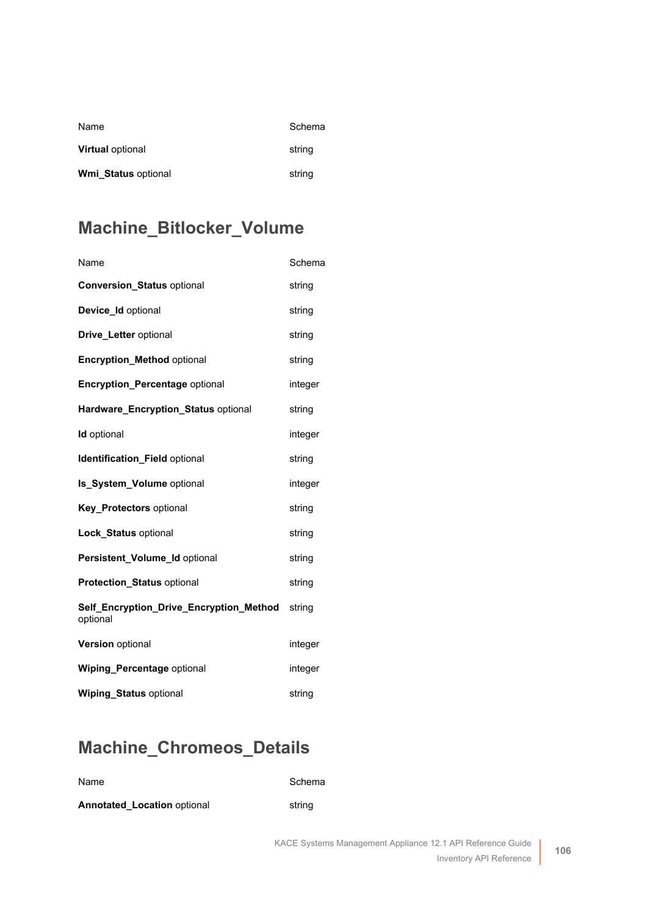| Name | Schema |
| --- | --- |
| **Virtual** optional | string |
| **Wmi_Status** optional | string |

## Machine_Bitlocker_Volume

| Name | Schema |
| --- | --- |
| **Conversion_Status** optional | string |
| **Device_Id** optional | string |
| **Drive_Letter** optional | string |
| **Encryption_Method** optional | string |
| **Encryption_Percentage** optional | integer |
| **Hardware_Encryption_Status** optional | string |
| **Id** optional | integer |
| **Identification_Field** optional | string |
| **Is_System_Volume** optional | integer |
| **Key_Protectors** optional | string |
| **Lock_Status** optional | string |
| **Persistent_Volume_Id** optional | string |
| **Protection_Status** optional | string |
| **Self_Encryption_Drive_Encryption_Method** optional | string |
| **Version** optional | integer |
| **Wiping_Percentage** optional | integer |
| **Wiping_Status** optional | string |

## Machine_Chromeos_Details

| Name | Schema |
| --- | --- |
| **Annotated_Location** optional | string |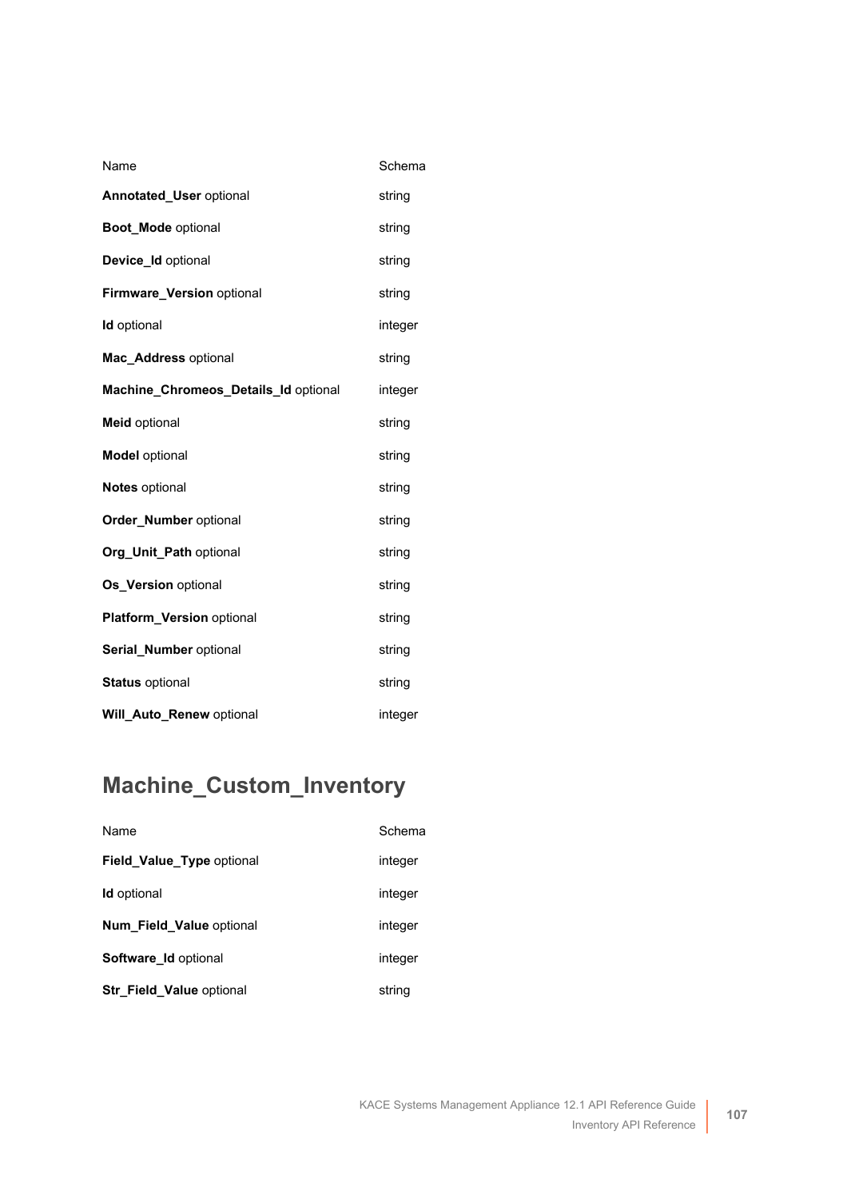| Name | Schema |
| --- | --- |
| **Annotated_User** optional | string |
| **Boot_Mode** optional | string |
| **Device_Id** optional | string |
| **Firmware_Version** optional | string |
| **Id** optional | integer |
| **Mac_Address** optional | string |
| **Machine_Chromeos_Details_Id** optional | integer |
| **Meid** optional | string |
| **Model** optional | string |
| **Notes** optional | string |
| **Order_Number** optional | string |
| **Org_Unit_Path** optional | string |
| **Os_Version** optional | string |
| **Platform_Version** optional | string |
| **Serial_Number** optional | string |
| **Status** optional | string |
| **Will_Auto_Renew** optional | integer |

## Machine_Custom_Inventory

| Name | Schema |
| --- | --- |
| **Field_Value_Type** optional | integer |
| **Id** optional | integer |
| **Num_Field_Value** optional | integer |
| **Software_Id** optional | integer |
| **Str_Field_Value** optional | string |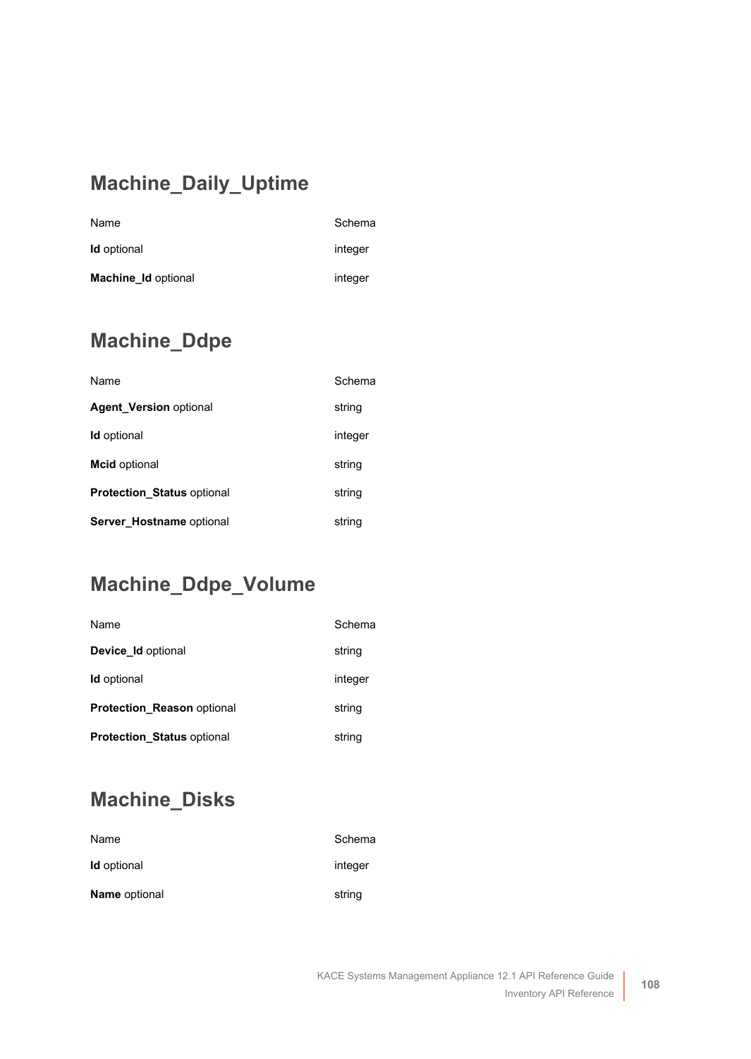## Machine_Daily_Uptime

| Name | Schema |
| --- | --- |
| **Id** optional | integer |
| **Machine_Id** optional | integer |

## Machine_Ddpe

| Name | Schema |
| --- | --- |
| **Agent_Version** optional | string |
| **Id** optional | integer |
| **Mcid** optional | string |
| **Protection_Status** optional | string |
| **Server_Hostname** optional | string |

## Machine_Ddpe_Volume

| Name | Schema |
| --- | --- |
| **Device_Id** optional | string |
| **Id** optional | integer |
| **Protection_Reason** optional | string |
| **Protection_Status** optional | string |

## Machine_Disks

| Name | Schema |
| --- | --- |
| **Id** optional | integer |
| **Name** optional | string |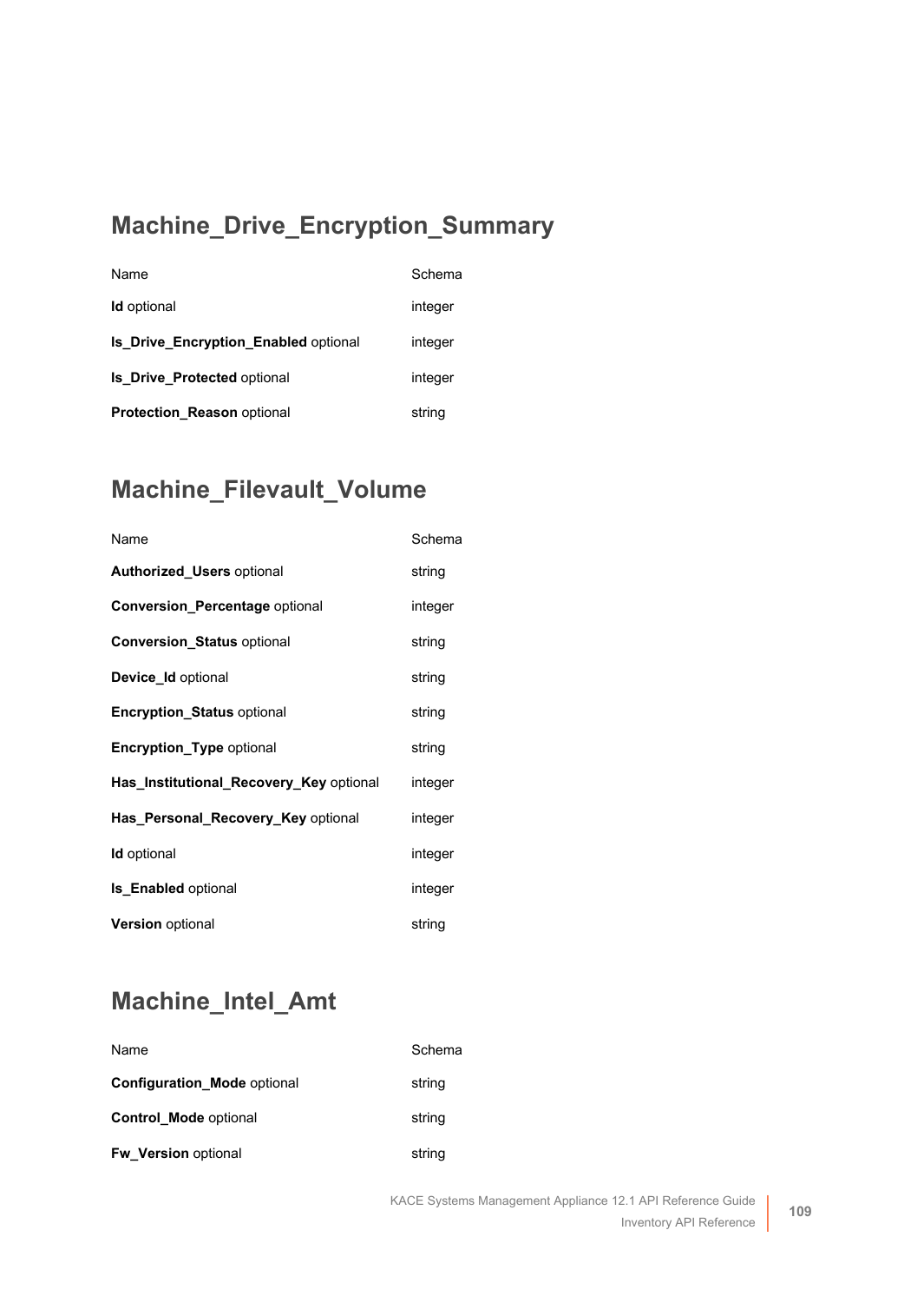## Machine_Drive_Encryption_Summary

| Name | Schema |
|---|---|
| **Id** optional | integer |
| **Is_Drive_Encryption_Enabled** optional | integer |
| **Is_Drive_Protected** optional | integer |
| **Protection_Reason** optional | string |

## Machine_Filevault_Volume

| Name | Schema |
|---|---|
| **Authorized_Users** optional | string |
| **Conversion_Percentage** optional | integer |
| **Conversion_Status** optional | string |
| **Device_Id** optional | string |
| **Encryption_Status** optional | string |
| **Encryption_Type** optional | string |
| **Has_Institutional_Recovery_Key** optional | integer |
| **Has_Personal_Recovery_Key** optional | integer |
| **Id** optional | integer |
| **Is_Enabled** optional | integer |
| **Version** optional | string |

## Machine_Intel_Amt

| Name | Schema |
|---|---|
| **Configuration_Mode** optional | string |
| **Control_Mode** optional | string |
| **Fw_Version** optional | string |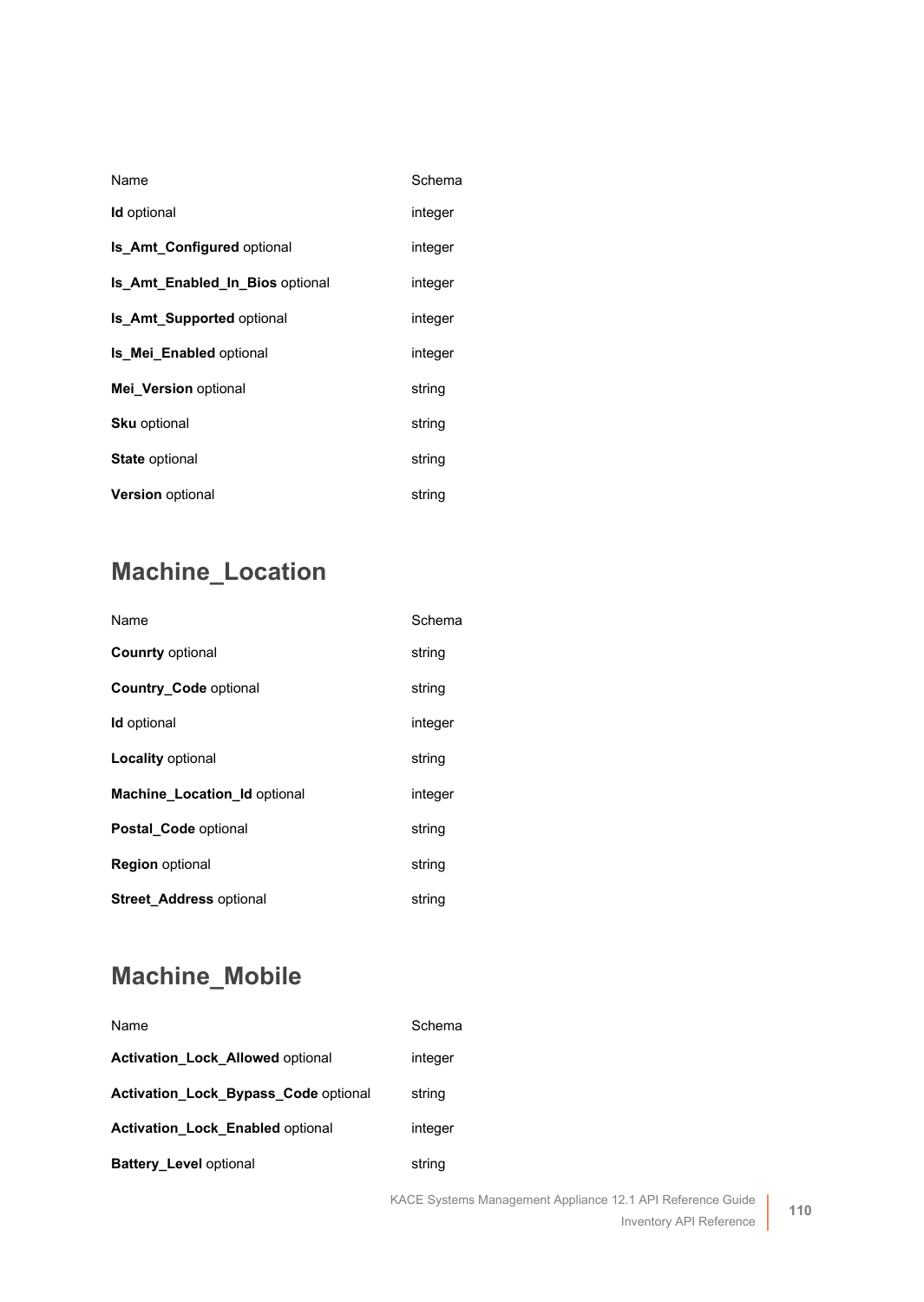| Name | Schema |
| --- | --- |
| **Id** optional | integer |
| **Is_Amt_Configured** optional | integer |
| **Is_Amt_Enabled_In_Bios** optional | integer |
| **Is_Amt_Supported** optional | integer |
| **Is_Mei_Enabled** optional | integer |
| **Mei_Version** optional | string |
| **Sku** optional | string |
| **State** optional | string |
| **Version** optional | string |

## Machine_Location

| Name | Schema |
| --- | --- |
| **Counrty** optional | string |
| **Country_Code** optional | string |
| **Id** optional | integer |
| **Locality** optional | string |
| **Machine_Location_Id** optional | integer |
| **Postal_Code** optional | string |
| **Region** optional | string |
| **Street_Address** optional | string |

## Machine_Mobile

| Name | Schema |
| --- | --- |
| **Activation_Lock_Allowed** optional | integer |
| **Activation_Lock_Bypass_Code** optional | string |
| **Activation_Lock_Enabled** optional | integer |
| **Battery_Level** optional | string |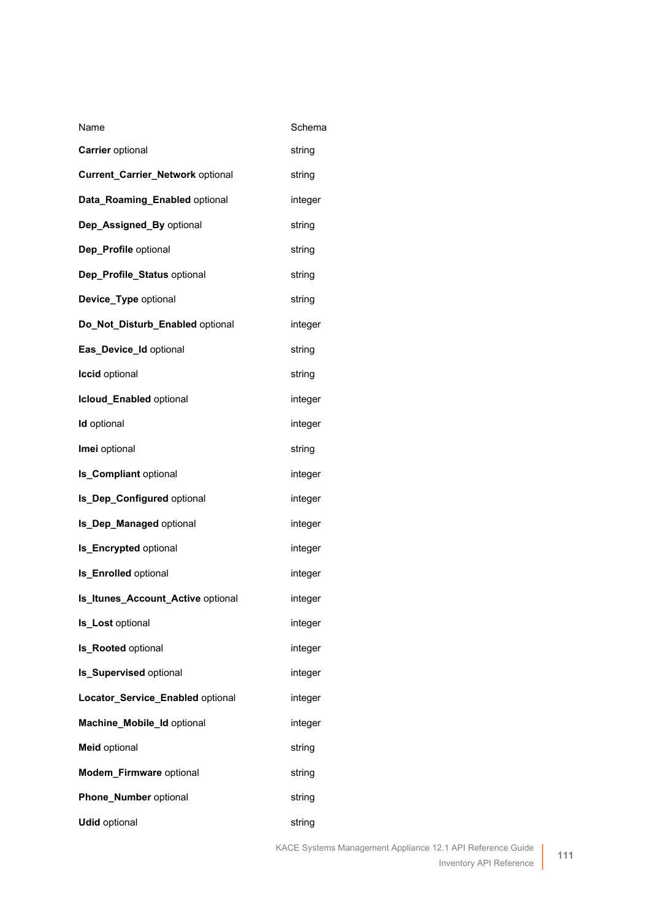| Name | Schema |
| --- | --- |
| **Carrier** optional | string |
| **Current_Carrier_Network** optional | string |
| **Data_Roaming_Enabled** optional | integer |
| **Dep_Assigned_By** optional | string |
| **Dep_Profile** optional | string |
| **Dep_Profile_Status** optional | string |
| **Device_Type** optional | string |
| **Do_Not_Disturb_Enabled** optional | integer |
| **Eas_Device_Id** optional | string |
| **Iccid** optional | string |
| **Icloud_Enabled** optional | integer |
| **Id** optional | integer |
| **Imei** optional | string |
| **Is_Compliant** optional | integer |
| **Is_Dep_Configured** optional | integer |
| **Is_Dep_Managed** optional | integer |
| **Is_Encrypted** optional | integer |
| **Is_Enrolled** optional | integer |
| **Is_Itunes_Account_Active** optional | integer |
| **Is_Lost** optional | integer |
| **Is_Rooted** optional | integer |
| **Is_Supervised** optional | integer |
| **Locator_Service_Enabled** optional | integer |
| **Machine_Mobile_Id** optional | integer |
| **Meid** optional | string |
| **Modem_Firmware** optional | string |
| **Phone_Number** optional | string |
| **Udid** optional | string |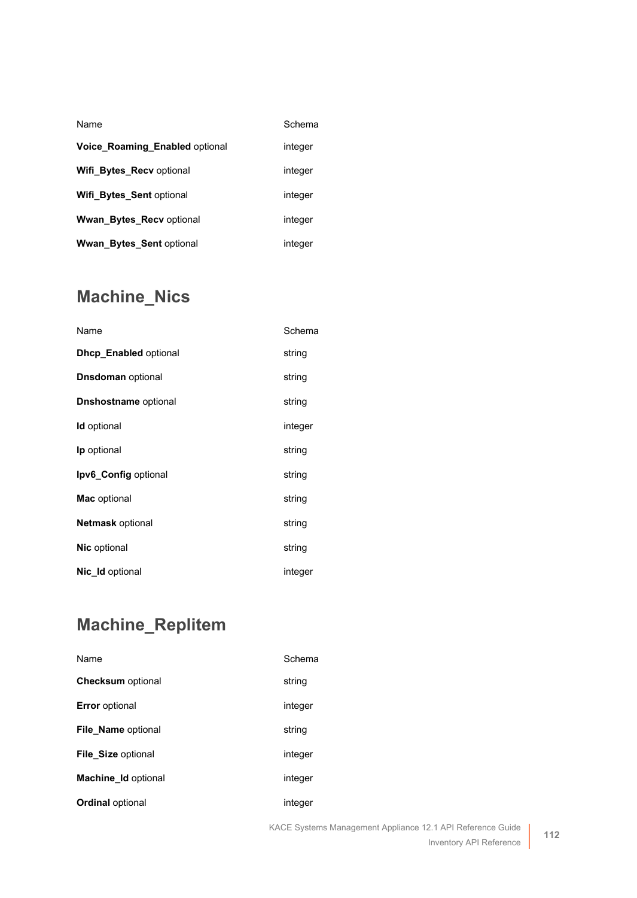| Name | Schema |
| --- | --- |
| **Voice_Roaming_Enabled** optional | integer |
| **Wifi_Bytes_Recv** optional | integer |
| **Wifi_Bytes_Sent** optional | integer |
| **Wwan_Bytes_Recv** optional | integer |
| **Wwan_Bytes_Sent** optional | integer |

## Machine_Nics

| Name | Schema |
| --- | --- |
| **Dhcp_Enabled** optional | string |
| **Dnsdoman** optional | string |
| **Dnshostname** optional | string |
| **Id** optional | integer |
| **Ip** optional | string |
| **Ipv6_Config** optional | string |
| **Mac** optional | string |
| **Netmask** optional | string |
| **Nic** optional | string |
| **Nic_Id** optional | integer |

## Machine_Replitem

| Name | Schema |
| --- | --- |
| **Checksum** optional | string |
| **Error** optional | integer |
| **File_Name** optional | string |
| **File_Size** optional | integer |
| **Machine_Id** optional | integer |
| **Ordinal** optional | integer |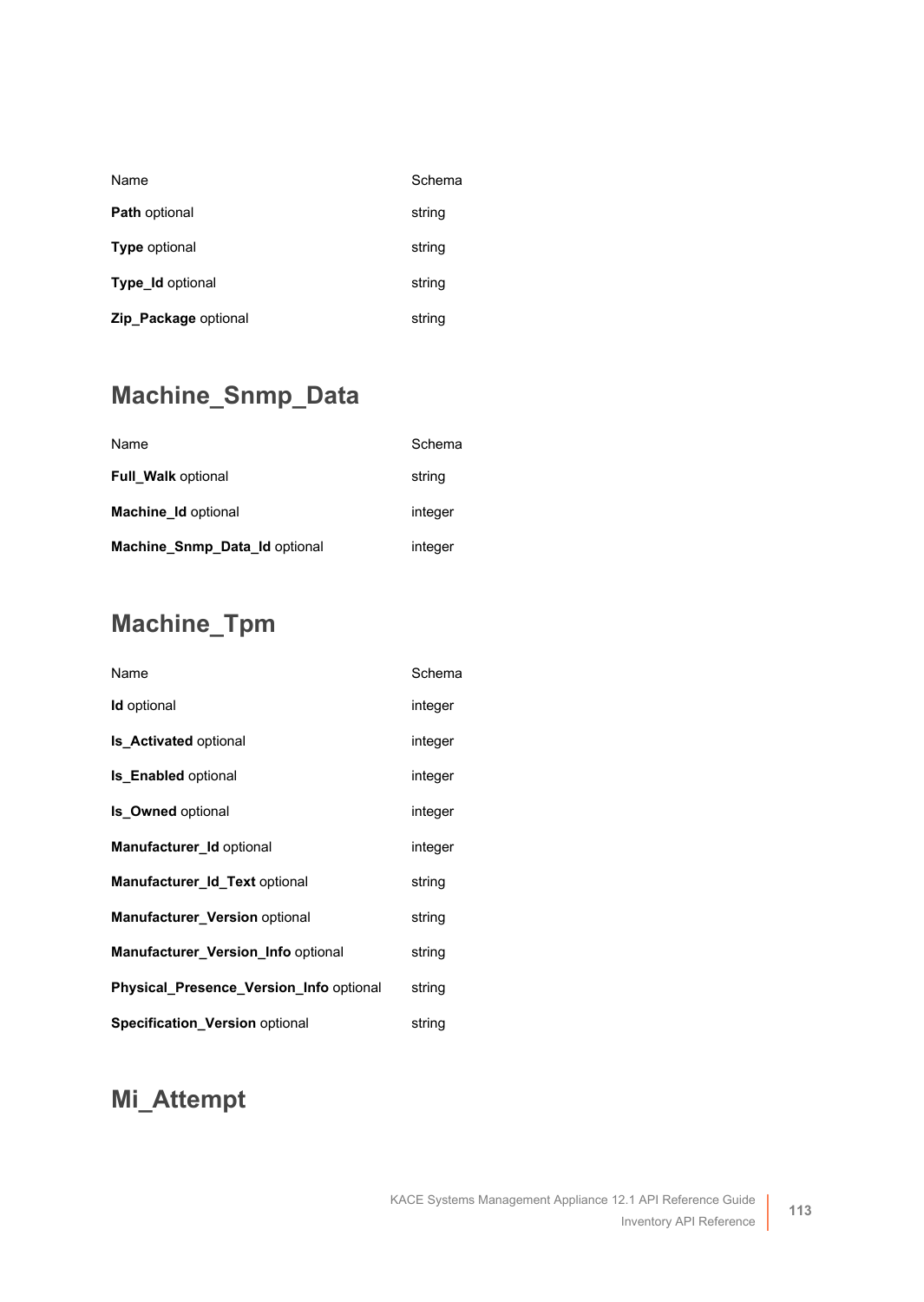| Name | Schema |
| --- | --- |
| **Path** optional | string |
| **Type** optional | string |
| **Type_Id** optional | string |
| **Zip_Package** optional | string |

## Machine_Snmp_Data

| Name | Schema |
| --- | --- |
| **Full_Walk** optional | string |
| **Machine_Id** optional | integer |
| **Machine_Snmp_Data_Id** optional | integer |

## Machine_Tpm

| Name | Schema |
| --- | --- |
| **Id** optional | integer |
| **Is_Activated** optional | integer |
| **Is_Enabled** optional | integer |
| **Is_Owned** optional | integer |
| **Manufacturer_Id** optional | integer |
| **Manufacturer_Id_Text** optional | string |
| **Manufacturer_Version** optional | string |
| **Manufacturer_Version_Info** optional | string |
| **Physical_Presence_Version_Info** optional | string |
| **Specification_Version** optional | string |

## Mi_Attempt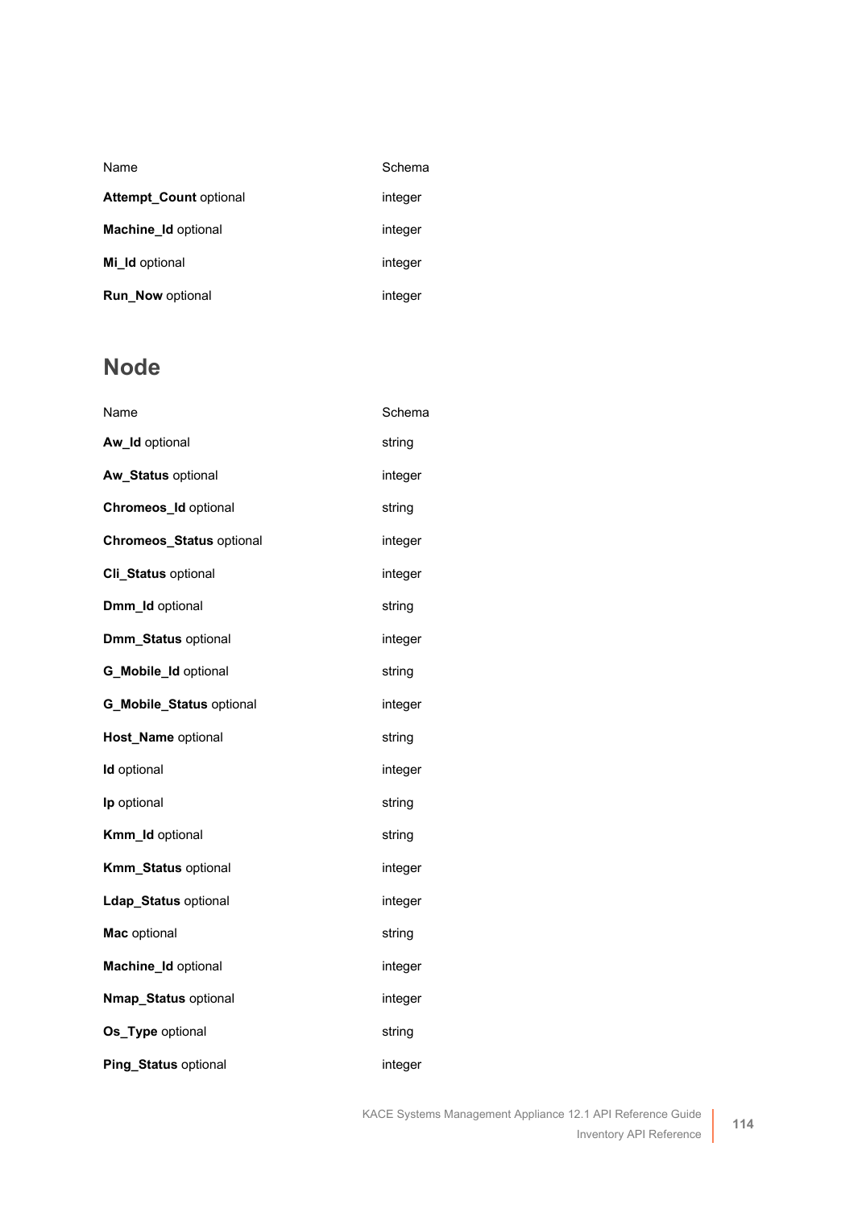| Name | Schema |
| --- | --- |
| **Attempt_Count** optional | integer |
| **Machine_Id** optional | integer |
| **Mi_Id** optional | integer |
| **Run_Now** optional | integer |

## Node

| Name | Schema |
| --- | --- |
| **Aw_Id** optional | string |
| **Aw_Status** optional | integer |
| **Chromeos_Id** optional | string |
| **Chromeos_Status** optional | integer |
| **Cli_Status** optional | integer |
| **Dmm_Id** optional | string |
| **Dmm_Status** optional | integer |
| **G_Mobile_Id** optional | string |
| **G_Mobile_Status** optional | integer |
| **Host_Name** optional | string |
| **Id** optional | integer |
| **Ip** optional | string |
| **Kmm_Id** optional | string |
| **Kmm_Status** optional | integer |
| **Ldap_Status** optional | integer |
| **Mac** optional | string |
| **Machine_Id** optional | integer |
| **Nmap_Status** optional | integer |
| **Os_Type** optional | string |
| **Ping_Status** optional | integer |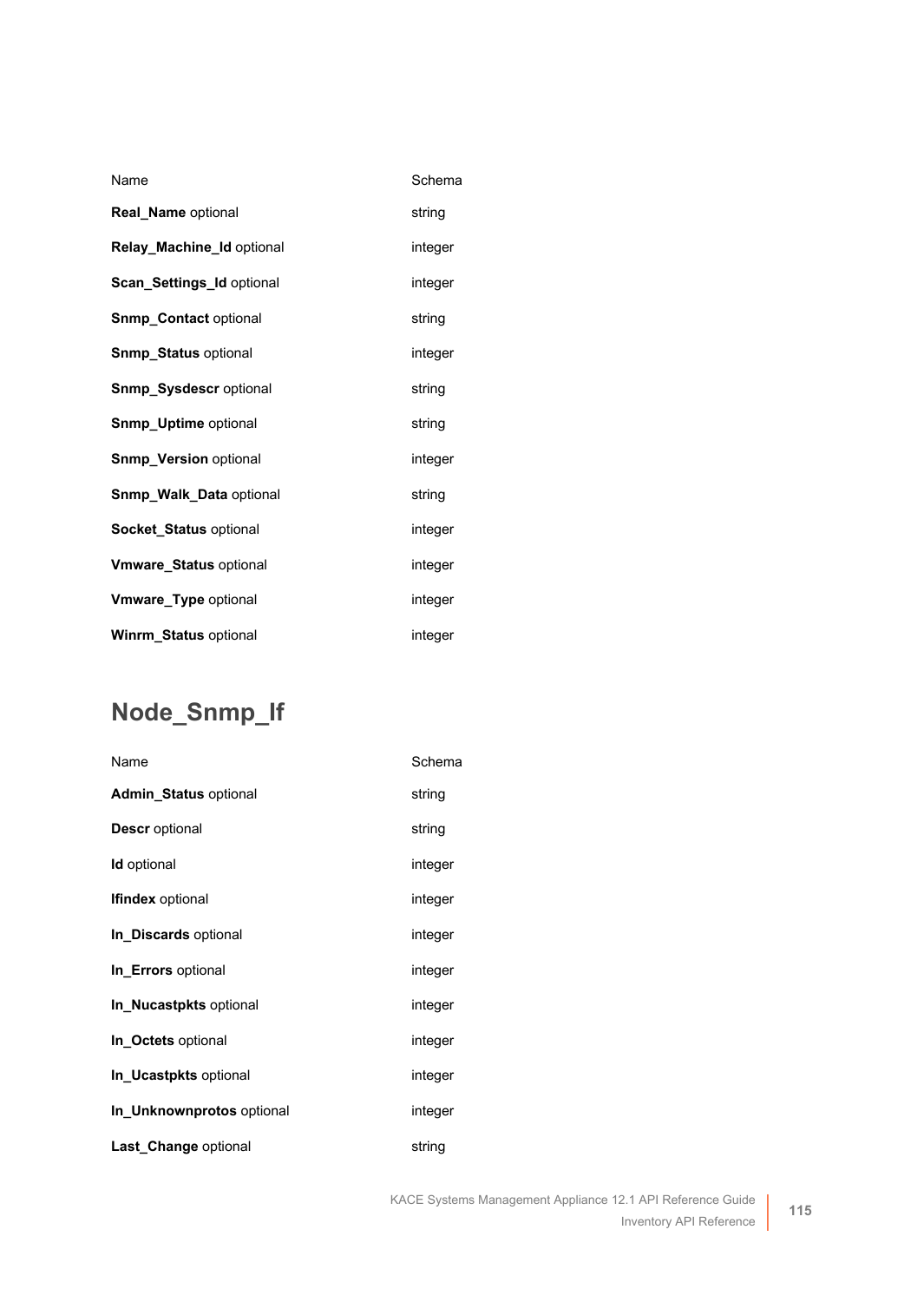| Name | Schema |
| --- | --- |
| **Real_Name** optional | string |
| **Relay_Machine_Id** optional | integer |
| **Scan_Settings_Id** optional | integer |
| **Snmp_Contact** optional | string |
| **Snmp_Status** optional | integer |
| **Snmp_Sysdescr** optional | string |
| **Snmp_Uptime** optional | string |
| **Snmp_Version** optional | integer |
| **Snmp_Walk_Data** optional | string |
| **Socket_Status** optional | integer |
| **Vmware_Status** optional | integer |
| **Vmware_Type** optional | integer |
| **Winrm_Status** optional | integer |

## Node_Snmp_If

| Name | Schema |
| --- | --- |
| **Admin_Status** optional | string |
| **Descr** optional | string |
| **Id** optional | integer |
| **Ifindex** optional | integer |
| **In_Discards** optional | integer |
| **In_Errors** optional | integer |
| **In_Nucastpkts** optional | integer |
| **In_Octets** optional | integer |
| **In_Ucastpkts** optional | integer |
| **In_Unknownprotos** optional | integer |
| **Last_Change** optional | string |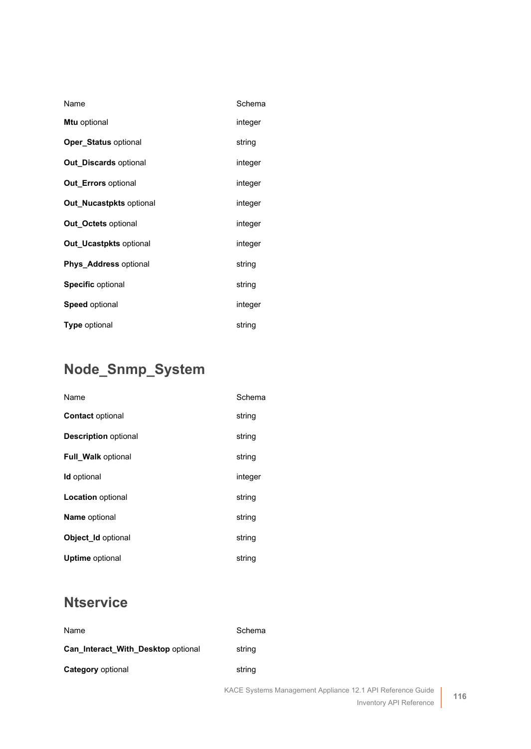| Name | Schema |
| --- | --- |
| **Mtu** optional | integer |
| **Oper_Status** optional | string |
| **Out_Discards** optional | integer |
| **Out_Errors** optional | integer |
| **Out_Nucastpkts** optional | integer |
| **Out_Octets** optional | integer |
| **Out_Ucastpkts** optional | integer |
| **Phys_Address** optional | string |
| **Specific** optional | string |
| **Speed** optional | integer |
| **Type** optional | string |

## Node_Snmp_System

| Name | Schema |
| --- | --- |
| **Contact** optional | string |
| **Description** optional | string |
| **Full_Walk** optional | string |
| **Id** optional | integer |
| **Location** optional | string |
| **Name** optional | string |
| **Object_Id** optional | string |
| **Uptime** optional | string |

## Ntservice

| Name | Schema |
| --- | --- |
| **Can_Interact_With_Desktop** optional | string |
| **Category** optional | string |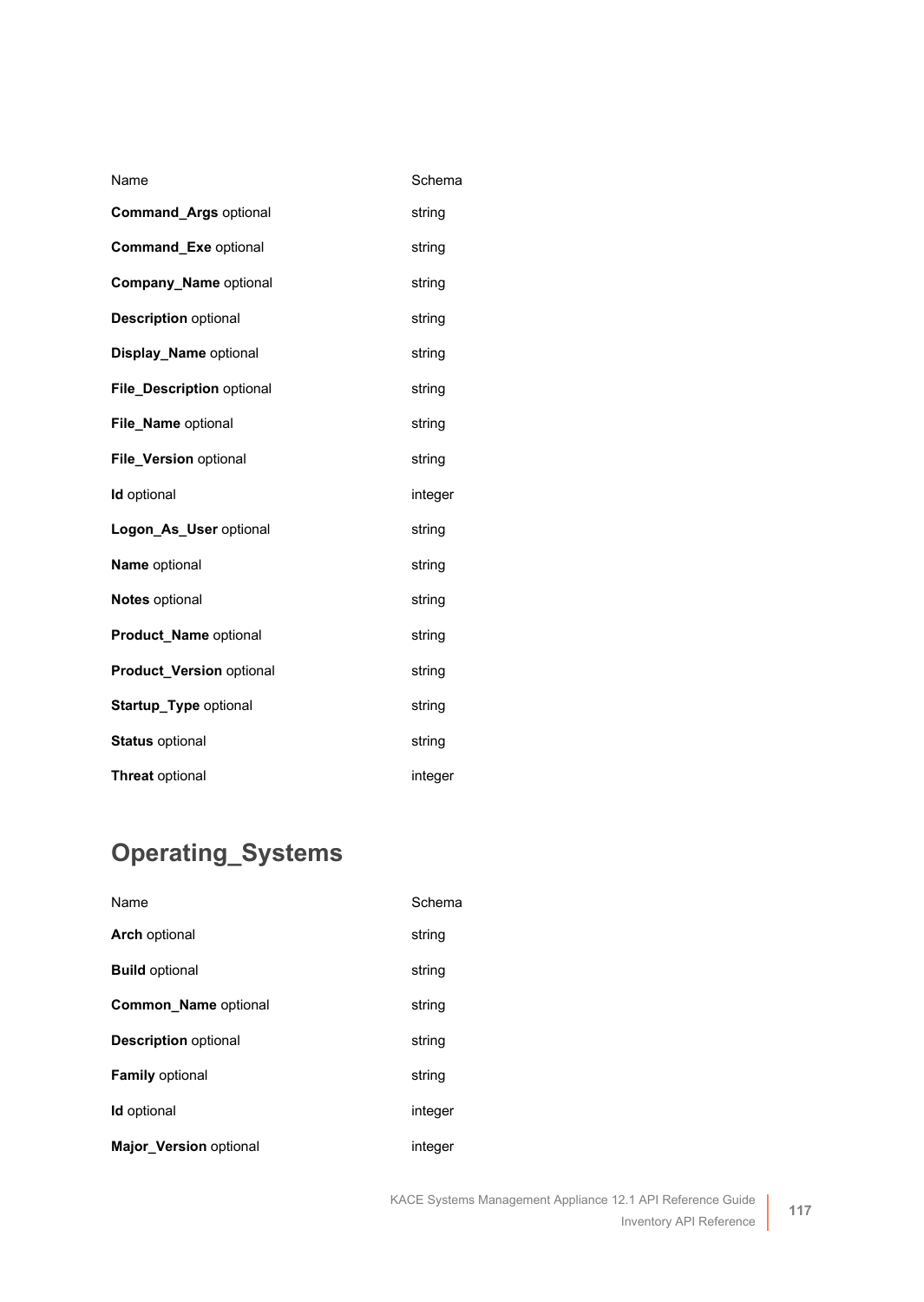| Name | Schema |
| --- | --- |
| **Command_Args** optional | string |
| **Command_Exe** optional | string |
| **Company_Name** optional | string |
| **Description** optional | string |
| **Display_Name** optional | string |
| **File_Description** optional | string |
| **File_Name** optional | string |
| **File_Version** optional | string |
| **Id** optional | integer |
| **Logon_As_User** optional | string |
| **Name** optional | string |
| **Notes** optional | string |
| **Product_Name** optional | string |
| **Product_Version** optional | string |
| **Startup_Type** optional | string |
| **Status** optional | string |
| **Threat** optional | integer |

## Operating_Systems

| Name | Schema |
| --- | --- |
| **Arch** optional | string |
| **Build** optional | string |
| **Common_Name** optional | string |
| **Description** optional | string |
| **Family** optional | string |
| **Id** optional | integer |
| **Major_Version** optional | integer |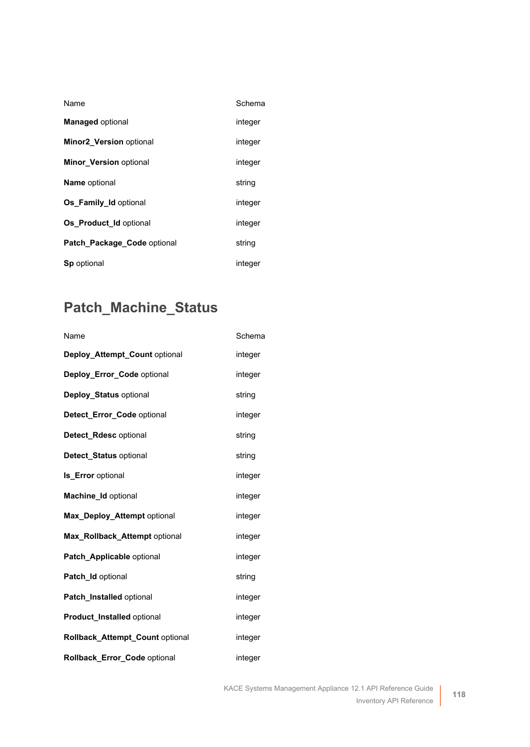| Name | Schema |
| --- | --- |
| **Managed** optional | integer |
| **Minor2_Version** optional | integer |
| **Minor_Version** optional | integer |
| **Name** optional | string |
| **Os_Family_Id** optional | integer |
| **Os_Product_Id** optional | integer |
| **Patch_Package_Code** optional | string |
| **Sp** optional | integer |

## Patch_Machine_Status

| Name | Schema |
| --- | --- |
| **Deploy_Attempt_Count** optional | integer |
| **Deploy_Error_Code** optional | integer |
| **Deploy_Status** optional | string |
| **Detect_Error_Code** optional | integer |
| **Detect_Rdesc** optional | string |
| **Detect_Status** optional | string |
| **Is_Error** optional | integer |
| **Machine_Id** optional | integer |
| **Max_Deploy_Attempt** optional | integer |
| **Max_Rollback_Attempt** optional | integer |
| **Patch_Applicable** optional | integer |
| **Patch_Id** optional | string |
| **Patch_Installed** optional | integer |
| **Product_Installed** optional | integer |
| **Rollback_Attempt_Count** optional | integer |
| **Rollback_Error_Code** optional | integer |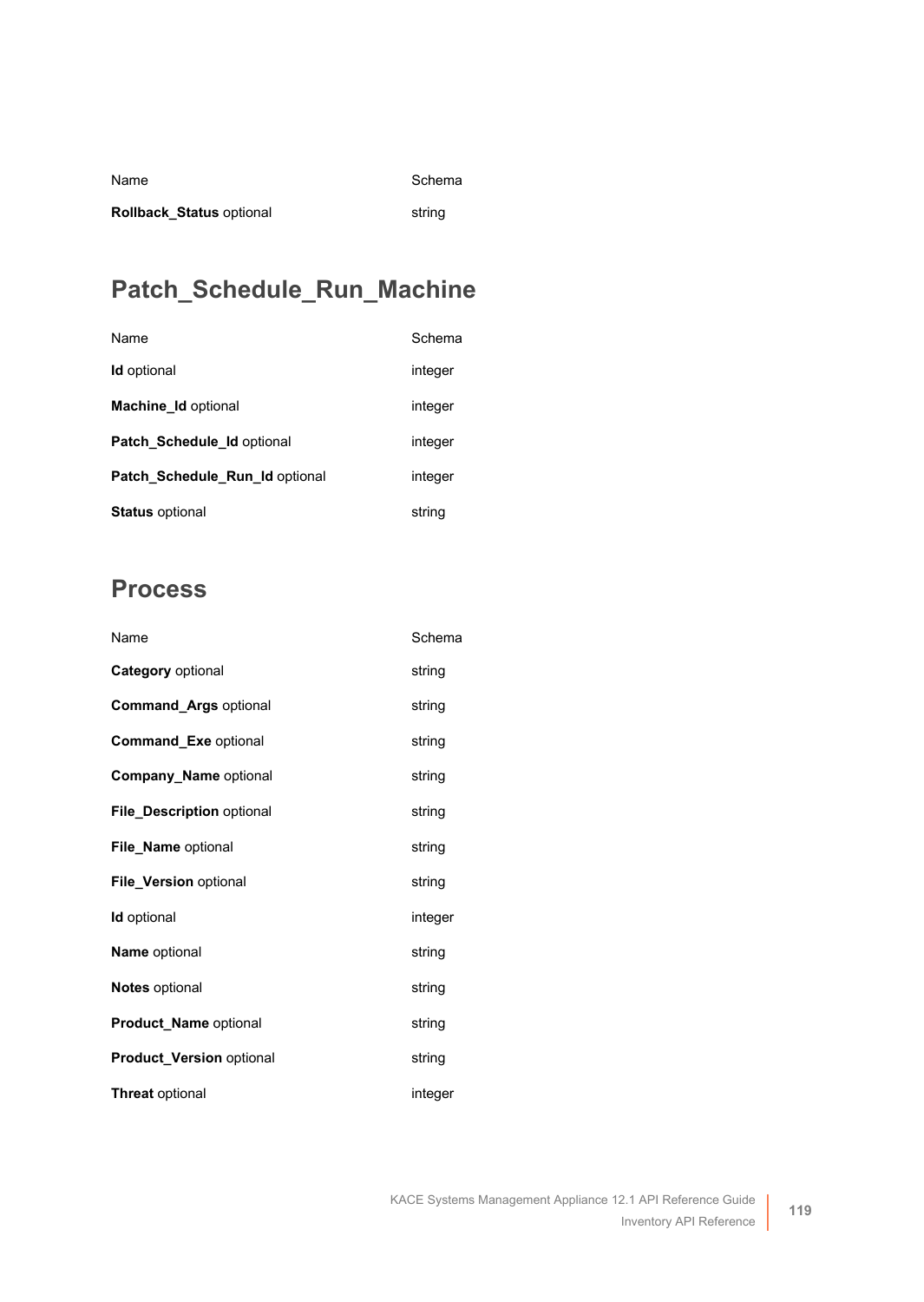| Name | Schema |
|---|---|
| **Rollback_Status** optional | string |

## Patch_Schedule_Run_Machine

| Name | Schema |
|---|---|
| **Id** optional | integer |
| **Machine_Id** optional | integer |
| **Patch_Schedule_Id** optional | integer |
| **Patch_Schedule_Run_Id** optional | integer |
| **Status** optional | string |

## Process

| Name | Schema |
|---|---|
| **Category** optional | string |
| **Command_Args** optional | string |
| **Command_Exe** optional | string |
| **Company_Name** optional | string |
| **File_Description** optional | string |
| **File_Name** optional | string |
| **File_Version** optional | string |
| **Id** optional | integer |
| **Name** optional | string |
| **Notes** optional | string |
| **Product_Name** optional | string |
| **Product_Version** optional | string |
| **Threat** optional | integer |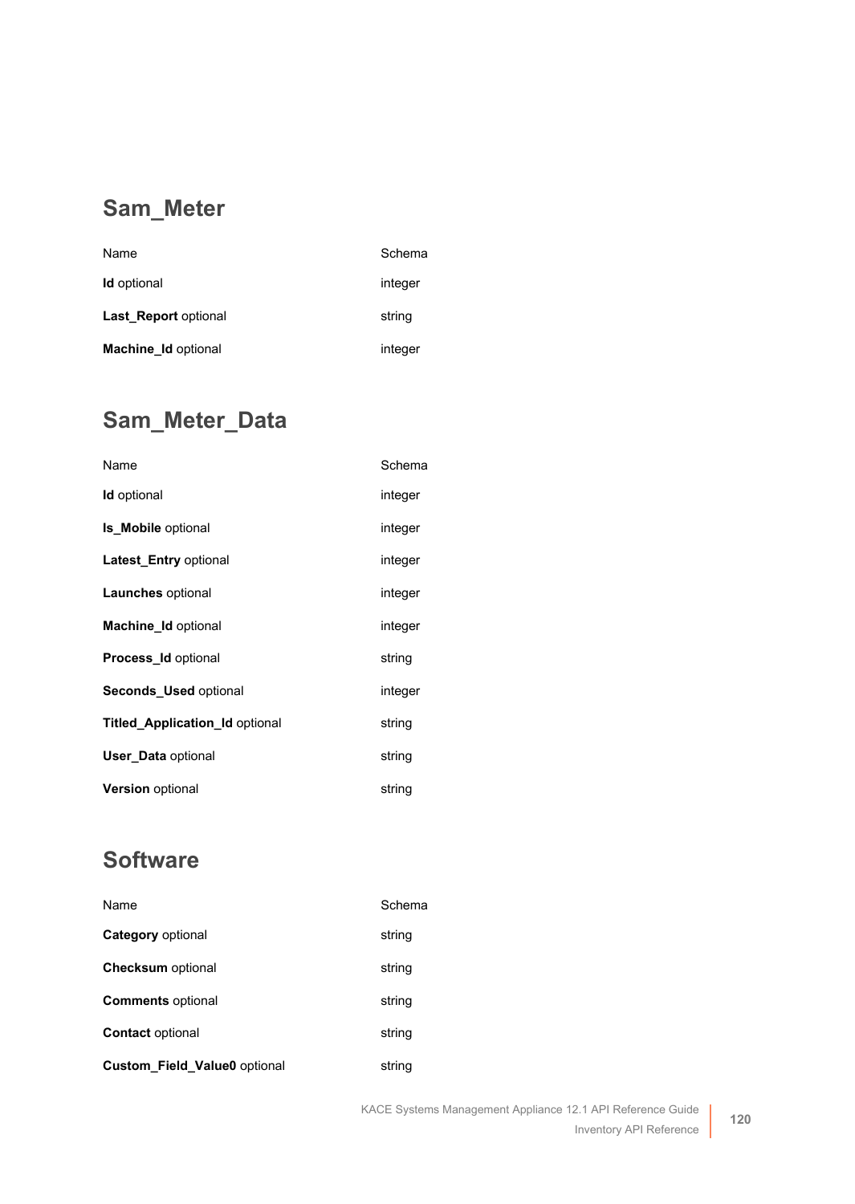## Sam_Meter

| Name | Schema |
|---|---|
| **Id** optional | integer |
| **Last_Report** optional | string |
| **Machine_Id** optional | integer |

## Sam_Meter_Data

| Name | Schema |
|---|---|
| **Id** optional | integer |
| **Is_Mobile** optional | integer |
| **Latest_Entry** optional | integer |
| **Launches** optional | integer |
| **Machine_Id** optional | integer |
| **Process_Id** optional | string |
| **Seconds_Used** optional | integer |
| **Titled_Application_Id** optional | string |
| **User_Data** optional | string |
| **Version** optional | string |

## Software

| Name | Schema |
|---|---|
| **Category** optional | string |
| **Checksum** optional | string |
| **Comments** optional | string |
| **Contact** optional | string |
| **Custom_Field_Value0** optional | string |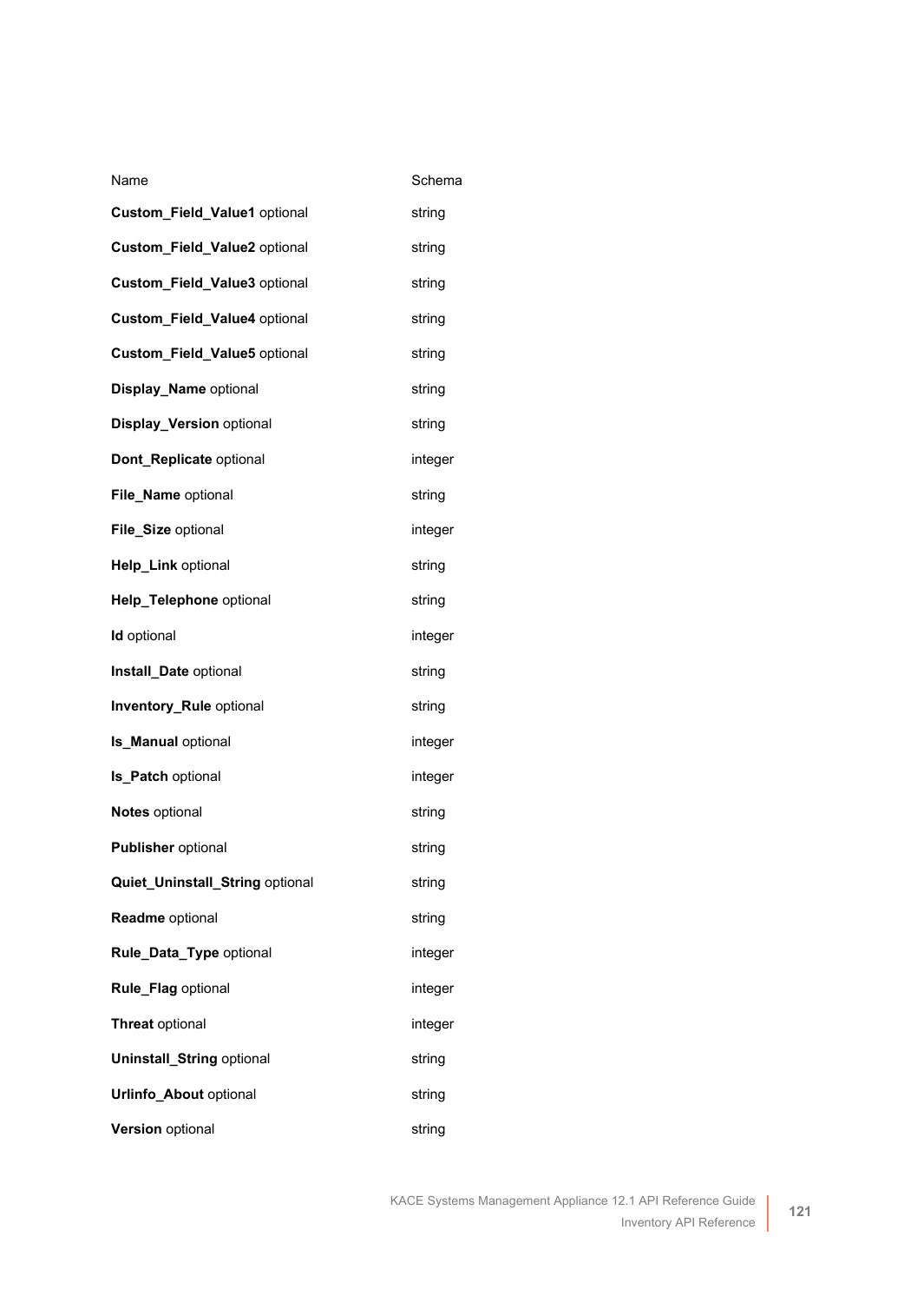| Name | Schema |
| --- | --- |
| **Custom_Field_Value1** optional | string |
| **Custom_Field_Value2** optional | string |
| **Custom_Field_Value3** optional | string |
| **Custom_Field_Value4** optional | string |
| **Custom_Field_Value5** optional | string |
| **Display_Name** optional | string |
| **Display_Version** optional | string |
| **Dont_Replicate** optional | integer |
| **File_Name** optional | string |
| **File_Size** optional | integer |
| **Help_Link** optional | string |
| **Help_Telephone** optional | string |
| **Id** optional | integer |
| **Install_Date** optional | string |
| **Inventory_Rule** optional | string |
| **Is_Manual** optional | integer |
| **Is_Patch** optional | integer |
| **Notes** optional | string |
| **Publisher** optional | string |
| **Quiet_Uninstall_String** optional | string |
| **Readme** optional | string |
| **Rule_Data_Type** optional | integer |
| **Rule_Flag** optional | integer |
| **Threat** optional | integer |
| **Uninstall_String** optional | string |
| **Urlinfo_About** optional | string |
| **Version** optional | string |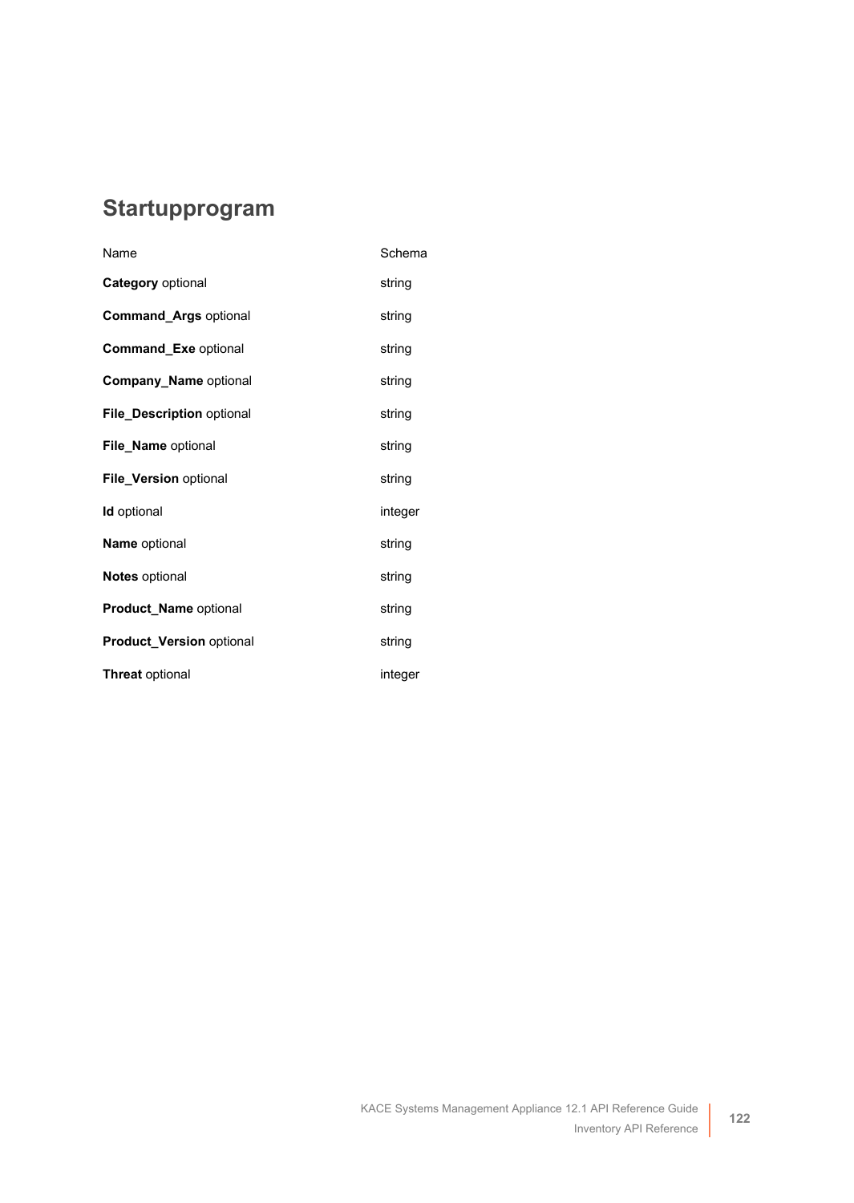## Startupprogram

| Name | Schema |
| --- | --- |
| **Category** optional | string |
| **Command_Args** optional | string |
| **Command_Exe** optional | string |
| **Company_Name** optional | string |
| **File_Description** optional | string |
| **File_Name** optional | string |
| **File_Version** optional | string |
| **Id** optional | integer |
| **Name** optional | string |
| **Notes** optional | string |
| **Product_Name** optional | string |
| **Product_Version** optional | string |
| **Threat** optional | integer |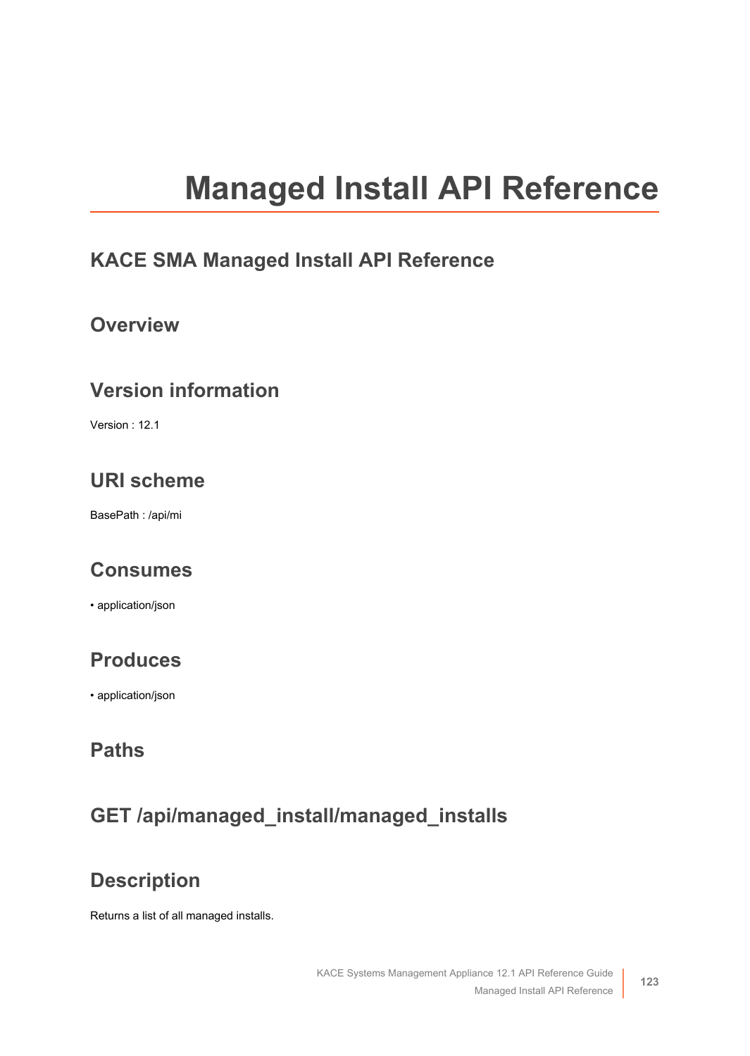# Managed Install API Reference

## KACE SMA Managed Install API Reference

## Overview

## Version information

Version : 12.1

## URI scheme

BasePath : /api/mi

## Consumes

- application/json

## Produces

- application/json

## Paths

## GET /api/managed_install/managed_installs

## Description

Returns a list of all managed installs.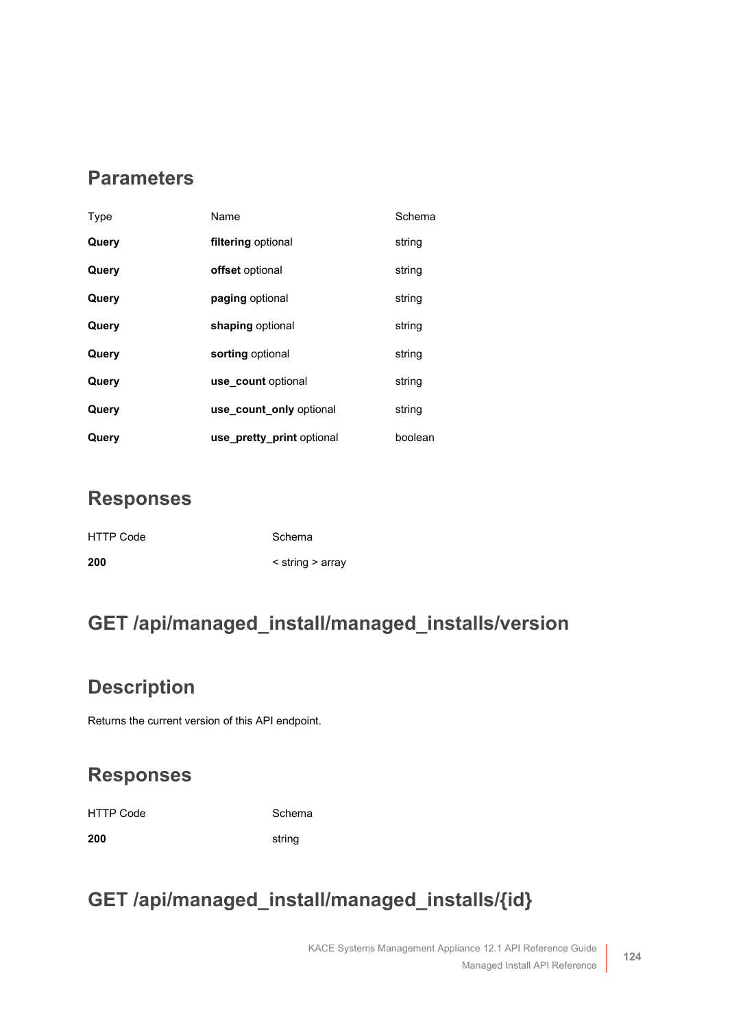## Parameters

| Type | Name | Schema |
|---|---|---|
| **Query** | **filtering** optional | string |
| **Query** | **offset** optional | string |
| **Query** | **paging** optional | string |
| **Query** | **shaping** optional | string |
| **Query** | **sorting** optional | string |
| **Query** | **use_count** optional | string |
| **Query** | **use_count_only** optional | string |
| **Query** | **use_pretty_print** optional | boolean |

## Responses

| HTTP Code | Schema |
|---|---|
| **200** | < string > array |

## GET /api/managed_install/managed_installs/version

## Description

Returns the current version of this API endpoint.

## Responses

| HTTP Code | Schema |
|---|---|
| **200** | string |

## GET /api/managed_install/managed_installs/{id}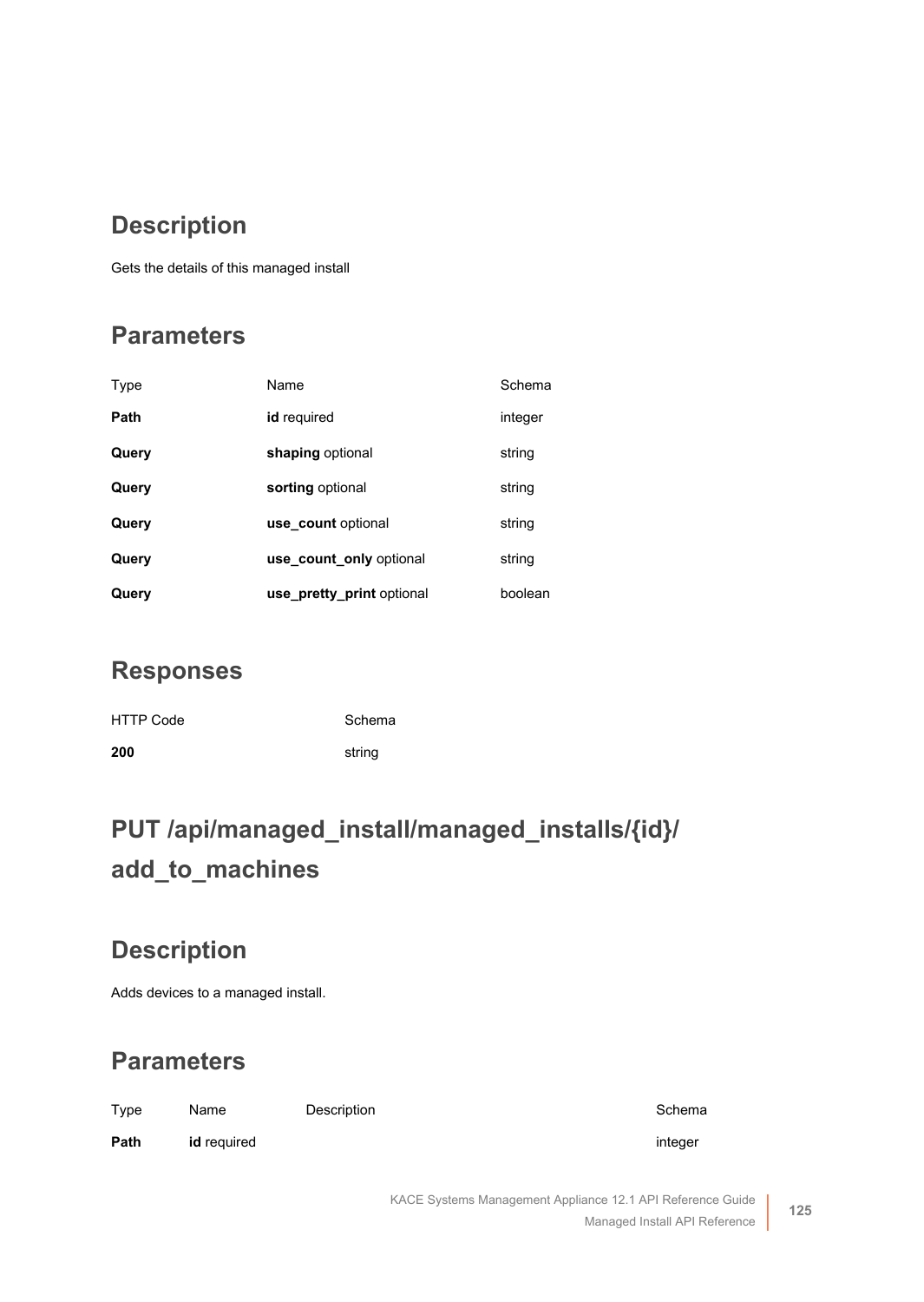## Description

Gets the details of this managed install

## Parameters

| Type | Name | Schema |
| --- | --- | --- |
| **Path** | **id** required | integer |
| **Query** | **shaping** optional | string |
| **Query** | **sorting** optional | string |
| **Query** | **use_count** optional | string |
| **Query** | **use_count_only** optional | string |
| **Query** | **use_pretty_print** optional | boolean |

## Responses

| HTTP Code | Schema |
| --- | --- |
| **200** | string |

# PUT /api/managed_install/managed_installs/{id}/add_to_machines

## Description

Adds devices to a managed install.

## Parameters

| Type | Name | Description | Schema |
| --- | --- | --- | --- |
| **Path** | **id** required | | integer |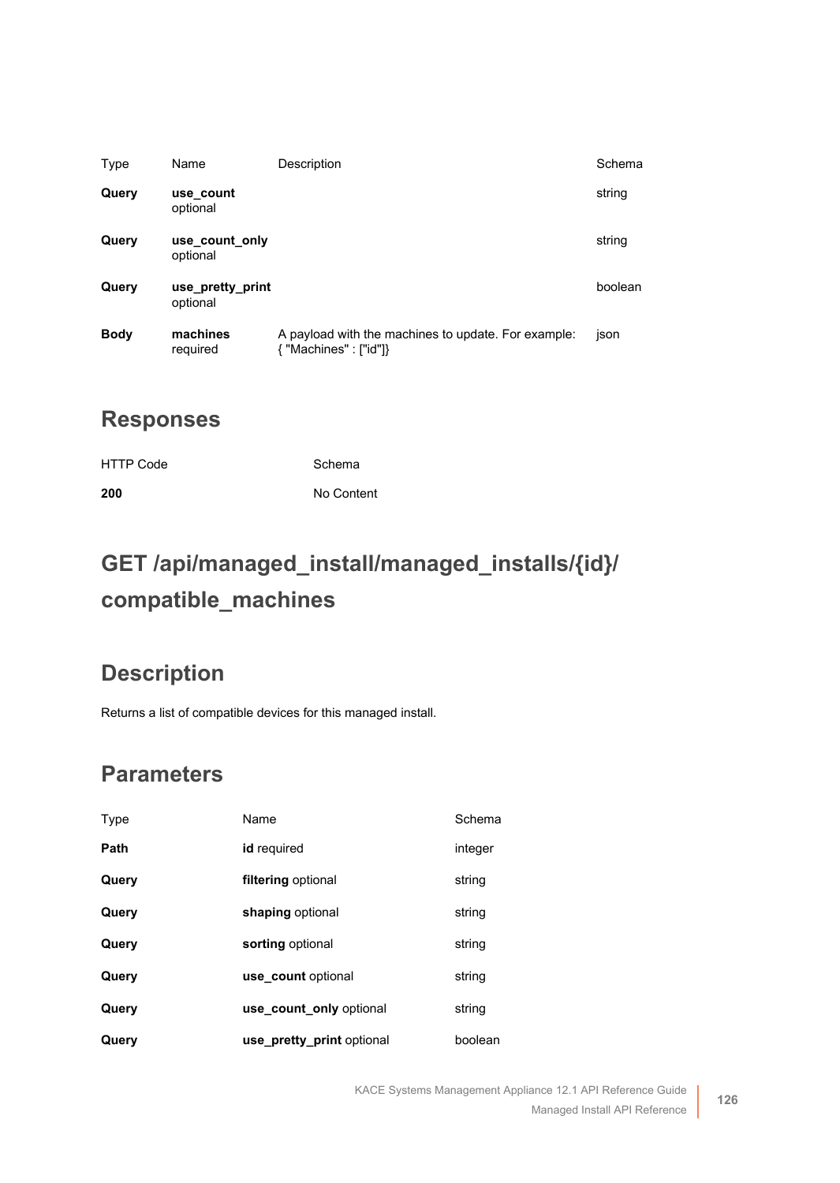| Type | Name | Description | Schema |
| --- | --- | --- | --- |
| **Query** | **use_count** optional | | string |
| **Query** | **use_count_only** optional | | string |
| **Query** | **use_pretty_print** optional | | boolean |
| **Body** | **machines** required | A payload with the machines to update. For example: { "Machines" : ["id"]} | json |

## Responses

| HTTP Code | Schema |
| --- | --- |
| **200** | No Content |

# GET /api/managed_install/managed_installs/{id}/compatible_machines

## Description

Returns a list of compatible devices for this managed install.

## Parameters

| Type | Name | Schema |
| --- | --- | --- |
| **Path** | **id** required | integer |
| **Query** | **filtering** optional | string |
| **Query** | **shaping** optional | string |
| **Query** | **sorting** optional | string |
| **Query** | **use_count** optional | string |
| **Query** | **use_count_only** optional | string |
| **Query** | **use_pretty_print** optional | boolean |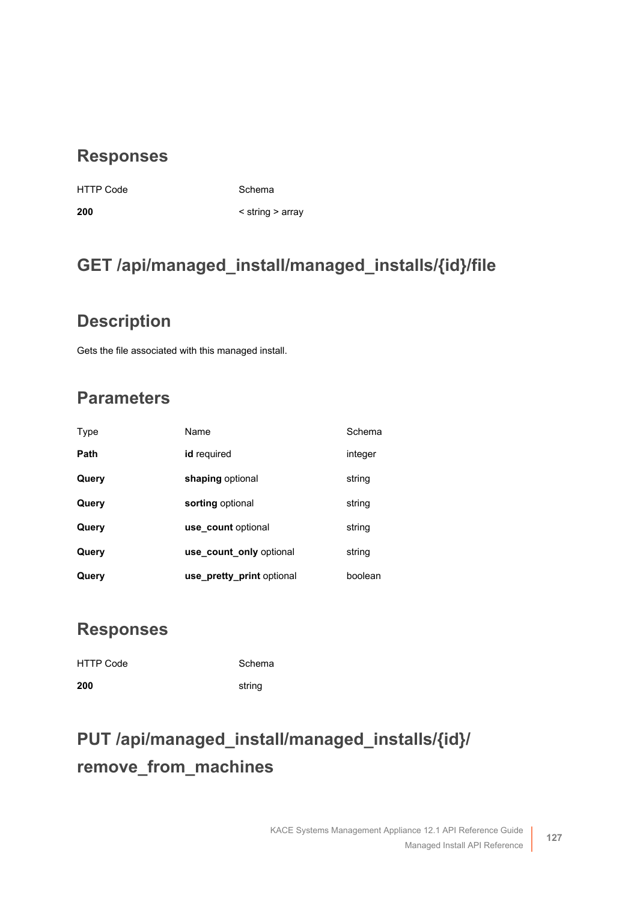## Responses

| HTTP Code | Schema |
|---|---|
| **200** | < string > array |

## GET /api/managed_install/managed_installs/{id}/file

## Description

Gets the file associated with this managed install.

## Parameters

| Type | Name | Schema |
|---|---|---|
| **Path** | **id** required | integer |
| **Query** | **shaping** optional | string |
| **Query** | **sorting** optional | string |
| **Query** | **use_count** optional | string |
| **Query** | **use_count_only** optional | string |
| **Query** | **use_pretty_print** optional | boolean |

## Responses

| HTTP Code | Schema |
|---|---|
| **200** | string |

## PUT /api/managed_install/managed_installs/{id}/remove_from_machines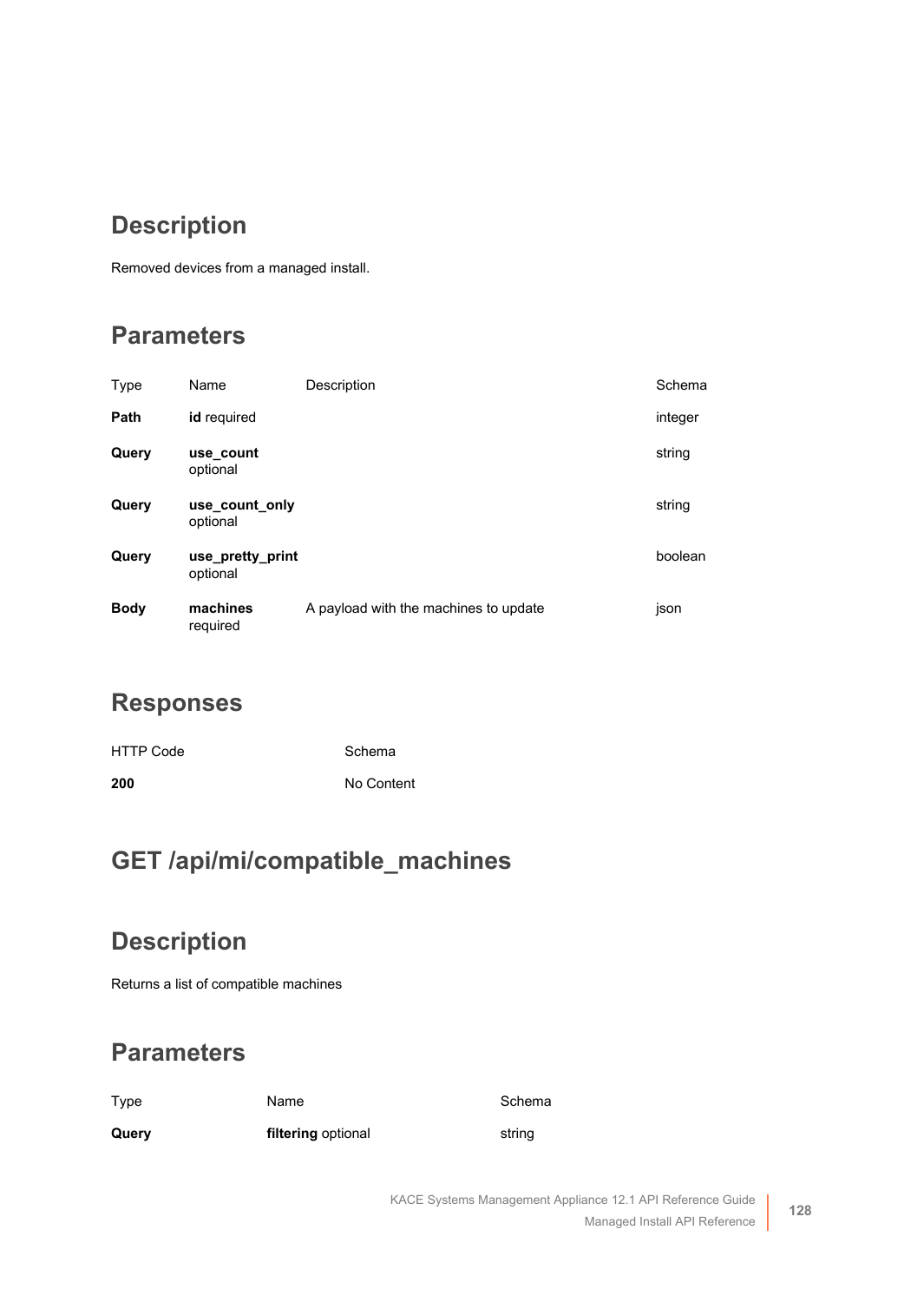## Description

Removed devices from a managed install.

## Parameters

| Type | Name | Description | Schema |
|---|---|---|---|
| **Path** | **id** required | | integer |
| **Query** | **use_count** optional | | string |
| **Query** | **use_count_only** optional | | string |
| **Query** | **use_pretty_print** optional | | boolean |
| **Body** | **machines** required | A payload with the machines to update | json |

## Responses

| HTTP Code | Schema |
|---|---|
| **200** | No Content |

## GET /api/mi/compatible_machines

## Description

Returns a list of compatible machines

## Parameters

| Type | Name | Schema |
|---|---|---|
| **Query** | **filtering** optional | string |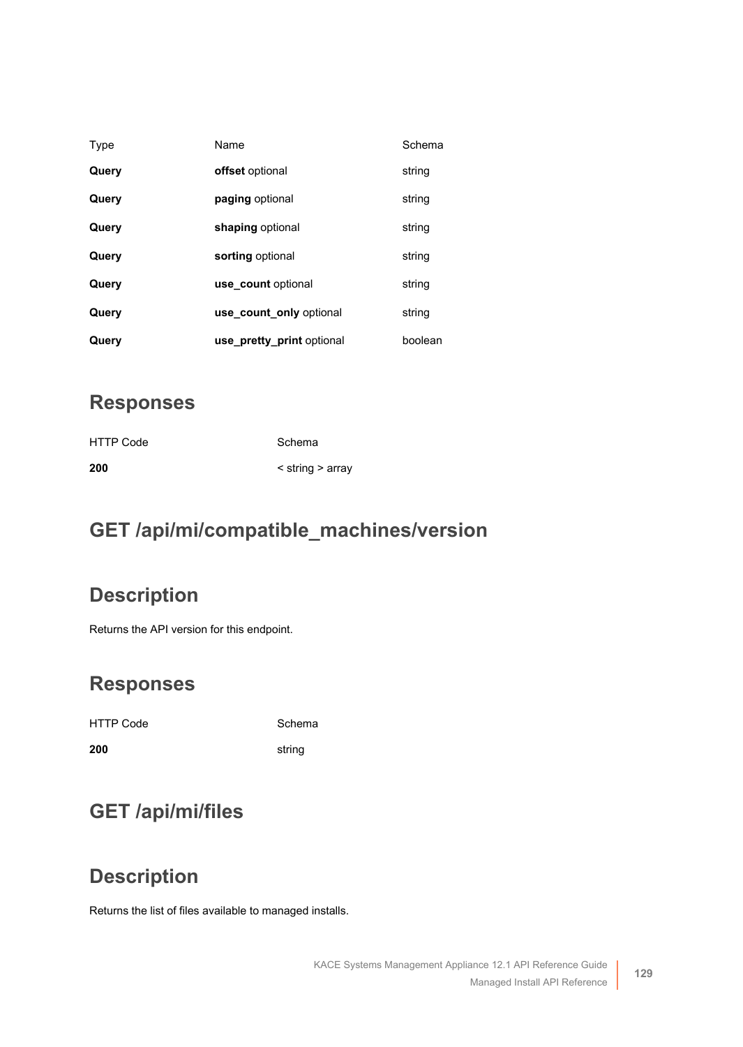| Type | Name | Schema |
| --- | --- | --- |
| **Query** | **offset** optional | string |
| **Query** | **paging** optional | string |
| **Query** | **shaping** optional | string |
| **Query** | **sorting** optional | string |
| **Query** | **use_count** optional | string |
| **Query** | **use_count_only** optional | string |
| **Query** | **use_pretty_print** optional | boolean |

## Responses

| HTTP Code | Schema |
| --- | --- |
| **200** | < string > array |

## GET /api/mi/compatible_machines/version

## Description

Returns the API version for this endpoint.

## Responses

| HTTP Code | Schema |
| --- | --- |
| **200** | string |

## GET /api/mi/files

## Description

Returns the list of files available to managed installs.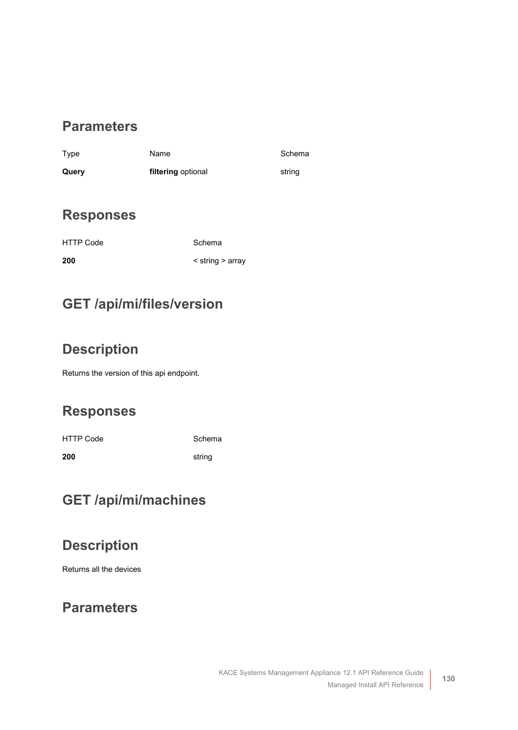## Parameters

| Type | Name | Schema |
| --- | --- | --- |
| **Query** | **filtering** optional | string |

## Responses

| HTTP Code | Schema |
| --- | --- |
| **200** | < string > array |

## GET /api/mi/files/version

## Description

Returns the version of this api endpoint.

## Responses

| HTTP Code | Schema |
| --- | --- |
| **200** | string |

## GET /api/mi/machines

## Description

Returns all the devices

## Parameters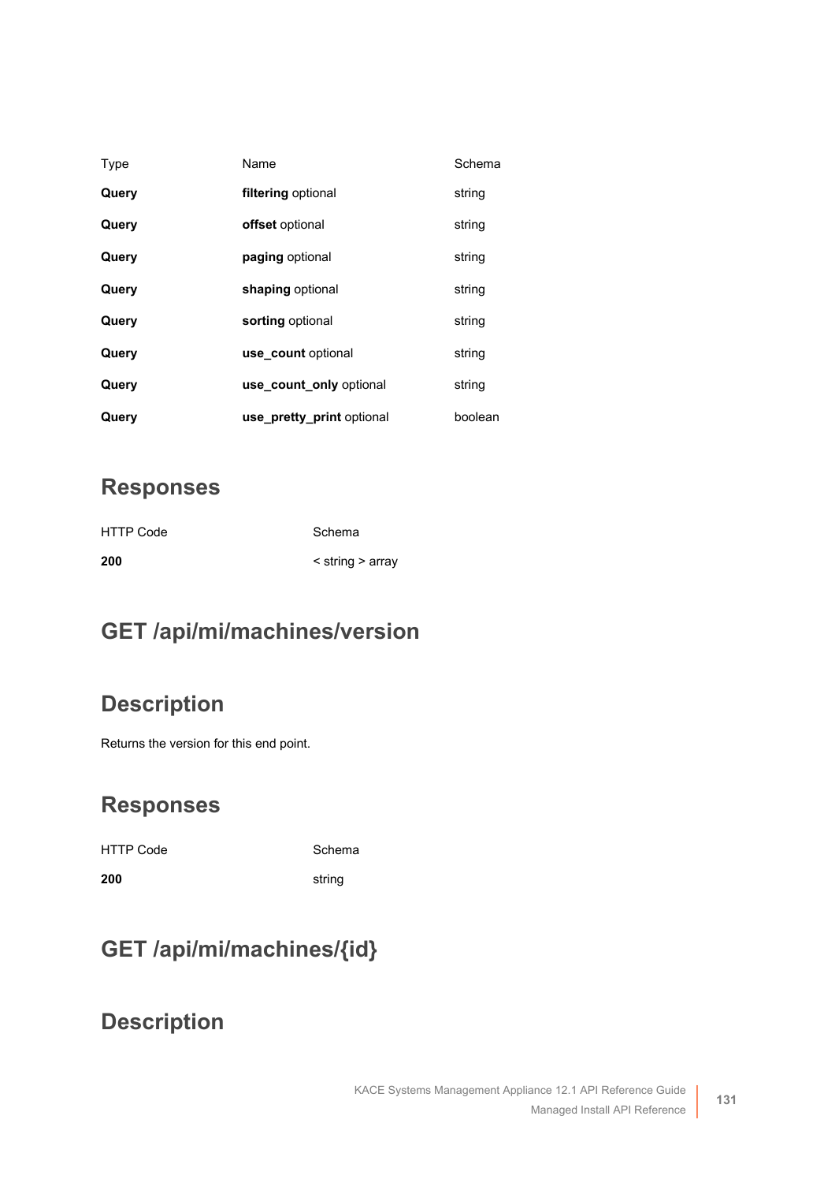| Type | Name | Schema |
| --- | --- | --- |
| **Query** | **filtering** optional | string |
| **Query** | **offset** optional | string |
| **Query** | **paging** optional | string |
| **Query** | **shaping** optional | string |
| **Query** | **sorting** optional | string |
| **Query** | **use_count** optional | string |
| **Query** | **use_count_only** optional | string |
| **Query** | **use_pretty_print** optional | boolean |

## Responses

| HTTP Code | Schema |
| --- | --- |
| **200** | < string > array |

## GET /api/mi/machines/version

## Description

Returns the version for this end point.

## Responses

| HTTP Code | Schema |
| --- | --- |
| **200** | string |

## GET /api/mi/machines/{id}

## Description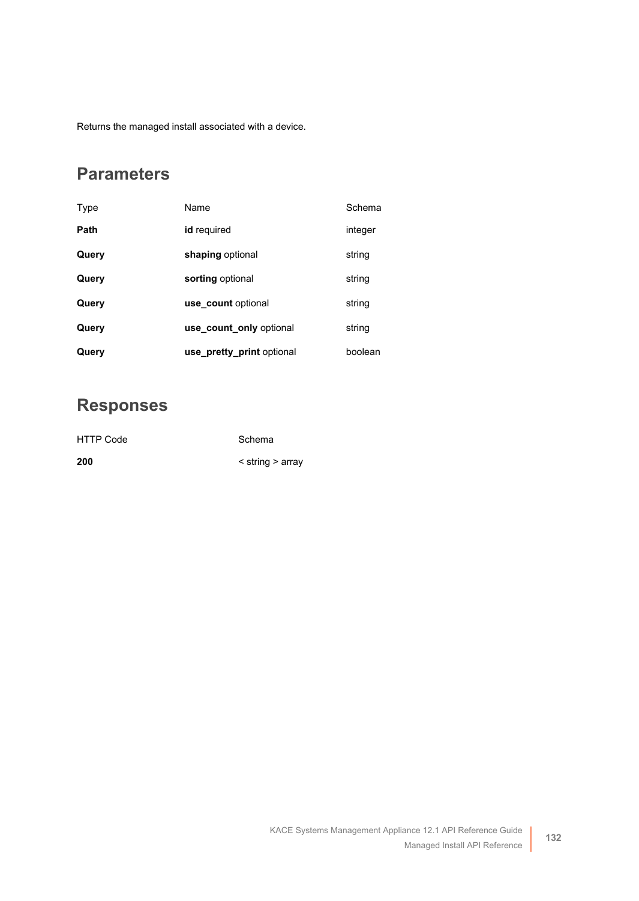Returns the managed install associated with a device.

## Parameters

| Type | Name | Schema |
| --- | --- | --- |
| **Path** | **id** required | integer |
| **Query** | **shaping** optional | string |
| **Query** | **sorting** optional | string |
| **Query** | **use_count** optional | string |
| **Query** | **use_count_only** optional | string |
| **Query** | **use_pretty_print** optional | boolean |

## Responses

| HTTP Code | Schema |
| --- | --- |
| **200** | < string > array |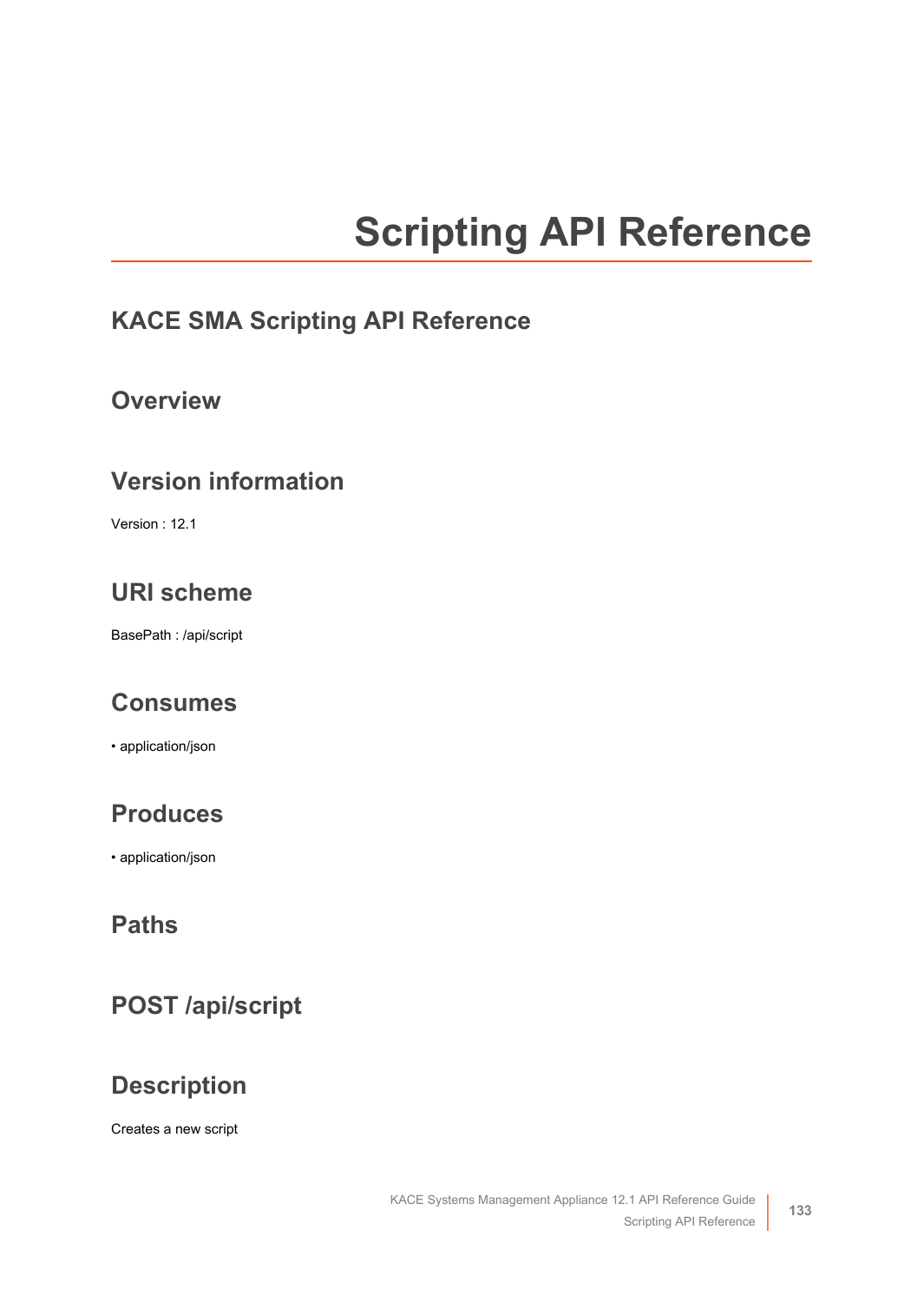# Scripting API Reference

## KACE SMA Scripting API Reference

## Overview

## Version information

Version : 12.1

## URI scheme

BasePath : /api/script

## Consumes

- application/json

## Produces

- application/json

## Paths

## POST /api/script

## Description

Creates a new script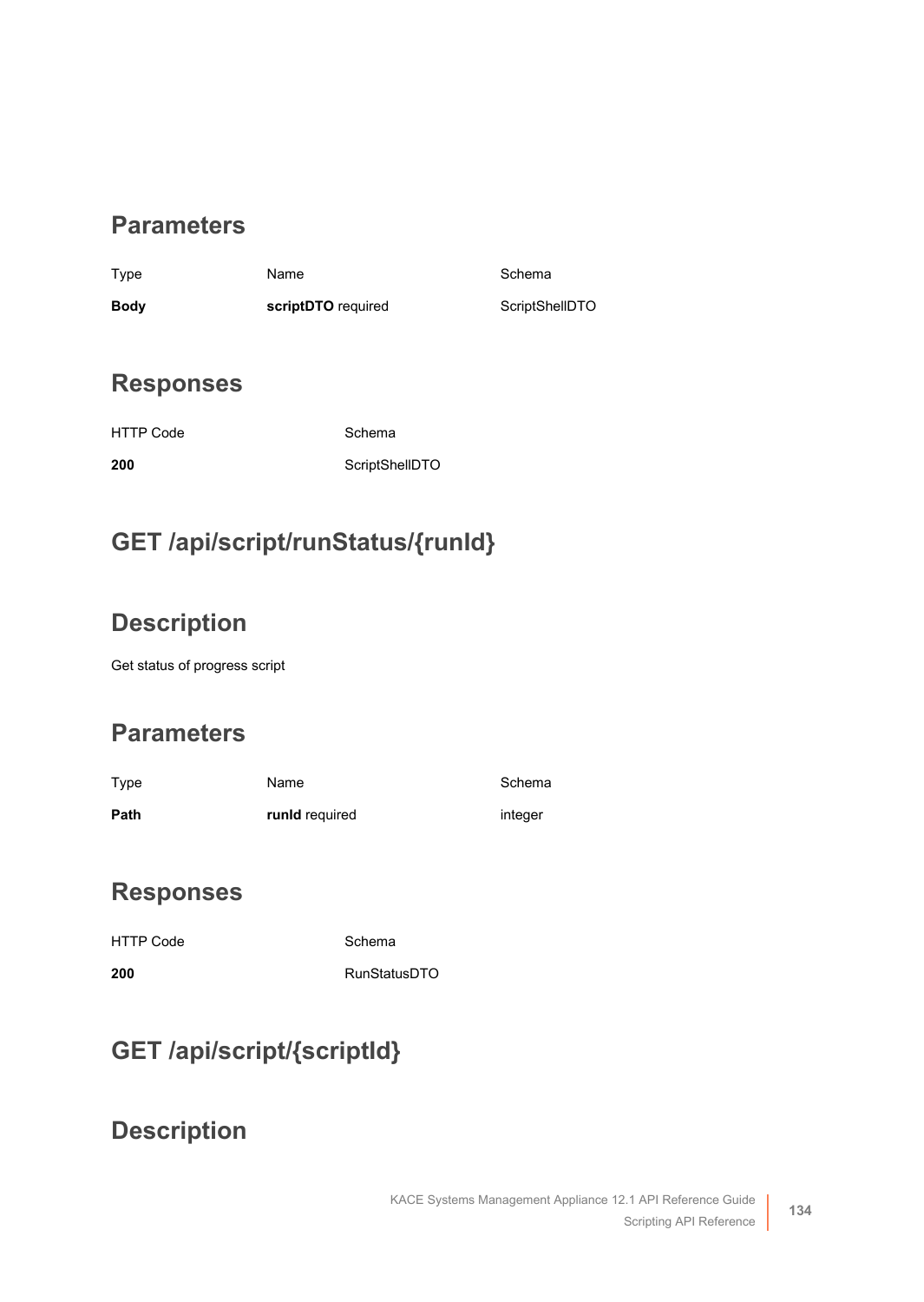## Parameters

| Type | Name | Schema |
| --- | --- | --- |
| **Body** | **scriptDTO** required | ScriptShellDTO |

## Responses

| HTTP Code | Schema |
| --- | --- |
| **200** | ScriptShellDTO |

# GET /api/script/runStatus/{runId}

## Description

Get status of progress script

## Parameters

| Type | Name | Schema |
| --- | --- | --- |
| **Path** | **runId** required | integer |

## Responses

| HTTP Code | Schema |
| --- | --- |
| **200** | RunStatusDTO |

# GET /api/script/{scriptId}

## Description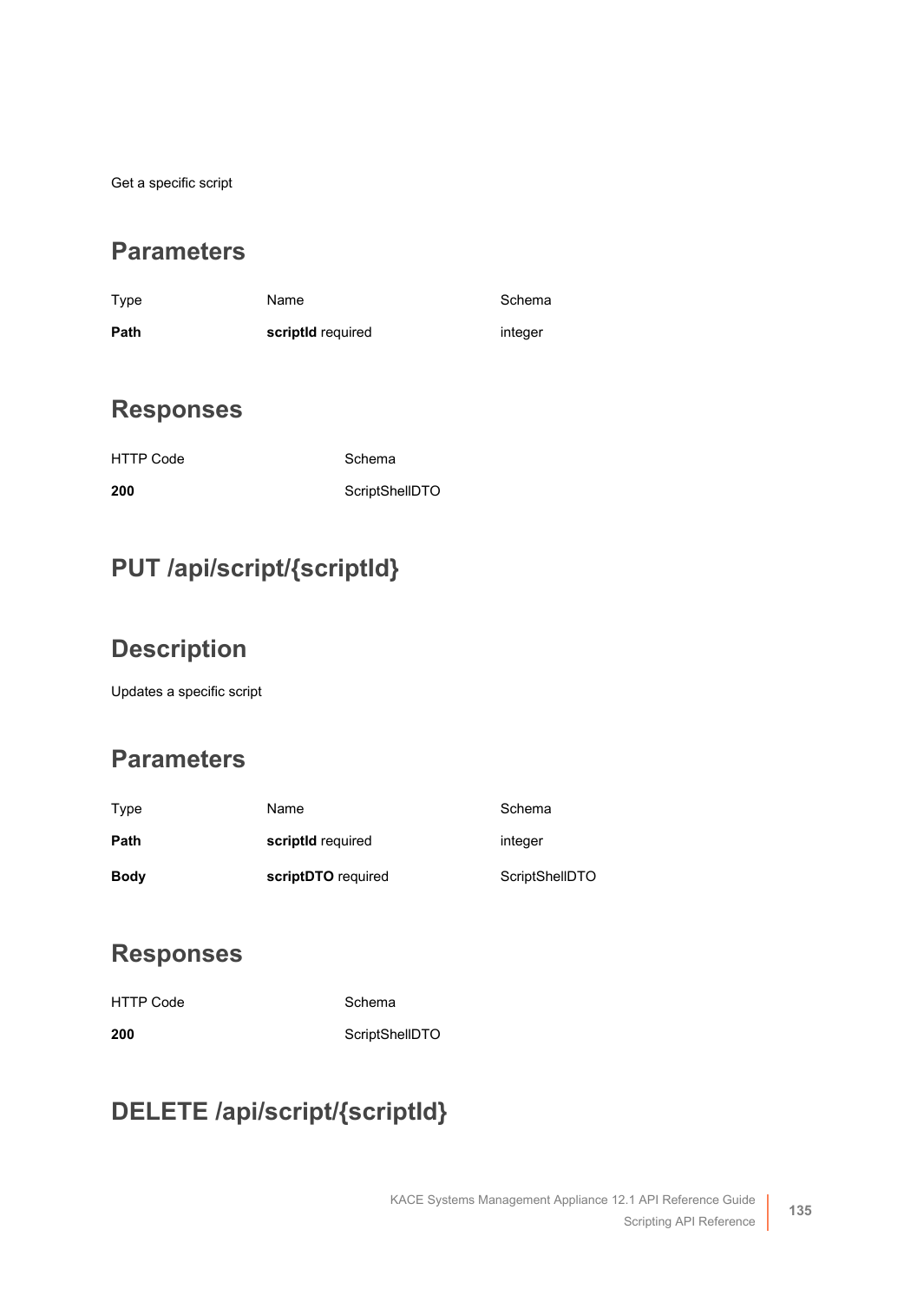Get a specific script

## Parameters

| Type | Name | Schema |
| --- | --- | --- |
| **Path** | **scriptId** required | integer |

## Responses

| HTTP Code | Schema |
| --- | --- |
| **200** | ScriptShellDTO |

## PUT /api/script/{scriptId}

## Description

Updates a specific script

## Parameters

| Type | Name | Schema |
| --- | --- | --- |
| **Path** | **scriptId** required | integer |
| **Body** | **scriptDTO** required | ScriptShellDTO |

## Responses

| HTTP Code | Schema |
| --- | --- |
| **200** | ScriptShellDTO |

## DELETE /api/script/{scriptId}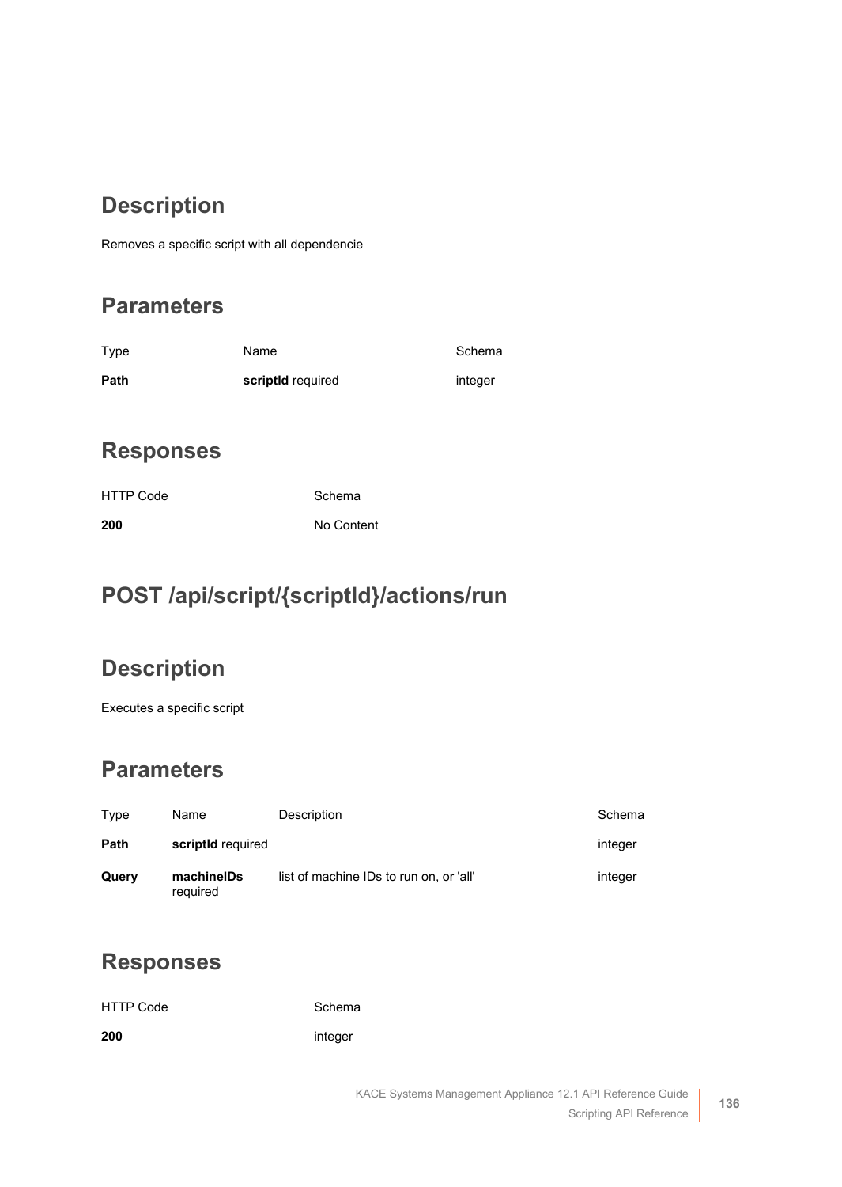## Description

Removes a specific script with all dependencie

## Parameters

| Type | Name | Schema |
| --- | --- | --- |
| **Path** | **scriptId** required | integer |

## Responses

| HTTP Code | Schema |
| --- | --- |
| **200** | No Content |

## POST /api/script/{scriptId}/actions/run

## Description

Executes a specific script

## Parameters

| Type | Name | Description | Schema |
| --- | --- | --- | --- |
| **Path** | **scriptId** required | | integer |
| **Query** | **machineIDs** required | list of machine IDs to run on, or 'all' | integer |

## Responses

| HTTP Code | Schema |
| --- | --- |
| **200** | integer |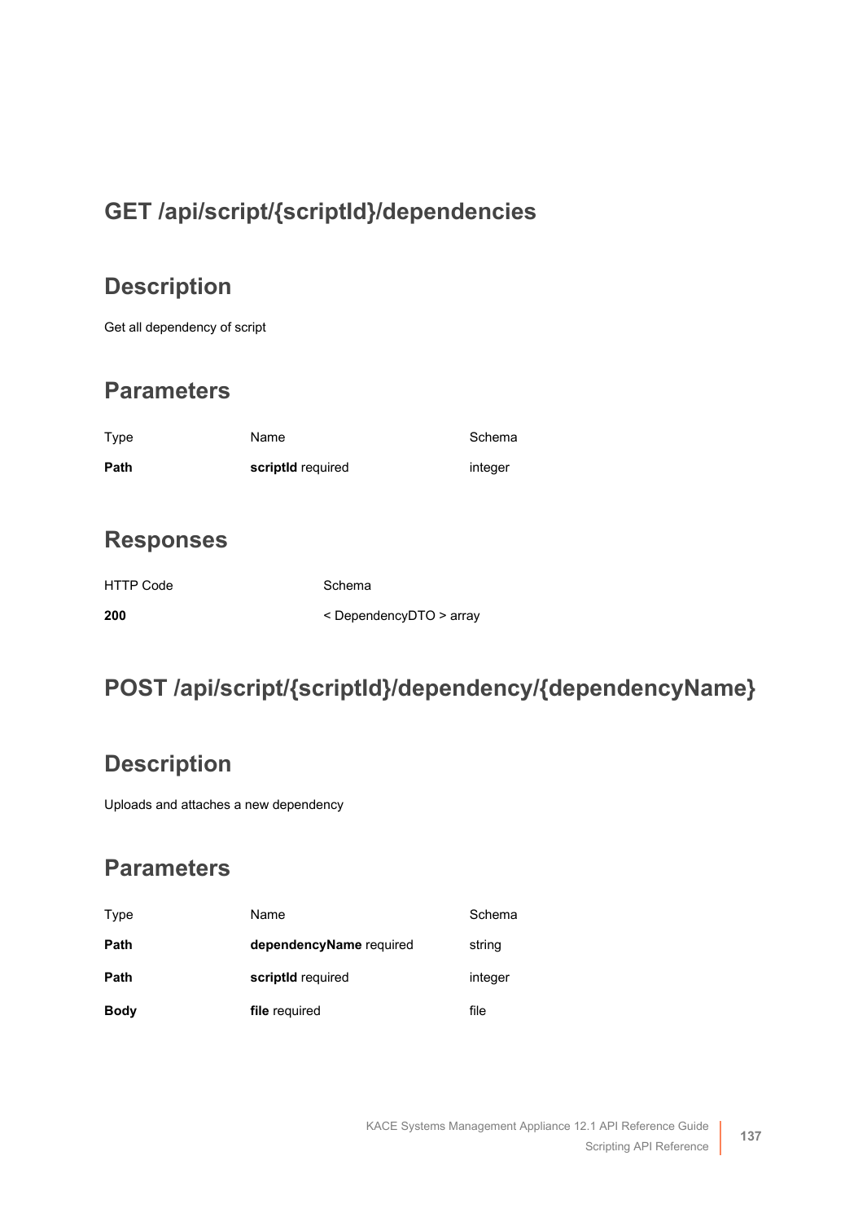# GET /api/script/{scriptId}/dependencies

## Description

Get all dependency of script

## Parameters

| Type | Name | Schema |
| --- | --- | --- |
| **Path** | **scriptId** required | integer |

## Responses

| HTTP Code | Schema |
| --- | --- |
| **200** | < DependencyDTO > array |

# POST /api/script/{scriptId}/dependency/{dependencyName}

## Description

Uploads and attaches a new dependency

## Parameters

| Type | Name | Schema |
| --- | --- | --- |
| **Path** | **dependencyName** required | string |
| **Path** | **scriptId** required | integer |
| **Body** | **file** required | file |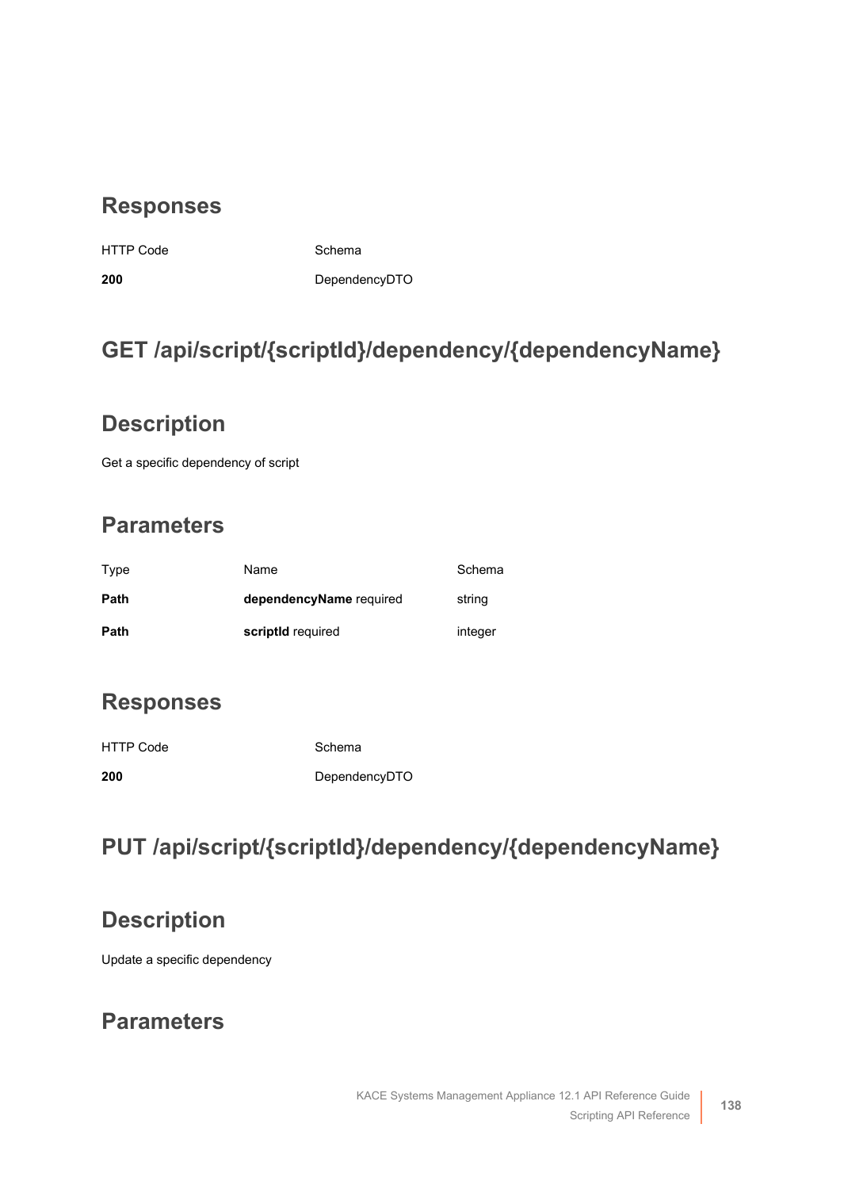## Responses

| HTTP Code | Schema |
| --- | --- |
| **200** | DependencyDTO |

# GET /api/script/{scriptId}/dependency/{dependencyName}

## Description

Get a specific dependency of script

## Parameters

| Type | Name | Schema |
| --- | --- | --- |
| **Path** | **dependencyName** required | string |
| **Path** | **scriptId** required | integer |

## Responses

| HTTP Code | Schema |
| --- | --- |
| **200** | DependencyDTO |

# PUT /api/script/{scriptId}/dependency/{dependencyName}

## Description

Update a specific dependency

## Parameters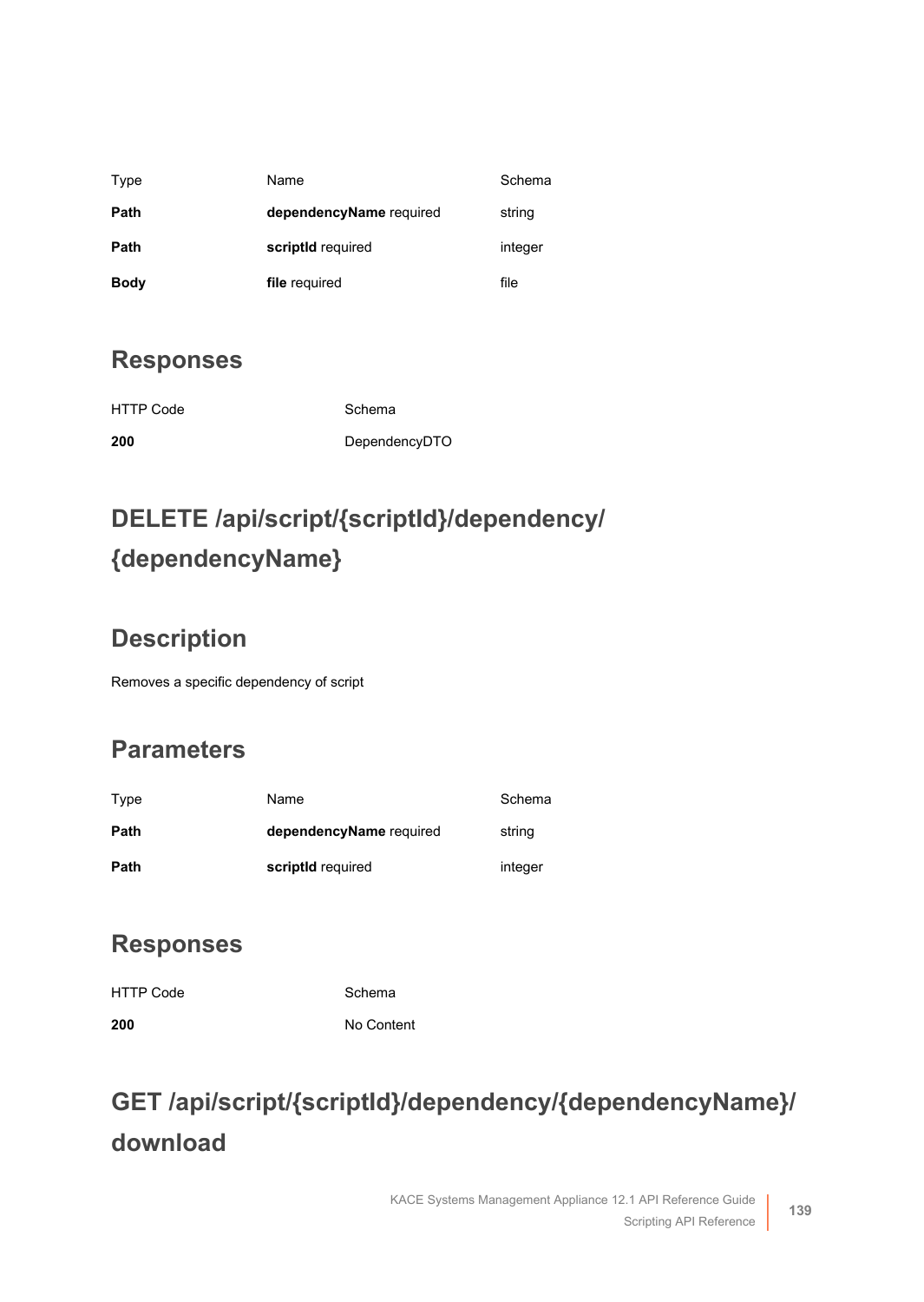| Type | Name | Schema |
| --- | --- | --- |
| **Path** | **dependencyName** required | string |
| **Path** | **scriptId** required | integer |
| **Body** | **file** required | file |

## Responses

| HTTP Code | Schema |
| --- | --- |
| **200** | DependencyDTO |

# DELETE /api/script/{scriptId}/dependency/{dependencyName}

## Description

Removes a specific dependency of script

## Parameters

| Type | Name | Schema |
| --- | --- | --- |
| **Path** | **dependencyName** required | string |
| **Path** | **scriptId** required | integer |

## Responses

| HTTP Code | Schema |
| --- | --- |
| **200** | No Content |

# GET /api/script/{scriptId}/dependency/{dependencyName}/download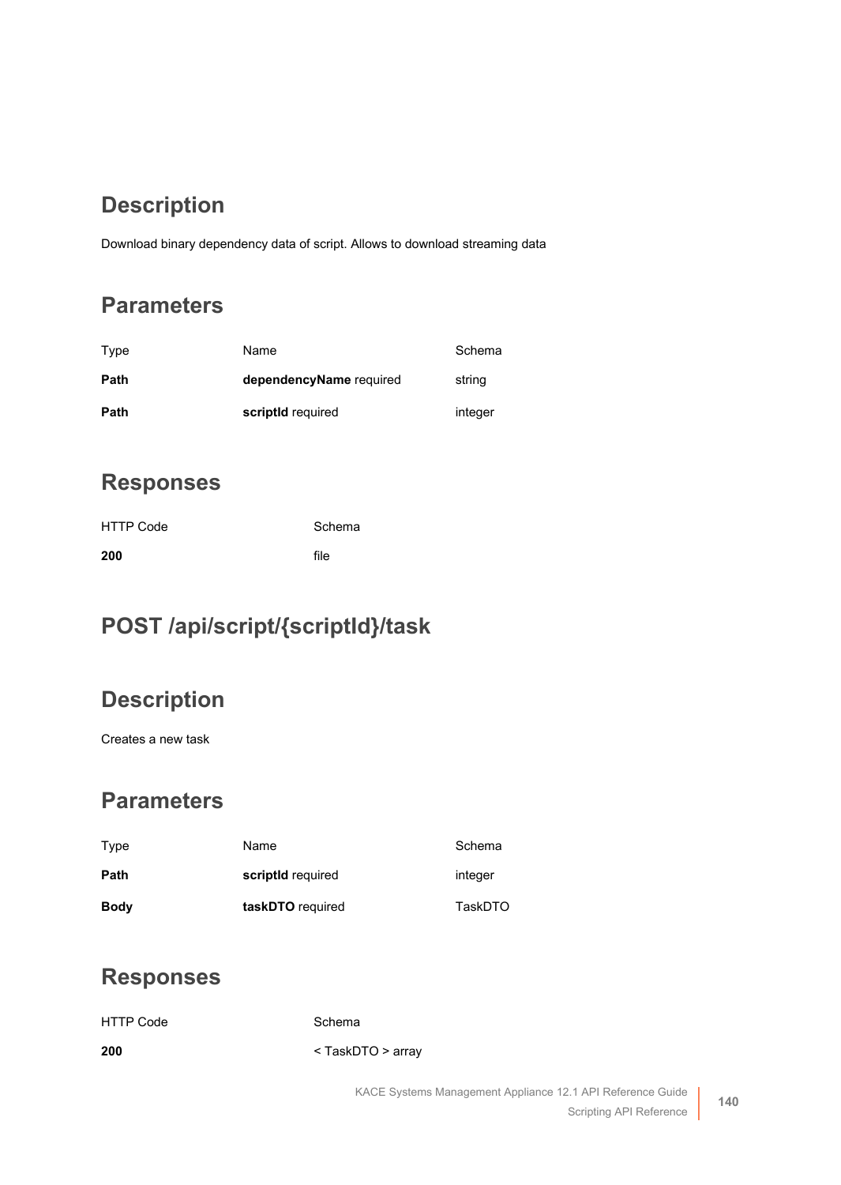## Description

Download binary dependency data of script. Allows to download streaming data

## Parameters

| Type | Name | Schema |
| --- | --- | --- |
| **Path** | **dependencyName** required | string |
| **Path** | **scriptId** required | integer |

## Responses

| HTTP Code | Schema |
| --- | --- |
| **200** | file |

# POST /api/script/{scriptId}/task

## Description

Creates a new task

## Parameters

| Type | Name | Schema |
| --- | --- | --- |
| **Path** | **scriptId** required | integer |
| **Body** | **taskDTO** required | TaskDTO |

## Responses

| HTTP Code | Schema |
| --- | --- |
| **200** | < TaskDTO > array |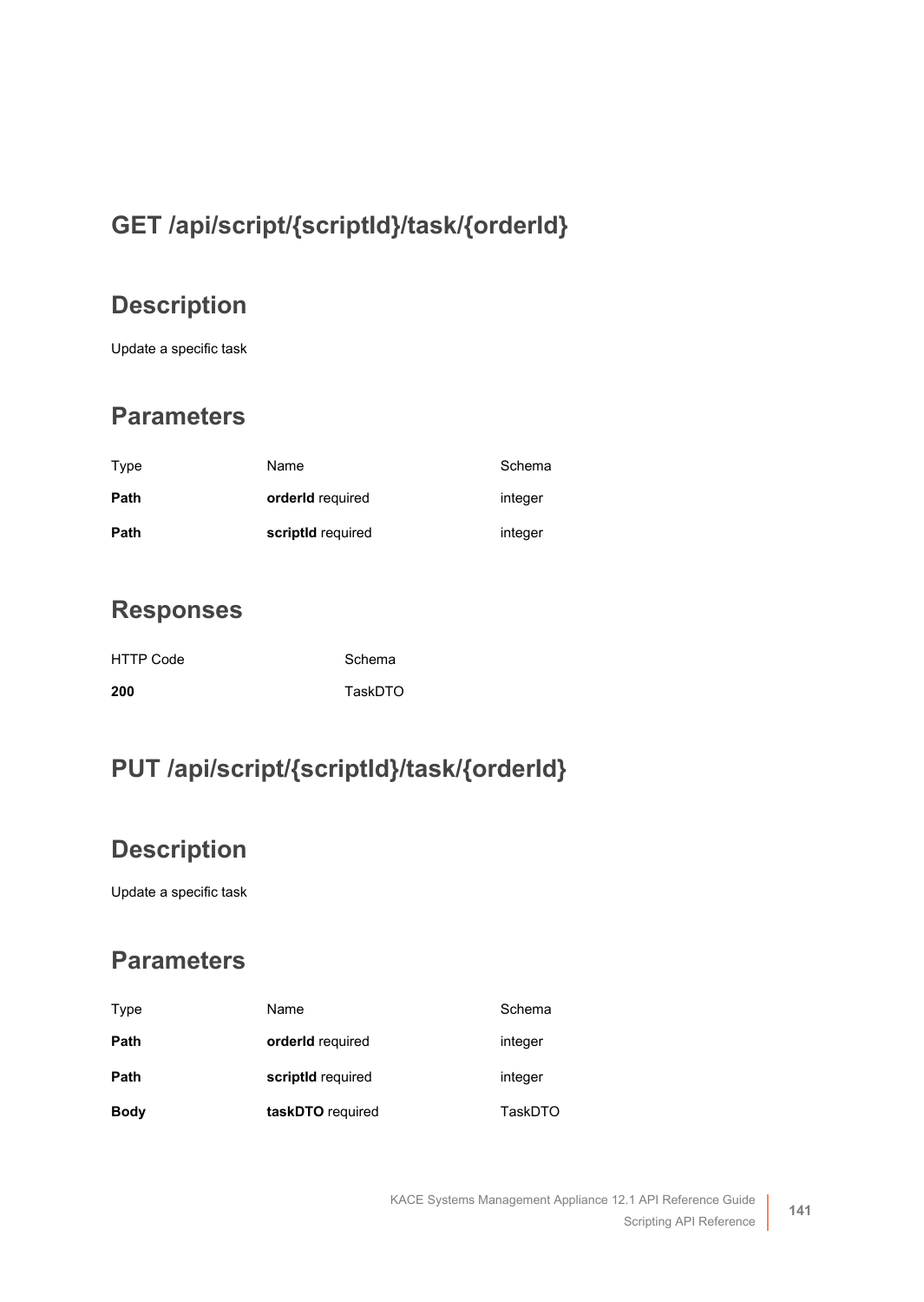## GET /api/script/{scriptId}/task/{orderId}

## Description

Update a specific task

## Parameters

| Type | Name | Schema |
| --- | --- | --- |
| **Path** | **orderId** required | integer |
| **Path** | **scriptId** required | integer |

## Responses

| HTTP Code | Schema |
| --- | --- |
| **200** | TaskDTO |

## PUT /api/script/{scriptId}/task/{orderId}

## Description

Update a specific task

## Parameters

| Type | Name | Schema |
| --- | --- | --- |
| **Path** | **orderId** required | integer |
| **Path** | **scriptId** required | integer |
| **Body** | **taskDTO** required | TaskDTO |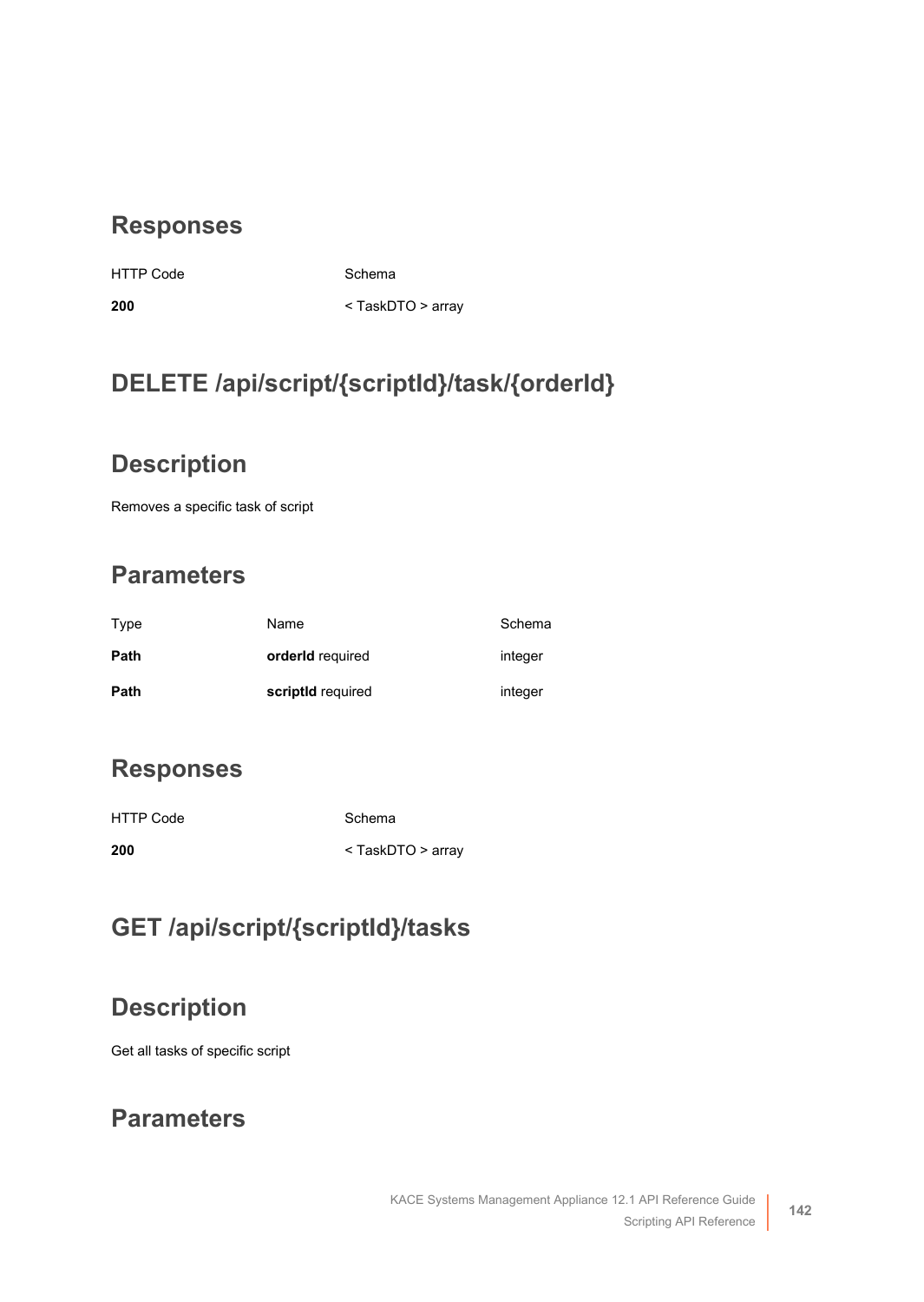## Responses

| HTTP Code | Schema |
| --- | --- |
| **200** | < TaskDTO > array |

## DELETE /api/script/{scriptId}/task/{orderId}

## Description

Removes a specific task of script

## Parameters

| Type | Name | Schema |
| --- | --- | --- |
| **Path** | **orderId** required | integer |
| **Path** | **scriptId** required | integer |

## Responses

| HTTP Code | Schema |
| --- | --- |
| **200** | < TaskDTO > array |

## GET /api/script/{scriptId}/tasks

## Description

Get all tasks of specific script

## Parameters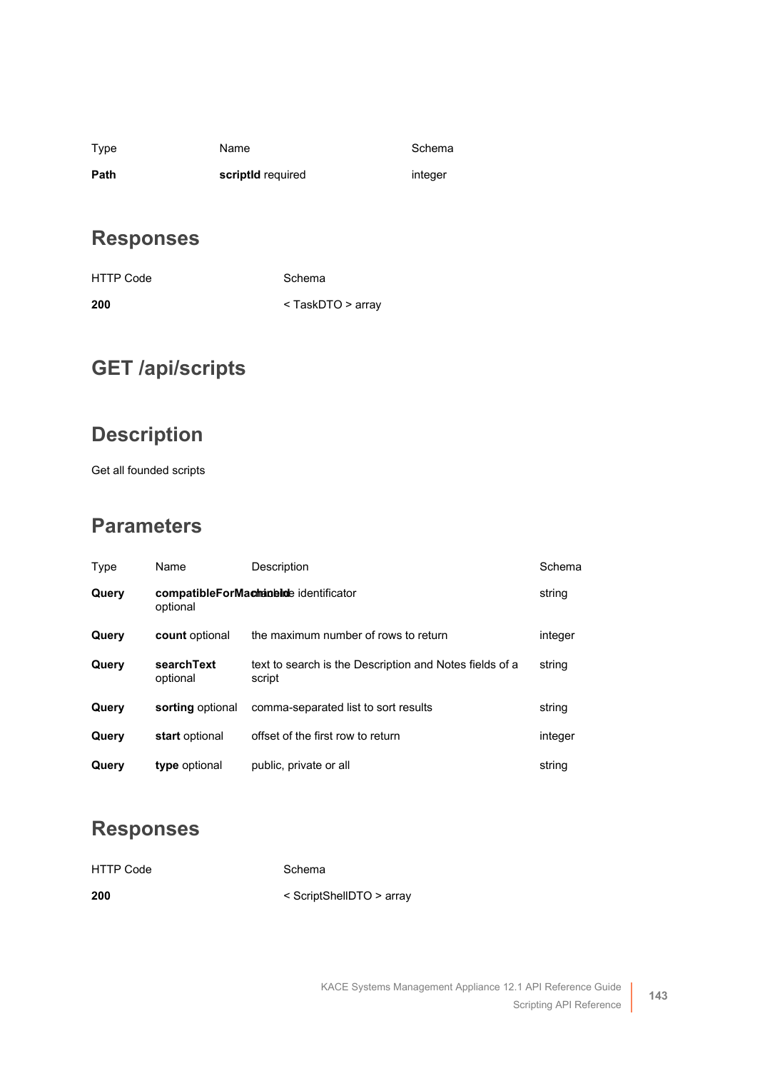| Type | Name | Schema |
| --- | --- | --- |
| **Path** | **scriptId** required | integer |

## Responses

| HTTP Code | Schema |
| --- | --- |
| **200** | < TaskDTO > array |

# GET /api/scripts

## Description

Get all founded scripts

## Parameters

| Type | Name | Description | Schema |
| --- | --- | --- | --- |
| **Query** | **compatibleForMachineId** optional | machine identificator | string |
| **Query** | **count** optional | the maximum number of rows to return | integer |
| **Query** | **searchText** optional | text to search is the Description and Notes fields of a script | string |
| **Query** | **sorting** optional | comma-separated list to sort results | string |
| **Query** | **start** optional | offset of the first row to return | integer |
| **Query** | **type** optional | public, private or all | string |

## Responses

| HTTP Code | Schema |
| --- | --- |
| **200** | < ScriptShellDTO > array |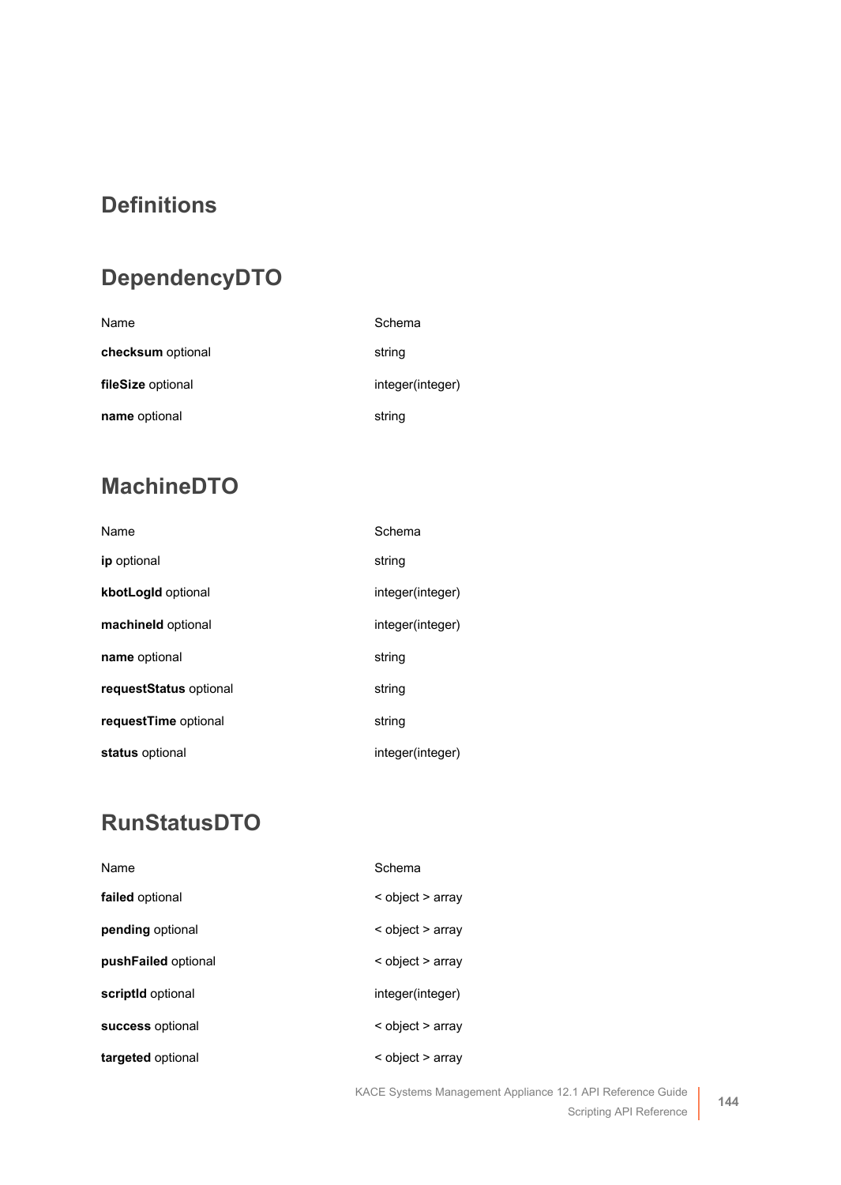## Definitions

### DependencyDTO

| Name | Schema |
| --- | --- |
| **checksum** optional | string |
| **fileSize** optional | integer(integer) |
| **name** optional | string |

### MachineDTO

| Name | Schema |
| --- | --- |
| **ip** optional | string |
| **kbotLogId** optional | integer(integer) |
| **machineId** optional | integer(integer) |
| **name** optional | string |
| **requestStatus** optional | string |
| **requestTime** optional | string |
| **status** optional | integer(integer) |

### RunStatusDTO

| Name | Schema |
| --- | --- |
| **failed** optional | < object > array |
| **pending** optional | < object > array |
| **pushFailed** optional | < object > array |
| **scriptId** optional | integer(integer) |
| **success** optional | < object > array |
| **targeted** optional | < object > array |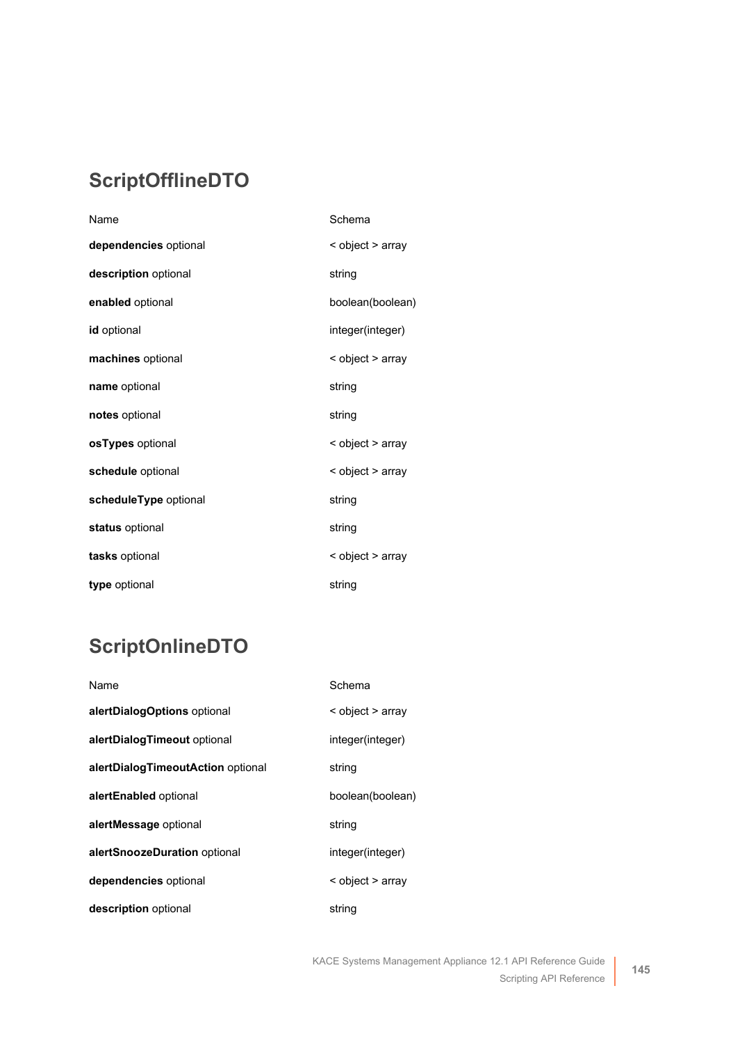## ScriptOfflineDTO

| Name | Schema |
|---|---|
| **dependencies** optional | < object > array |
| **description** optional | string |
| **enabled** optional | boolean(boolean) |
| **id** optional | integer(integer) |
| **machines** optional | < object > array |
| **name** optional | string |
| **notes** optional | string |
| **osTypes** optional | < object > array |
| **schedule** optional | < object > array |
| **scheduleType** optional | string |
| **status** optional | string |
| **tasks** optional | < object > array |
| **type** optional | string |

## ScriptOnlineDTO

| Name | Schema |
|---|---|
| **alertDialogOptions** optional | < object > array |
| **alertDialogTimeout** optional | integer(integer) |
| **alertDialogTimeoutAction** optional | string |
| **alertEnabled** optional | boolean(boolean) |
| **alertMessage** optional | string |
| **alertSnoozeDuration** optional | integer(integer) |
| **dependencies** optional | < object > array |
| **description** optional | string |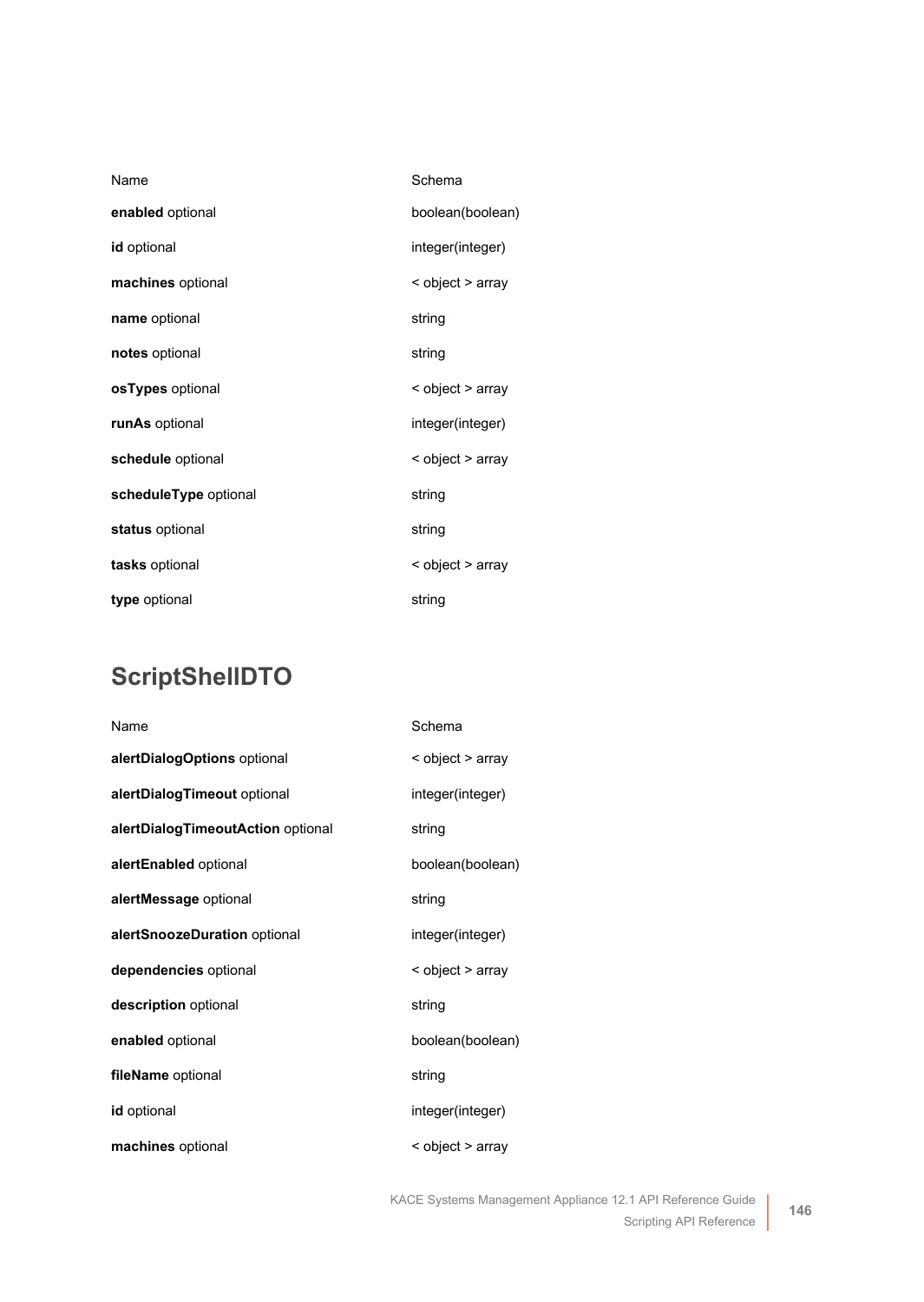| Name | Schema |
| --- | --- |
| **enabled** optional | boolean(boolean) |
| **id** optional | integer(integer) |
| **machines** optional | < object > array |
| **name** optional | string |
| **notes** optional | string |
| **osTypes** optional | < object > array |
| **runAs** optional | integer(integer) |
| **schedule** optional | < object > array |
| **scheduleType** optional | string |
| **status** optional | string |
| **tasks** optional | < object > array |
| **type** optional | string |

## ScriptShellDTO

| Name | Schema |
| --- | --- |
| **alertDialogOptions** optional | < object > array |
| **alertDialogTimeout** optional | integer(integer) |
| **alertDialogTimeoutAction** optional | string |
| **alertEnabled** optional | boolean(boolean) |
| **alertMessage** optional | string |
| **alertSnoozeDuration** optional | integer(integer) |
| **dependencies** optional | < object > array |
| **description** optional | string |
| **enabled** optional | boolean(boolean) |
| **fileName** optional | string |
| **id** optional | integer(integer) |
| **machines** optional | < object > array |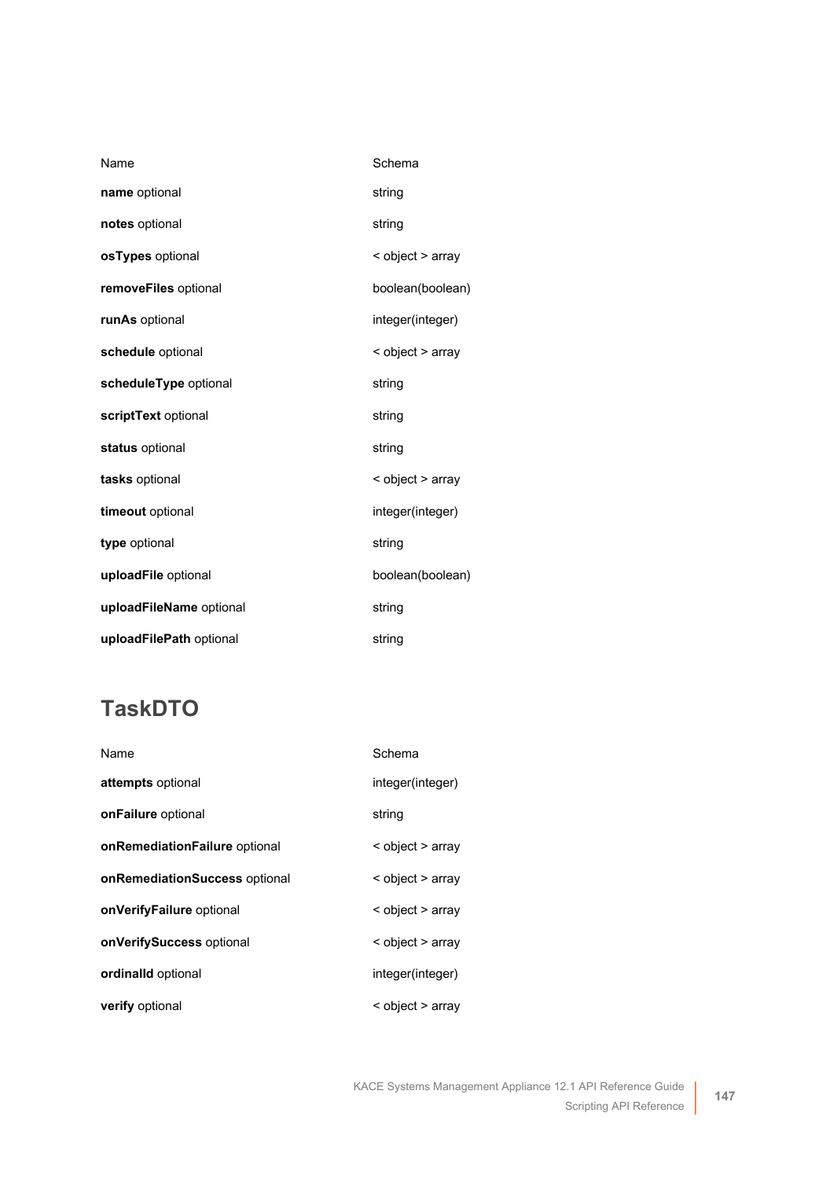| Name | Schema |
| --- | --- |
| **name** optional | string |
| **notes** optional | string |
| **osTypes** optional | < object > array |
| **removeFiles** optional | boolean(boolean) |
| **runAs** optional | integer(integer) |
| **schedule** optional | < object > array |
| **scheduleType** optional | string |
| **scriptText** optional | string |
| **status** optional | string |
| **tasks** optional | < object > array |
| **timeout** optional | integer(integer) |
| **type** optional | string |
| **uploadFile** optional | boolean(boolean) |
| **uploadFileName** optional | string |
| **uploadFilePath** optional | string |

## TaskDTO

| Name | Schema |
| --- | --- |
| **attempts** optional | integer(integer) |
| **onFailure** optional | string |
| **onRemediationFailure** optional | < object > array |
| **onRemediationSuccess** optional | < object > array |
| **onVerifyFailure** optional | < object > array |
| **onVerifySuccess** optional | < object > array |
| **ordinalId** optional | integer(integer) |
| **verify** optional | < object > array |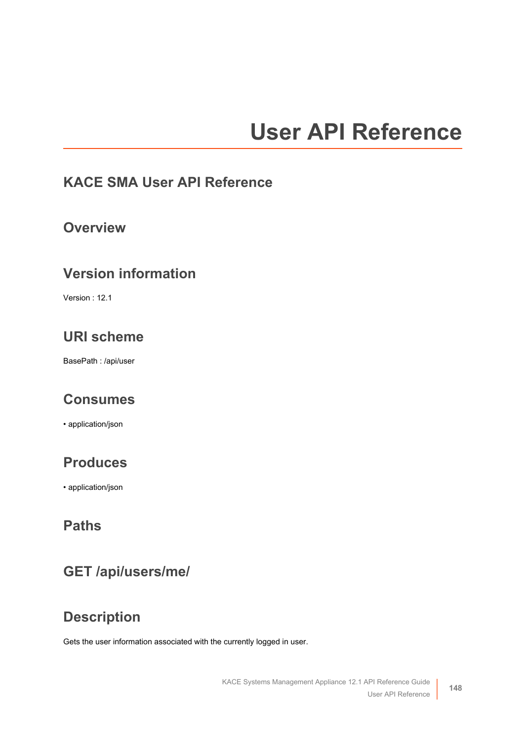# User API Reference

## KACE SMA User API Reference

## Overview

## Version information

Version : 12.1

## URI scheme

BasePath : /api/user

## Consumes

• application/json

## Produces

• application/json

## Paths

## GET /api/users/me/

## Description

Gets the user information associated with the currently logged in user.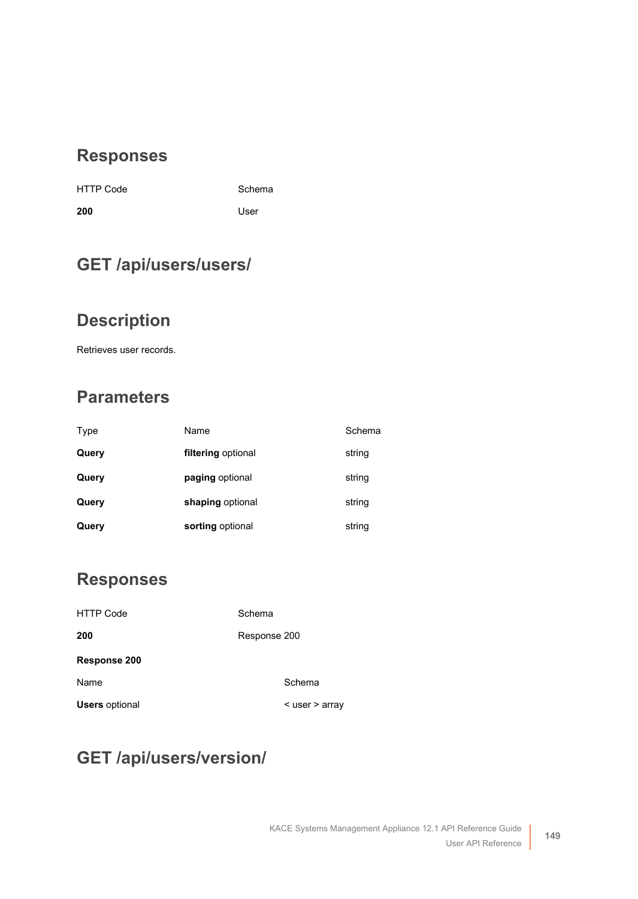## Responses

| HTTP Code | Schema |
|---|---|
| **200** | User |

## GET /api/users/users/

## Description

Retrieves user records.

## Parameters

| Type | Name | Schema |
|---|---|---|
| **Query** | **filtering** optional | string |
| **Query** | **paging** optional | string |
| **Query** | **shaping** optional | string |
| **Query** | **sorting** optional | string |

## Responses

| HTTP Code | Schema |
|---|---|
| **200** | Response 200 |

**Response 200**

| Name | Schema |
|---|---|
| **Users** optional | < user > array |

## GET /api/users/version/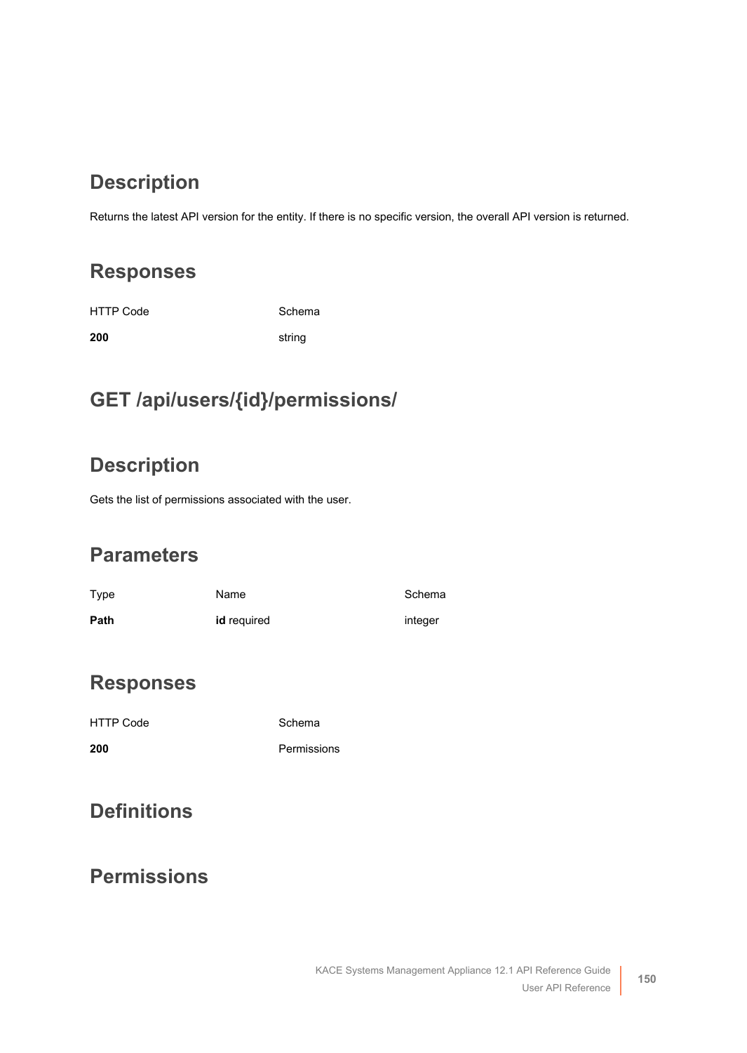## Description

Returns the latest API version for the entity. If there is no specific version, the overall API version is returned.

## Responses

| HTTP Code | Schema |
|---|---|
| **200** | string |

## GET /api/users/{id}/permissions/

## Description

Gets the list of permissions associated with the user.

## Parameters

| Type | Name | Schema |
|---|---|---|
| **Path** | **id** required | integer |

## Responses

| HTTP Code | Schema |
|---|---|
| **200** | Permissions |

## Definitions

## Permissions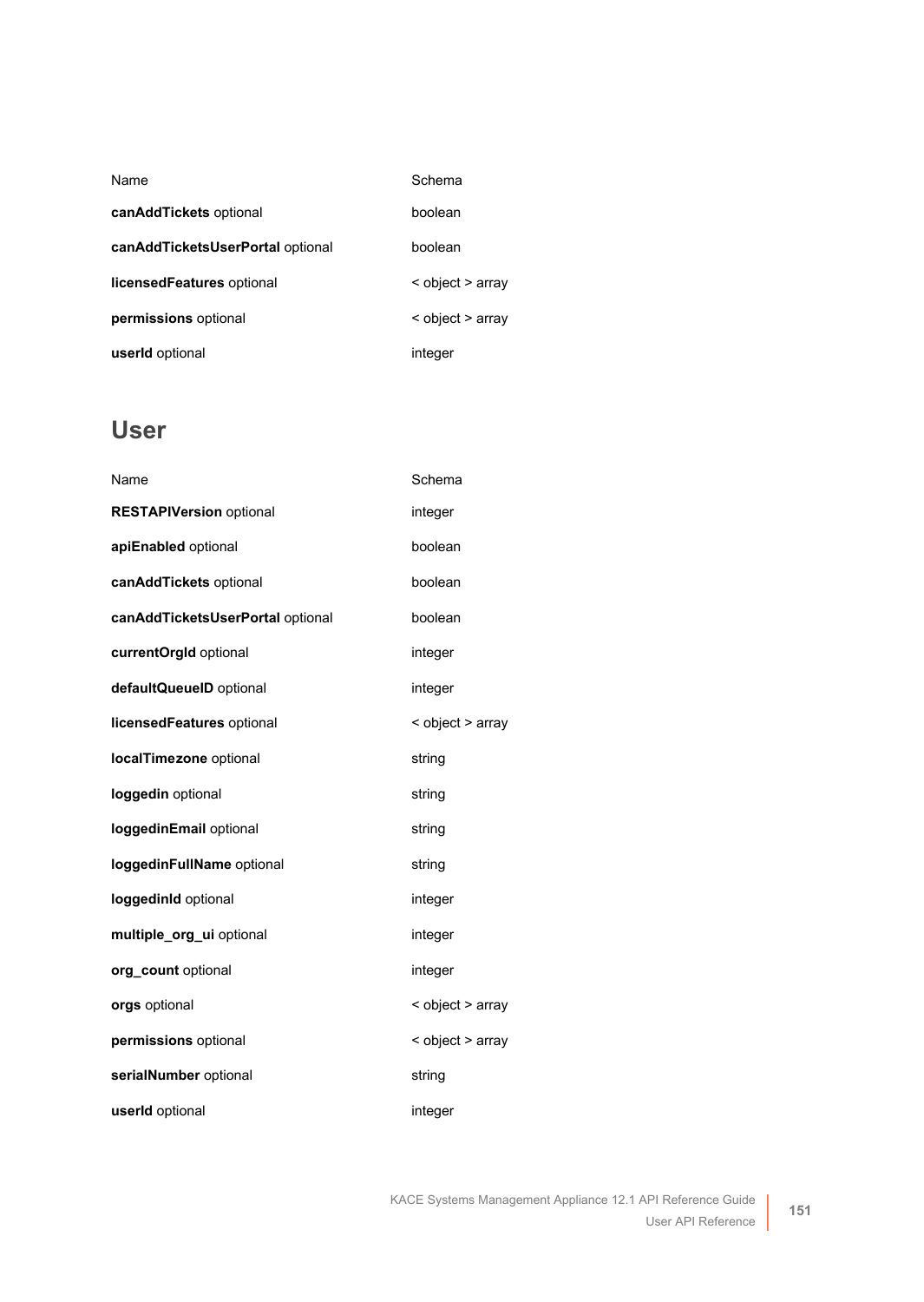| Name | Schema |
| --- | --- |
| **canAddTickets** optional | boolean |
| **canAddTicketsUserPortal** optional | boolean |
| **licensedFeatures** optional | < object > array |
| **permissions** optional | < object > array |
| **userId** optional | integer |

## User

| Name | Schema |
| --- | --- |
| **RESTAPIVersion** optional | integer |
| **apiEnabled** optional | boolean |
| **canAddTickets** optional | boolean |
| **canAddTicketsUserPortal** optional | boolean |
| **currentOrgId** optional | integer |
| **defaultQueueID** optional | integer |
| **licensedFeatures** optional | < object > array |
| **localTimezone** optional | string |
| **loggedin** optional | string |
| **loggedinEmail** optional | string |
| **loggedinFullName** optional | string |
| **loggedinId** optional | integer |
| **multiple_org_ui** optional | integer |
| **org_count** optional | integer |
| **orgs** optional | < object > array |
| **permissions** optional | < object > array |
| **serialNumber** optional | string |
| **userId** optional | integer |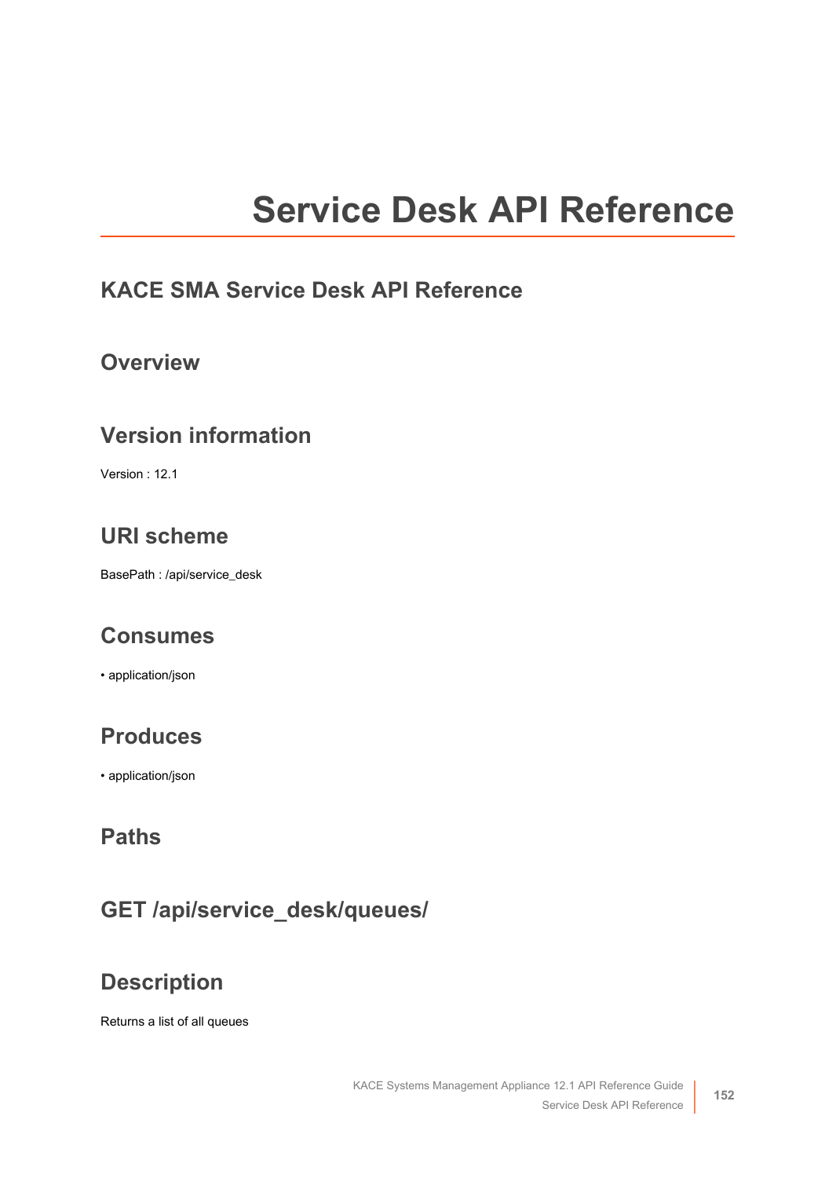# Service Desk API Reference

## KACE SMA Service Desk API Reference

## Overview

## Version information

Version : 12.1

## URI scheme

BasePath : /api/service_desk

## Consumes

- application/json

## Produces

- application/json

## Paths

## GET /api/service_desk/queues/

## Description

Returns a list of all queues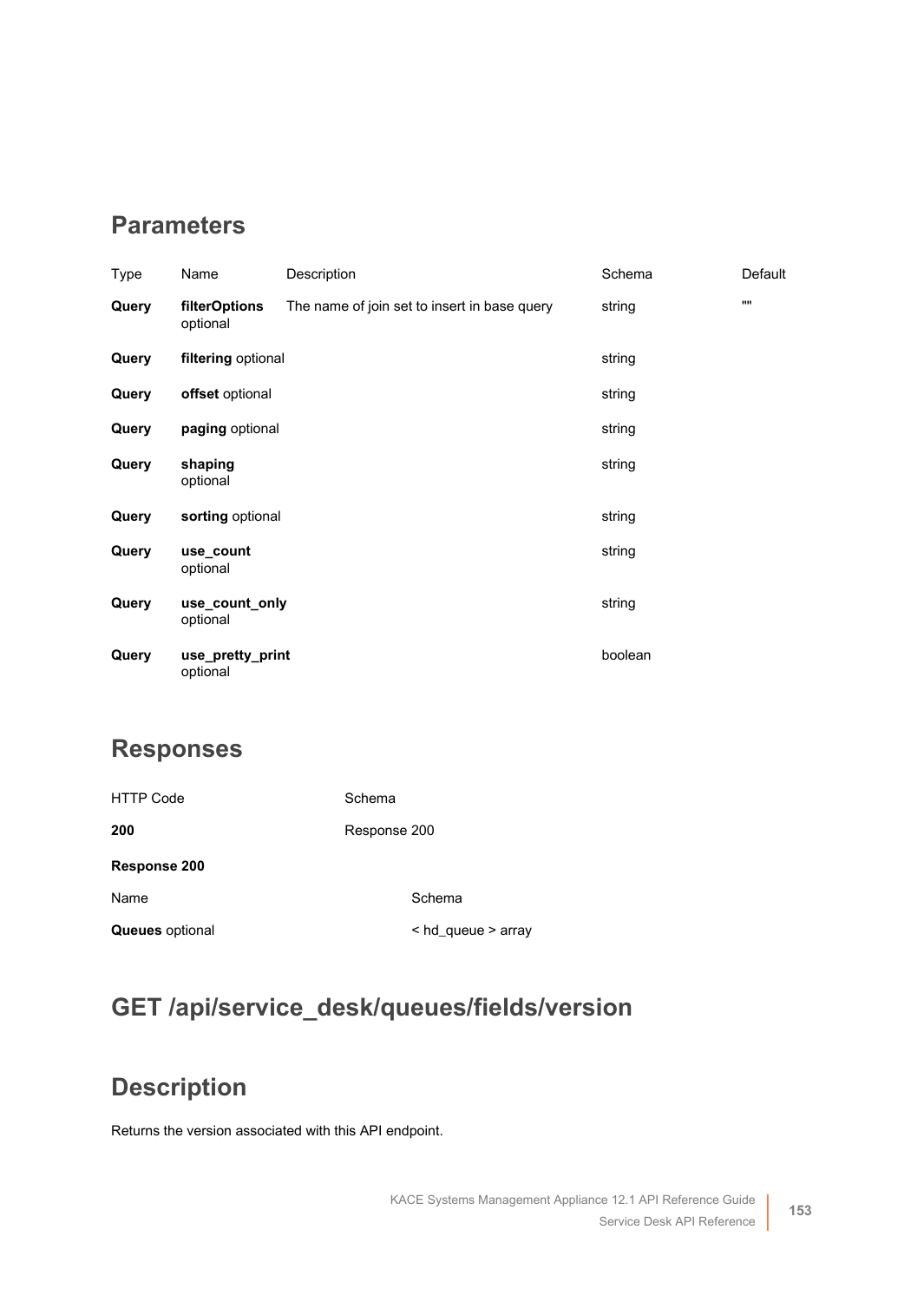## Parameters

| Type | Name | Description | Schema | Default |
|---|---|---|---|---|
| **Query** | **filterOptions** optional | The name of join set to insert in base query | string | "" |
| **Query** | **filtering** optional | | string | |
| **Query** | **offset** optional | | string | |
| **Query** | **paging** optional | | string | |
| **Query** | **shaping** optional | | string | |
| **Query** | **sorting** optional | | string | |
| **Query** | **use_count** optional | | string | |
| **Query** | **use_count_only** optional | | string | |
| **Query** | **use_pretty_print** optional | | boolean | |

## Responses

| HTTP Code | Schema |
|---|---|
| **200** | Response 200 |

**Response 200**

| Name | Schema |
|---|---|
| **Queues** optional | < hd_queue > array |

## GET /api/service_desk/queues/fields/version

## Description

Returns the version associated with this API endpoint.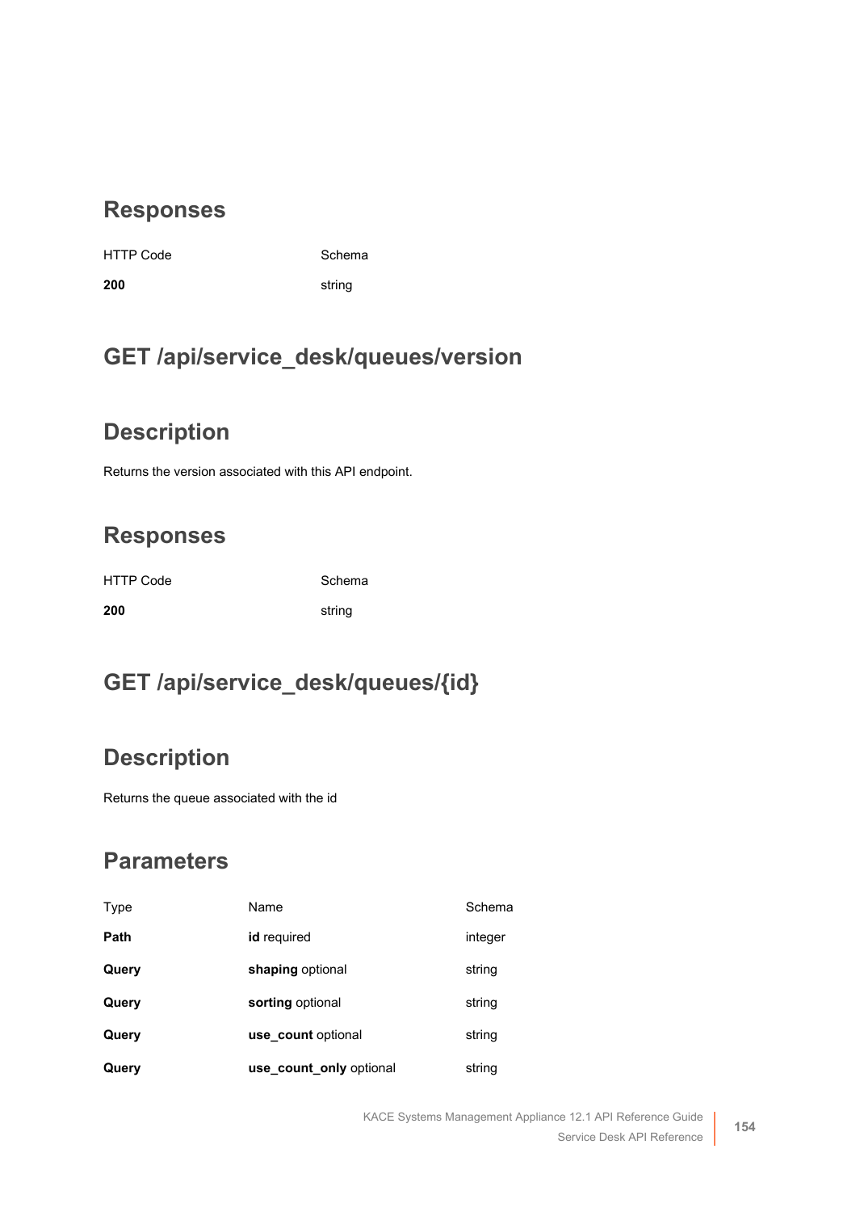## Responses

| HTTP Code | Schema |
| --- | --- |
| **200** | string |

## GET /api/service_desk/queues/version

## Description

Returns the version associated with this API endpoint.

## Responses

| HTTP Code | Schema |
| --- | --- |
| **200** | string |

## GET /api/service_desk/queues/{id}

## Description

Returns the queue associated with the id

## Parameters

| Type | Name | Schema |
| --- | --- | --- |
| **Path** | **id** required | integer |
| **Query** | **shaping** optional | string |
| **Query** | **sorting** optional | string |
| **Query** | **use_count** optional | string |
| **Query** | **use_count_only** optional | string |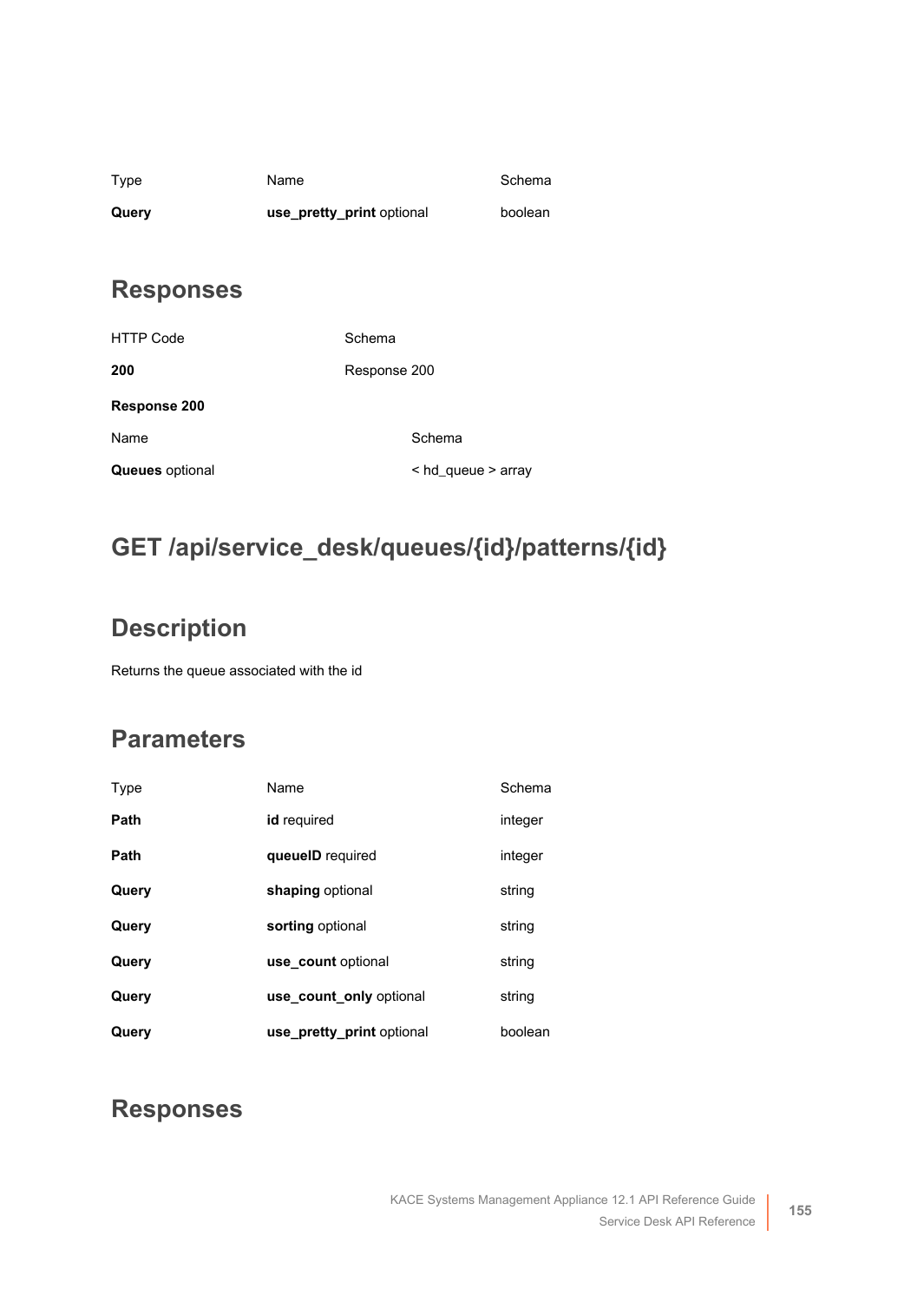| Type | Name | Schema |
| --- | --- | --- |
| **Query** | **use_pretty_print** optional | boolean |

## Responses

| HTTP Code | Schema |
| --- | --- |
| **200** | Response 200 |

**Response 200**

| Name | Schema |
| --- | --- |
| **Queues** optional | < hd_queue > array |

# GET /api/service_desk/queues/{id}/patterns/{id}

## Description

Returns the queue associated with the id

## Parameters

| Type | Name | Schema |
| --- | --- | --- |
| **Path** | **id** required | integer |
| **Path** | **queueID** required | integer |
| **Query** | **shaping** optional | string |
| **Query** | **sorting** optional | string |
| **Query** | **use_count** optional | string |
| **Query** | **use_count_only** optional | string |
| **Query** | **use_pretty_print** optional | boolean |

## Responses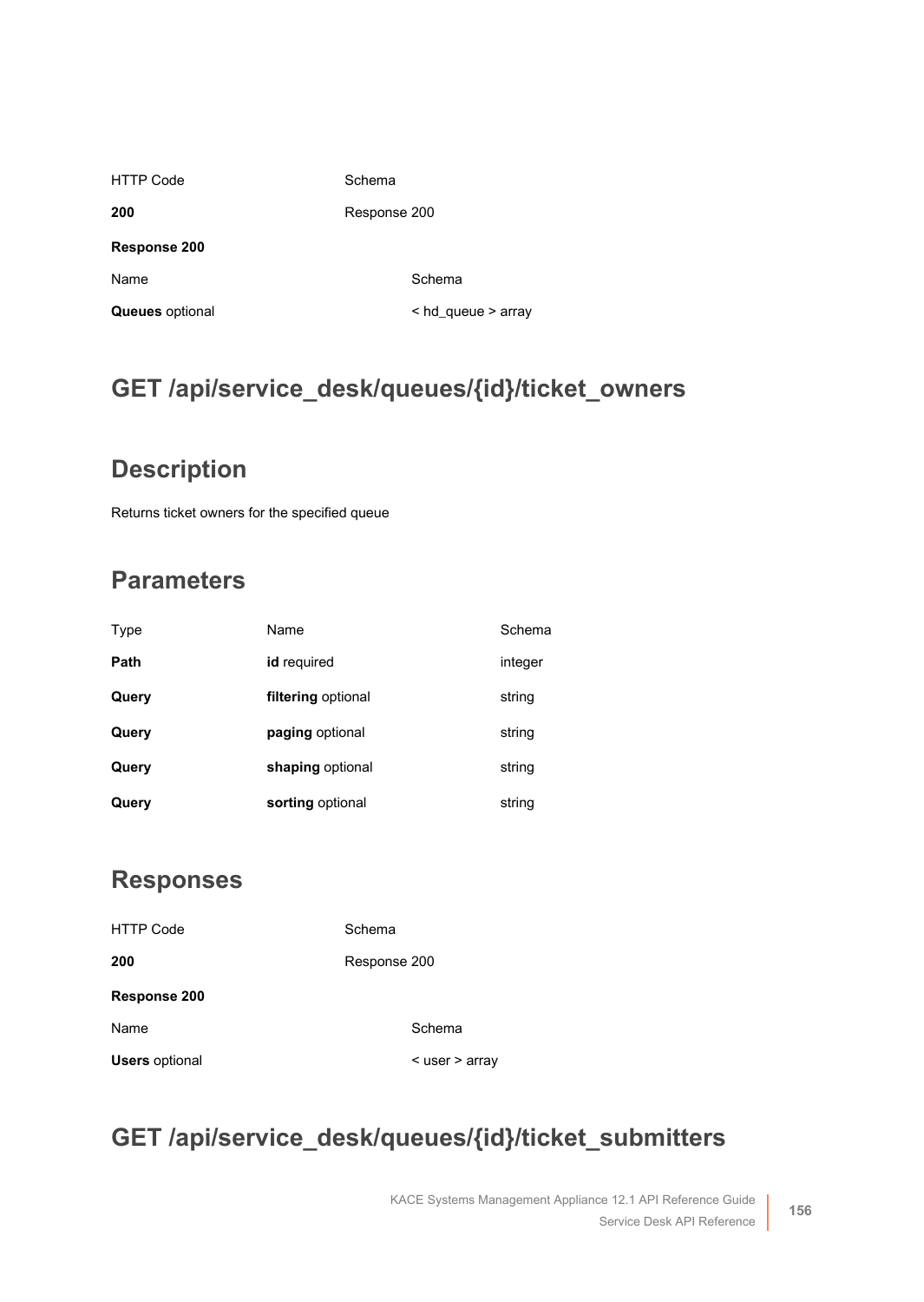| HTTP Code | Schema |
| --- | --- |
| **200** | Response 200 |

**Response 200**

| Name | Schema |
| --- | --- |
| **Queues** optional | < hd_queue > array |

## GET /api/service_desk/queues/{id}/ticket_owners

### Description

Returns ticket owners for the specified queue

### Parameters

| Type | Name | Schema |
| --- | --- | --- |
| **Path** | **id** required | integer |
| **Query** | **filtering** optional | string |
| **Query** | **paging** optional | string |
| **Query** | **shaping** optional | string |
| **Query** | **sorting** optional | string |

### Responses

| HTTP Code | Schema |
| --- | --- |
| **200** | Response 200 |

**Response 200**

| Name | Schema |
| --- | --- |
| **Users** optional | < user > array |

## GET /api/service_desk/queues/{id}/ticket_submitters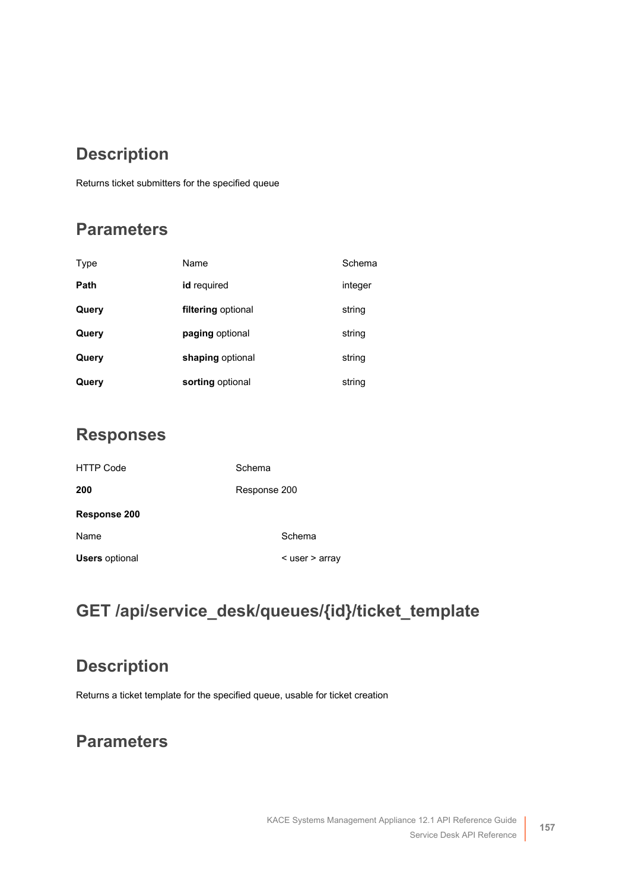## Description

Returns ticket submitters for the specified queue

## Parameters

| Type | Name | Schema |
| --- | --- | --- |
| **Path** | **id** required | integer |
| **Query** | **filtering** optional | string |
| **Query** | **paging** optional | string |
| **Query** | **shaping** optional | string |
| **Query** | **sorting** optional | string |

## Responses

| HTTP Code | Schema |
| --- | --- |
| **200** | Response 200 |

**Response 200**

| Name | Schema |
| --- | --- |
| **Users** optional | < user > array |

# GET /api/service_desk/queues/{id}/ticket_template

## Description

Returns a ticket template for the specified queue, usable for ticket creation

## Parameters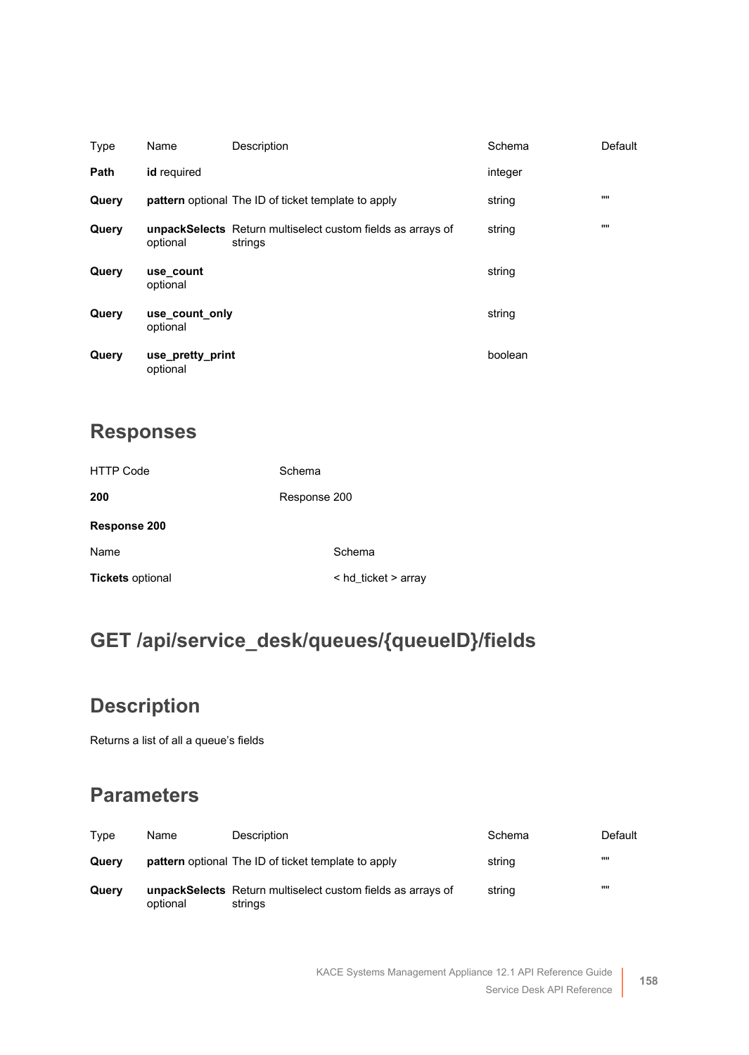| Type | Name | Description | Schema | Default |
|---|---|---|---|---|
| **Path** | **id** required | | integer | |
| **Query** | **pattern** optional | The ID of ticket template to apply | string | "" |
| **Query** | **unpackSelects** optional | Return multiselect custom fields as arrays of strings | string | "" |
| **Query** | **use_count** optional | | string | |
| **Query** | **use_count_only** optional | | string | |
| **Query** | **use_pretty_print** optional | | boolean | |

## Responses

| HTTP Code | Schema |
|---|---|
| **200** | Response 200 |

**Response 200**

| Name | Schema |
|---|---|
| **Tickets** optional | < hd_ticket > array |

# GET /api/service_desk/queues/{queueID}/fields

## Description

Returns a list of all a queue's fields

## Parameters

| Type | Name | Description | Schema | Default |
|---|---|---|---|---|
| **Query** | **pattern** optional | The ID of ticket template to apply | string | "" |
| **Query** | **unpackSelects** optional | Return multiselect custom fields as arrays of strings | string | "" |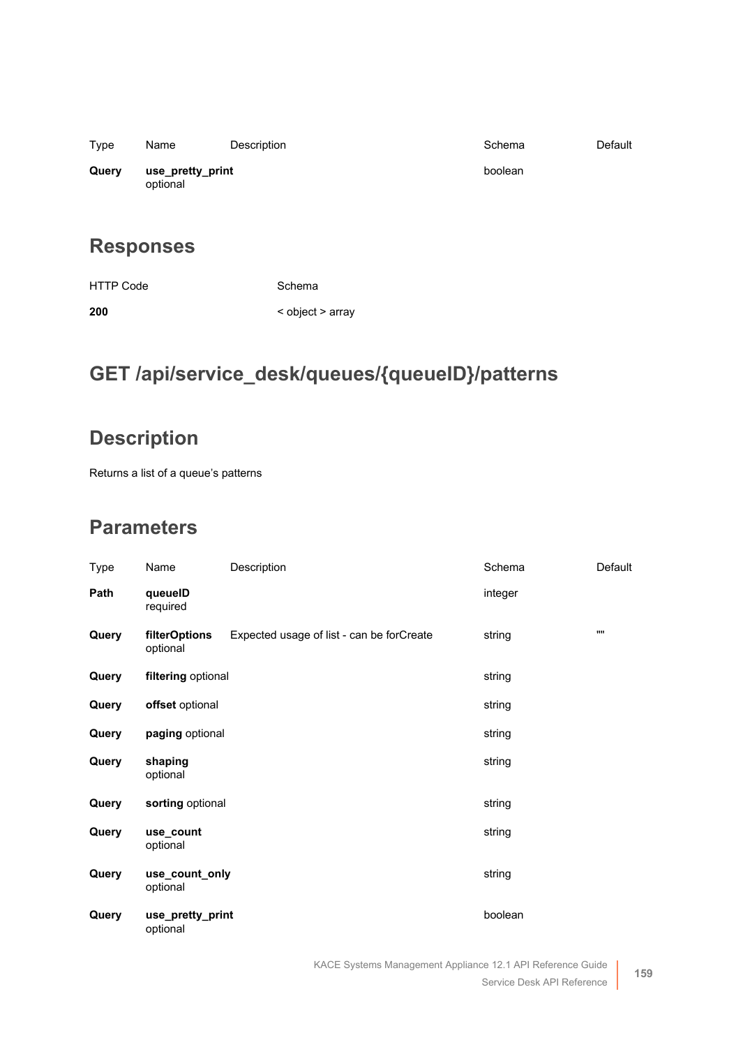| Type | Name | Description | Schema | Default |
| --- | --- | --- | --- | --- |
| **Query** | **use_pretty_print** optional | | boolean | |

## Responses

| HTTP Code | Schema |
| --- | --- |
| **200** | < object > array |

# GET /api/service_desk/queues/{queueID}/patterns

## Description

Returns a list of a queue's patterns

## Parameters

| Type | Name | Description | Schema | Default |
| --- | --- | --- | --- | --- |
| **Path** | **queueID** required | | integer | |
| **Query** | **filterOptions** optional | Expected usage of list - can be forCreate | string | "" |
| **Query** | **filtering** optional | | string | |
| **Query** | **offset** optional | | string | |
| **Query** | **paging** optional | | string | |
| **Query** | **shaping** optional | | string | |
| **Query** | **sorting** optional | | string | |
| **Query** | **use_count** optional | | string | |
| **Query** | **use_count_only** optional | | string | |
| **Query** | **use_pretty_print** optional | | boolean | |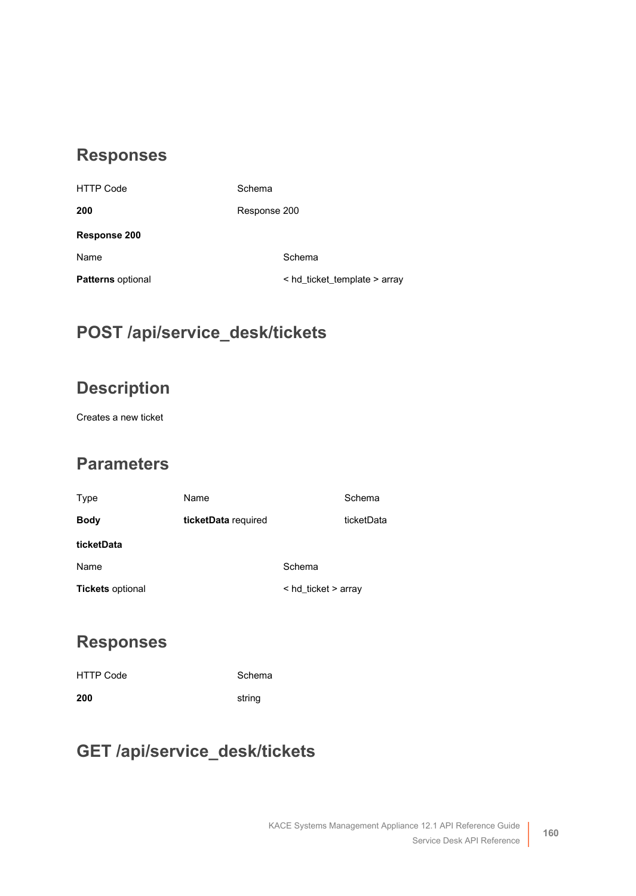## Responses

| HTTP Code | Schema |
|---|---|
| **200** | Response 200 |

**Response 200**

| Name | Schema |
|---|---|
| **Patterns** optional | < hd_ticket_template > array |

## POST /api/service_desk/tickets

## Description

Creates a new ticket

## Parameters

| Type | Name | Schema |
|---|---|---|
| **Body** | **ticketData** required | ticketData |

**ticketData**

| Name | Schema |
|---|---|
| **Tickets** optional | < hd_ticket > array |

## Responses

| HTTP Code | Schema |
|---|---|
| **200** | string |

## GET /api/service_desk/tickets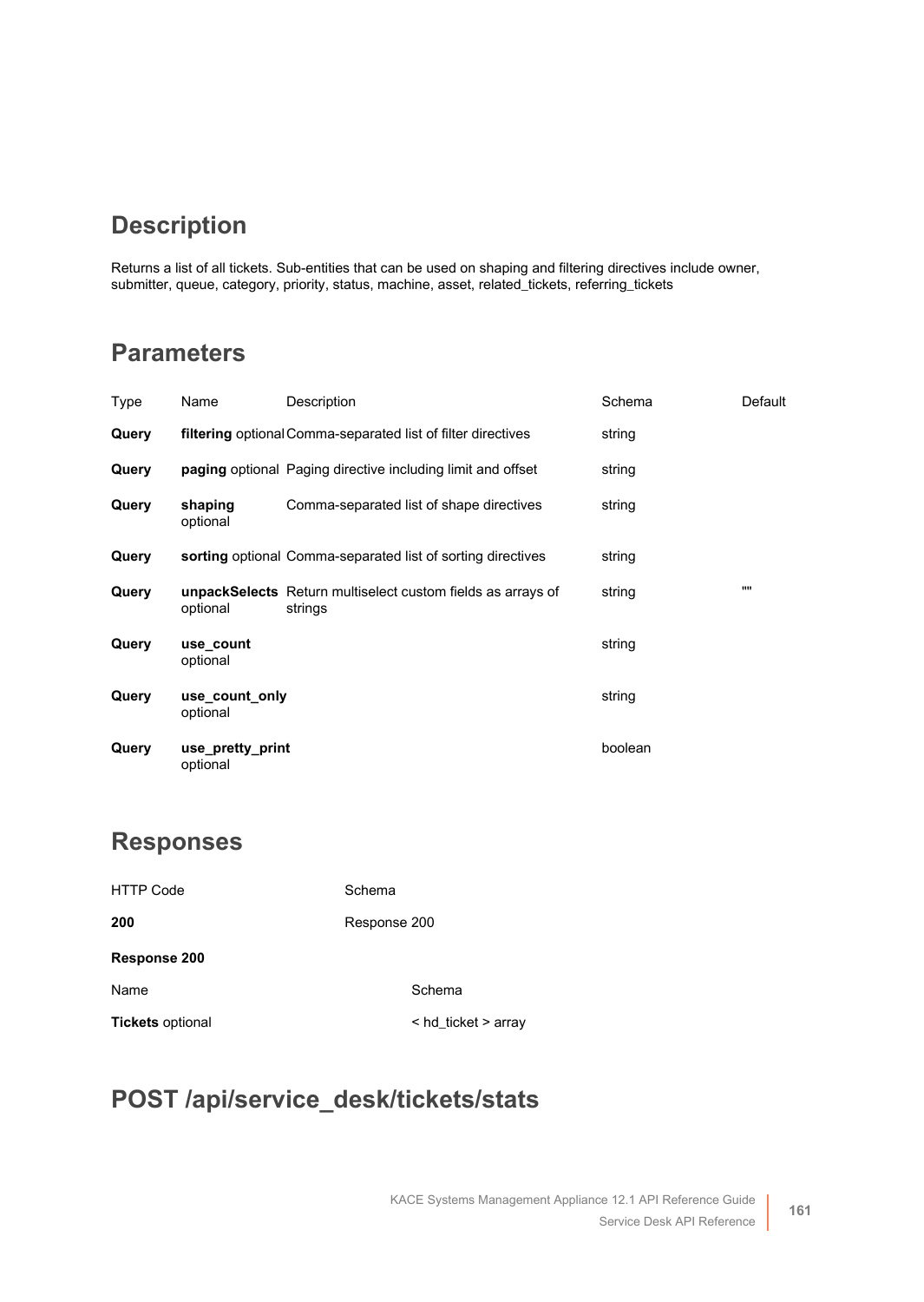## Description

Returns a list of all tickets. Sub-entities that can be used on shaping and filtering directives include owner, submitter, queue, category, priority, status, machine, asset, related_tickets, referring_tickets

## Parameters

| Type | Name | Description | Schema | Default |
|---|---|---|---|---|
| **Query** | **filtering** optional | Comma-separated list of filter directives | string | |
| **Query** | **paging** optional | Paging directive including limit and offset | string | |
| **Query** | **shaping** optional | Comma-separated list of shape directives | string | |
| **Query** | **sorting** optional | Comma-separated list of sorting directives | string | |
| **Query** | **unpackSelects** optional | Return multiselect custom fields as arrays of strings | string | "" |
| **Query** | **use_count** optional | | string | |
| **Query** | **use_count_only** optional | | string | |
| **Query** | **use_pretty_print** optional | | boolean | |

## Responses

| HTTP Code | Schema |
|---|---|
| **200** | Response 200 |

**Response 200**

| Name | Schema |
|---|---|
| **Tickets** optional | < hd_ticket > array |

## POST /api/service_desk/tickets/stats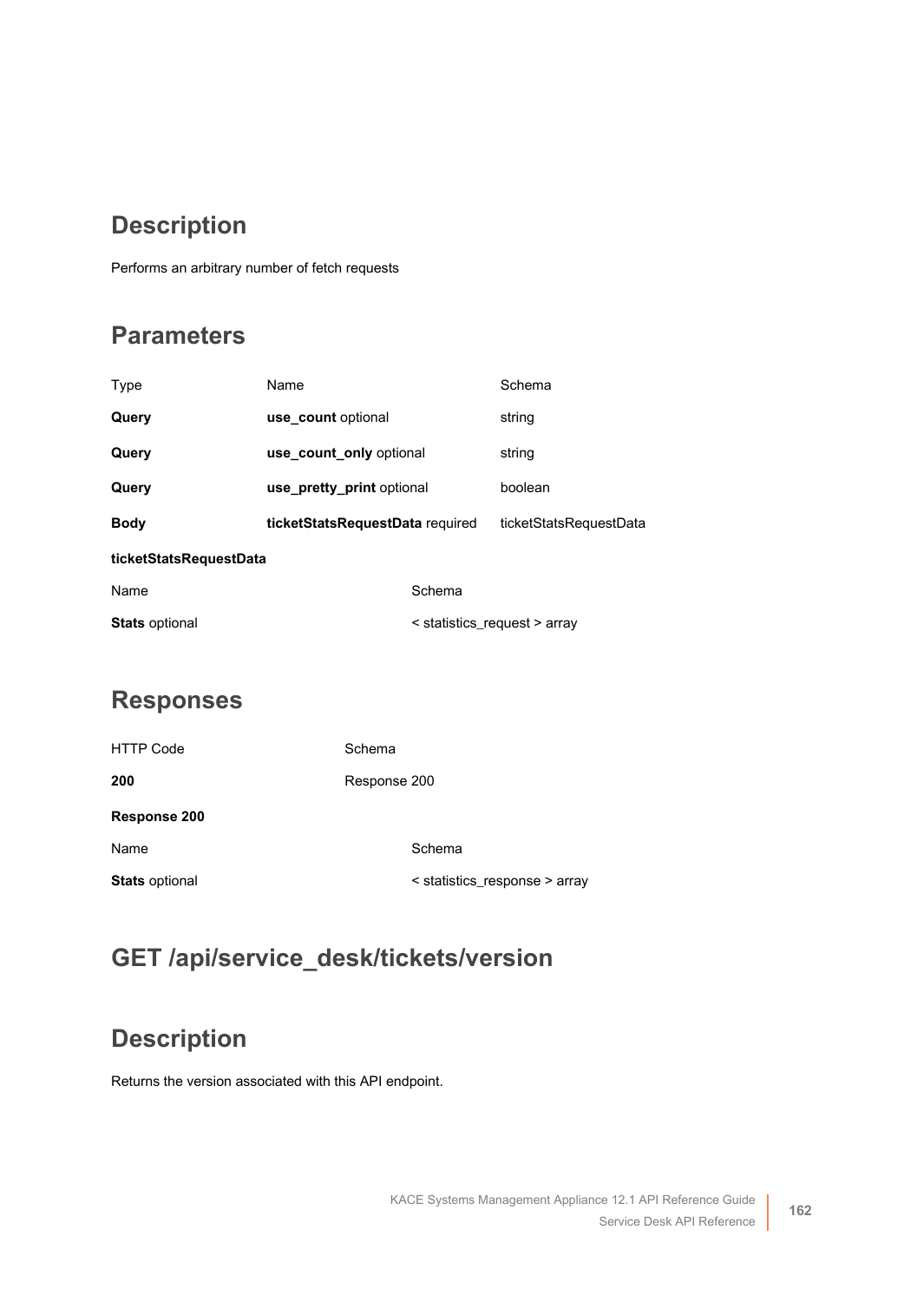## Description

Performs an arbitrary number of fetch requests

## Parameters

| Type | Name | Schema |
|---|---|---|
| **Query** | **use_count** optional | string |
| **Query** | **use_count_only** optional | string |
| **Query** | **use_pretty_print** optional | boolean |
| **Body** | **ticketStatsRequestData** required | ticketStatsRequestData |

**ticketStatsRequestData**

| Name | Schema |
|---|---|
| **Stats** optional | < statistics_request > array |

## Responses

| HTTP Code | Schema |
|---|---|
| **200** | Response 200 |

**Response 200**

| Name | Schema |
|---|---|
| **Stats** optional | < statistics_response > array |

## GET /api/service_desk/tickets/version

## Description

Returns the version associated with this API endpoint.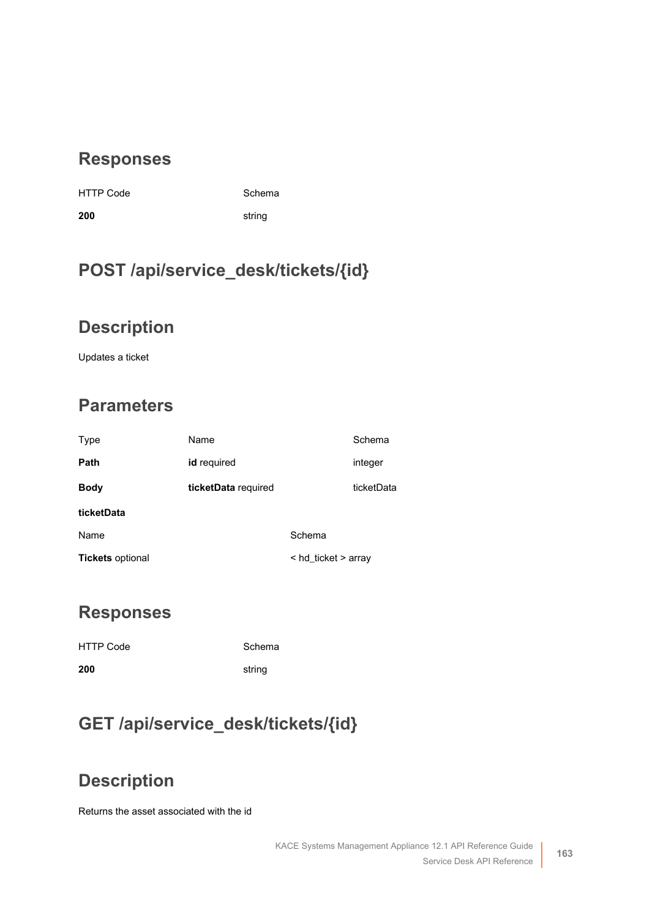## Responses

| HTTP Code | Schema |
|---|---|
| **200** | string |

## POST /api/service_desk/tickets/{id}

## Description

Updates a ticket

## Parameters

| Type | Name | Schema |
|---|---|---|
| **Path** | **id** required | integer |
| **Body** | **ticketData** required | ticketData |

**ticketData**

| Name | Schema |
|---|---|
| **Tickets** optional | < hd_ticket > array |

## Responses

| HTTP Code | Schema |
|---|---|
| **200** | string |

## GET /api/service_desk/tickets/{id}

## Description

Returns the asset associated with the id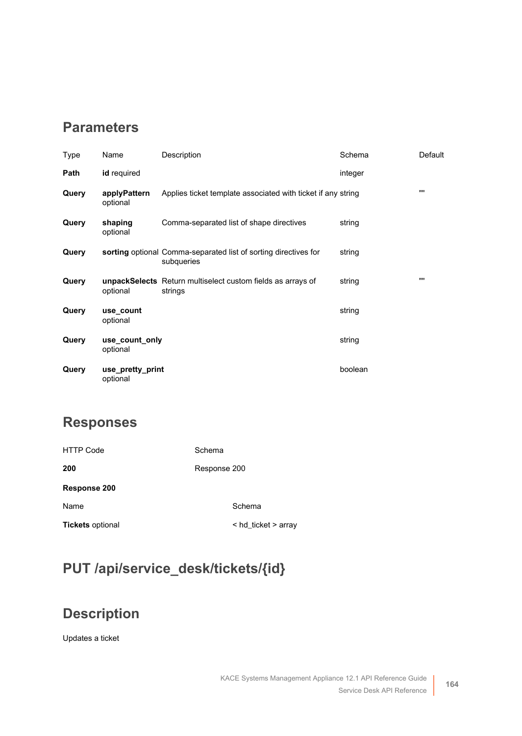## Parameters

| Type | Name | Description | Schema | Default |
|---|---|---|---|---|
| **Path** | **id** required | | integer | |
| **Query** | **applyPattern** optional | Applies ticket template associated with ticket if any | string | "" |
| **Query** | **shaping** optional | Comma-separated list of shape directives | string | |
| **Query** | **sorting** optional | Comma-separated list of sorting directives for subqueries | string | |
| **Query** | **unpackSelects** optional | Return multiselect custom fields as arrays of strings | string | "" |
| **Query** | **use_count** optional | | string | |
| **Query** | **use_count_only** optional | | string | |
| **Query** | **use_pretty_print** optional | | boolean | |

## Responses

| HTTP Code | Schema |
|---|---|
| **200** | Response 200 |

**Response 200**

| Name | Schema |
|---|---|
| **Tickets** optional | < hd_ticket > array |

## PUT /api/service_desk/tickets/{id}

## Description

Updates a ticket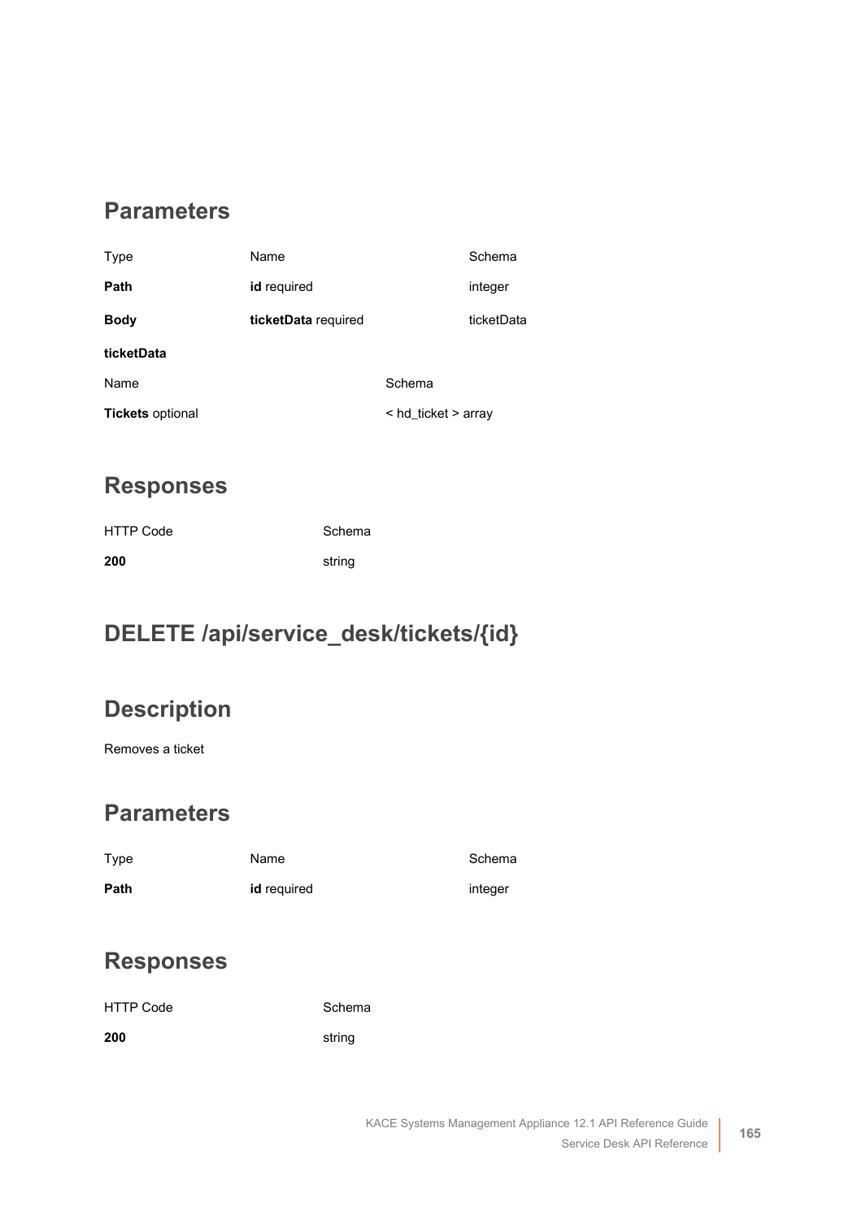## Parameters

| Type | Name | Schema |
|---|---|---|
| **Path** | **id** required | integer |
| **Body** | **ticketData** required | ticketData |

**ticketData**

| Name | Schema |
|---|---|
| **Tickets** optional | < hd_ticket > array |

## Responses

| HTTP Code | Schema |
|---|---|
| **200** | string |

## DELETE /api/service_desk/tickets/{id}

## Description

Removes a ticket

## Parameters

| Type | Name | Schema |
|---|---|---|
| **Path** | **id** required | integer |

## Responses

| HTTP Code | Schema |
|---|---|
| **200** | string |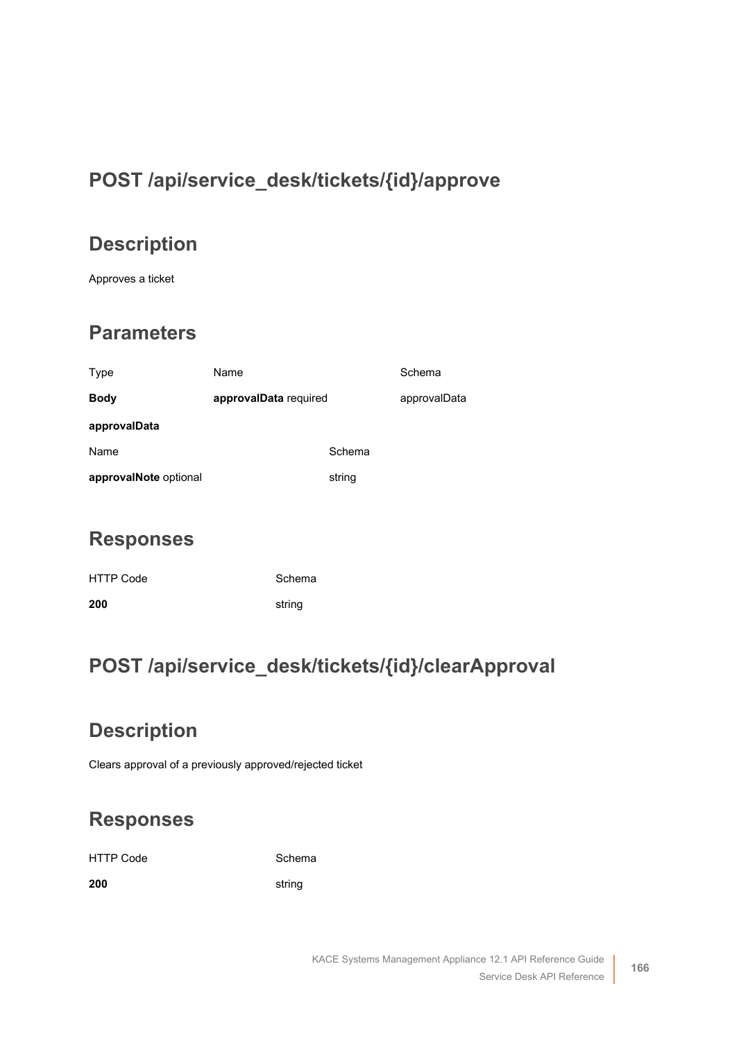## POST /api/service_desk/tickets/{id}/approve

### Description

Approves a ticket

### Parameters

| Type | Name | Schema |
| --- | --- | --- |
| **Body** | **approvalData** required | approvalData |

**approvalData**

| Name | Schema |
| --- | --- |
| **approvalNote** optional | string |

### Responses

| HTTP Code | Schema |
| --- | --- |
| **200** | string |

## POST /api/service_desk/tickets/{id}/clearApproval

### Description

Clears approval of a previously approved/rejected ticket

### Responses

| HTTP Code | Schema |
| --- | --- |
| **200** | string |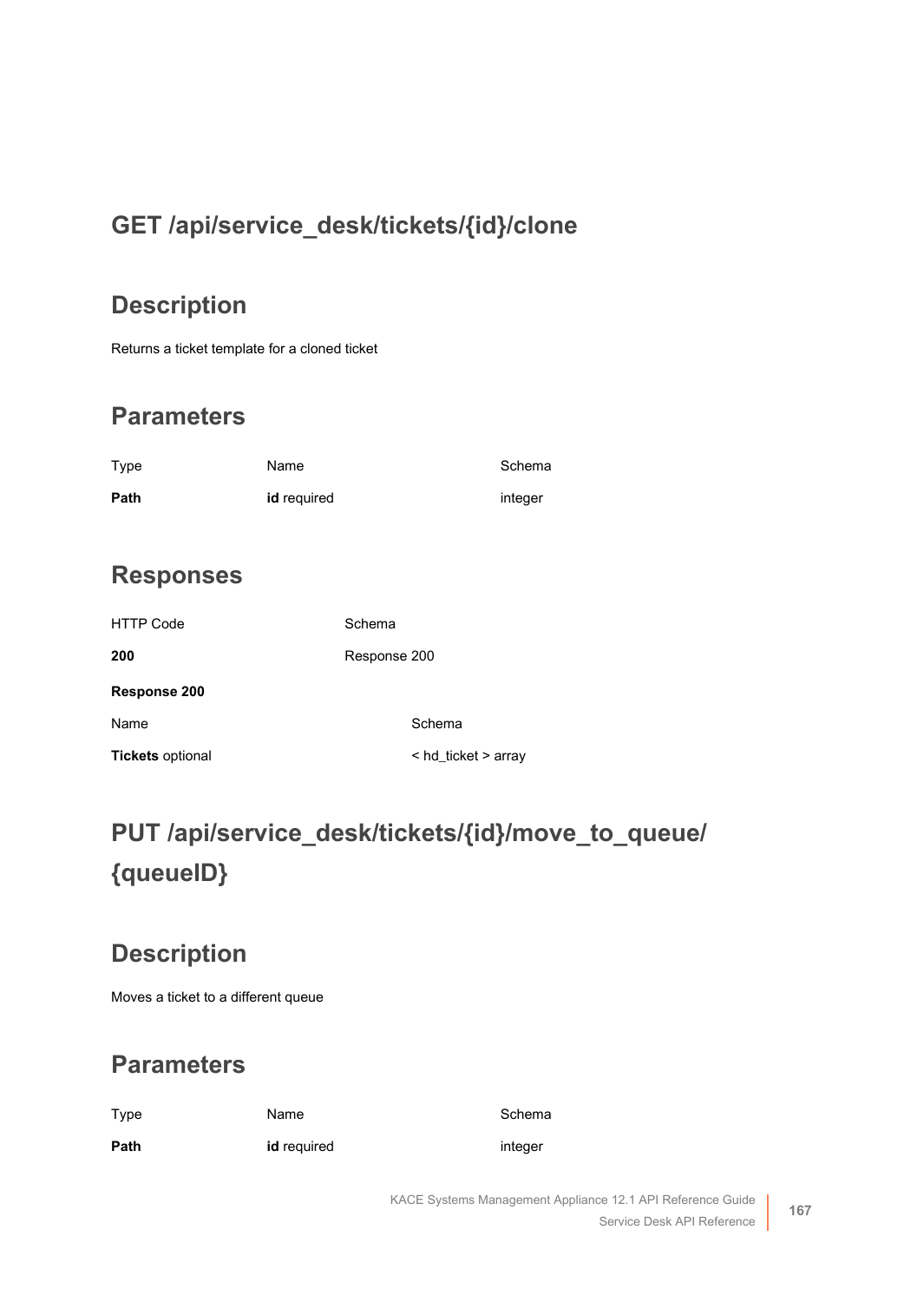## GET /api/service_desk/tickets/{id}/clone

### Description

Returns a ticket template for a cloned ticket

### Parameters

| Type | Name | Schema |
| --- | --- | --- |
| **Path** | **id** required | integer |

### Responses

| HTTP Code | Schema |
| --- | --- |
| **200** | Response 200 |

**Response 200**

| Name | Schema |
| --- | --- |
| **Tickets** optional | < hd_ticket > array |

## PUT /api/service_desk/tickets/{id}/move_to_queue/{queueID}

### Description

Moves a ticket to a different queue

### Parameters

| Type | Name | Schema |
| --- | --- | --- |
| **Path** | **id** required | integer |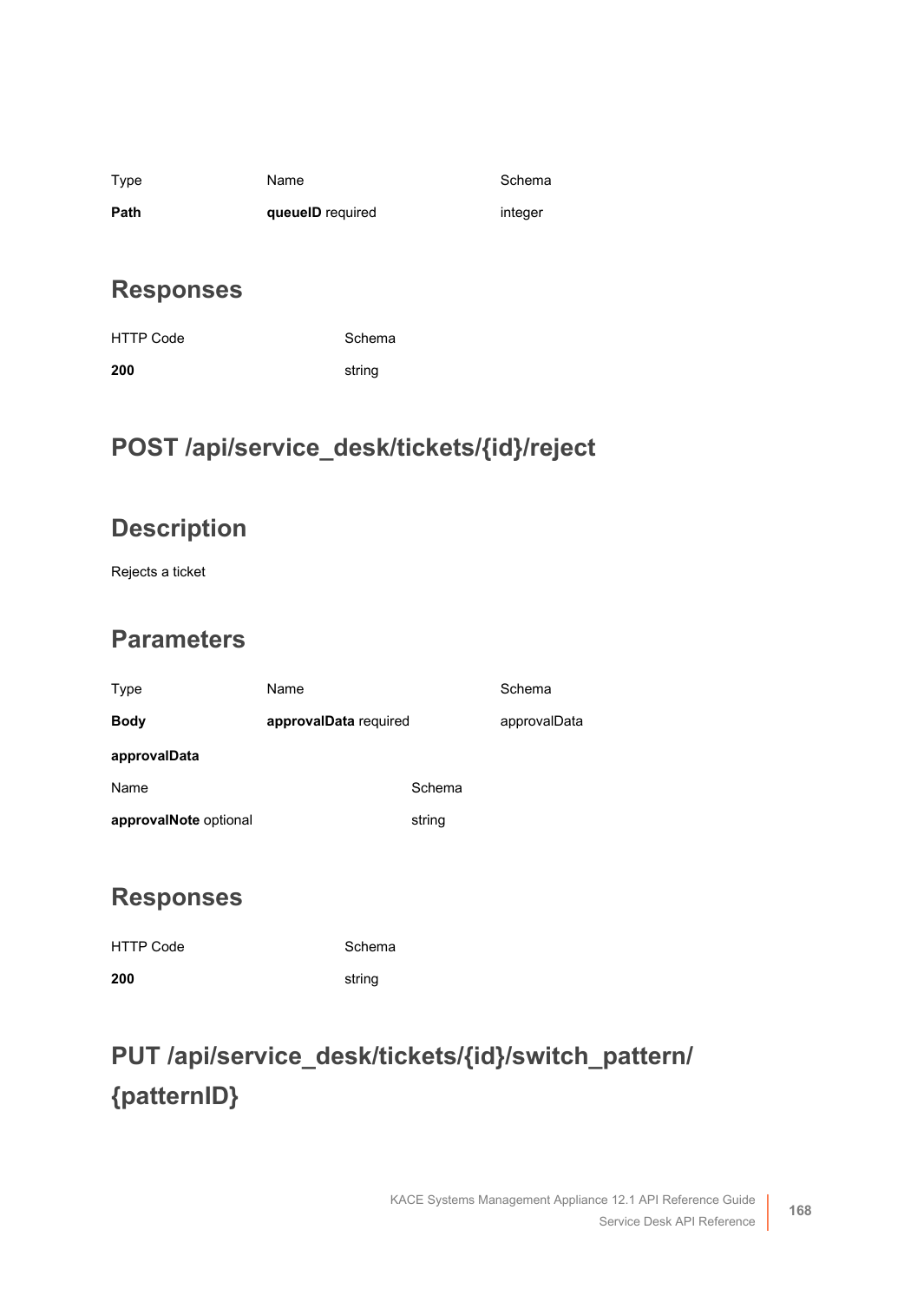| Type | Name | Schema |
| --- | --- | --- |
| **Path** | **queueID** required | integer |

## Responses

| HTTP Code | Schema |
| --- | --- |
| **200** | string |

# POST /api/service_desk/tickets/{id}/reject

## Description

Rejects a ticket

## Parameters

| Type | Name | Schema |
| --- | --- | --- |
| **Body** | **approvalData** required | approvalData |

**approvalData**

| Name | Schema |
| --- | --- |
| **approvalNote** optional | string |

## Responses

| HTTP Code | Schema |
| --- | --- |
| **200** | string |

# PUT /api/service_desk/tickets/{id}/switch_pattern/{patternID}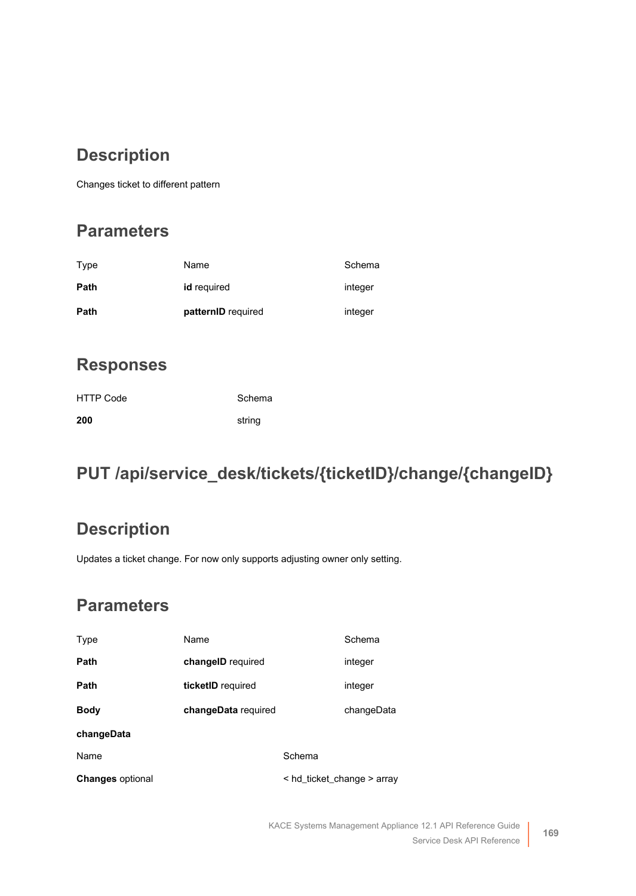## Description

Changes ticket to different pattern

## Parameters

| Type | Name | Schema |
| --- | --- | --- |
| **Path** | **id** required | integer |
| **Path** | **patternID** required | integer |

## Responses

| HTTP Code | Schema |
| --- | --- |
| **200** | string |

# PUT /api/service_desk/tickets/{ticketID}/change/{changeID}

## Description

Updates a ticket change. For now only supports adjusting owner only setting.

## Parameters

| Type | Name | Schema |
| --- | --- | --- |
| **Path** | **changeID** required | integer |
| **Path** | **ticketID** required | integer |
| **Body** | **changeData** required | changeData |

**changeData**

| Name | Schema |
| --- | --- |
| **Changes** optional | < hd_ticket_change > array |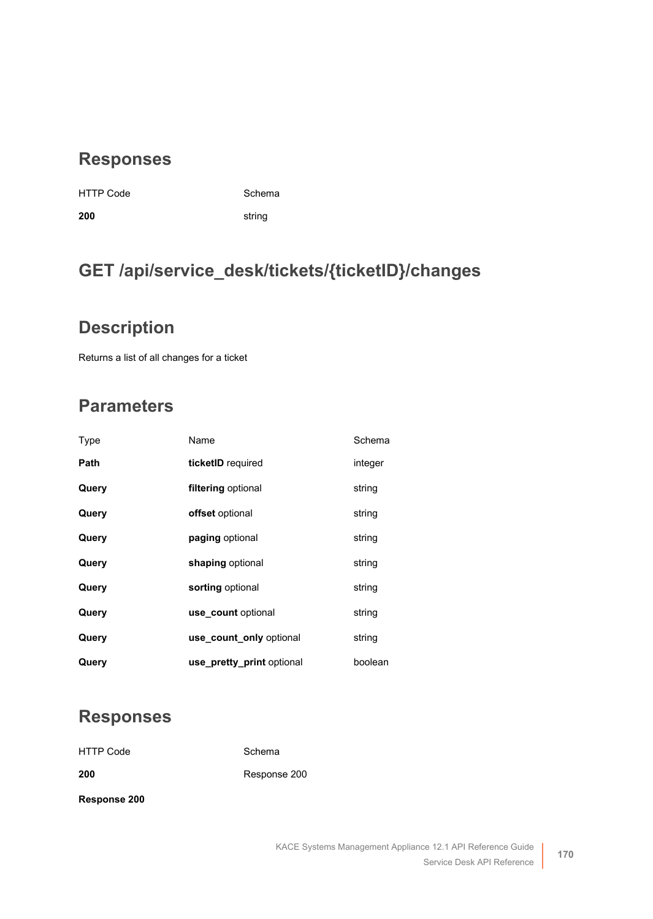## Responses

| HTTP Code | Schema |
| --- | --- |
| **200** | string |

## GET /api/service_desk/tickets/{ticketID}/changes

## Description

Returns a list of all changes for a ticket

## Parameters

| Type | Name | Schema |
| --- | --- | --- |
| **Path** | **ticketID** required | integer |
| **Query** | **filtering** optional | string |
| **Query** | **offset** optional | string |
| **Query** | **paging** optional | string |
| **Query** | **shaping** optional | string |
| **Query** | **sorting** optional | string |
| **Query** | **use_count** optional | string |
| **Query** | **use_count_only** optional | string |
| **Query** | **use_pretty_print** optional | boolean |

## Responses

| HTTP Code | Schema |
| --- | --- |
| **200** | Response 200 |

**Response 200**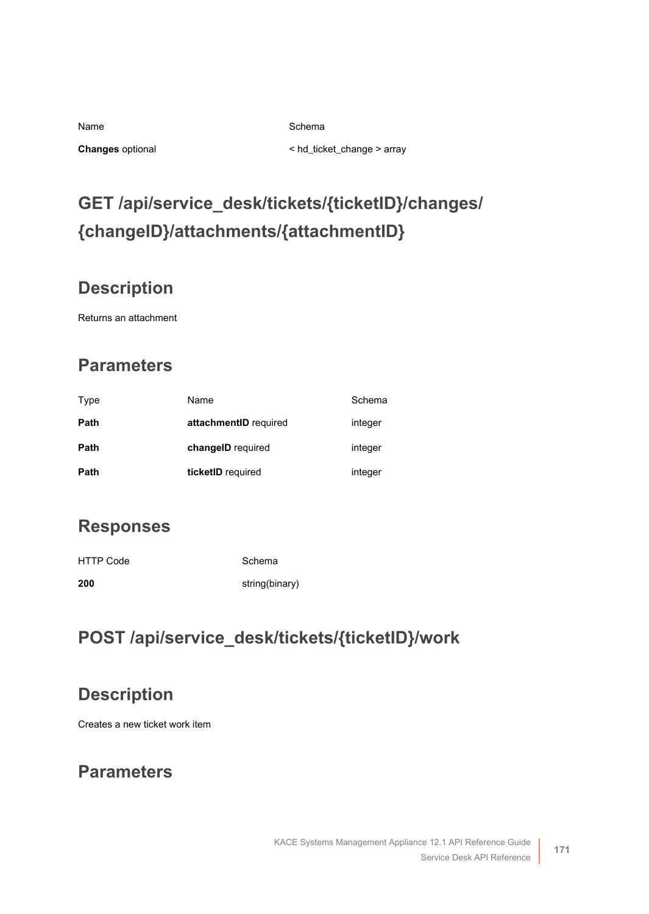| Name | Schema |
| --- | --- |
| **Changes** optional | < hd_ticket_change > array |

# GET /api/service_desk/tickets/{ticketID}/changes/{changeID}/attachments/{attachmentID}

## Description

Returns an attachment

## Parameters

| Type | Name | Schema |
| --- | --- | --- |
| **Path** | **attachmentID** required | integer |
| **Path** | **changeID** required | integer |
| **Path** | **ticketID** required | integer |

## Responses

| HTTP Code | Schema |
| --- | --- |
| **200** | string(binary) |

# POST /api/service_desk/tickets/{ticketID}/work

## Description

Creates a new ticket work item

## Parameters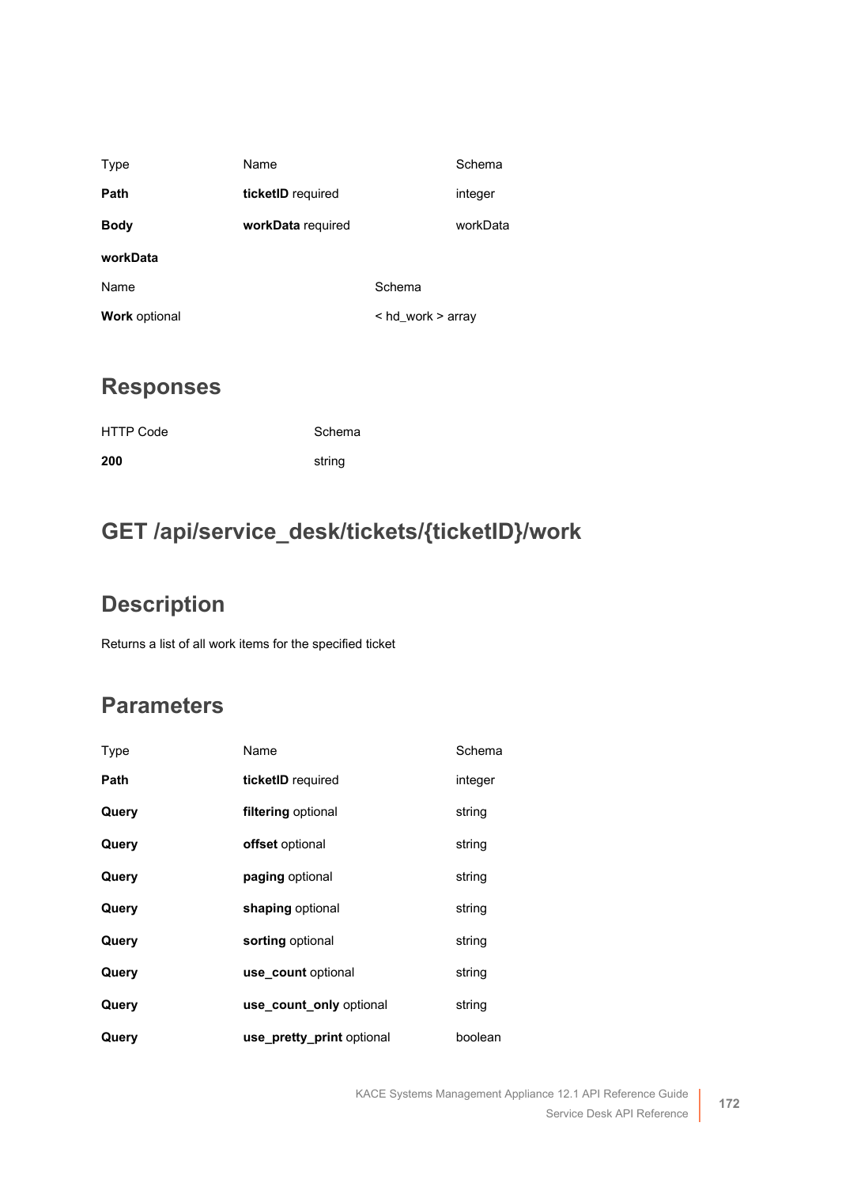| Type | Name | Schema |
| --- | --- | --- |
| **Path** | **ticketID** required | integer |
| **Body** | **workData** required | workData |

**workData**

| Name | Schema |
| --- | --- |
| **Work** optional | < hd_work > array |

## Responses

| HTTP Code | Schema |
| --- | --- |
| **200** | string |

# GET /api/service_desk/tickets/{ticketID}/work

## Description

Returns a list of all work items for the specified ticket

## Parameters

| Type | Name | Schema |
| --- | --- | --- |
| **Path** | **ticketID** required | integer |
| **Query** | **filtering** optional | string |
| **Query** | **offset** optional | string |
| **Query** | **paging** optional | string |
| **Query** | **shaping** optional | string |
| **Query** | **sorting** optional | string |
| **Query** | **use_count** optional | string |
| **Query** | **use_count_only** optional | string |
| **Query** | **use_pretty_print** optional | boolean |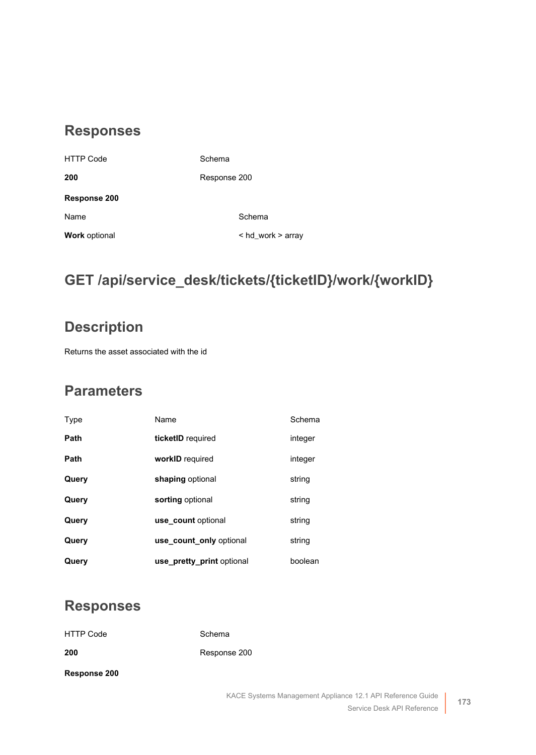## Responses

| HTTP Code | Schema |
| --- | --- |
| **200** | Response 200 |

**Response 200**

| Name | Schema |
| --- | --- |
| **Work** optional | < hd_work > array |

# GET /api/service_desk/tickets/{ticketID}/work/{workID}

## Description

Returns the asset associated with the id

## Parameters

| Type | Name | Schema |
| --- | --- | --- |
| **Path** | **ticketID** required | integer |
| **Path** | **workID** required | integer |
| **Query** | **shaping** optional | string |
| **Query** | **sorting** optional | string |
| **Query** | **use_count** optional | string |
| **Query** | **use_count_only** optional | string |
| **Query** | **use_pretty_print** optional | boolean |

## Responses

| HTTP Code | Schema |
| --- | --- |
| **200** | Response 200 |

**Response 200**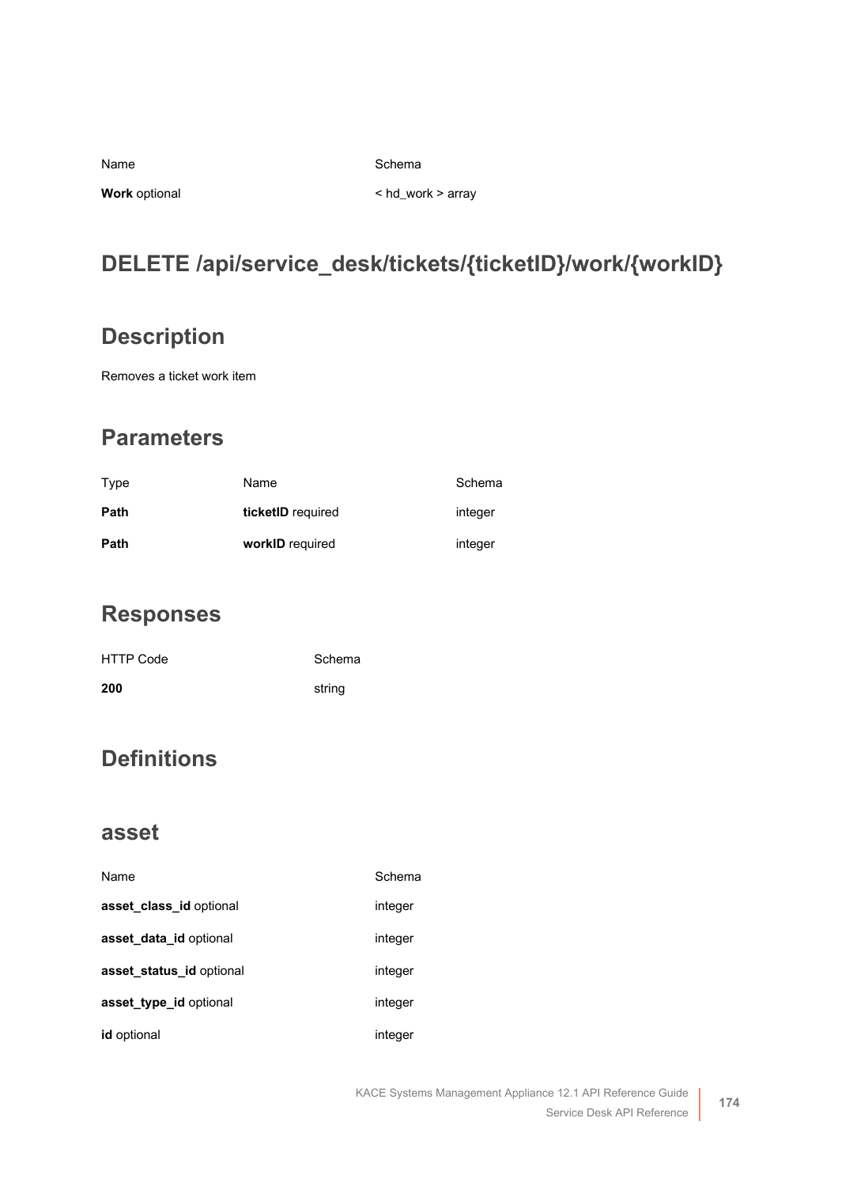| Name | Schema |
| --- | --- |
| **Work** optional | < hd_work > array |

## DELETE /api/service_desk/tickets/{ticketID}/work/{workID}

### Description

Removes a ticket work item

### Parameters

| Type | Name | Schema |
| --- | --- | --- |
| **Path** | **ticketID** required | integer |
| **Path** | **workID** required | integer |

### Responses

| HTTP Code | Schema |
| --- | --- |
| **200** | string |

## Definitions

### asset

| Name | Schema |
| --- | --- |
| **asset_class_id** optional | integer |
| **asset_data_id** optional | integer |
| **asset_status_id** optional | integer |
| **asset_type_id** optional | integer |
| **id** optional | integer |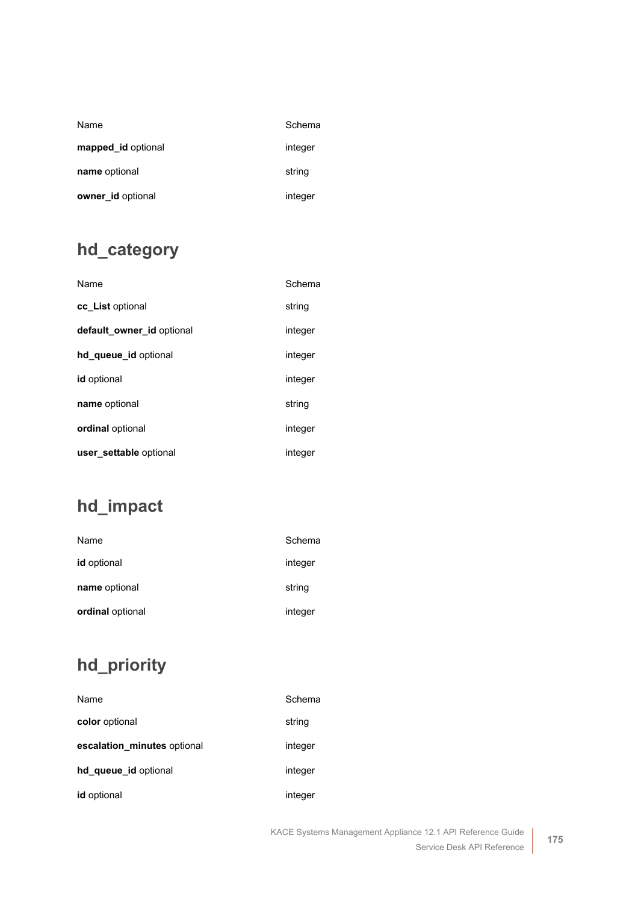| Name | Schema |
|---|---|
| **mapped_id** optional | integer |
| **name** optional | string |
| **owner_id** optional | integer |

## hd_category

| Name | Schema |
|---|---|
| **cc_List** optional | string |
| **default_owner_id** optional | integer |
| **hd_queue_id** optional | integer |
| **id** optional | integer |
| **name** optional | string |
| **ordinal** optional | integer |
| **user_settable** optional | integer |

## hd_impact

| Name | Schema |
|---|---|
| **id** optional | integer |
| **name** optional | string |
| **ordinal** optional | integer |

## hd_priority

| Name | Schema |
|---|---|
| **color** optional | string |
| **escalation_minutes** optional | integer |
| **hd_queue_id** optional | integer |
| **id** optional | integer |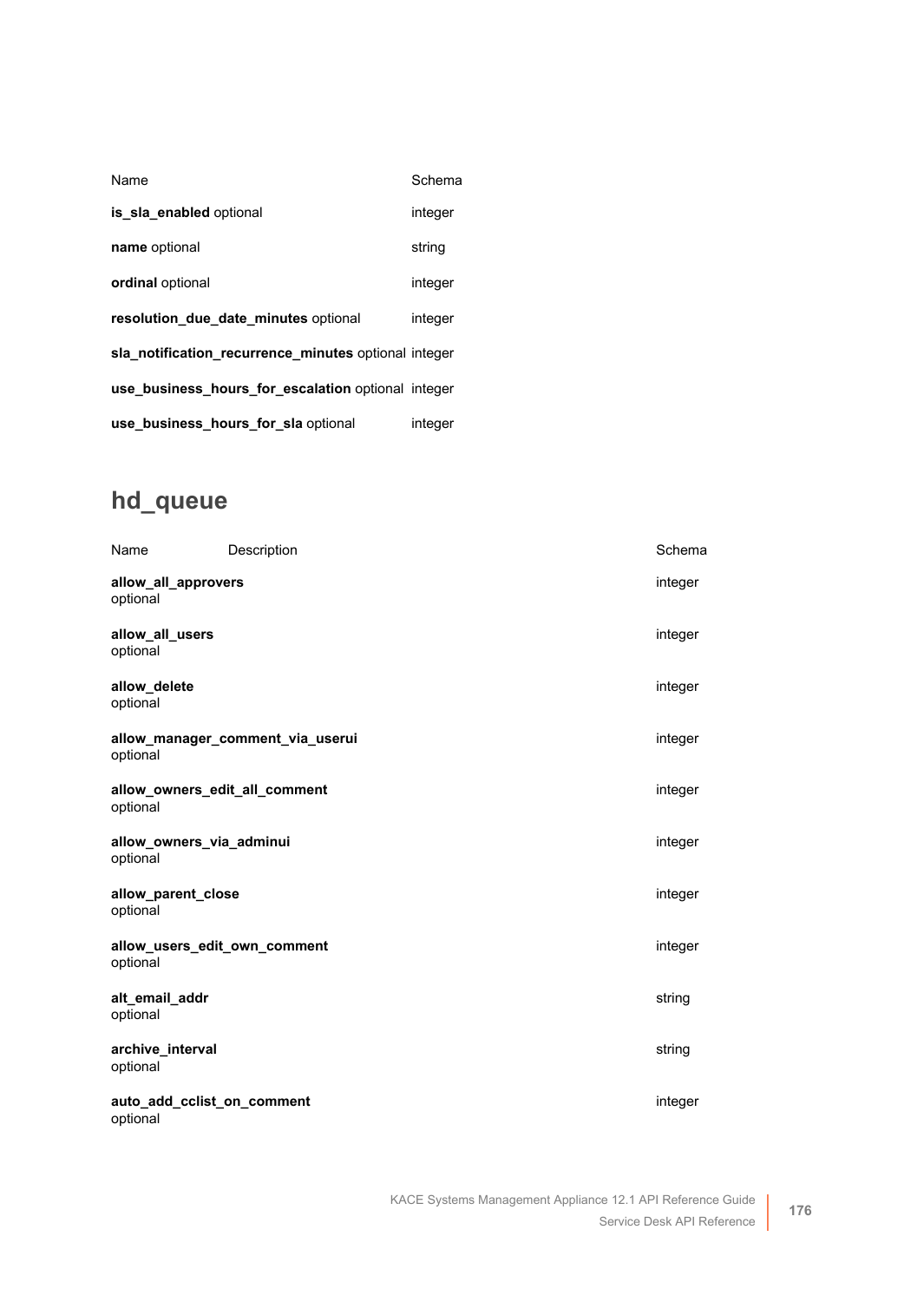| Name | Schema |
|---|---|
| **is_sla_enabled** optional | integer |
| **name** optional | string |
| **ordinal** optional | integer |
| **resolution_due_date_minutes** optional | integer |
| **sla_notification_recurrence_minutes** optional | integer |
| **use_business_hours_for_escalation** optional | integer |
| **use_business_hours_for_sla** optional | integer |

## hd_queue

| Name | Description | Schema |
|---|---|---|
| **allow_all_approvers** optional | | integer |
| **allow_all_users** optional | | integer |
| **allow_delete** optional | | integer |
| **allow_manager_comment_via_userui** optional | | integer |
| **allow_owners_edit_all_comment** optional | | integer |
| **allow_owners_via_adminui** optional | | integer |
| **allow_parent_close** optional | | integer |
| **allow_users_edit_own_comment** optional | | integer |
| **alt_email_addr** optional | | string |
| **archive_interval** optional | | string |
| **auto_add_cclist_on_comment** optional | | integer |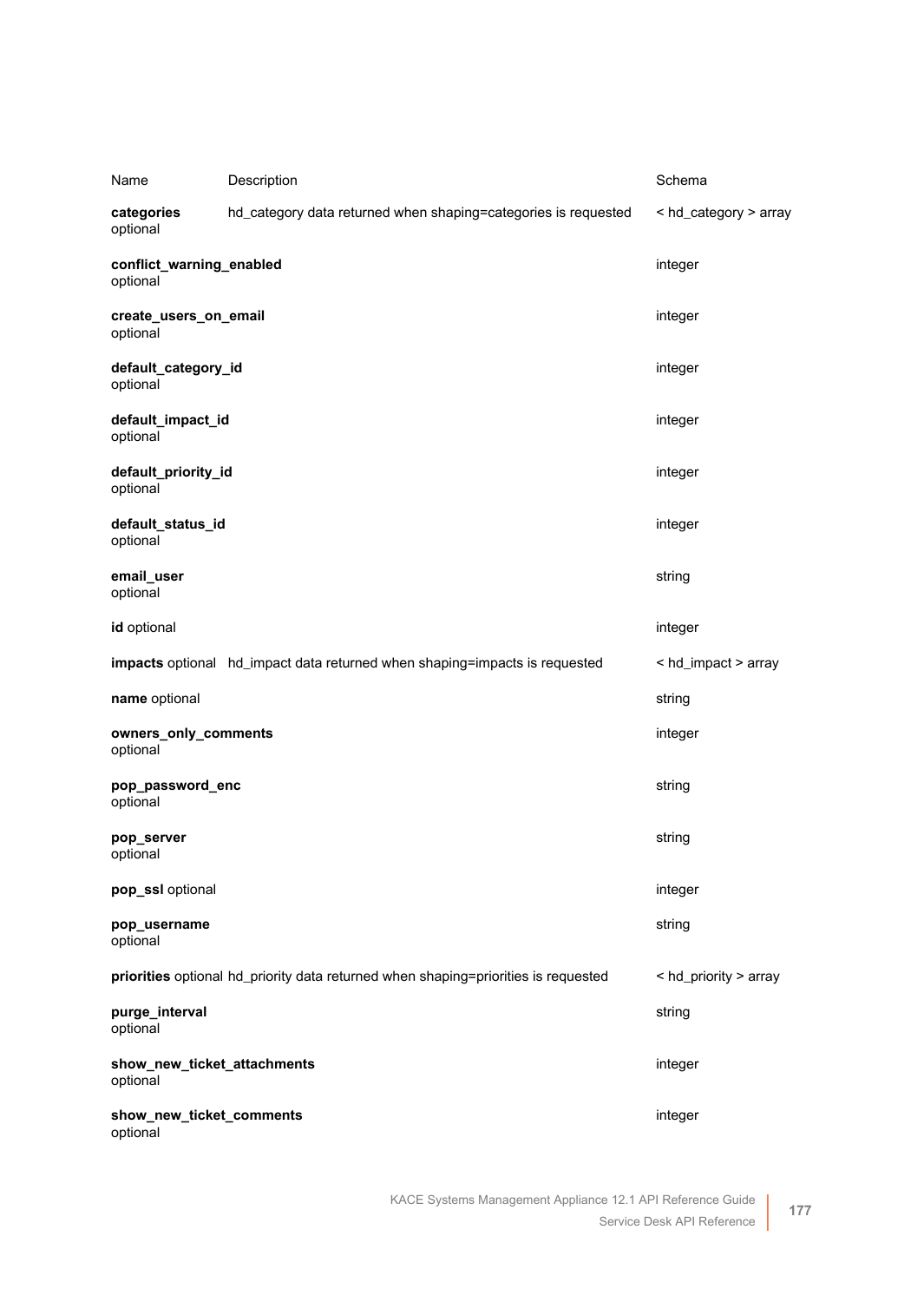| Name | Description | Schema |
|---|---|---|
| **categories** optional | hd_category data returned when shaping=categories is requested | < hd_category > array |
| **conflict_warning_enabled** optional | | integer |
| **create_users_on_email** optional | | integer |
| **default_category_id** optional | | integer |
| **default_impact_id** optional | | integer |
| **default_priority_id** optional | | integer |
| **default_status_id** optional | | integer |
| **email_user** optional | | string |
| **id** optional | | integer |
| **impacts** optional | hd_impact data returned when shaping=impacts is requested | < hd_impact > array |
| **name** optional | | string |
| **owners_only_comments** optional | | integer |
| **pop_password_enc** optional | | string |
| **pop_server** optional | | string |
| **pop_ssl** optional | | integer |
| **pop_username** optional | | string |
| **priorities** optional | hd_priority data returned when shaping=priorities is requested | < hd_priority > array |
| **purge_interval** optional | | string |
| **show_new_ticket_attachments** optional | | integer |
| **show_new_ticket_comments** optional | | integer |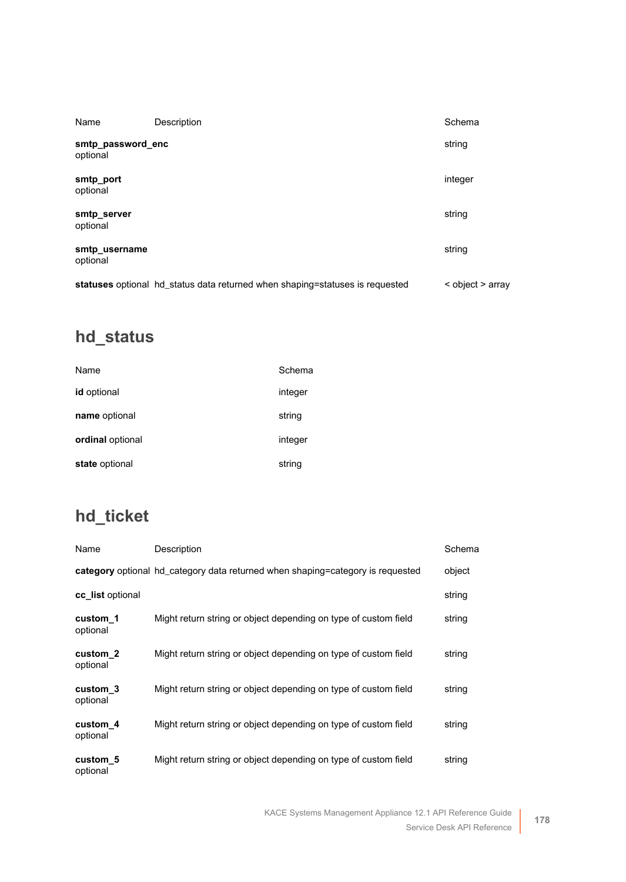| Name | Description | Schema |
|---|---|---|
| **smtp_password_enc** optional | | string |
| **smtp_port** optional | | integer |
| **smtp_server** optional | | string |
| **smtp_username** optional | | string |
| **statuses** optional | hd_status data returned when shaping=statuses is requested | < object > array |

## hd_status

| Name | Schema |
|---|---|
| **id** optional | integer |
| **name** optional | string |
| **ordinal** optional | integer |
| **state** optional | string |

## hd_ticket

| Name | Description | Schema |
|---|---|---|
| **category** optional | hd_category data returned when shaping=category is requested | object |
| **cc_list** optional | | string |
| **custom_1** optional | Might return string or object depending on type of custom field | string |
| **custom_2** optional | Might return string or object depending on type of custom field | string |
| **custom_3** optional | Might return string or object depending on type of custom field | string |
| **custom_4** optional | Might return string or object depending on type of custom field | string |
| **custom_5** optional | Might return string or object depending on type of custom field | string |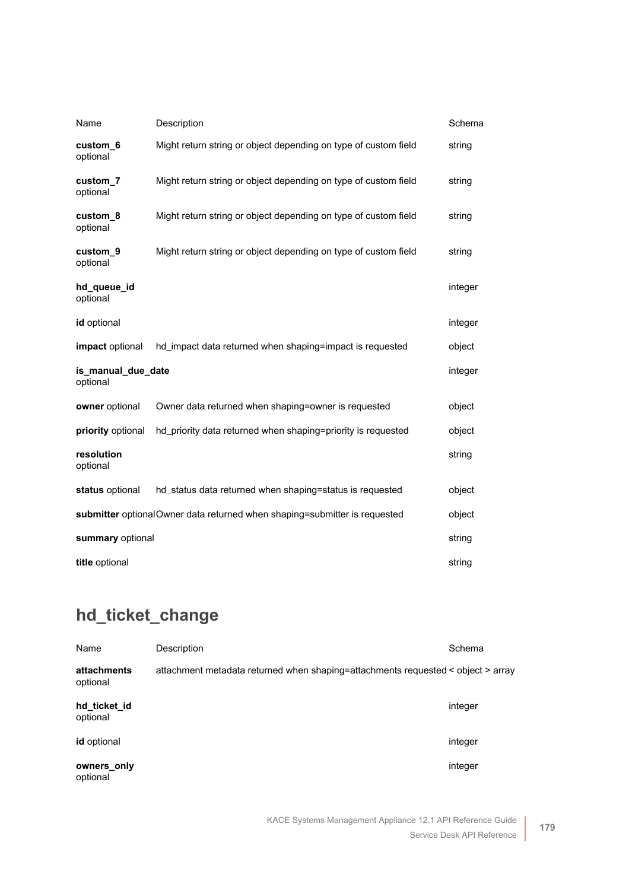| Name | Description | Schema |
| --- | --- | --- |
| **custom_6** optional | Might return string or object depending on type of custom field | string |
| **custom_7** optional | Might return string or object depending on type of custom field | string |
| **custom_8** optional | Might return string or object depending on type of custom field | string |
| **custom_9** optional | Might return string or object depending on type of custom field | string |
| **hd_queue_id** optional | | integer |
| **id** optional | | integer |
| **impact** optional | hd_impact data returned when shaping=impact is requested | object |
| **is_manual_due_date** optional | | integer |
| **owner** optional | Owner data returned when shaping=owner is requested | object |
| **priority** optional | hd_priority data returned when shaping=priority is requested | object |
| **resolution** optional | | string |
| **status** optional | hd_status data returned when shaping=status is requested | object |
| **submitter** optional | Owner data returned when shaping=submitter is requested | object |
| **summary** optional | | string |
| **title** optional | | string |

## hd_ticket_change

| Name | Description | Schema |
| --- | --- | --- |
| **attachments** optional | attachment metadata returned when shaping=attachments requested | < object > array |
| **hd_ticket_id** optional | | integer |
| **id** optional | | integer |
| **owners_only** optional | | integer |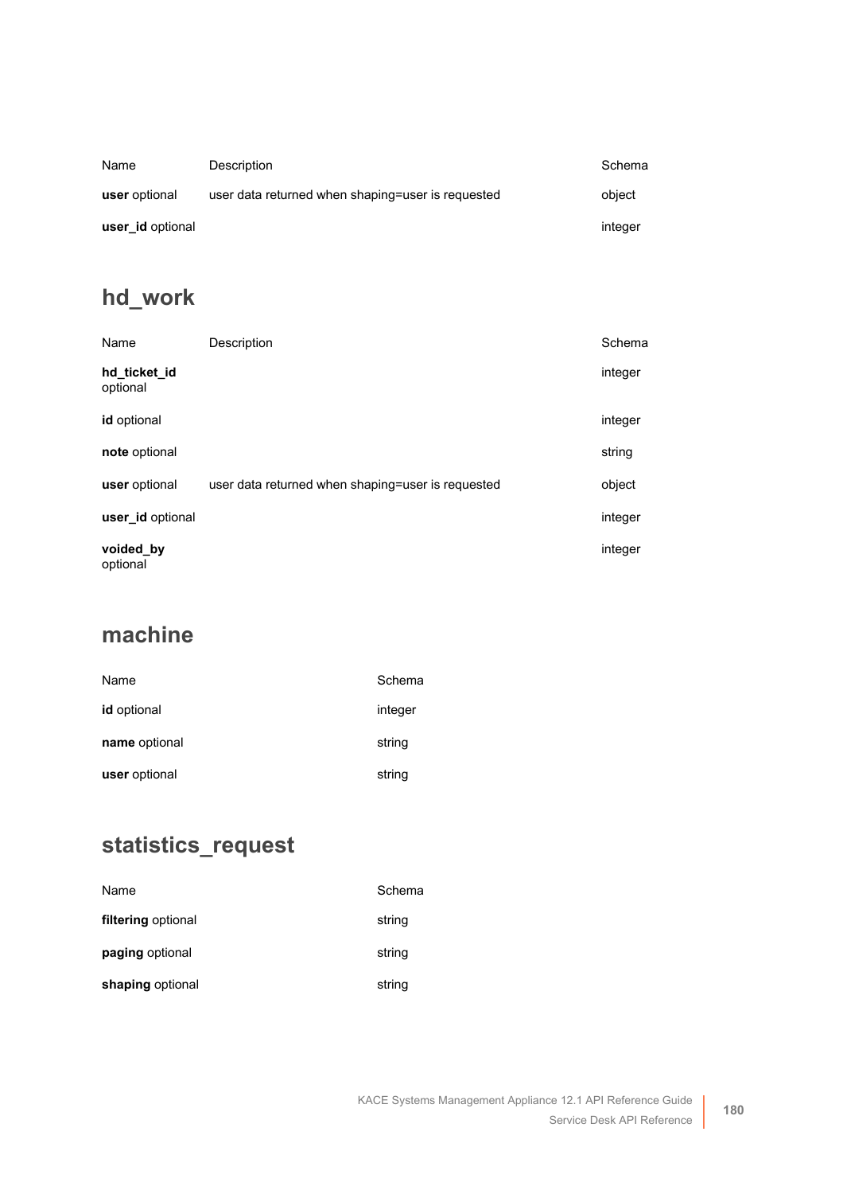| Name | Description | Schema |
| --- | --- | --- |
| **user** optional | user data returned when shaping=user is requested | object |
| **user_id** optional | | integer |

## hd_work

| Name | Description | Schema |
| --- | --- | --- |
| **hd_ticket_id** optional | | integer |
| **id** optional | | integer |
| **note** optional | | string |
| **user** optional | user data returned when shaping=user is requested | object |
| **user_id** optional | | integer |
| **voided_by** optional | | integer |

## machine

| Name | Schema |
| --- | --- |
| **id** optional | integer |
| **name** optional | string |
| **user** optional | string |

## statistics_request

| Name | Schema |
| --- | --- |
| **filtering** optional | string |
| **paging** optional | string |
| **shaping** optional | string |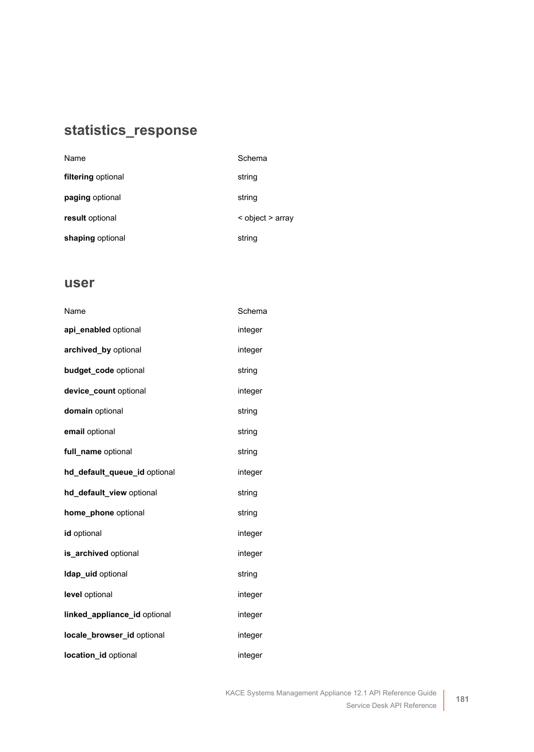## statistics_response

| Name | Schema |
| --- | --- |
| **filtering** optional | string |
| **paging** optional | string |
| **result** optional | < object > array |
| **shaping** optional | string |

## user

| Name | Schema |
| --- | --- |
| **api_enabled** optional | integer |
| **archived_by** optional | integer |
| **budget_code** optional | string |
| **device_count** optional | integer |
| **domain** optional | string |
| **email** optional | string |
| **full_name** optional | string |
| **hd_default_queue_id** optional | integer |
| **hd_default_view** optional | string |
| **home_phone** optional | string |
| **id** optional | integer |
| **is_archived** optional | integer |
| **ldap_uid** optional | string |
| **level** optional | integer |
| **linked_appliance_id** optional | integer |
| **locale_browser_id** optional | integer |
| **location_id** optional | integer |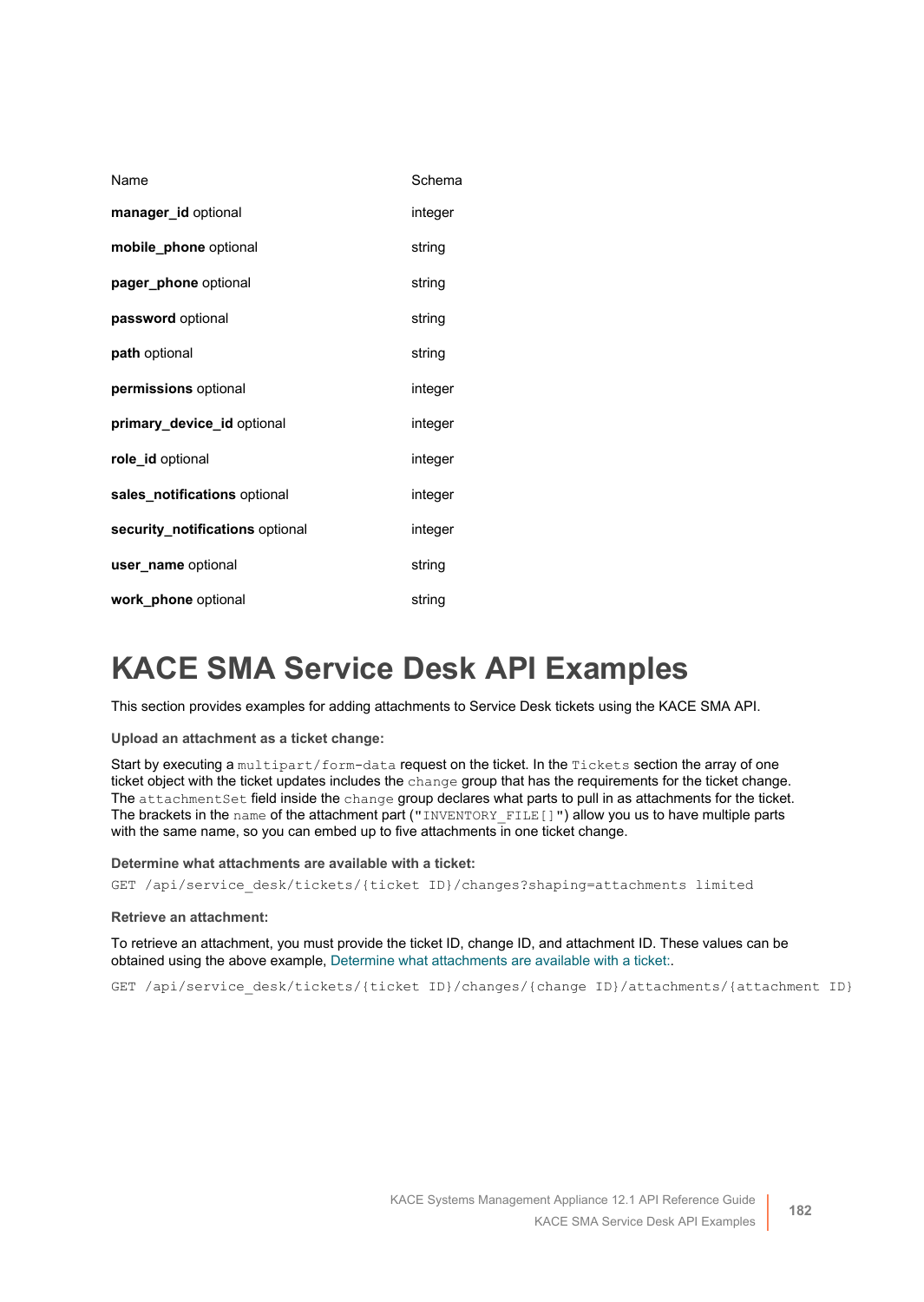| Name | Schema |
| --- | --- |
| **manager_id** optional | integer |
| **mobile_phone** optional | string |
| **pager_phone** optional | string |
| **password** optional | string |
| **path** optional | string |
| **permissions** optional | integer |
| **primary_device_id** optional | integer |
| **role_id** optional | integer |
| **sales_notifications** optional | integer |
| **security_notifications** optional | integer |
| **user_name** optional | string |
| **work_phone** optional | string |

# KACE SMA Service Desk API Examples

This section provides examples for adding attachments to Service Desk tickets using the KACE SMA API.

**Upload an attachment as a ticket change:**

Start by executing a `multipart/form-data` request on the ticket. In the `Tickets` section the array of one ticket object with the ticket updates includes the `change` group that has the requirements for the ticket change. The `attachmentSet` field inside the `change` group declares what parts to pull in as attachments for the ticket. The brackets in the `name` of the attachment part ("`INVENTORY_FILE[]`") allow you us to have multiple parts with the same name, so you can embed up to five attachments in one ticket change.

**Determine what attachments are available with a ticket:**

```
GET /api/service_desk/tickets/{ticket ID}/changes?shaping=attachments limited
```

**Retrieve an attachment:**

To retrieve an attachment, you must provide the ticket ID, change ID, and attachment ID. These values can be obtained using the above example, Determine what attachments are available with a ticket:.

```
GET /api/service_desk/tickets/{ticket ID}/changes/{change ID}/attachments/{attachment ID}
```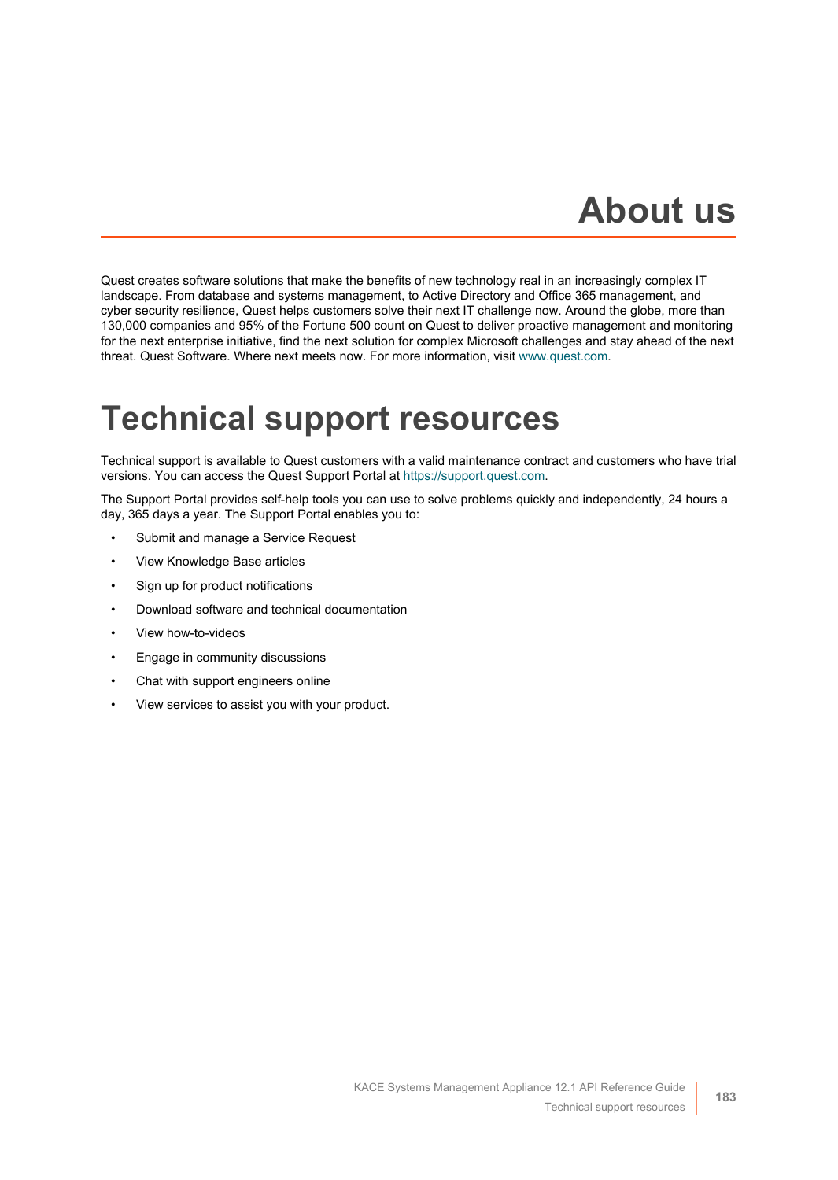# About us

Quest creates software solutions that make the benefits of new technology real in an increasingly complex IT landscape. From database and systems management, to Active Directory and Office 365 management, and cyber security resilience, Quest helps customers solve their next IT challenge now. Around the globe, more than 130,000 companies and 95% of the Fortune 500 count on Quest to deliver proactive management and monitoring for the next enterprise initiative, find the next solution for complex Microsoft challenges and stay ahead of the next threat. Quest Software. Where next meets now. For more information, visit www.quest.com.

# Technical support resources

Technical support is available to Quest customers with a valid maintenance contract and customers who have trial versions. You can access the Quest Support Portal at https://support.quest.com.

The Support Portal provides self-help tools you can use to solve problems quickly and independently, 24 hours a day, 365 days a year. The Support Portal enables you to:

- Submit and manage a Service Request
- View Knowledge Base articles
- Sign up for product notifications
- Download software and technical documentation
- View how-to-videos
- Engage in community discussions
- Chat with support engineers online
- View services to assist you with your product.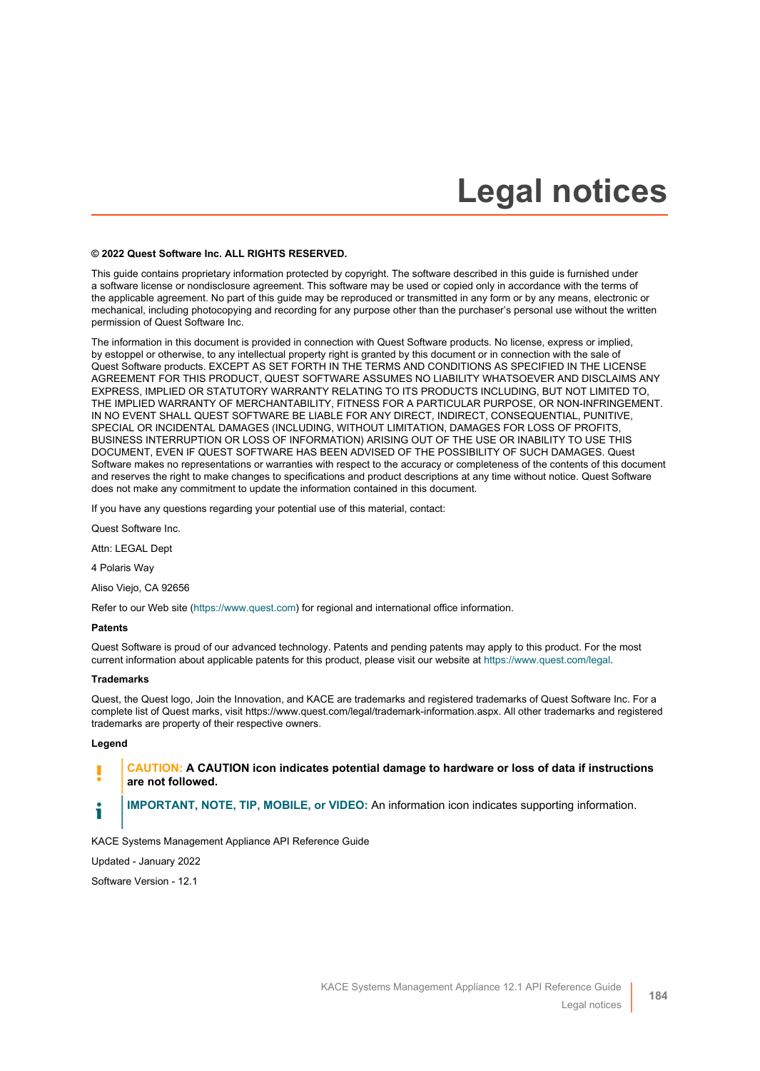# Legal notices

**© 2022 Quest Software Inc. ALL RIGHTS RESERVED.**

This guide contains proprietary information protected by copyright. The software described in this guide is furnished under a software license or nondisclosure agreement. This software may be used or copied only in accordance with the terms of the applicable agreement. No part of this guide may be reproduced or transmitted in any form or by any means, electronic or mechanical, including photocopying and recording for any purpose other than the purchaser's personal use without the written permission of Quest Software Inc.

The information in this document is provided in connection with Quest Software products. No license, express or implied, by estoppel or otherwise, to any intellectual property right is granted by this document or in connection with the sale of Quest Software products. EXCEPT AS SET FORTH IN THE TERMS AND CONDITIONS AS SPECIFIED IN THE LICENSE AGREEMENT FOR THIS PRODUCT, QUEST SOFTWARE ASSUMES NO LIABILITY WHATSOEVER AND DISCLAIMS ANY EXPRESS, IMPLIED OR STATUTORY WARRANTY RELATING TO ITS PRODUCTS INCLUDING, BUT NOT LIMITED TO, THE IMPLIED WARRANTY OF MERCHANTABILITY, FITNESS FOR A PARTICULAR PURPOSE, OR NON-INFRINGEMENT. IN NO EVENT SHALL QUEST SOFTWARE BE LIABLE FOR ANY DIRECT, INDIRECT, CONSEQUENTIAL, PUNITIVE, SPECIAL OR INCIDENTAL DAMAGES (INCLUDING, WITHOUT LIMITATION, DAMAGES FOR LOSS OF PROFITS, BUSINESS INTERRUPTION OR LOSS OF INFORMATION) ARISING OUT OF THE USE OR INABILITY TO USE THIS DOCUMENT, EVEN IF QUEST SOFTWARE HAS BEEN ADVISED OF THE POSSIBILITY OF SUCH DAMAGES. Quest Software makes no representations or warranties with respect to the accuracy or completeness of the contents of this document and reserves the right to make changes to specifications and product descriptions at any time without notice. Quest Software does not make any commitment to update the information contained in this document.

If you have any questions regarding your potential use of this material, contact:

Quest Software Inc.

Attn: LEGAL Dept

4 Polaris Way

Aliso Viejo, CA 92656

Refer to our Web site (https://www.quest.com) for regional and international office information.

**Patents**

Quest Software is proud of our advanced technology. Patents and pending patents may apply to this product. For the most current information about applicable patents for this product, please visit our website at https://www.quest.com/legal.

**Trademarks**

Quest, the Quest logo, Join the Innovation, and KACE are trademarks and registered trademarks of Quest Software Inc. For a complete list of Quest marks, visit https://www.quest.com/legal/trademark-information.aspx. All other trademarks and registered trademarks are property of their respective owners.

**Legend**

**CAUTION: A CAUTION icon indicates potential damage to hardware or loss of data if instructions are not followed.**

**IMPORTANT, NOTE, TIP, MOBILE, or VIDEO:** An information icon indicates supporting information.

KACE Systems Management Appliance API Reference Guide

Updated - January 2022

Software Version - 12.1